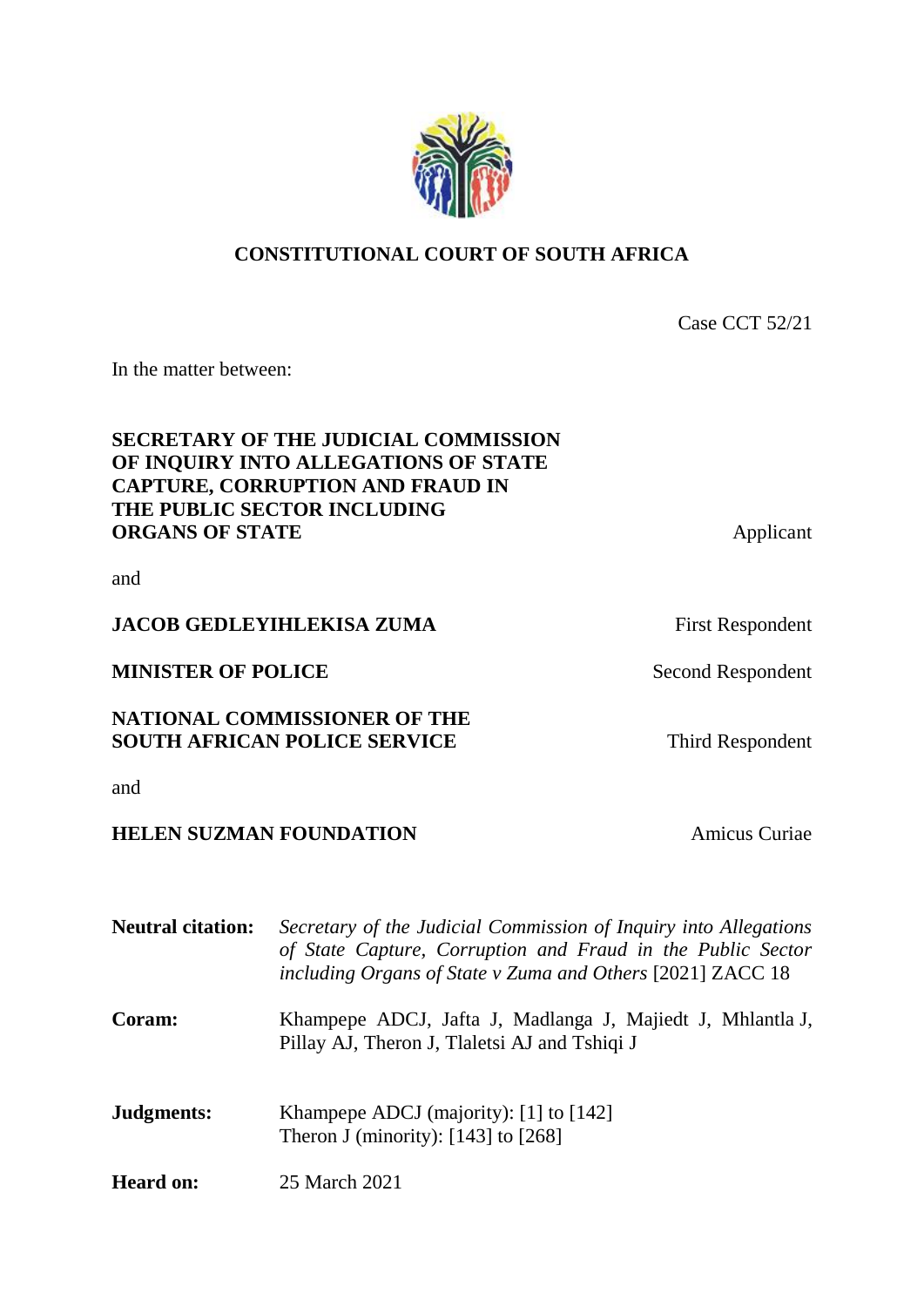**CONSTITUTIONAL COURT OF SOUTH AFRICA**

Case CCT 52/21

In the matter between:

**SECRETARY OF THE JUDICIAL COMMISSION OF INQUIRY INTO ALLEGATIONS OF STATE CAPTURE, CORRUPTION AND FRAUD IN THE PUBLIC SECTOR INCLUDING ORGANS OF STATE** — Applicant

and

**JACOB GEDLEYIHLEKISA ZUMA** — First Respondent

**MINISTER OF POLICE** — Second Respondent

**NATIONAL COMMISSIONER OF THE SOUTH AFRICAN POLICE SERVICE** — Third Respondent

and

**HELEN SUZMAN FOUNDATION** — Amicus Curiae

**Neutral citation:** *Secretary of the Judicial Commission of Inquiry into Allegations of State Capture, Corruption and Fraud in the Public Sector including Organs of State v Zuma and Others* [2021] ZACC 18

**Coram:** Khampepe ADCJ, Jafta J, Madlanga J, Majiedt J, Mhlantla J, Pillay AJ, Theron J, Tlaletsi AJ and Tshiqi J

**Judgments:** Khampepe ADCJ (majority): [1] to [142]
Theron J (minority): [143] to [268]

**Heard on:** 25 March 2021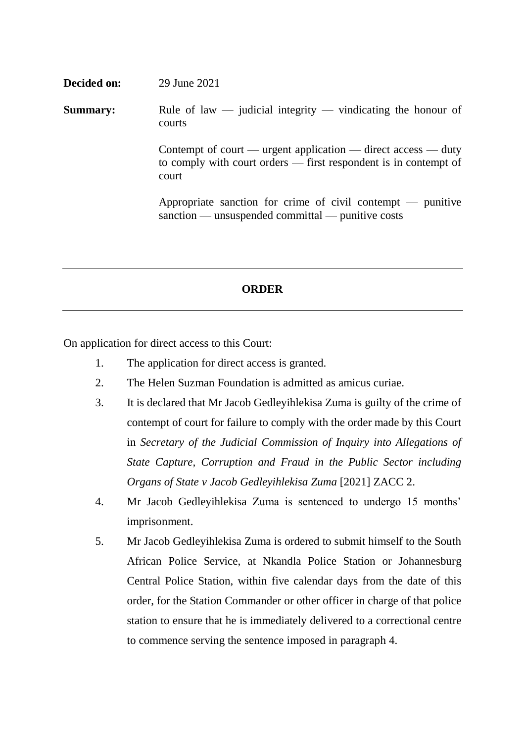**Decided on:** 29 June 2021

**Summary:** Rule of law — judicial integrity — vindicating the honour of courts

Contempt of court — urgent application — direct access — duty to comply with court orders — first respondent is in contempt of court

Appropriate sanction for crime of civil contempt — punitive sanction — unsuspended committal — punitive costs

---

## ORDER

---

On application for direct access to this Court:

1. The application for direct access is granted.
2. The Helen Suzman Foundation is admitted as amicus curiae.
3. It is declared that Mr Jacob Gedleyihlekisa Zuma is guilty of the crime of contempt of court for failure to comply with the order made by this Court in *Secretary of the Judicial Commission of Inquiry into Allegations of State Capture, Corruption and Fraud in the Public Sector including Organs of State v Jacob Gedleyihlekisa Zuma* [2021] ZACC 2.
4. Mr Jacob Gedleyihlekisa Zuma is sentenced to undergo 15 months' imprisonment.
5. Mr Jacob Gedleyihlekisa Zuma is ordered to submit himself to the South African Police Service, at Nkandla Police Station or Johannesburg Central Police Station, within five calendar days from the date of this order, for the Station Commander or other officer in charge of that police station to ensure that he is immediately delivered to a correctional centre to commence serving the sentence imposed in paragraph 4.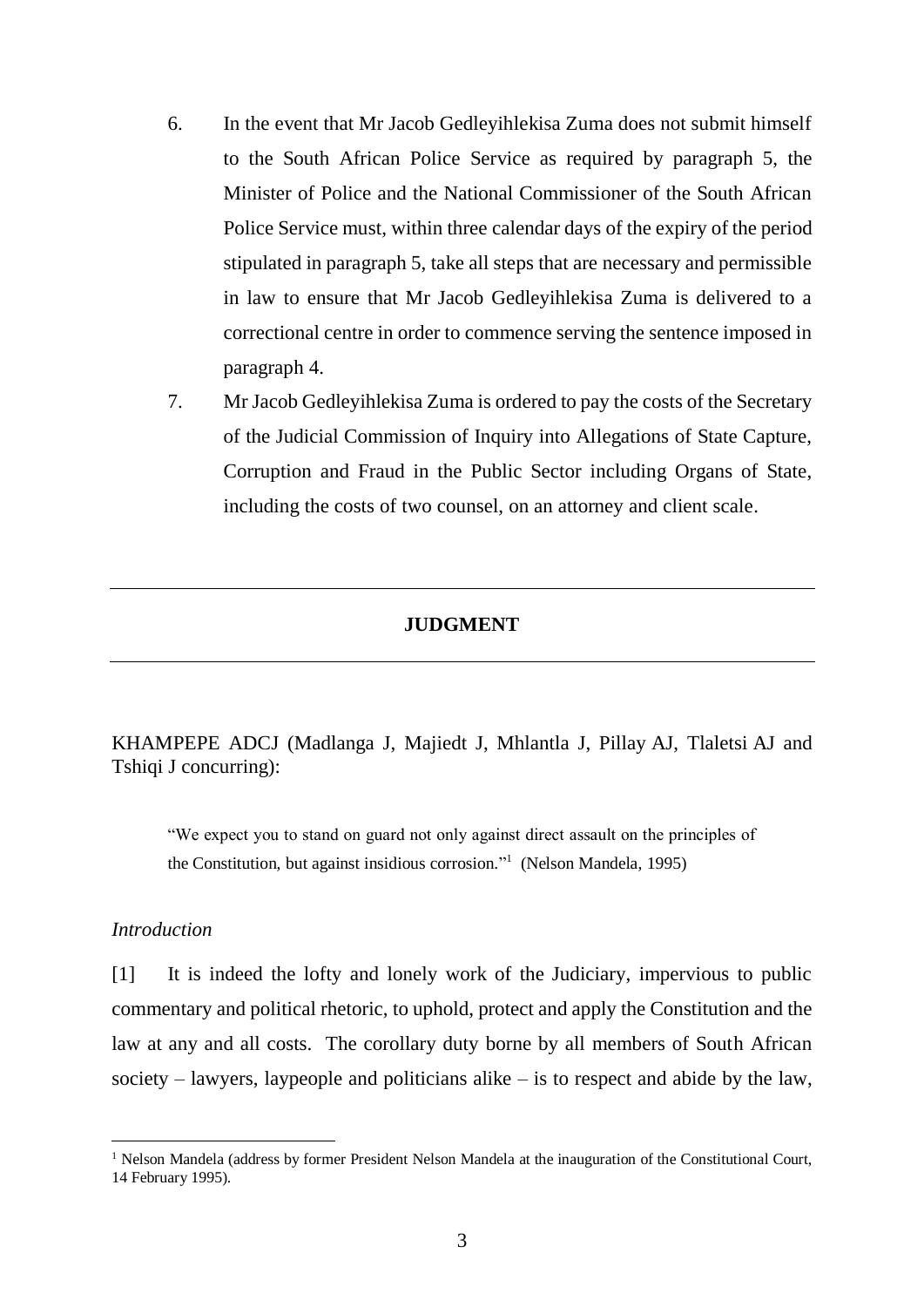6. In the event that Mr Jacob Gedleyihlekisa Zuma does not submit himself to the South African Police Service as required by paragraph 5, the Minister of Police and the National Commissioner of the South African Police Service must, within three calendar days of the expiry of the period stipulated in paragraph 5, take all steps that are necessary and permissible in law to ensure that Mr Jacob Gedleyihlekisa Zuma is delivered to a correctional centre in order to commence serving the sentence imposed in paragraph 4.

7. Mr Jacob Gedleyihlekisa Zuma is ordered to pay the costs of the Secretary of the Judicial Commission of Inquiry into Allegations of State Capture, Corruption and Fraud in the Public Sector including Organs of State, including the costs of two counsel, on an attorney and client scale.

---

## JUDGMENT

---

KHAMPEPE ADCJ (Madlanga J, Majiedt J, Mhlantla J, Pillay AJ, Tlaletsi AJ and Tshiqi J concurring):

> "We expect you to stand on guard not only against direct assault on the principles of the Constitution, but against insidious corrosion."[1] (Nelson Mandela, 1995)

*Introduction*

[1] It is indeed the lofty and lonely work of the Judiciary, impervious to public commentary and political rhetoric, to uphold, protect and apply the Constitution and the law at any and all costs. The corollary duty borne by all members of South African society – lawyers, laypeople and politicians alike – is to respect and abide by the law,

[1] Nelson Mandela (address by former President Nelson Mandela at the inauguration of the Constitutional Court, 14 February 1995).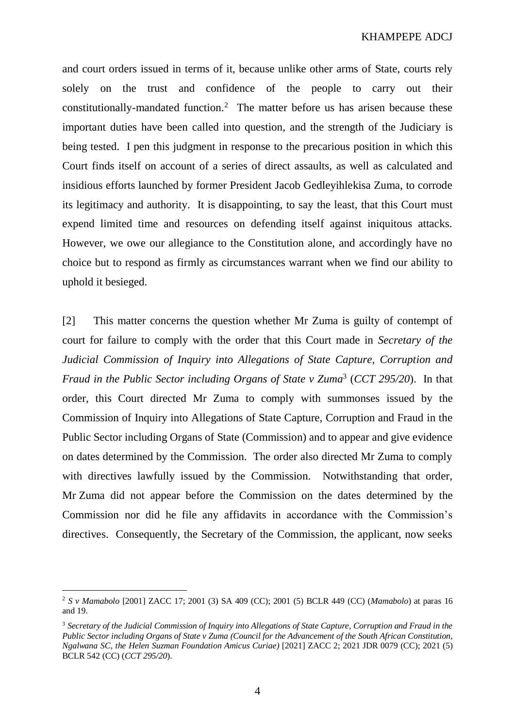and court orders issued in terms of it, because unlike other arms of State, courts rely solely on the trust and confidence of the people to carry out their constitutionally-mandated function.[2] The matter before us has arisen because these important duties have been called into question, and the strength of the Judiciary is being tested. I pen this judgment in response to the precarious position in which this Court finds itself on account of a series of direct assaults, as well as calculated and insidious efforts launched by former President Jacob Gedleyihlekisa Zuma, to corrode its legitimacy and authority. It is disappointing, to say the least, that this Court must expend limited time and resources on defending itself against iniquitous attacks. However, we owe our allegiance to the Constitution alone, and accordingly have no choice but to respond as firmly as circumstances warrant when we find our ability to uphold it besieged.

[2] This matter concerns the question whether Mr Zuma is guilty of contempt of court for failure to comply with the order that this Court made in *Secretary of the Judicial Commission of Inquiry into Allegations of State Capture, Corruption and Fraud in the Public Sector including Organs of State v Zuma*[3] (*CCT 295/20*). In that order, this Court directed Mr Zuma to comply with summonses issued by the Commission of Inquiry into Allegations of State Capture, Corruption and Fraud in the Public Sector including Organs of State (Commission) and to appear and give evidence on dates determined by the Commission. The order also directed Mr Zuma to comply with directives lawfully issued by the Commission. Notwithstanding that order, Mr Zuma did not appear before the Commission on the dates determined by the Commission nor did he file any affidavits in accordance with the Commission's directives. Consequently, the Secretary of the Commission, the applicant, now seeks

---

[2] *S v Mamabolo* [2001] ZACC 17; 2001 (3) SA 409 (CC); 2001 (5) BCLR 449 (CC) (*Mamabolo*) at paras 16 and 19.

[3] *Secretary of the Judicial Commission of Inquiry into Allegations of State Capture, Corruption and Fraud in the Public Sector including Organs of State v Zuma (Council for the Advancement of the South African Constitution, Ngalwana SC, the Helen Suzman Foundation Amicus Curiae)* [2021] ZACC 2; 2021 JDR 0079 (CC); 2021 (5) BCLR 542 (CC) (*CCT 295/20*).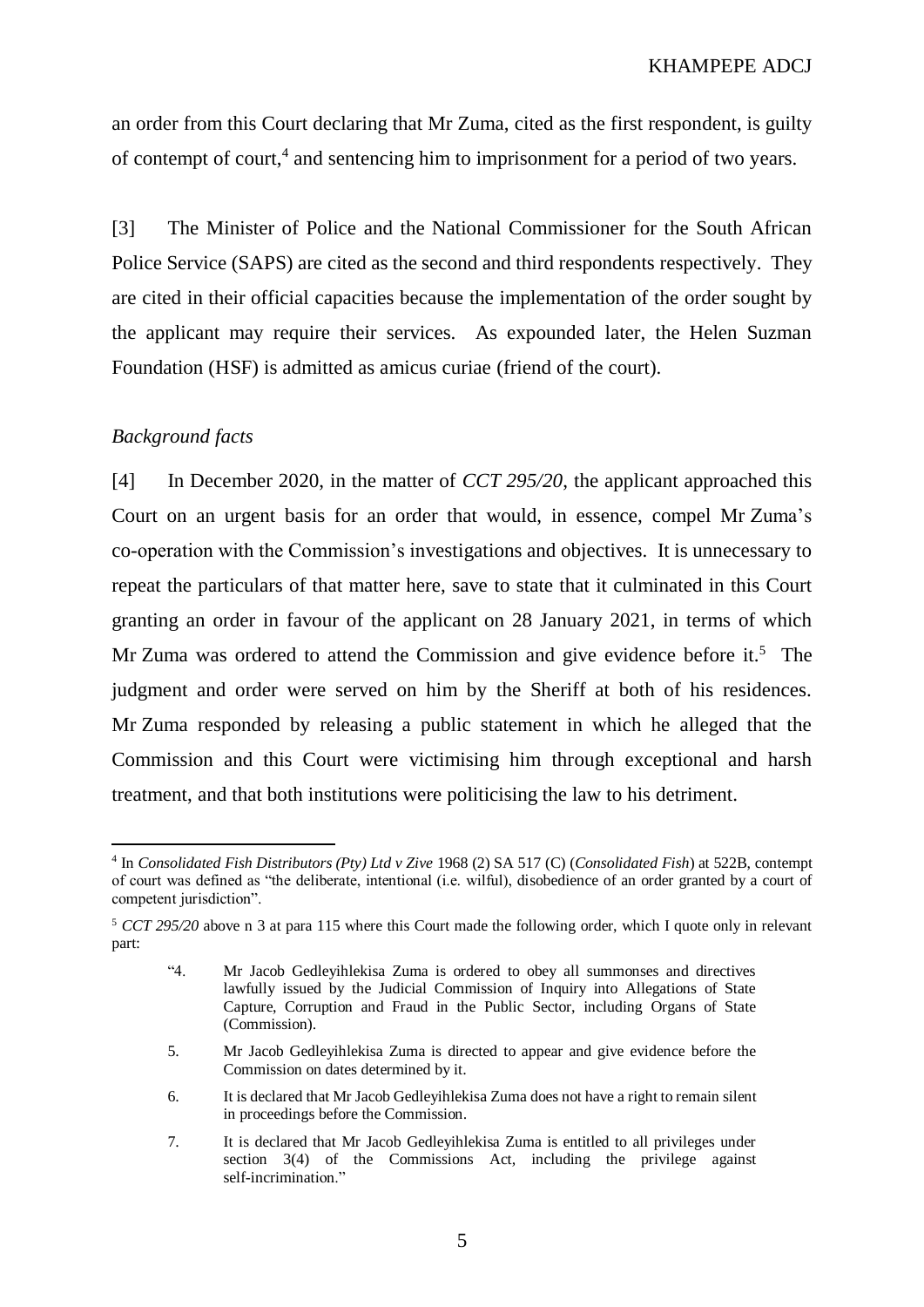an order from this Court declaring that Mr Zuma, cited as the first respondent, is guilty of contempt of court,[4] and sentencing him to imprisonment for a period of two years.

[3] The Minister of Police and the National Commissioner for the South African Police Service (SAPS) are cited as the second and third respondents respectively. They are cited in their official capacities because the implementation of the order sought by the applicant may require their services. As expounded later, the Helen Suzman Foundation (HSF) is admitted as amicus curiae (friend of the court).

*Background facts*

[4] In December 2020, in the matter of *CCT 295/20*, the applicant approached this Court on an urgent basis for an order that would, in essence, compel Mr Zuma's co-operation with the Commission's investigations and objectives. It is unnecessary to repeat the particulars of that matter here, save to state that it culminated in this Court granting an order in favour of the applicant on 28 January 2021, in terms of which Mr Zuma was ordered to attend the Commission and give evidence before it.[5] The judgment and order were served on him by the Sheriff at both of his residences. Mr Zuma responded by releasing a public statement in which he alleged that the Commission and this Court were victimising him through exceptional and harsh treatment, and that both institutions were politicising the law to his detriment.

---

[4] In *Consolidated Fish Distributors (Pty) Ltd v Zive* 1968 (2) SA 517 (C) (*Consolidated Fish*) at 522B, contempt of court was defined as "the deliberate, intentional (i.e. wilful), disobedience of an order granted by a court of competent jurisdiction".

[5] *CCT 295/20* above n 3 at para 115 where this Court made the following order, which I quote only in relevant part:

> "4. Mr Jacob Gedleyihlekisa Zuma is ordered to obey all summonses and directives lawfully issued by the Judicial Commission of Inquiry into Allegations of State Capture, Corruption and Fraud in the Public Sector, including Organs of State (Commission).
>
> 5. Mr Jacob Gedleyihlekisa Zuma is directed to appear and give evidence before the Commission on dates determined by it.
>
> 6. It is declared that Mr Jacob Gedleyihlekisa Zuma does not have a right to remain silent in proceedings before the Commission.
>
> 7. It is declared that Mr Jacob Gedleyihlekisa Zuma is entitled to all privileges under section 3(4) of the Commissions Act, including the privilege against self-incrimination."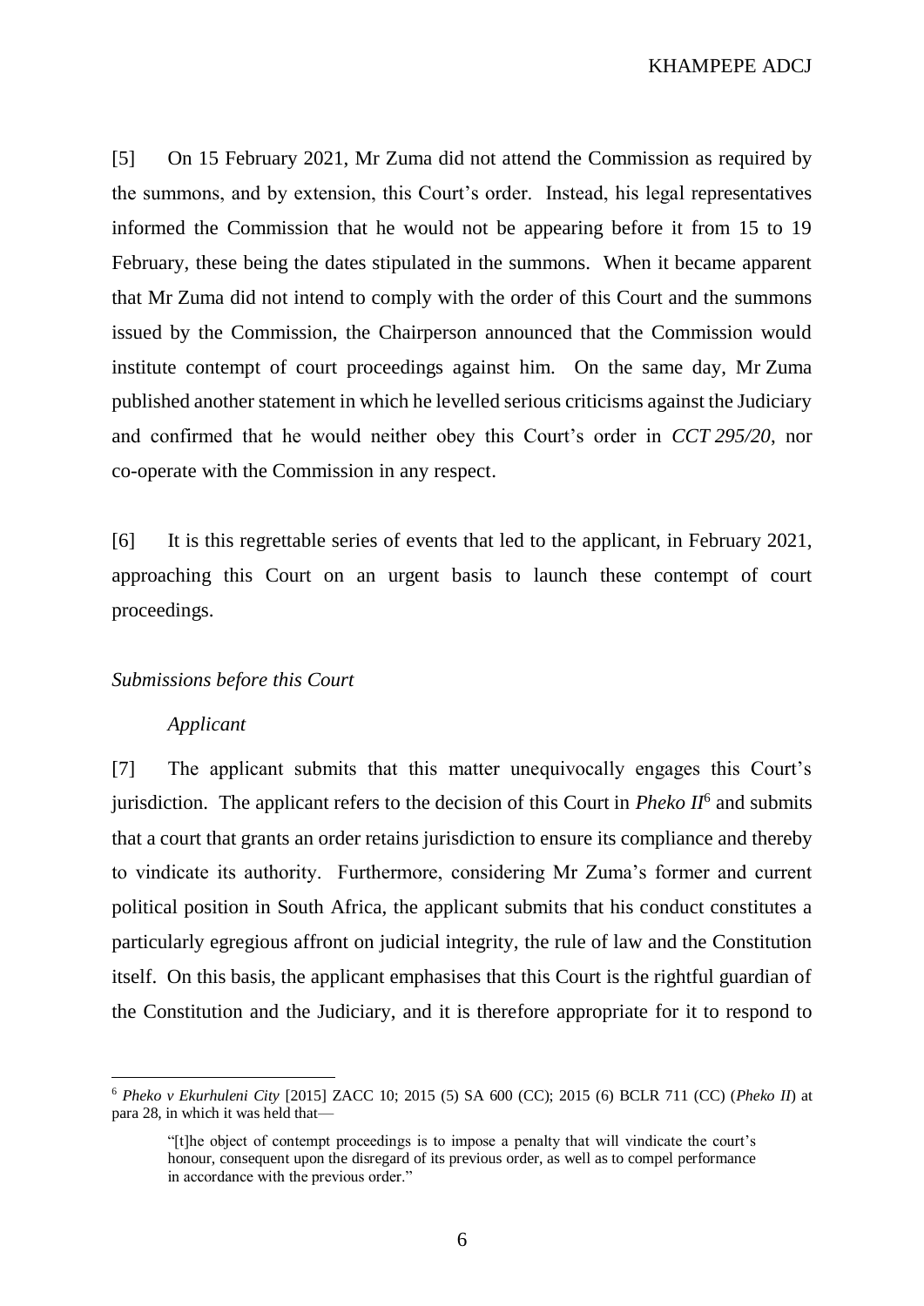[5] On 15 February 2021, Mr Zuma did not attend the Commission as required by the summons, and by extension, this Court's order. Instead, his legal representatives informed the Commission that he would not be appearing before it from 15 to 19 February, these being the dates stipulated in the summons. When it became apparent that Mr Zuma did not intend to comply with the order of this Court and the summons issued by the Commission, the Chairperson announced that the Commission would institute contempt of court proceedings against him. On the same day, Mr Zuma published another statement in which he levelled serious criticisms against the Judiciary and confirmed that he would neither obey this Court's order in *CCT 295/20*, nor co-operate with the Commission in any respect.

[6] It is this regrettable series of events that led to the applicant, in February 2021, approaching this Court on an urgent basis to launch these contempt of court proceedings.

### *Submissions before this Court*

#### *Applicant*

[7] The applicant submits that this matter unequivocally engages this Court's jurisdiction. The applicant refers to the decision of this Court in *Pheko II*[6] and submits that a court that grants an order retains jurisdiction to ensure its compliance and thereby to vindicate its authority. Furthermore, considering Mr Zuma's former and current political position in South Africa, the applicant submits that his conduct constitutes a particularly egregious affront on judicial integrity, the rule of law and the Constitution itself. On this basis, the applicant emphasises that this Court is the rightful guardian of the Constitution and the Judiciary, and it is therefore appropriate for it to respond to

---

[6] *Pheko v Ekurhuleni City* [2015] ZACC 10; 2015 (5) SA 600 (CC); 2015 (6) BCLR 711 (CC) (*Pheko II*) at para 28, in which it was held that—

> "[t]he object of contempt proceedings is to impose a penalty that will vindicate the court's honour, consequent upon the disregard of its previous order, as well as to compel performance in accordance with the previous order."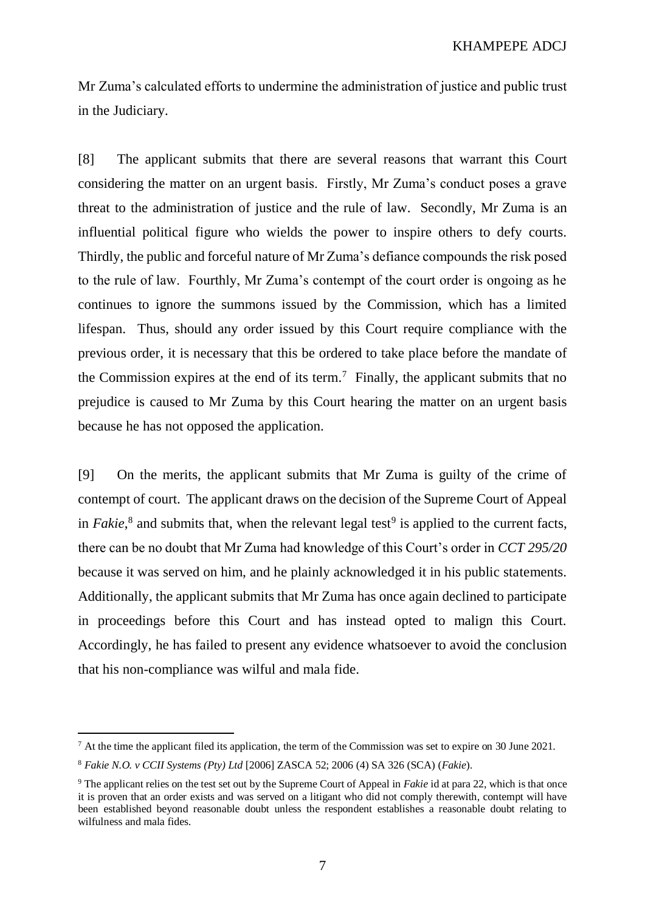Mr Zuma's calculated efforts to undermine the administration of justice and public trust in the Judiciary.

[8] The applicant submits that there are several reasons that warrant this Court considering the matter on an urgent basis. Firstly, Mr Zuma's conduct poses a grave threat to the administration of justice and the rule of law. Secondly, Mr Zuma is an influential political figure who wields the power to inspire others to defy courts. Thirdly, the public and forceful nature of Mr Zuma's defiance compounds the risk posed to the rule of law. Fourthly, Mr Zuma's contempt of the court order is ongoing as he continues to ignore the summons issued by the Commission, which has a limited lifespan. Thus, should any order issued by this Court require compliance with the previous order, it is necessary that this be ordered to take place before the mandate of the Commission expires at the end of its term.[7] Finally, the applicant submits that no prejudice is caused to Mr Zuma by this Court hearing the matter on an urgent basis because he has not opposed the application.

[9] On the merits, the applicant submits that Mr Zuma is guilty of the crime of contempt of court. The applicant draws on the decision of the Supreme Court of Appeal in *Fakie*,[8] and submits that, when the relevant legal test[9] is applied to the current facts, there can be no doubt that Mr Zuma had knowledge of this Court's order in *CCT 295/20* because it was served on him, and he plainly acknowledged it in his public statements. Additionally, the applicant submits that Mr Zuma has once again declined to participate in proceedings before this Court and has instead opted to malign this Court. Accordingly, he has failed to present any evidence whatsoever to avoid the conclusion that his non-compliance was wilful and mala fide.

---

[7] At the time the applicant filed its application, the term of the Commission was set to expire on 30 June 2021.

[8] *Fakie N.O. v CCII Systems (Pty) Ltd* [2006] ZASCA 52; 2006 (4) SA 326 (SCA) (*Fakie*).

[9] The applicant relies on the test set out by the Supreme Court of Appeal in *Fakie* id at para 22, which is that once it is proven that an order exists and was served on a litigant who did not comply therewith, contempt will have been established beyond reasonable doubt unless the respondent establishes a reasonable doubt relating to wilfulness and mala fides.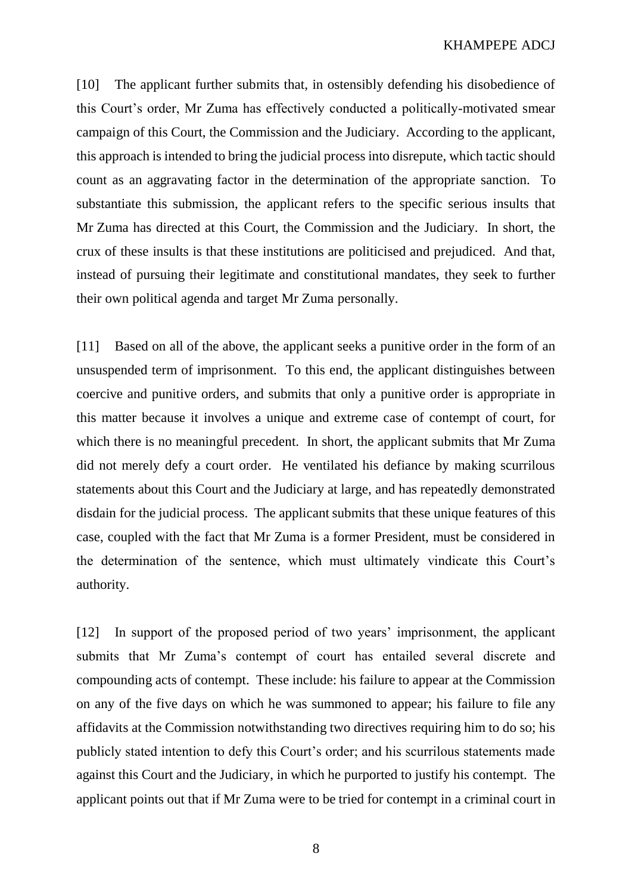[10] The applicant further submits that, in ostensibly defending his disobedience of this Court's order, Mr Zuma has effectively conducted a politically-motivated smear campaign of this Court, the Commission and the Judiciary. According to the applicant, this approach is intended to bring the judicial process into disrepute, which tactic should count as an aggravating factor in the determination of the appropriate sanction. To substantiate this submission, the applicant refers to the specific serious insults that Mr Zuma has directed at this Court, the Commission and the Judiciary. In short, the crux of these insults is that these institutions are politicised and prejudiced. And that, instead of pursuing their legitimate and constitutional mandates, they seek to further their own political agenda and target Mr Zuma personally.

[11] Based on all of the above, the applicant seeks a punitive order in the form of an unsuspended term of imprisonment. To this end, the applicant distinguishes between coercive and punitive orders, and submits that only a punitive order is appropriate in this matter because it involves a unique and extreme case of contempt of court, for which there is no meaningful precedent. In short, the applicant submits that Mr Zuma did not merely defy a court order. He ventilated his defiance by making scurrilous statements about this Court and the Judiciary at large, and has repeatedly demonstrated disdain for the judicial process. The applicant submits that these unique features of this case, coupled with the fact that Mr Zuma is a former President, must be considered in the determination of the sentence, which must ultimately vindicate this Court's authority.

[12] In support of the proposed period of two years' imprisonment, the applicant submits that Mr Zuma's contempt of court has entailed several discrete and compounding acts of contempt. These include: his failure to appear at the Commission on any of the five days on which he was summoned to appear; his failure to file any affidavits at the Commission notwithstanding two directives requiring him to do so; his publicly stated intention to defy this Court's order; and his scurrilous statements made against this Court and the Judiciary, in which he purported to justify his contempt. The applicant points out that if Mr Zuma were to be tried for contempt in a criminal court in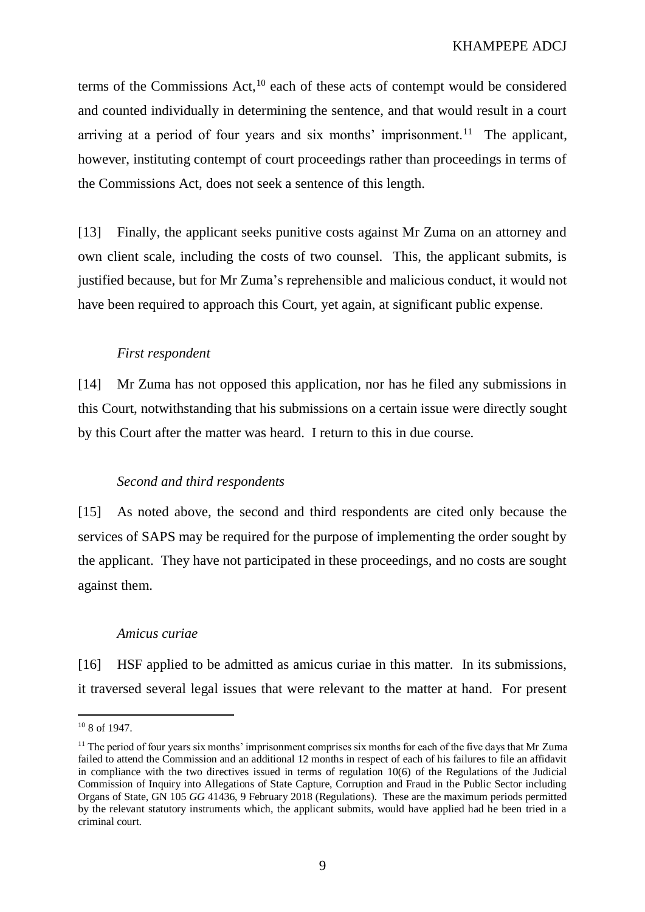terms of the Commissions Act,[10] each of these acts of contempt would be considered and counted individually in determining the sentence, and that would result in a court arriving at a period of four years and six months' imprisonment.[11] The applicant, however, instituting contempt of court proceedings rather than proceedings in terms of the Commissions Act, does not seek a sentence of this length.

[13] Finally, the applicant seeks punitive costs against Mr Zuma on an attorney and own client scale, including the costs of two counsel. This, the applicant submits, is justified because, but for Mr Zuma's reprehensible and malicious conduct, it would not have been required to approach this Court, yet again, at significant public expense.

*First respondent*

[14] Mr Zuma has not opposed this application, nor has he filed any submissions in this Court, notwithstanding that his submissions on a certain issue were directly sought by this Court after the matter was heard. I return to this in due course.

*Second and third respondents*

[15] As noted above, the second and third respondents are cited only because the services of SAPS may be required for the purpose of implementing the order sought by the applicant. They have not participated in these proceedings, and no costs are sought against them.

*Amicus curiae*

[16] HSF applied to be admitted as amicus curiae in this matter. In its submissions, it traversed several legal issues that were relevant to the matter at hand. For present

---

[10] 8 of 1947.

[11] The period of four years six months' imprisonment comprises six months for each of the five days that Mr Zuma failed to attend the Commission and an additional 12 months in respect of each of his failures to file an affidavit in compliance with the two directives issued in terms of regulation 10(6) of the Regulations of the Judicial Commission of Inquiry into Allegations of State Capture, Corruption and Fraud in the Public Sector including Organs of State, GN 105 *GG* 41436, 9 February 2018 (Regulations). These are the maximum periods permitted by the relevant statutory instruments which, the applicant submits, would have applied had he been tried in a criminal court.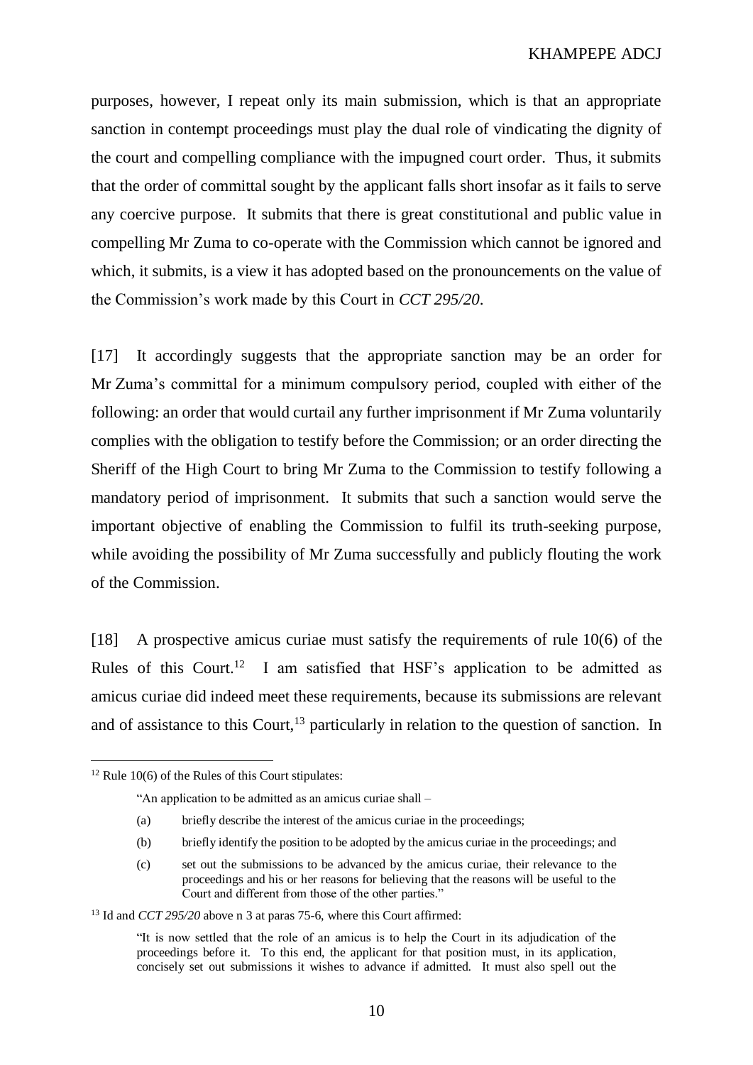purposes, however, I repeat only its main submission, which is that an appropriate sanction in contempt proceedings must play the dual role of vindicating the dignity of the court and compelling compliance with the impugned court order. Thus, it submits that the order of committal sought by the applicant falls short insofar as it fails to serve any coercive purpose. It submits that there is great constitutional and public value in compelling Mr Zuma to co-operate with the Commission which cannot be ignored and which, it submits, is a view it has adopted based on the pronouncements on the value of the Commission's work made by this Court in *CCT 295/20*.

[17] It accordingly suggests that the appropriate sanction may be an order for Mr Zuma's committal for a minimum compulsory period, coupled with either of the following: an order that would curtail any further imprisonment if Mr Zuma voluntarily complies with the obligation to testify before the Commission; or an order directing the Sheriff of the High Court to bring Mr Zuma to the Commission to testify following a mandatory period of imprisonment. It submits that such a sanction would serve the important objective of enabling the Commission to fulfil its truth-seeking purpose, while avoiding the possibility of Mr Zuma successfully and publicly flouting the work of the Commission.

[18] A prospective amicus curiae must satisfy the requirements of rule 10(6) of the Rules of this Court.[12] I am satisfied that HSF's application to be admitted as amicus curiae did indeed meet these requirements, because its submissions are relevant and of assistance to this Court,[13] particularly in relation to the question of sanction. In

---

[12] Rule 10(6) of the Rules of this Court stipulates:

> "An application to be admitted as an amicus curiae shall –
>
> (a) briefly describe the interest of the amicus curiae in the proceedings;
>
> (b) briefly identify the position to be adopted by the amicus curiae in the proceedings; and
>
> (c) set out the submissions to be advanced by the amicus curiae, their relevance to the proceedings and his or her reasons for believing that the reasons will be useful to the Court and different from those of the other parties."

[13] Id and *CCT 295/20* above n 3 at paras 75-6, where this Court affirmed:

> "It is now settled that the role of an amicus is to help the Court in its adjudication of the proceedings before it. To this end, the applicant for that position must, in its application, concisely set out submissions it wishes to advance if admitted. It must also spell out the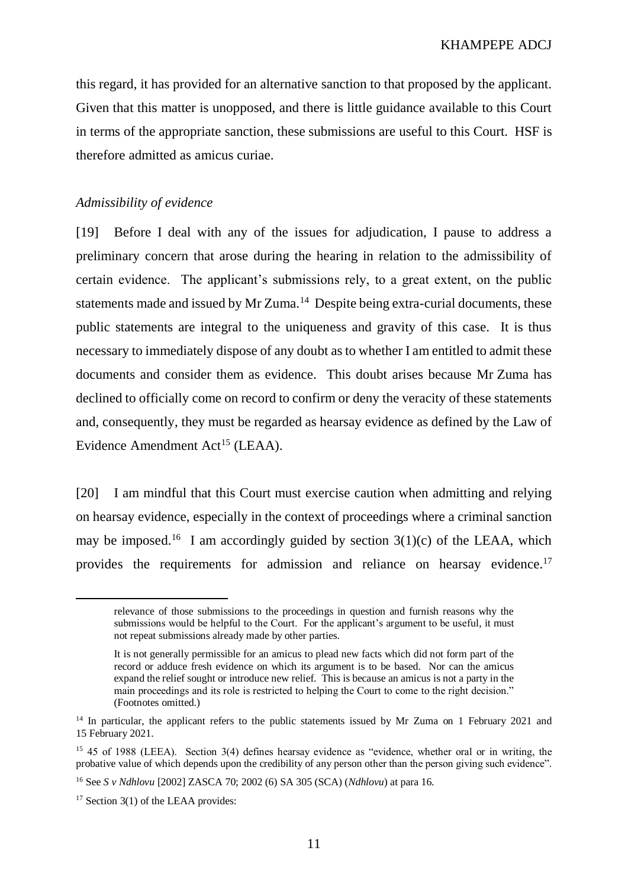this regard, it has provided for an alternative sanction to that proposed by the applicant. Given that this matter is unopposed, and there is little guidance available to this Court in terms of the appropriate sanction, these submissions are useful to this Court. HSF is therefore admitted as amicus curiae.

*Admissibility of evidence*

[19] Before I deal with any of the issues for adjudication, I pause to address a preliminary concern that arose during the hearing in relation to the admissibility of certain evidence. The applicant's submissions rely, to a great extent, on the public statements made and issued by Mr Zuma.[14] Despite being extra-curial documents, these public statements are integral to the uniqueness and gravity of this case. It is thus necessary to immediately dispose of any doubt as to whether I am entitled to admit these documents and consider them as evidence. This doubt arises because Mr Zuma has declined to officially come on record to confirm or deny the veracity of these statements and, consequently, they must be regarded as hearsay evidence as defined by the Law of Evidence Amendment Act[15] (LEAA).

[20] I am mindful that this Court must exercise caution when admitting and relying on hearsay evidence, especially in the context of proceedings where a criminal sanction may be imposed.[16] I am accordingly guided by section 3(1)(c) of the LEAA, which provides the requirements for admission and reliance on hearsay evidence.[17]

---

relevance of those submissions to the proceedings in question and furnish reasons why the submissions would be helpful to the Court. For the applicant's argument to be useful, it must not repeat submissions already made by other parties.

It is not generally permissible for an amicus to plead new facts which did not form part of the record or adduce fresh evidence on which its argument is to be based. Nor can the amicus expand the relief sought or introduce new relief. This is because an amicus is not a party in the main proceedings and its role is restricted to helping the Court to come to the right decision." (Footnotes omitted.)

[14] In particular, the applicant refers to the public statements issued by Mr Zuma on 1 February 2021 and 15 February 2021.

[15] 45 of 1988 (LEAA). Section 3(4) defines hearsay evidence as "evidence, whether oral or in writing, the probative value of which depends upon the credibility of any person other than the person giving such evidence".

[16] See *S v Ndhlovu* [2002] ZASCA 70; 2002 (6) SA 305 (SCA) (*Ndhlovu*) at para 16.

[17] Section 3(1) of the LEAA provides: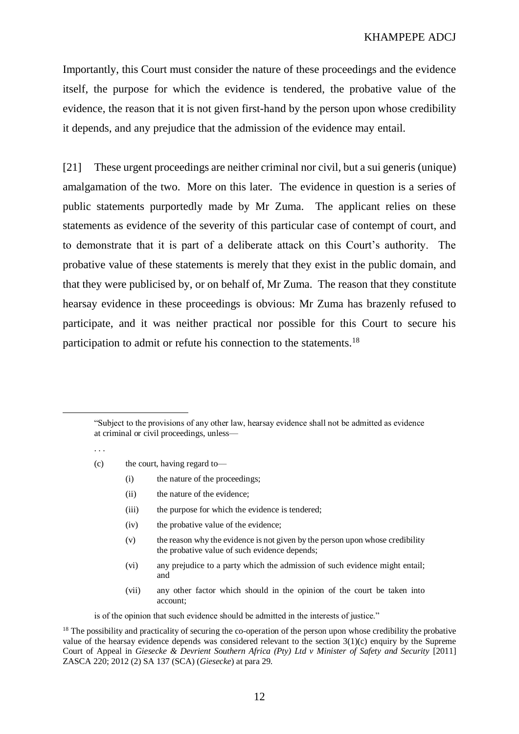Importantly, this Court must consider the nature of these proceedings and the evidence itself, the purpose for which the evidence is tendered, the probative value of the evidence, the reason that it is not given first-hand by the person upon whose credibility it depends, and any prejudice that the admission of the evidence may entail.

[21] These urgent proceedings are neither criminal nor civil, but a sui generis (unique) amalgamation of the two. More on this later. The evidence in question is a series of public statements purportedly made by Mr Zuma. The applicant relies on these statements as evidence of the severity of this particular case of contempt of court, and to demonstrate that it is part of a deliberate attack on this Court's authority. The probative value of these statements is merely that they exist in the public domain, and that they were publicised by, or on behalf of, Mr Zuma. The reason that they constitute hearsay evidence in these proceedings is obvious: Mr Zuma has brazenly refused to participate, and it was neither practical nor possible for this Court to secure his participation to admit or refute his connection to the statements.[18]

---

"Subject to the provisions of any other law, hearsay evidence shall not be admitted as evidence at criminal or civil proceedings, unless—

. . .

(c) the court, having regard to—

(i) the nature of the proceedings;

(ii) the nature of the evidence;

(iii) the purpose for which the evidence is tendered;

(iv) the probative value of the evidence;

(v) the reason why the evidence is not given by the person upon whose credibility the probative value of such evidence depends;

(vi) any prejudice to a party which the admission of such evidence might entail; and

(vii) any other factor which should in the opinion of the court be taken into account;

is of the opinion that such evidence should be admitted in the interests of justice."

[18] The possibility and practicality of securing the co-operation of the person upon whose credibility the probative value of the hearsay evidence depends was considered relevant to the section 3(1)(c) enquiry by the Supreme Court of Appeal in *Giesecke & Devrient Southern Africa (Pty) Ltd v Minister of Safety and Security* [2011] ZASCA 220; 2012 (2) SA 137 (SCA) (*Giesecke*) at para 29.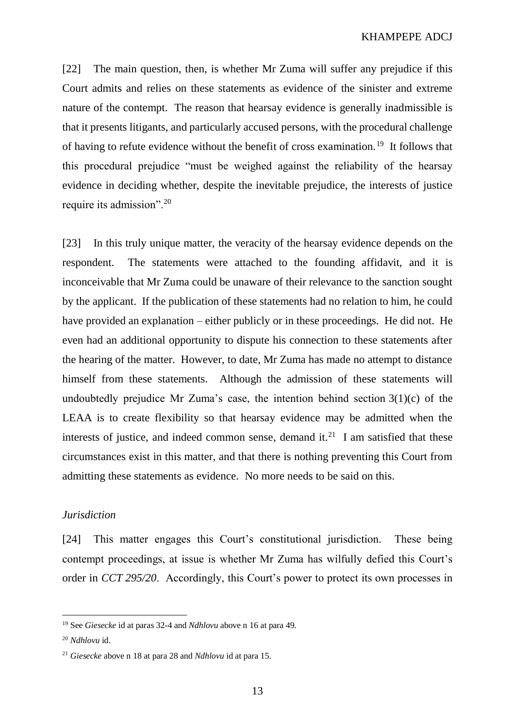[22] The main question, then, is whether Mr Zuma will suffer any prejudice if this Court admits and relies on these statements as evidence of the sinister and extreme nature of the contempt. The reason that hearsay evidence is generally inadmissible is that it presents litigants, and particularly accused persons, with the procedural challenge of having to refute evidence without the benefit of cross examination.[19] It follows that this procedural prejudice "must be weighed against the reliability of the hearsay evidence in deciding whether, despite the inevitable prejudice, the interests of justice require its admission".[20]

[23] In this truly unique matter, the veracity of the hearsay evidence depends on the respondent. The statements were attached to the founding affidavit, and it is inconceivable that Mr Zuma could be unaware of their relevance to the sanction sought by the applicant. If the publication of these statements had no relation to him, he could have provided an explanation – either publicly or in these proceedings. He did not. He even had an additional opportunity to dispute his connection to these statements after the hearing of the matter. However, to date, Mr Zuma has made no attempt to distance himself from these statements. Although the admission of these statements will undoubtedly prejudice Mr Zuma's case, the intention behind section 3(1)(c) of the LEAA is to create flexibility so that hearsay evidence may be admitted when the interests of justice, and indeed common sense, demand it.[21] I am satisfied that these circumstances exist in this matter, and that there is nothing preventing this Court from admitting these statements as evidence. No more needs to be said on this.

*Jurisdiction*

[24] This matter engages this Court's constitutional jurisdiction. These being contempt proceedings, at issue is whether Mr Zuma has wilfully defied this Court's order in *CCT 295/20*. Accordingly, this Court's power to protect its own processes in

---

[19] See *Giesecke* id at paras 32-4 and *Ndhlovu* above n 16 at para 49.

[20] *Ndhlovu* id.

[21] *Giesecke* above n 18 at para 28 and *Ndhlovu* id at para 15.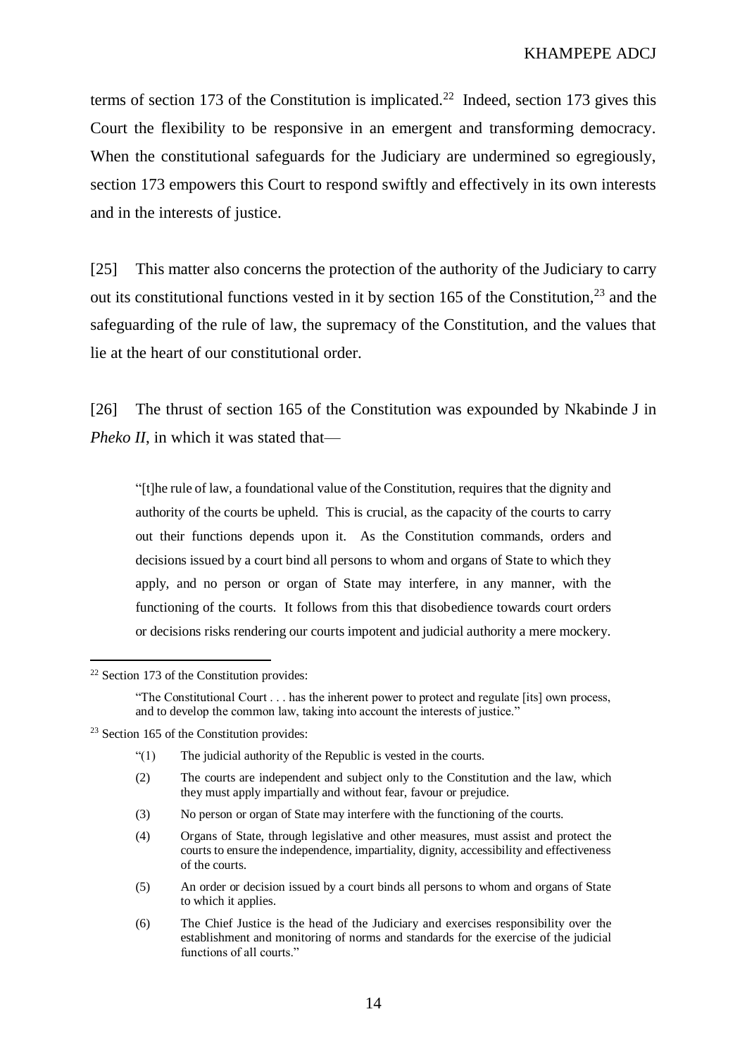terms of section 173 of the Constitution is implicated.[22] Indeed, section 173 gives this Court the flexibility to be responsive in an emergent and transforming democracy. When the constitutional safeguards for the Judiciary are undermined so egregiously, section 173 empowers this Court to respond swiftly and effectively in its own interests and in the interests of justice.

[25] This matter also concerns the protection of the authority of the Judiciary to carry out its constitutional functions vested in it by section 165 of the Constitution,[23] and the safeguarding of the rule of law, the supremacy of the Constitution, and the values that lie at the heart of our constitutional order.

[26] The thrust of section 165 of the Constitution was expounded by Nkabinde J in *Pheko II*, in which it was stated that—

> "[t]he rule of law, a foundational value of the Constitution, requires that the dignity and authority of the courts be upheld. This is crucial, as the capacity of the courts to carry out their functions depends upon it. As the Constitution commands, orders and decisions issued by a court bind all persons to whom and organs of State to which they apply, and no person or organ of State may interfere, in any manner, with the functioning of the courts. It follows from this that disobedience towards court orders or decisions risks rendering our courts impotent and judicial authority a mere mockery.

---

[22] Section 173 of the Constitution provides:

> "The Constitutional Court . . . has the inherent power to protect and regulate [its] own process, and to develop the common law, taking into account the interests of justice."

[23] Section 165 of the Constitution provides:

> "(1) The judicial authority of the Republic is vested in the courts.
>
> (2) The courts are independent and subject only to the Constitution and the law, which they must apply impartially and without fear, favour or prejudice.
>
> (3) No person or organ of State may interfere with the functioning of the courts.
>
> (4) Organs of State, through legislative and other measures, must assist and protect the courts to ensure the independence, impartiality, dignity, accessibility and effectiveness of the courts.
>
> (5) An order or decision issued by a court binds all persons to whom and organs of State to which it applies.
>
> (6) The Chief Justice is the head of the Judiciary and exercises responsibility over the establishment and monitoring of norms and standards for the exercise of the judicial functions of all courts."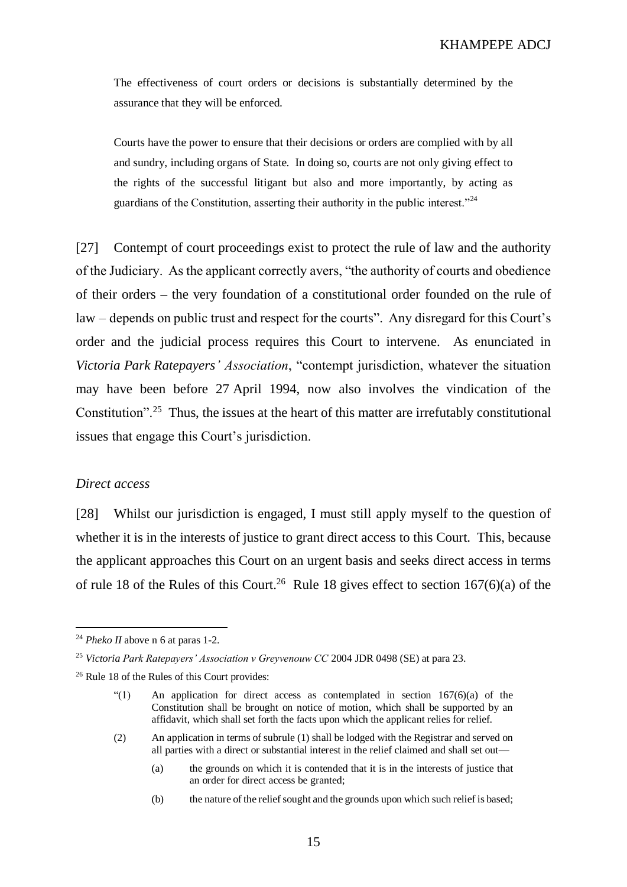The effectiveness of court orders or decisions is substantially determined by the assurance that they will be enforced.

Courts have the power to ensure that their decisions or orders are complied with by all and sundry, including organs of State. In doing so, courts are not only giving effect to the rights of the successful litigant but also and more importantly, by acting as guardians of the Constitution, asserting their authority in the public interest."[24]

[27] Contempt of court proceedings exist to protect the rule of law and the authority of the Judiciary. As the applicant correctly avers, "the authority of courts and obedience of their orders – the very foundation of a constitutional order founded on the rule of law – depends on public trust and respect for the courts". Any disregard for this Court's order and the judicial process requires this Court to intervene. As enunciated in *Victoria Park Ratepayers' Association*, "contempt jurisdiction, whatever the situation may have been before 27 April 1994, now also involves the vindication of the Constitution".[25] Thus, the issues at the heart of this matter are irrefutably constitutional issues that engage this Court's jurisdiction.

*Direct access*

[28] Whilst our jurisdiction is engaged, I must still apply myself to the question of whether it is in the interests of justice to grant direct access to this Court. This, because the applicant approaches this Court on an urgent basis and seeks direct access in terms of rule 18 of the Rules of this Court.[26] Rule 18 gives effect to section 167(6)(a) of the

---

[24] *Pheko II* above n 6 at paras 1-2.

[25] *Victoria Park Ratepayers' Association v Greyvenouw CC* 2004 JDR 0498 (SE) at para 23.

[26] Rule 18 of the Rules of this Court provides:

> "(1) An application for direct access as contemplated in section 167(6)(a) of the Constitution shall be brought on notice of motion, which shall be supported by an affidavit, which shall set forth the facts upon which the applicant relies for relief.
>
> (2) An application in terms of subrule (1) shall be lodged with the Registrar and served on all parties with a direct or substantial interest in the relief claimed and shall set out—
>
> (a) the grounds on which it is contended that it is in the interests of justice that an order for direct access be granted;
>
> (b) the nature of the relief sought and the grounds upon which such relief is based;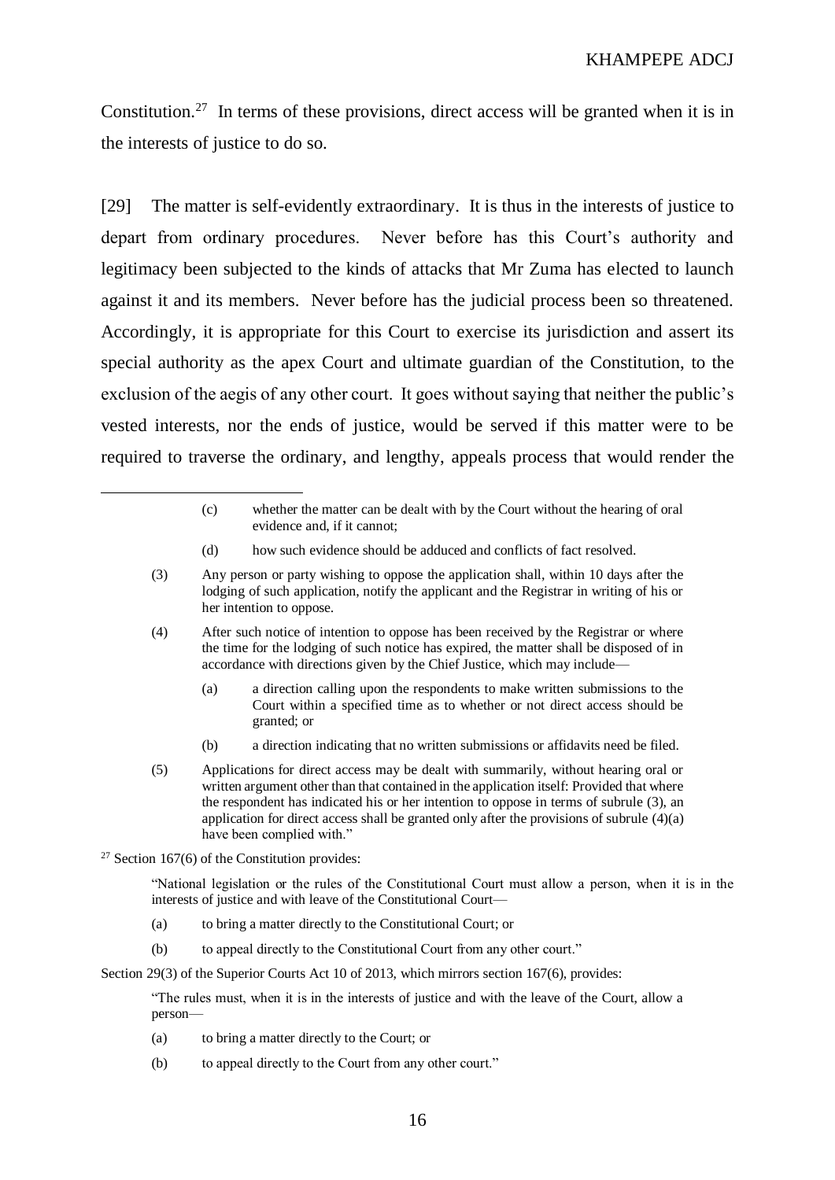Constitution.[27] In terms of these provisions, direct access will be granted when it is in the interests of justice to do so.

[29] The matter is self-evidently extraordinary. It is thus in the interests of justice to depart from ordinary procedures. Never before has this Court's authority and legitimacy been subjected to the kinds of attacks that Mr Zuma has elected to launch against it and its members. Never before has the judicial process been so threatened. Accordingly, it is appropriate for this Court to exercise its jurisdiction and assert its special authority as the apex Court and ultimate guardian of the Constitution, to the exclusion of the aegis of any other court. It goes without saying that neither the public's vested interests, nor the ends of justice, would be served if this matter were to be required to traverse the ordinary, and lengthy, appeals process that would render the

---

> (c) whether the matter can be dealt with by the Court without the hearing of oral evidence and, if it cannot;
>
> (d) how such evidence should be adduced and conflicts of fact resolved.
>
> (3) Any person or party wishing to oppose the application shall, within 10 days after the lodging of such application, notify the applicant and the Registrar in writing of his or her intention to oppose.
>
> (4) After such notice of intention to oppose has been received by the Registrar or where the time for the lodging of such notice has expired, the matter shall be disposed of in accordance with directions given by the Chief Justice, which may include—
>
> (a) a direction calling upon the respondents to make written submissions to the Court within a specified time as to whether or not direct access should be granted; or
>
> (b) a direction indicating that no written submissions or affidavits need be filed.
>
> (5) Applications for direct access may be dealt with summarily, without hearing oral or written argument other than that contained in the application itself: Provided that where the respondent has indicated his or her intention to oppose in terms of subrule (3), an application for direct access shall be granted only after the provisions of subrule (4)(a) have been complied with."

[27] Section 167(6) of the Constitution provides:

> "National legislation or the rules of the Constitutional Court must allow a person, when it is in the interests of justice and with leave of the Constitutional Court—
>
> (a) to bring a matter directly to the Constitutional Court; or
>
> (b) to appeal directly to the Constitutional Court from any other court."

Section 29(3) of the Superior Courts Act 10 of 2013, which mirrors section 167(6), provides:

> "The rules must, when it is in the interests of justice and with the leave of the Court, allow a person—
>
> (a) to bring a matter directly to the Court; or
>
> (b) to appeal directly to the Court from any other court."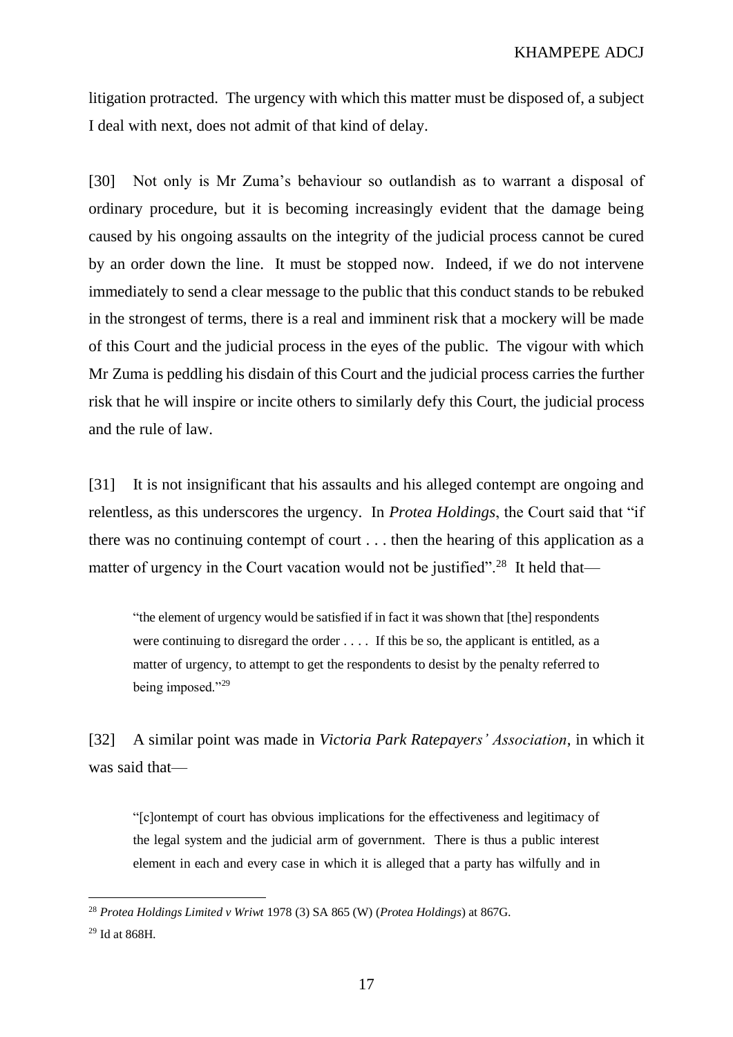litigation protracted. The urgency with which this matter must be disposed of, a subject I deal with next, does not admit of that kind of delay.

[30] Not only is Mr Zuma's behaviour so outlandish as to warrant a disposal of ordinary procedure, but it is becoming increasingly evident that the damage being caused by his ongoing assaults on the integrity of the judicial process cannot be cured by an order down the line. It must be stopped now. Indeed, if we do not intervene immediately to send a clear message to the public that this conduct stands to be rebuked in the strongest of terms, there is a real and imminent risk that a mockery will be made of this Court and the judicial process in the eyes of the public. The vigour with which Mr Zuma is peddling his disdain of this Court and the judicial process carries the further risk that he will inspire or incite others to similarly defy this Court, the judicial process and the rule of law.

[31] It is not insignificant that his assaults and his alleged contempt are ongoing and relentless, as this underscores the urgency. In *Protea Holdings*, the Court said that "if there was no continuing contempt of court . . . then the hearing of this application as a matter of urgency in the Court vacation would not be justified".[28] It held that—

> "the element of urgency would be satisfied if in fact it was shown that [the] respondents were continuing to disregard the order . . . . If this be so, the applicant is entitled, as a matter of urgency, to attempt to get the respondents to desist by the penalty referred to being imposed."[29]

[32] A similar point was made in *Victoria Park Ratepayers' Association*, in which it was said that—

> "[c]ontempt of court has obvious implications for the effectiveness and legitimacy of the legal system and the judicial arm of government. There is thus a public interest element in each and every case in which it is alleged that a party has wilfully and in

---

[28] *Protea Holdings Limited v Wriwt* 1978 (3) SA 865 (W) (*Protea Holdings*) at 867G.

[29] Id at 868H.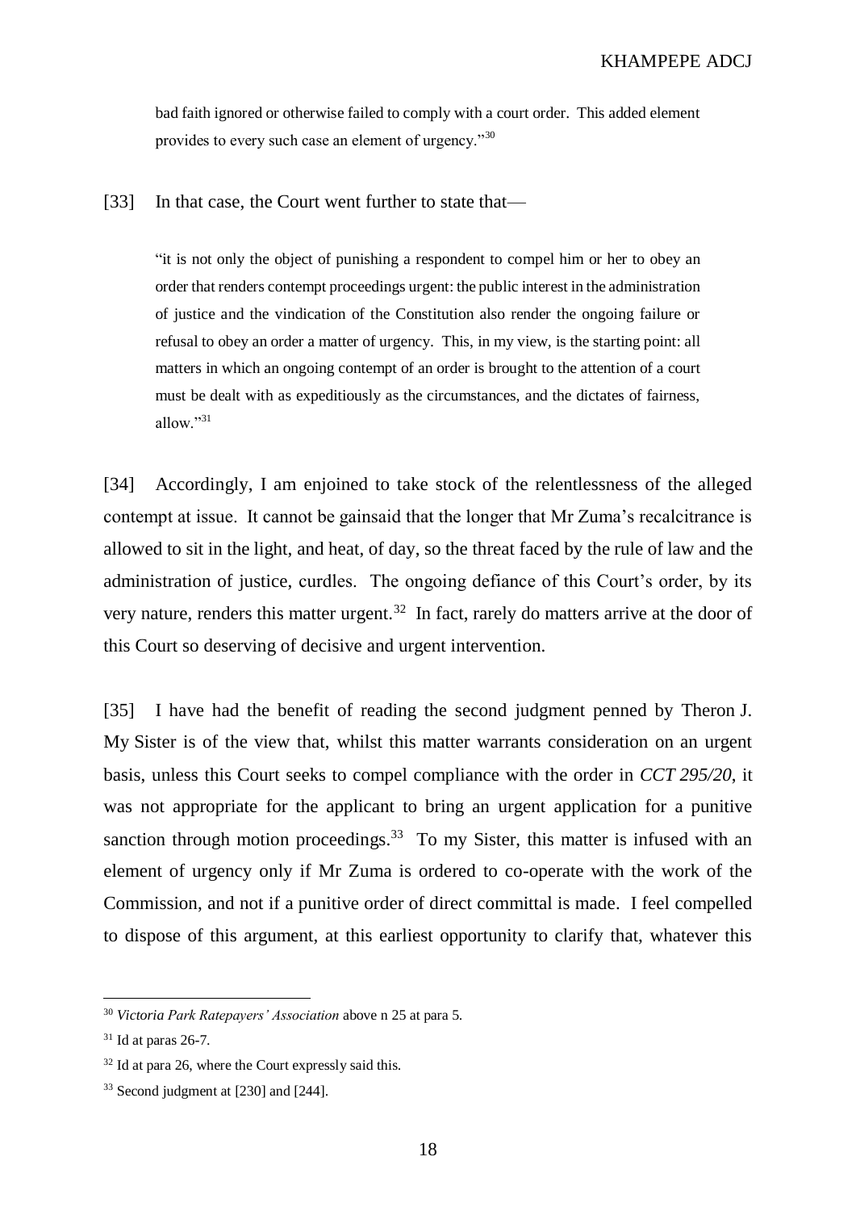bad faith ignored or otherwise failed to comply with a court order. This added element provides to every such case an element of urgency."[30]

[33] In that case, the Court went further to state that—

> "it is not only the object of punishing a respondent to compel him or her to obey an order that renders contempt proceedings urgent: the public interest in the administration of justice and the vindication of the Constitution also render the ongoing failure or refusal to obey an order a matter of urgency. This, in my view, is the starting point: all matters in which an ongoing contempt of an order is brought to the attention of a court must be dealt with as expeditiously as the circumstances, and the dictates of fairness, allow."[31]

[34] Accordingly, I am enjoined to take stock of the relentlessness of the alleged contempt at issue. It cannot be gainsaid that the longer that Mr Zuma's recalcitrance is allowed to sit in the light, and heat, of day, so the threat faced by the rule of law and the administration of justice, curdles. The ongoing defiance of this Court's order, by its very nature, renders this matter urgent.[32] In fact, rarely do matters arrive at the door of this Court so deserving of decisive and urgent intervention.

[35] I have had the benefit of reading the second judgment penned by Theron J. My Sister is of the view that, whilst this matter warrants consideration on an urgent basis, unless this Court seeks to compel compliance with the order in *CCT 295/20*, it was not appropriate for the applicant to bring an urgent application for a punitive sanction through motion proceedings.[33] To my Sister, this matter is infused with an element of urgency only if Mr Zuma is ordered to co-operate with the work of the Commission, and not if a punitive order of direct committal is made. I feel compelled to dispose of this argument, at this earliest opportunity to clarify that, whatever this

---

[30] *Victoria Park Ratepayers' Association* above n 25 at para 5.

[31] Id at paras 26-7.

[32] Id at para 26, where the Court expressly said this.

[33] Second judgment at [230] and [244].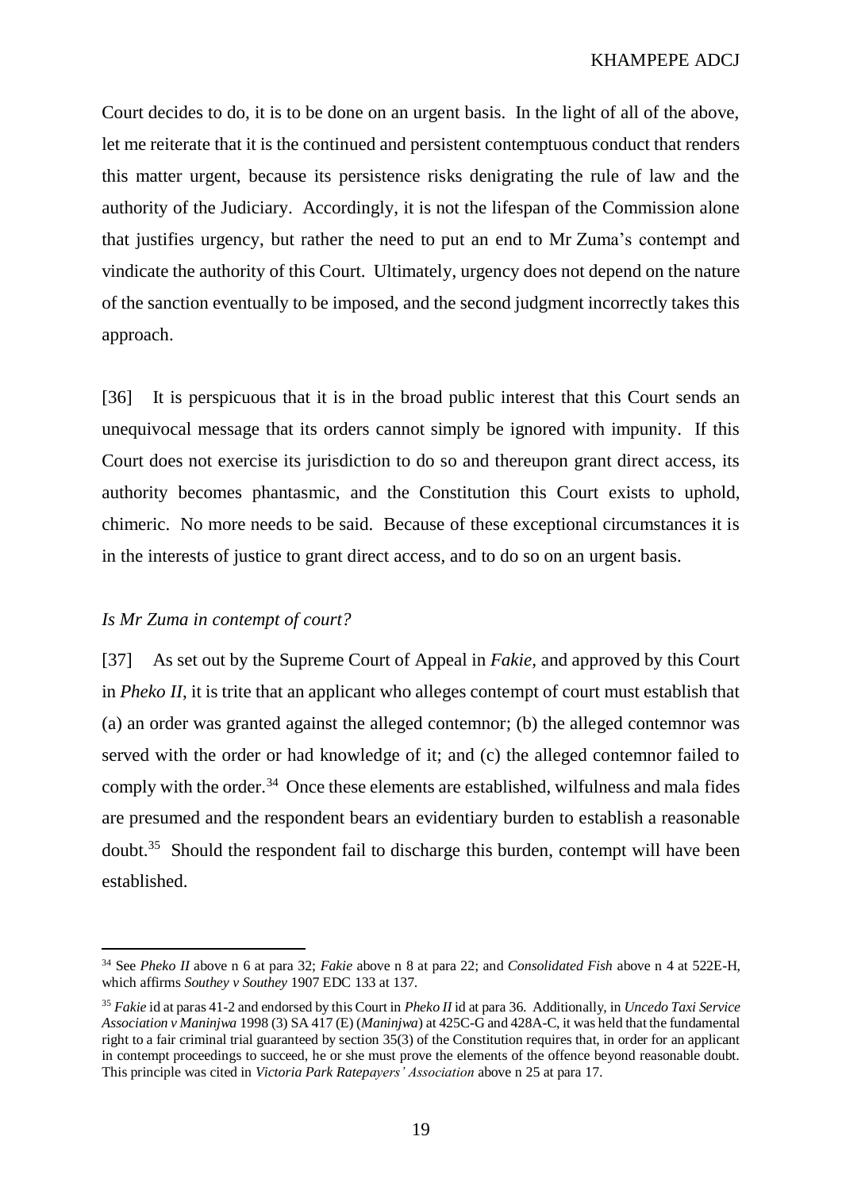Court decides to do, it is to be done on an urgent basis. In the light of all of the above, let me reiterate that it is the continued and persistent contemptuous conduct that renders this matter urgent, because its persistence risks denigrating the rule of law and the authority of the Judiciary. Accordingly, it is not the lifespan of the Commission alone that justifies urgency, but rather the need to put an end to Mr Zuma's contempt and vindicate the authority of this Court. Ultimately, urgency does not depend on the nature of the sanction eventually to be imposed, and the second judgment incorrectly takes this approach.

[36] It is perspicuous that it is in the broad public interest that this Court sends an unequivocal message that its orders cannot simply be ignored with impunity. If this Court does not exercise its jurisdiction to do so and thereupon grant direct access, its authority becomes phantasmic, and the Constitution this Court exists to uphold, chimeric. No more needs to be said. Because of these exceptional circumstances it is in the interests of justice to grant direct access, and to do so on an urgent basis.

### *Is Mr Zuma in contempt of court?*

[37] As set out by the Supreme Court of Appeal in *Fakie*, and approved by this Court in *Pheko II*, it is trite that an applicant who alleges contempt of court must establish that (a) an order was granted against the alleged contemnor; (b) the alleged contemnor was served with the order or had knowledge of it; and (c) the alleged contemnor failed to comply with the order.[34] Once these elements are established, wilfulness and mala fides are presumed and the respondent bears an evidentiary burden to establish a reasonable doubt.[35] Should the respondent fail to discharge this burden, contempt will have been established.

---

[34] See *Pheko II* above n 6 at para 32; *Fakie* above n 8 at para 22; and *Consolidated Fish* above n 4 at 522E-H, which affirms *Southey v Southey* 1907 EDC 133 at 137.

[35] *Fakie* id at paras 41-2 and endorsed by this Court in *Pheko II* id at para 36. Additionally, in *Uncedo Taxi Service Association v Maninjwa* 1998 (3) SA 417 (E) (*Maninjwa*) at 425C-G and 428A-C, it was held that the fundamental right to a fair criminal trial guaranteed by section 35(3) of the Constitution requires that, in order for an applicant in contempt proceedings to succeed, he or she must prove the elements of the offence beyond reasonable doubt. This principle was cited in *Victoria Park Ratepayers' Association* above n 25 at para 17.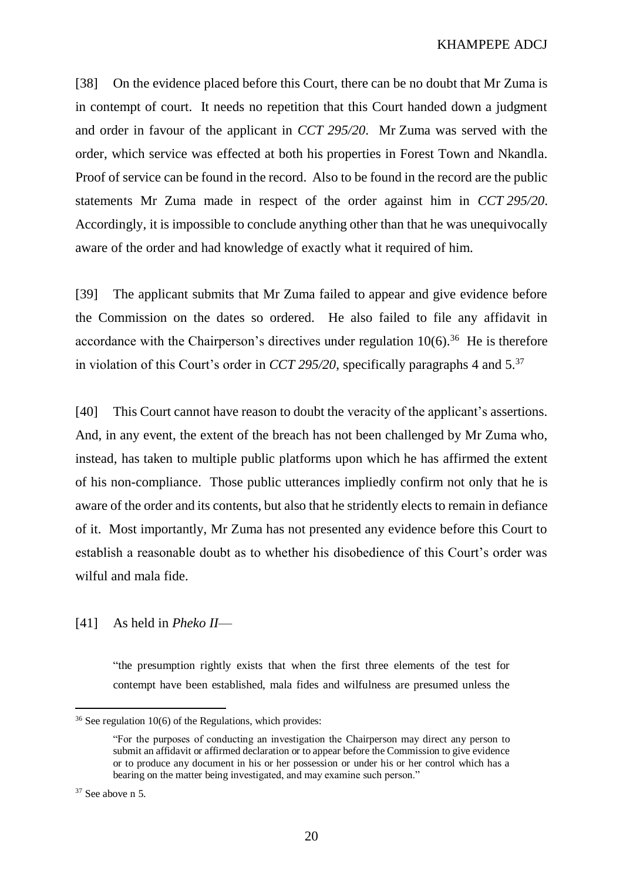[38] On the evidence placed before this Court, there can be no doubt that Mr Zuma is in contempt of court. It needs no repetition that this Court handed down a judgment and order in favour of the applicant in *CCT 295/20*. Mr Zuma was served with the order, which service was effected at both his properties in Forest Town and Nkandla. Proof of service can be found in the record. Also to be found in the record are the public statements Mr Zuma made in respect of the order against him in *CCT 295/20*. Accordingly, it is impossible to conclude anything other than that he was unequivocally aware of the order and had knowledge of exactly what it required of him.

[39] The applicant submits that Mr Zuma failed to appear and give evidence before the Commission on the dates so ordered. He also failed to file any affidavit in accordance with the Chairperson's directives under regulation 10(6).[36] He is therefore in violation of this Court's order in *CCT 295/20*, specifically paragraphs 4 and 5.[37]

[40] This Court cannot have reason to doubt the veracity of the applicant's assertions. And, in any event, the extent of the breach has not been challenged by Mr Zuma who, instead, has taken to multiple public platforms upon which he has affirmed the extent of his non-compliance. Those public utterances impliedly confirm not only that he is aware of the order and its contents, but also that he stridently elects to remain in defiance of it. Most importantly, Mr Zuma has not presented any evidence before this Court to establish a reasonable doubt as to whether his disobedience of this Court's order was wilful and mala fide.

[41] As held in *Pheko II*—

> "the presumption rightly exists that when the first three elements of the test for contempt have been established, mala fides and wilfulness are presumed unless the

---

[36] See regulation 10(6) of the Regulations, which provides:

> "For the purposes of conducting an investigation the Chairperson may direct any person to submit an affidavit or affirmed declaration or to appear before the Commission to give evidence or to produce any document in his or her possession or under his or her control which has a bearing on the matter being investigated, and may examine such person."

[37] See above n 5.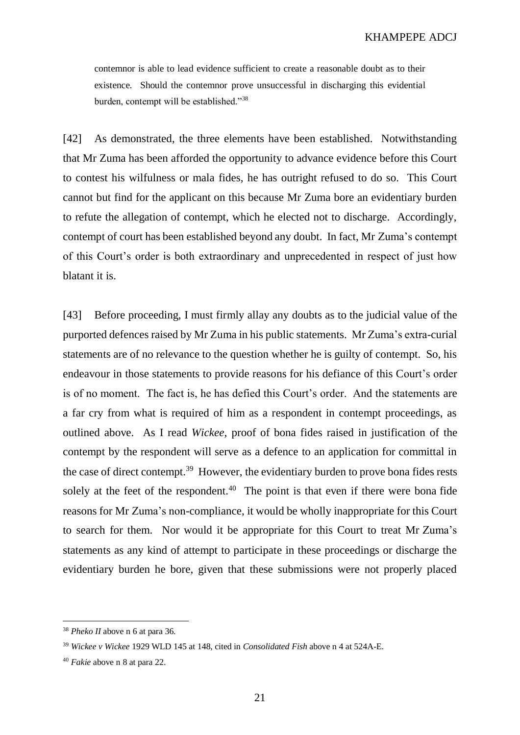contemnor is able to lead evidence sufficient to create a reasonable doubt as to their existence. Should the contemnor prove unsuccessful in discharging this evidential burden, contempt will be established."[38]

[42] As demonstrated, the three elements have been established. Notwithstanding that Mr Zuma has been afforded the opportunity to advance evidence before this Court to contest his wilfulness or mala fides, he has outright refused to do so. This Court cannot but find for the applicant on this because Mr Zuma bore an evidentiary burden to refute the allegation of contempt, which he elected not to discharge. Accordingly, contempt of court has been established beyond any doubt. In fact, Mr Zuma's contempt of this Court's order is both extraordinary and unprecedented in respect of just how blatant it is.

[43] Before proceeding, I must firmly allay any doubts as to the judicial value of the purported defences raised by Mr Zuma in his public statements. Mr Zuma's extra-curial statements are of no relevance to the question whether he is guilty of contempt. So, his endeavour in those statements to provide reasons for his defiance of this Court's order is of no moment. The fact is, he has defied this Court's order. And the statements are a far cry from what is required of him as a respondent in contempt proceedings, as outlined above. As I read *Wickee*, proof of bona fides raised in justification of the contempt by the respondent will serve as a defence to an application for committal in the case of direct contempt.[39] However, the evidentiary burden to prove bona fides rests solely at the feet of the respondent.[40] The point is that even if there were bona fide reasons for Mr Zuma's non-compliance, it would be wholly inappropriate for this Court to search for them. Nor would it be appropriate for this Court to treat Mr Zuma's statements as any kind of attempt to participate in these proceedings or discharge the evidentiary burden he bore, given that these submissions were not properly placed

---

[38] *Pheko II* above n 6 at para 36.

[39] *Wickee v Wickee* 1929 WLD 145 at 148, cited in *Consolidated Fish* above n 4 at 524A-E.

[40] *Fakie* above n 8 at para 22.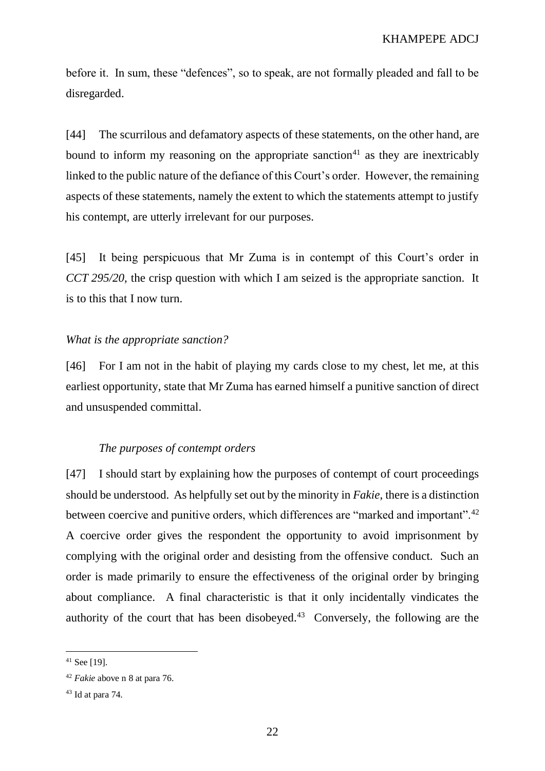before it. In sum, these "defences", so to speak, are not formally pleaded and fall to be disregarded.

[44] The scurrilous and defamatory aspects of these statements, on the other hand, are bound to inform my reasoning on the appropriate sanction[41] as they are inextricably linked to the public nature of the defiance of this Court's order. However, the remaining aspects of these statements, namely the extent to which the statements attempt to justify his contempt, are utterly irrelevant for our purposes.

[45] It being perspicuous that Mr Zuma is in contempt of this Court's order in *CCT 295/20*, the crisp question with which I am seized is the appropriate sanction. It is to this that I now turn.

*What is the appropriate sanction?*

[46] For I am not in the habit of playing my cards close to my chest, let me, at this earliest opportunity, state that Mr Zuma has earned himself a punitive sanction of direct and unsuspended committal.

*The purposes of contempt orders*

[47] I should start by explaining how the purposes of contempt of court proceedings should be understood. As helpfully set out by the minority in *Fakie*, there is a distinction between coercive and punitive orders, which differences are "marked and important".[42] A coercive order gives the respondent the opportunity to avoid imprisonment by complying with the original order and desisting from the offensive conduct. Such an order is made primarily to ensure the effectiveness of the original order by bringing about compliance. A final characteristic is that it only incidentally vindicates the authority of the court that has been disobeyed.[43] Conversely, the following are the

---

[41] See [19].

[42] *Fakie* above n 8 at para 76.

[43] Id at para 74.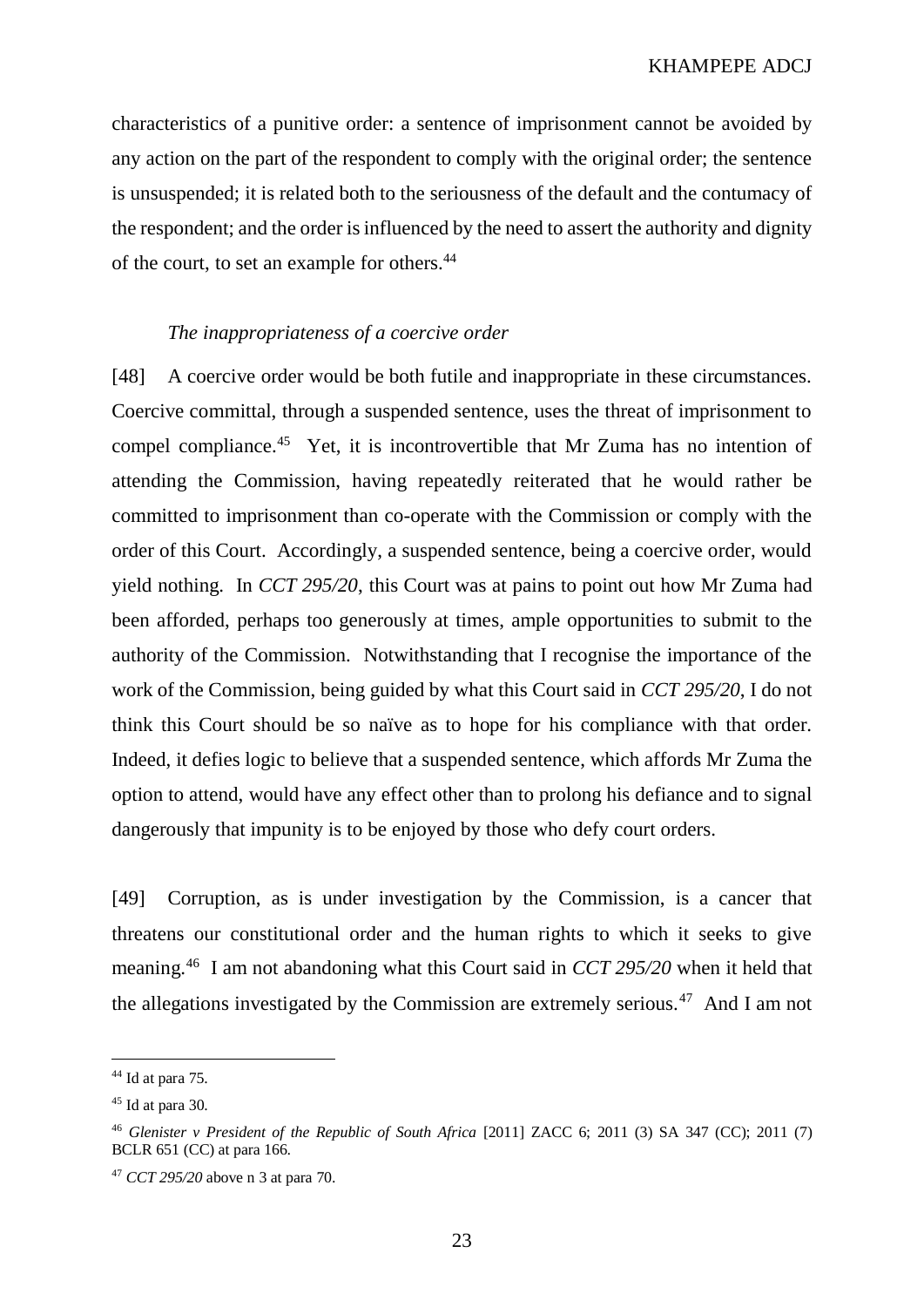characteristics of a punitive order: a sentence of imprisonment cannot be avoided by any action on the part of the respondent to comply with the original order; the sentence is unsuspended; it is related both to the seriousness of the default and the contumacy of the respondent; and the order is influenced by the need to assert the authority and dignity of the court, to set an example for others.[44]

*The inappropriateness of a coercive order*

[48] A coercive order would be both futile and inappropriate in these circumstances. Coercive committal, through a suspended sentence, uses the threat of imprisonment to compel compliance.[45] Yet, it is incontrovertible that Mr Zuma has no intention of attending the Commission, having repeatedly reiterated that he would rather be committed to imprisonment than co-operate with the Commission or comply with the order of this Court. Accordingly, a suspended sentence, being a coercive order, would yield nothing. In *CCT 295/20*, this Court was at pains to point out how Mr Zuma had been afforded, perhaps too generously at times, ample opportunities to submit to the authority of the Commission. Notwithstanding that I recognise the importance of the work of the Commission, being guided by what this Court said in *CCT 295/20*, I do not think this Court should be so naïve as to hope for his compliance with that order. Indeed, it defies logic to believe that a suspended sentence, which affords Mr Zuma the option to attend, would have any effect other than to prolong his defiance and to signal dangerously that impunity is to be enjoyed by those who defy court orders.

[49] Corruption, as is under investigation by the Commission, is a cancer that threatens our constitutional order and the human rights to which it seeks to give meaning.[46] I am not abandoning what this Court said in *CCT 295/20* when it held that the allegations investigated by the Commission are extremely serious.[47] And I am not

---

[44] Id at para 75.

[45] Id at para 30.

[46] *Glenister v President of the Republic of South Africa* [2011] ZACC 6; 2011 (3) SA 347 (CC); 2011 (7) BCLR 651 (CC) at para 166.

[47] *CCT 295/20* above n 3 at para 70.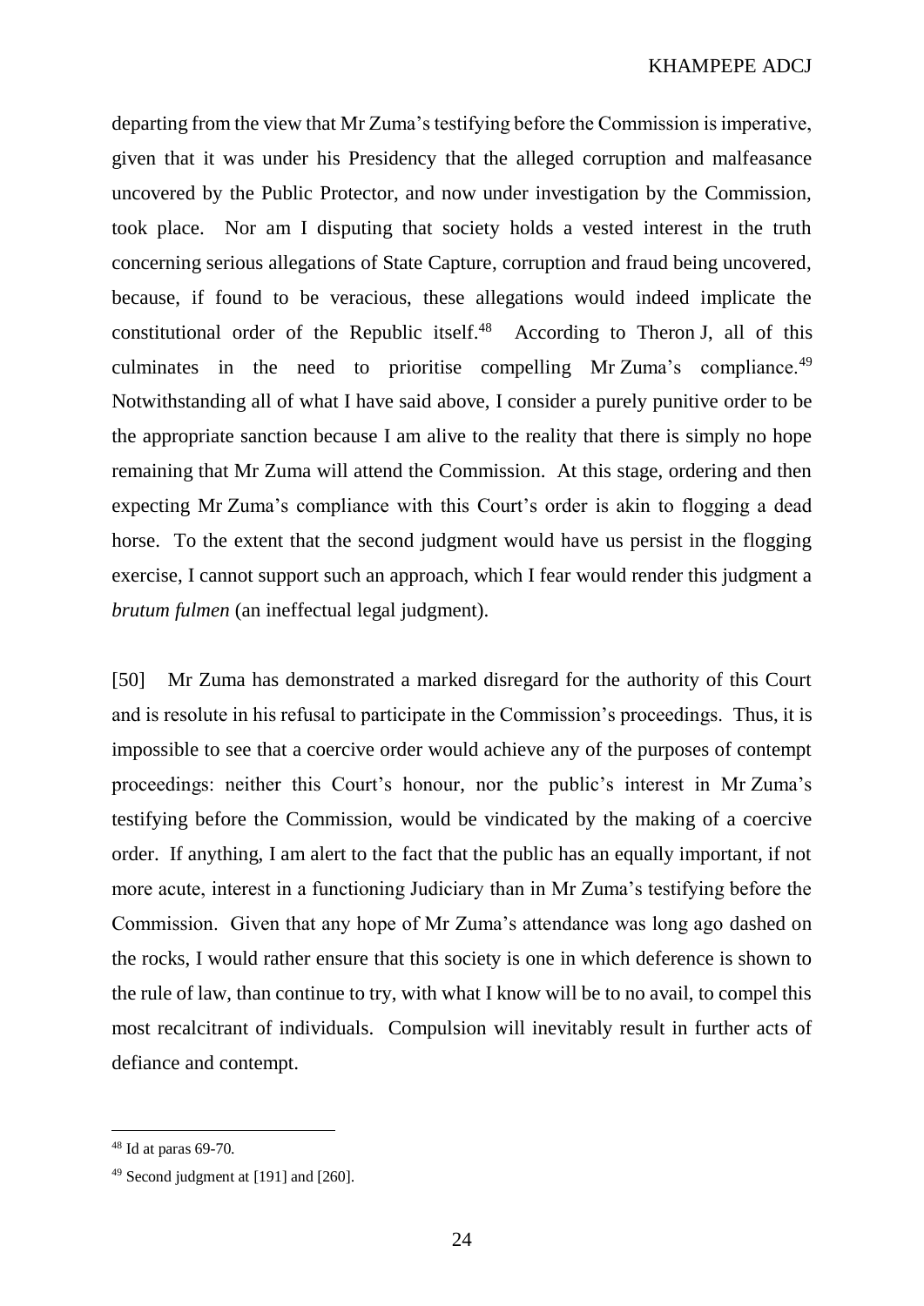departing from the view that Mr Zuma's testifying before the Commission is imperative, given that it was under his Presidency that the alleged corruption and malfeasance uncovered by the Public Protector, and now under investigation by the Commission, took place. Nor am I disputing that society holds a vested interest in the truth concerning serious allegations of State Capture, corruption and fraud being uncovered, because, if found to be veracious, these allegations would indeed implicate the constitutional order of the Republic itself.[48] According to Theron J, all of this culminates in the need to prioritise compelling Mr Zuma's compliance.[49] Notwithstanding all of what I have said above, I consider a purely punitive order to be the appropriate sanction because I am alive to the reality that there is simply no hope remaining that Mr Zuma will attend the Commission. At this stage, ordering and then expecting Mr Zuma's compliance with this Court's order is akin to flogging a dead horse. To the extent that the second judgment would have us persist in the flogging exercise, I cannot support such an approach, which I fear would render this judgment a *brutum fulmen* (an ineffectual legal judgment).

[50] Mr Zuma has demonstrated a marked disregard for the authority of this Court and is resolute in his refusal to participate in the Commission's proceedings. Thus, it is impossible to see that a coercive order would achieve any of the purposes of contempt proceedings: neither this Court's honour, nor the public's interest in Mr Zuma's testifying before the Commission, would be vindicated by the making of a coercive order. If anything, I am alert to the fact that the public has an equally important, if not more acute, interest in a functioning Judiciary than in Mr Zuma's testifying before the Commission. Given that any hope of Mr Zuma's attendance was long ago dashed on the rocks, I would rather ensure that this society is one in which deference is shown to the rule of law, than continue to try, with what I know will be to no avail, to compel this most recalcitrant of individuals. Compulsion will inevitably result in further acts of defiance and contempt.

---

[48] Id at paras 69-70.

[49] Second judgment at [191] and [260].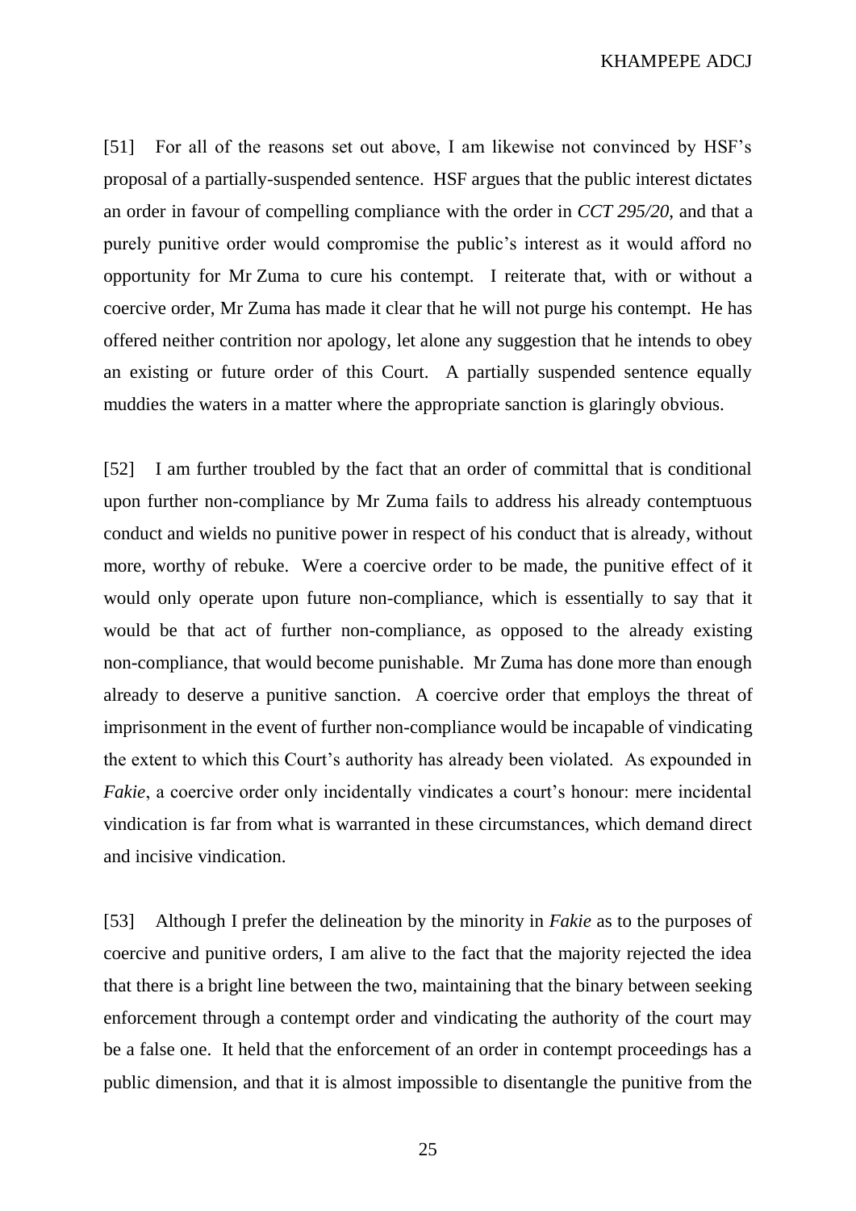[51] For all of the reasons set out above, I am likewise not convinced by HSF's proposal of a partially-suspended sentence. HSF argues that the public interest dictates an order in favour of compelling compliance with the order in *CCT 295/20*, and that a purely punitive order would compromise the public's interest as it would afford no opportunity for Mr Zuma to cure his contempt. I reiterate that, with or without a coercive order, Mr Zuma has made it clear that he will not purge his contempt. He has offered neither contrition nor apology, let alone any suggestion that he intends to obey an existing or future order of this Court. A partially suspended sentence equally muddies the waters in a matter where the appropriate sanction is glaringly obvious.

[52] I am further troubled by the fact that an order of committal that is conditional upon further non-compliance by Mr Zuma fails to address his already contemptuous conduct and wields no punitive power in respect of his conduct that is already, without more, worthy of rebuke. Were a coercive order to be made, the punitive effect of it would only operate upon future non-compliance, which is essentially to say that it would be that act of further non-compliance, as opposed to the already existing non-compliance, that would become punishable. Mr Zuma has done more than enough already to deserve a punitive sanction. A coercive order that employs the threat of imprisonment in the event of further non-compliance would be incapable of vindicating the extent to which this Court's authority has already been violated. As expounded in *Fakie*, a coercive order only incidentally vindicates a court's honour: mere incidental vindication is far from what is warranted in these circumstances, which demand direct and incisive vindication.

[53] Although I prefer the delineation by the minority in *Fakie* as to the purposes of coercive and punitive orders, I am alive to the fact that the majority rejected the idea that there is a bright line between the two, maintaining that the binary between seeking enforcement through a contempt order and vindicating the authority of the court may be a false one. It held that the enforcement of an order in contempt proceedings has a public dimension, and that it is almost impossible to disentangle the punitive from the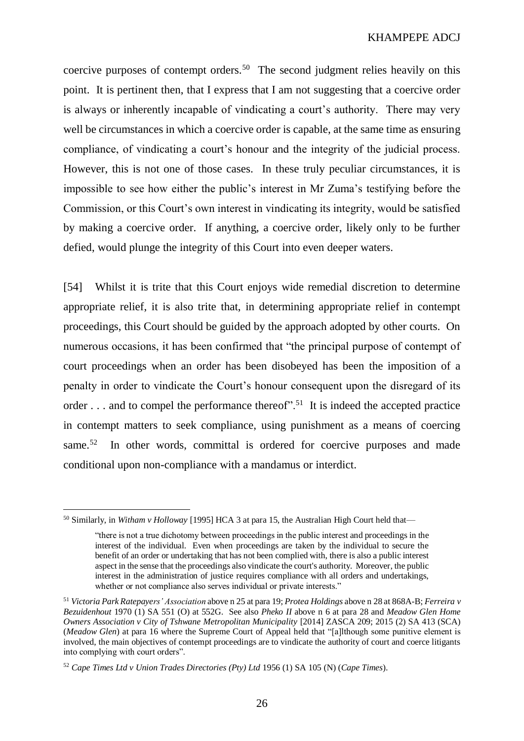coercive purposes of contempt orders.[50] The second judgment relies heavily on this point. It is pertinent then, that I express that I am not suggesting that a coercive order is always or inherently incapable of vindicating a court's authority. There may very well be circumstances in which a coercive order is capable, at the same time as ensuring compliance, of vindicating a court's honour and the integrity of the judicial process. However, this is not one of those cases. In these truly peculiar circumstances, it is impossible to see how either the public's interest in Mr Zuma's testifying before the Commission, or this Court's own interest in vindicating its integrity, would be satisfied by making a coercive order. If anything, a coercive order, likely only to be further defied, would plunge the integrity of this Court into even deeper waters.

[54] Whilst it is trite that this Court enjoys wide remedial discretion to determine appropriate relief, it is also trite that, in determining appropriate relief in contempt proceedings, this Court should be guided by the approach adopted by other courts. On numerous occasions, it has been confirmed that "the principal purpose of contempt of court proceedings when an order has been disobeyed has been the imposition of a penalty in order to vindicate the Court's honour consequent upon the disregard of its order . . . and to compel the performance thereof".[51] It is indeed the accepted practice in contempt matters to seek compliance, using punishment as a means of coercing same.[52] In other words, committal is ordered for coercive purposes and made conditional upon non-compliance with a mandamus or interdict.

---

[50] Similarly, in *Witham v Holloway* [1995] HCA 3 at para 15, the Australian High Court held that—

> "there is not a true dichotomy between proceedings in the public interest and proceedings in the interest of the individual. Even when proceedings are taken by the individual to secure the benefit of an order or undertaking that has not been complied with, there is also a public interest aspect in the sense that the proceedings also vindicate the court's authority. Moreover, the public interest in the administration of justice requires compliance with all orders and undertakings, whether or not compliance also serves individual or private interests."

[51] *Victoria Park Ratepayers' Association* above n 25 at para 19; *Protea Holdings* above n 28 at 868A-B; *Ferreira v Bezuidenhout* 1970 (1) SA 551 (O) at 552G. See also *Pheko II* above n 6 at para 28 and *Meadow Glen Home Owners Association v City of Tshwane Metropolitan Municipality* [2014] ZASCA 209; 2015 (2) SA 413 (SCA) (*Meadow Glen*) at para 16 where the Supreme Court of Appeal held that "[a]lthough some punitive element is involved, the main objectives of contempt proceedings are to vindicate the authority of court and coerce litigants into complying with court orders".

[52] *Cape Times Ltd v Union Trades Directories (Pty) Ltd* 1956 (1) SA 105 (N) (*Cape Times*).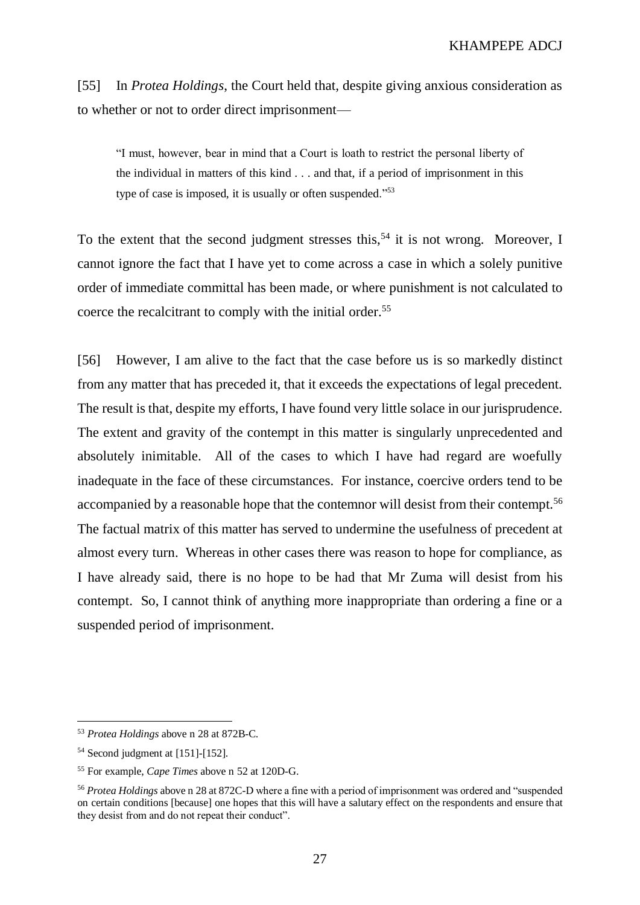[55] In *Protea Holdings*, the Court held that, despite giving anxious consideration as to whether or not to order direct imprisonment—

> "I must, however, bear in mind that a Court is loath to restrict the personal liberty of the individual in matters of this kind . . . and that, if a period of imprisonment in this type of case is imposed, it is usually or often suspended."[53]

To the extent that the second judgment stresses this,[54] it is not wrong. Moreover, I cannot ignore the fact that I have yet to come across a case in which a solely punitive order of immediate committal has been made, or where punishment is not calculated to coerce the recalcitrant to comply with the initial order.[55]

[56] However, I am alive to the fact that the case before us is so markedly distinct from any matter that has preceded it, that it exceeds the expectations of legal precedent. The result is that, despite my efforts, I have found very little solace in our jurisprudence. The extent and gravity of the contempt in this matter is singularly unprecedented and absolutely inimitable. All of the cases to which I have had regard are woefully inadequate in the face of these circumstances. For instance, coercive orders tend to be accompanied by a reasonable hope that the contemnor will desist from their contempt.[56] The factual matrix of this matter has served to undermine the usefulness of precedent at almost every turn. Whereas in other cases there was reason to hope for compliance, as I have already said, there is no hope to be had that Mr Zuma will desist from his contempt. So, I cannot think of anything more inappropriate than ordering a fine or a suspended period of imprisonment.

---

[53] *Protea Holdings* above n 28 at 872B-C.

[54] Second judgment at [151]-[152].

[55] For example, *Cape Times* above n 52 at 120D-G.

[56] *Protea Holdings* above n 28 at 872C-D where a fine with a period of imprisonment was ordered and "suspended on certain conditions [because] one hopes that this will have a salutary effect on the respondents and ensure that they desist from and do not repeat their conduct".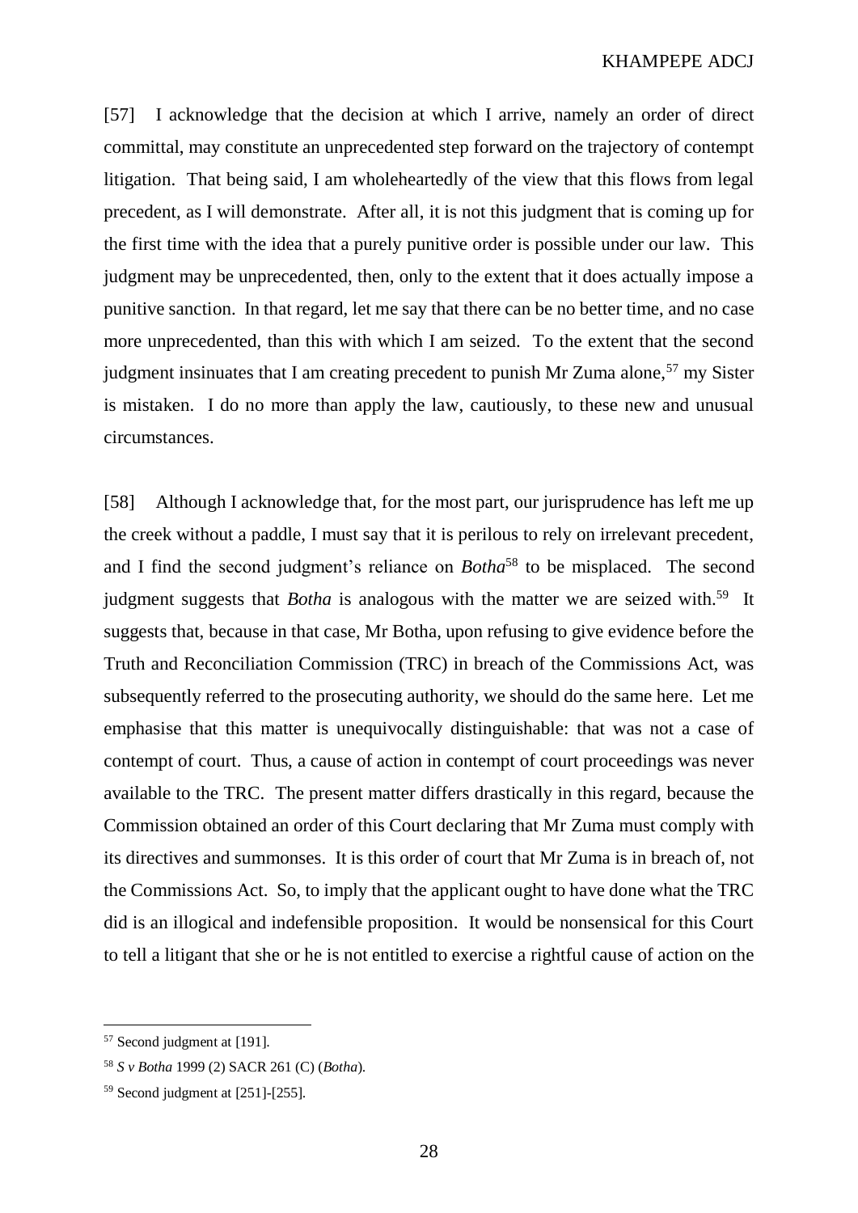[57] I acknowledge that the decision at which I arrive, namely an order of direct committal, may constitute an unprecedented step forward on the trajectory of contempt litigation. That being said, I am wholeheartedly of the view that this flows from legal precedent, as I will demonstrate. After all, it is not this judgment that is coming up for the first time with the idea that a purely punitive order is possible under our law. This judgment may be unprecedented, then, only to the extent that it does actually impose a punitive sanction. In that regard, let me say that there can be no better time, and no case more unprecedented, than this with which I am seized. To the extent that the second judgment insinuates that I am creating precedent to punish Mr Zuma alone,[57] my Sister is mistaken. I do no more than apply the law, cautiously, to these new and unusual circumstances.

[58] Although I acknowledge that, for the most part, our jurisprudence has left me up the creek without a paddle, I must say that it is perilous to rely on irrelevant precedent, and I find the second judgment's reliance on *Botha*[58] to be misplaced. The second judgment suggests that *Botha* is analogous with the matter we are seized with.[59] It suggests that, because in that case, Mr Botha, upon refusing to give evidence before the Truth and Reconciliation Commission (TRC) in breach of the Commissions Act, was subsequently referred to the prosecuting authority, we should do the same here. Let me emphasise that this matter is unequivocally distinguishable: that was not a case of contempt of court. Thus, a cause of action in contempt of court proceedings was never available to the TRC. The present matter differs drastically in this regard, because the Commission obtained an order of this Court declaring that Mr Zuma must comply with its directives and summonses. It is this order of court that Mr Zuma is in breach of, not the Commissions Act. So, to imply that the applicant ought to have done what the TRC did is an illogical and indefensible proposition. It would be nonsensical for this Court to tell a litigant that she or he is not entitled to exercise a rightful cause of action on the

---

[57] Second judgment at [191].

[58] *S v Botha* 1999 (2) SACR 261 (C) (*Botha*).

[59] Second judgment at [251]-[255].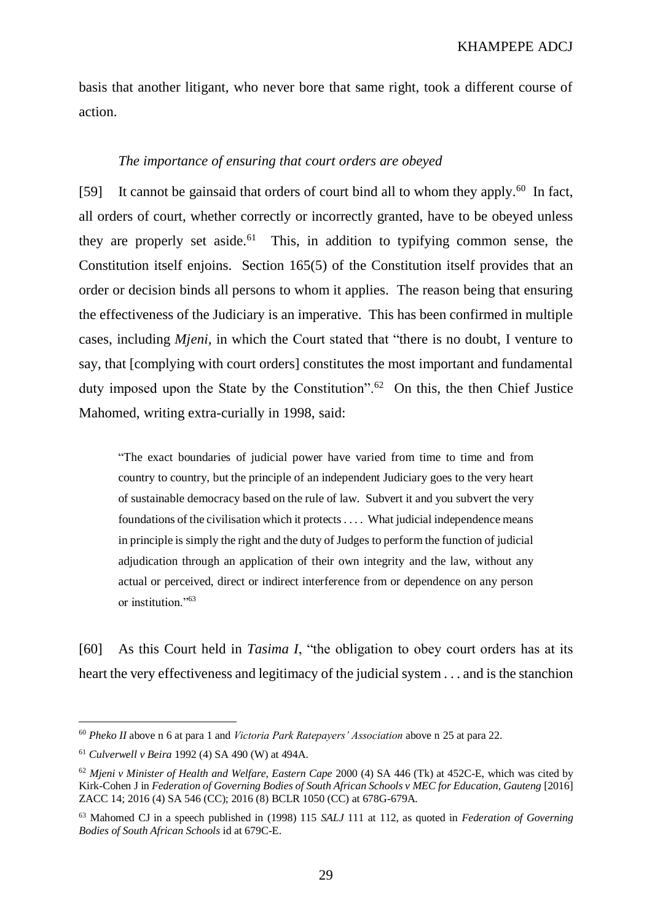basis that another litigant, who never bore that same right, took a different course of action.

*The importance of ensuring that court orders are obeyed*

[59] It cannot be gainsaid that orders of court bind all to whom they apply.[60] In fact, all orders of court, whether correctly or incorrectly granted, have to be obeyed unless they are properly set aside.[61] This, in addition to typifying common sense, the Constitution itself enjoins. Section 165(5) of the Constitution itself provides that an order or decision binds all persons to whom it applies. The reason being that ensuring the effectiveness of the Judiciary is an imperative. This has been confirmed in multiple cases, including *Mjeni*, in which the Court stated that "there is no doubt, I venture to say, that [complying with court orders] constitutes the most important and fundamental duty imposed upon the State by the Constitution".[62] On this, the then Chief Justice Mahomed, writing extra-curially in 1998, said:

> "The exact boundaries of judicial power have varied from time to time and from country to country, but the principle of an independent Judiciary goes to the very heart of sustainable democracy based on the rule of law. Subvert it and you subvert the very foundations of the civilisation which it protects . . . . What judicial independence means in principle is simply the right and the duty of Judges to perform the function of judicial adjudication through an application of their own integrity and the law, without any actual or perceived, direct or indirect interference from or dependence on any person or institution."[63]

[60] As this Court held in *Tasima I*, "the obligation to obey court orders has at its heart the very effectiveness and legitimacy of the judicial system . . . and is the stanchion

---

[60] *Pheko II* above n 6 at para 1 and *Victoria Park Ratepayers' Association* above n 25 at para 22.

[61] *Culverwell v Beira* 1992 (4) SA 490 (W) at 494A.

[62] *Mjeni v Minister of Health and Welfare, Eastern Cape* 2000 (4) SA 446 (Tk) at 452C-E, which was cited by Kirk-Cohen J in *Federation of Governing Bodies of South African Schools v MEC for Education, Gauteng* [2016] ZACC 14; 2016 (4) SA 546 (CC); 2016 (8) BCLR 1050 (CC) at 678G-679A.

[63] Mahomed CJ in a speech published in (1998) 115 *SALJ* 111 at 112, as quoted in *Federation of Governing Bodies of South African Schools* id at 679C-E.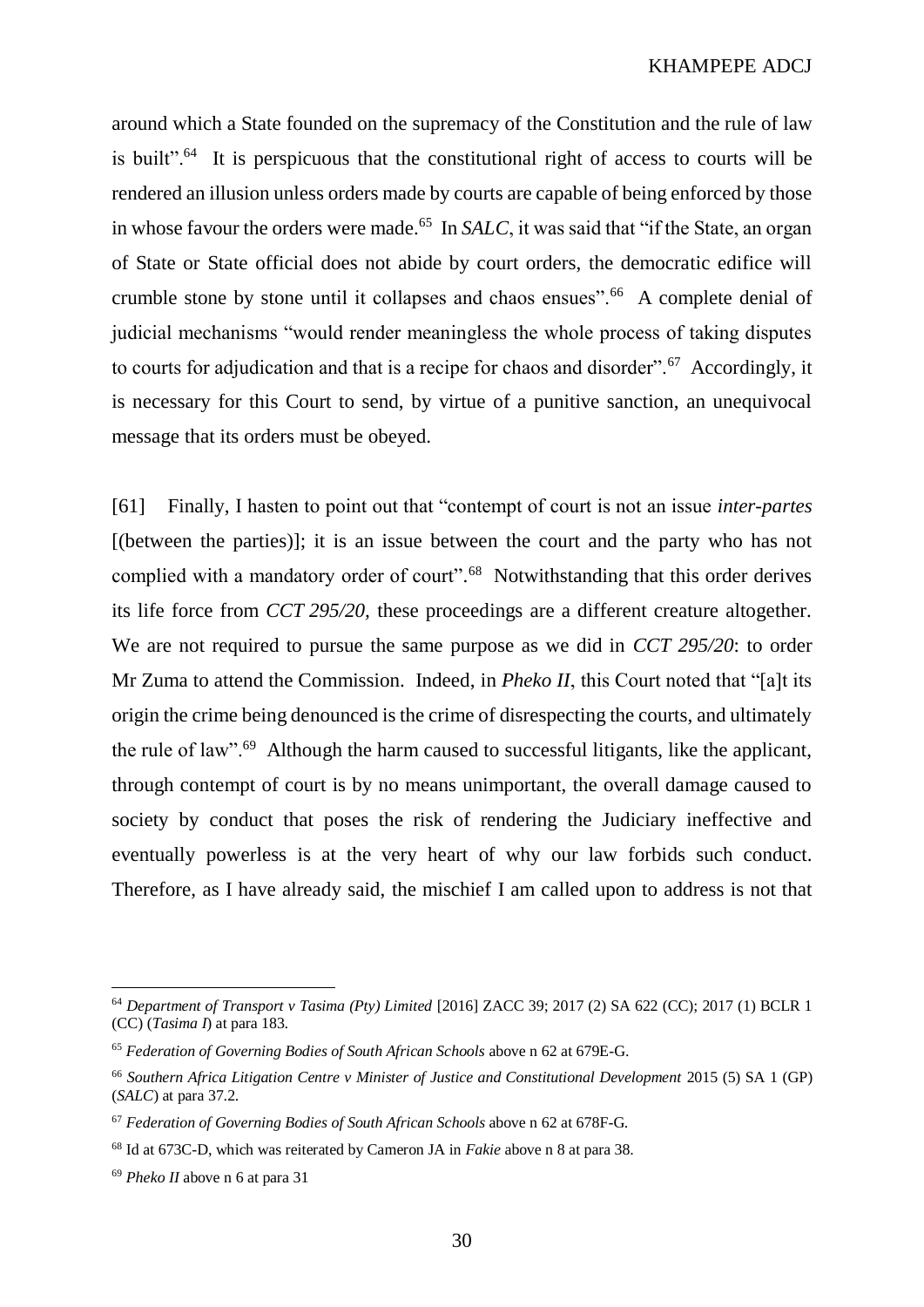around which a State founded on the supremacy of the Constitution and the rule of law is built".[64] It is perspicuous that the constitutional right of access to courts will be rendered an illusion unless orders made by courts are capable of being enforced by those in whose favour the orders were made.[65] In *SALC*, it was said that "if the State, an organ of State or State official does not abide by court orders, the democratic edifice will crumble stone by stone until it collapses and chaos ensues".[66] A complete denial of judicial mechanisms "would render meaningless the whole process of taking disputes to courts for adjudication and that is a recipe for chaos and disorder".[67] Accordingly, it is necessary for this Court to send, by virtue of a punitive sanction, an unequivocal message that its orders must be obeyed.

[61] Finally, I hasten to point out that "contempt of court is not an issue *inter-partes* [(between the parties)]; it is an issue between the court and the party who has not complied with a mandatory order of court".[68] Notwithstanding that this order derives its life force from *CCT 295/20,* these proceedings are a different creature altogether. We are not required to pursue the same purpose as we did in *CCT 295/20*: to order Mr Zuma to attend the Commission. Indeed, in *Pheko II*, this Court noted that "[a]t its origin the crime being denounced is the crime of disrespecting the courts, and ultimately the rule of law".[69] Although the harm caused to successful litigants, like the applicant, through contempt of court is by no means unimportant, the overall damage caused to society by conduct that poses the risk of rendering the Judiciary ineffective and eventually powerless is at the very heart of why our law forbids such conduct. Therefore, as I have already said, the mischief I am called upon to address is not that

---

[64] *Department of Transport v Tasima (Pty) Limited* [2016] ZACC 39; 2017 (2) SA 622 (CC); 2017 (1) BCLR 1 (CC) (*Tasima I*) at para 183.

[65] *Federation of Governing Bodies of South African Schools* above n 62 at 679E-G.

[66] *Southern Africa Litigation Centre v Minister of Justice and Constitutional Development* 2015 (5) SA 1 (GP) (*SALC*) at para 37.2.

[67] *Federation of Governing Bodies of South African Schools* above n 62 at 678F-G.

[68] Id at 673C-D, which was reiterated by Cameron JA in *Fakie* above n 8 at para 38.

[69] *Pheko II* above n 6 at para 31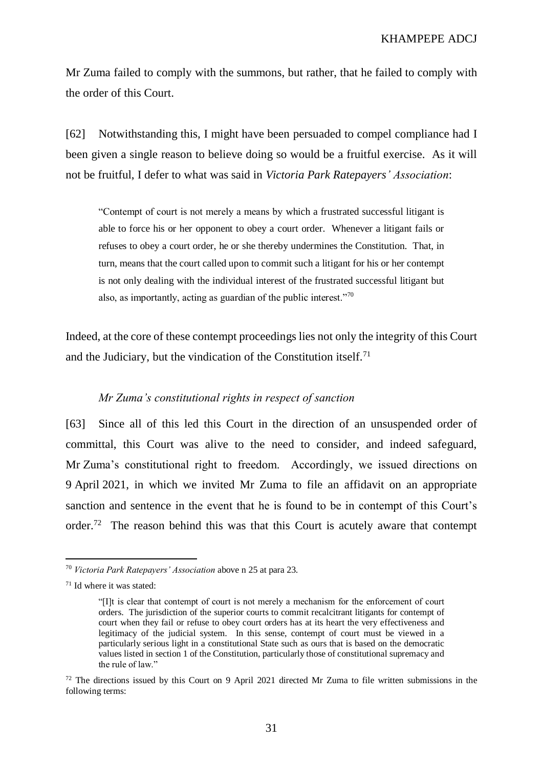Mr Zuma failed to comply with the summons, but rather, that he failed to comply with the order of this Court.

[62] Notwithstanding this, I might have been persuaded to compel compliance had I been given a single reason to believe doing so would be a fruitful exercise. As it will not be fruitful, I defer to what was said in *Victoria Park Ratepayers' Association*:

> "Contempt of court is not merely a means by which a frustrated successful litigant is able to force his or her opponent to obey a court order. Whenever a litigant fails or refuses to obey a court order, he or she thereby undermines the Constitution. That, in turn, means that the court called upon to commit such a litigant for his or her contempt is not only dealing with the individual interest of the frustrated successful litigant but also, as importantly, acting as guardian of the public interest."[70]

Indeed, at the core of these contempt proceedings lies not only the integrity of this Court and the Judiciary, but the vindication of the Constitution itself.[71]

### *Mr Zuma's constitutional rights in respect of sanction*

[63] Since all of this led this Court in the direction of an unsuspended order of committal, this Court was alive to the need to consider, and indeed safeguard, Mr Zuma's constitutional right to freedom. Accordingly, we issued directions on 9 April 2021, in which we invited Mr Zuma to file an affidavit on an appropriate sanction and sentence in the event that he is found to be in contempt of this Court's order.[72] The reason behind this was that this Court is acutely aware that contempt

---

[70] *Victoria Park Ratepayers' Association* above n 25 at para 23.

[71] Id where it was stated:

> "[I]t is clear that contempt of court is not merely a mechanism for the enforcement of court orders. The jurisdiction of the superior courts to commit recalcitrant litigants for contempt of court when they fail or refuse to obey court orders has at its heart the very effectiveness and legitimacy of the judicial system. In this sense, contempt of court must be viewed in a particularly serious light in a constitutional State such as ours that is based on the democratic values listed in section 1 of the Constitution, particularly those of constitutional supremacy and the rule of law."

[72] The directions issued by this Court on 9 April 2021 directed Mr Zuma to file written submissions in the following terms: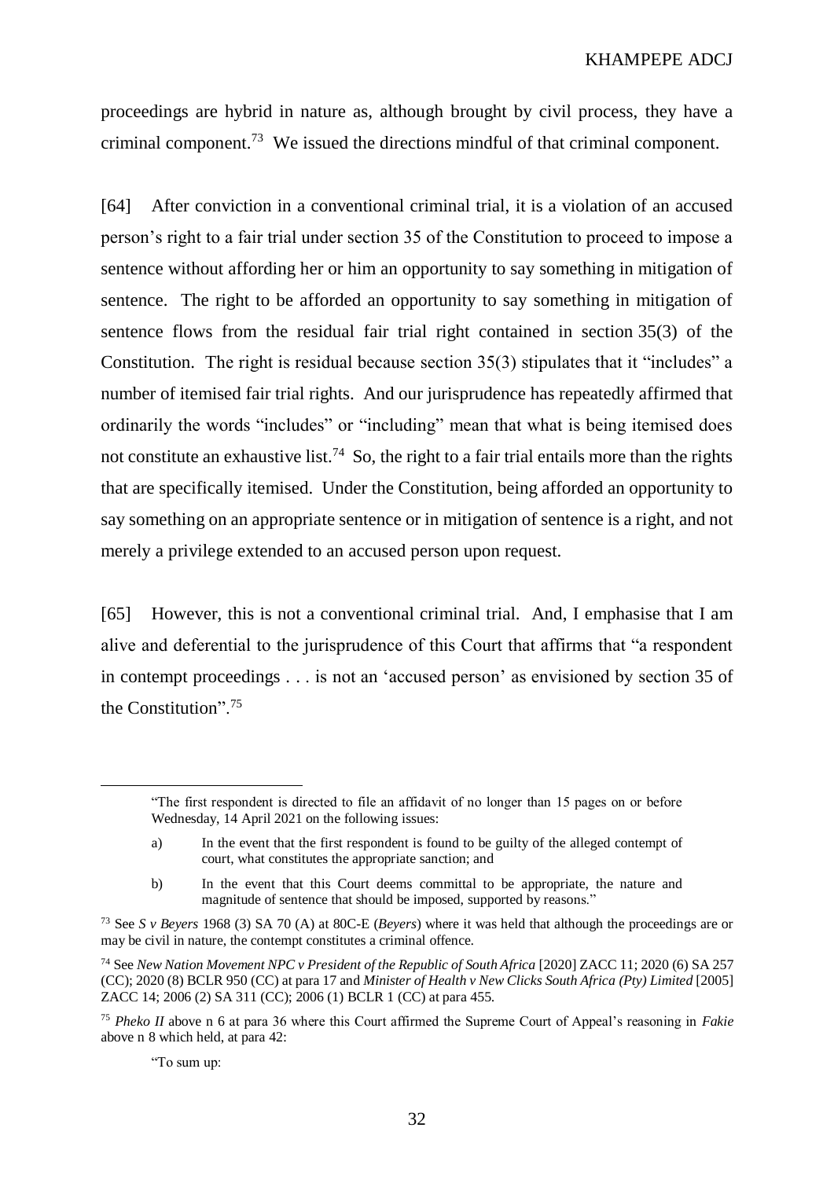proceedings are hybrid in nature as, although brought by civil process, they have a criminal component.[73] We issued the directions mindful of that criminal component.

[64] After conviction in a conventional criminal trial, it is a violation of an accused person's right to a fair trial under section 35 of the Constitution to proceed to impose a sentence without affording her or him an opportunity to say something in mitigation of sentence. The right to be afforded an opportunity to say something in mitigation of sentence flows from the residual fair trial right contained in section 35(3) of the Constitution. The right is residual because section 35(3) stipulates that it "includes" a number of itemised fair trial rights. And our jurisprudence has repeatedly affirmed that ordinarily the words "includes" or "including" mean that what is being itemised does not constitute an exhaustive list.[74] So, the right to a fair trial entails more than the rights that are specifically itemised. Under the Constitution, being afforded an opportunity to say something on an appropriate sentence or in mitigation of sentence is a right, and not merely a privilege extended to an accused person upon request.

[65] However, this is not a conventional criminal trial. And, I emphasise that I am alive and deferential to the jurisprudence of this Court that affirms that "a respondent in contempt proceedings . . . is not an 'accused person' as envisioned by section 35 of the Constitution".[75]

---

> "The first respondent is directed to file an affidavit of no longer than 15 pages on or before Wednesday, 14 April 2021 on the following issues:
>
> a) In the event that the first respondent is found to be guilty of the alleged contempt of court, what constitutes the appropriate sanction; and
>
> b) In the event that this Court deems committal to be appropriate, the nature and magnitude of sentence that should be imposed, supported by reasons."

[73] See *S v Beyers* 1968 (3) SA 70 (A) at 80C-E (*Beyers*) where it was held that although the proceedings are or may be civil in nature, the contempt constitutes a criminal offence.

[74] See *New Nation Movement NPC v President of the Republic of South Africa* [2020] ZACC 11; 2020 (6) SA 257 (CC); 2020 (8) BCLR 950 (CC) at para 17 and *Minister of Health v New Clicks South Africa (Pty) Limited* [2005] ZACC 14; 2006 (2) SA 311 (CC); 2006 (1) BCLR 1 (CC) at para 455.

[75] *Pheko II* above n 6 at para 36 where this Court affirmed the Supreme Court of Appeal's reasoning in *Fakie* above n 8 which held, at para 42:

> "To sum up: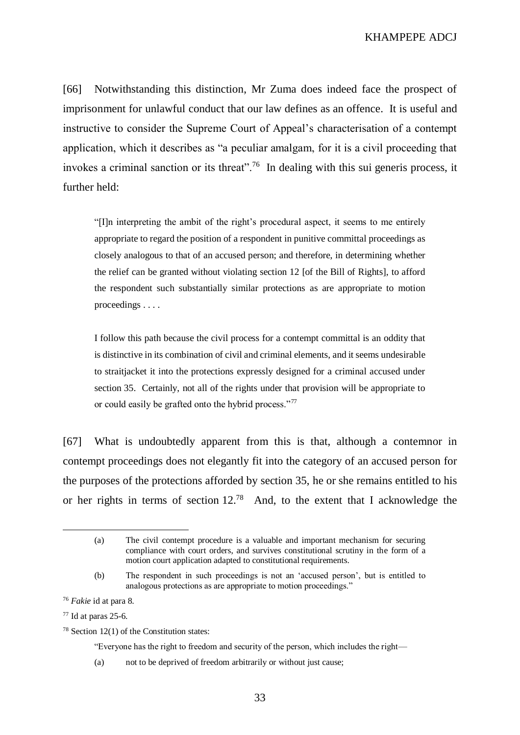[66] Notwithstanding this distinction, Mr Zuma does indeed face the prospect of imprisonment for unlawful conduct that our law defines as an offence. It is useful and instructive to consider the Supreme Court of Appeal's characterisation of a contempt application, which it describes as "a peculiar amalgam, for it is a civil proceeding that invokes a criminal sanction or its threat".[76] In dealing with this sui generis process, it further held:

> "[I]n interpreting the ambit of the right's procedural aspect, it seems to me entirely appropriate to regard the position of a respondent in punitive committal proceedings as closely analogous to that of an accused person; and therefore, in determining whether the relief can be granted without violating section 12 [of the Bill of Rights], to afford the respondent such substantially similar protections as are appropriate to motion proceedings . . . .
>
> I follow this path because the civil process for a contempt committal is an oddity that is distinctive in its combination of civil and criminal elements, and it seems undesirable to straitjacket it into the protections expressly designed for a criminal accused under section 35. Certainly, not all of the rights under that provision will be appropriate to or could easily be grafted onto the hybrid process."[77]

[67] What is undoubtedly apparent from this is that, although a contemnor in contempt proceedings does not elegantly fit into the category of an accused person for the purposes of the protections afforded by section 35, he or she remains entitled to his or her rights in terms of section 12.[78] And, to the extent that I acknowledge the

---

> (a) The civil contempt procedure is a valuable and important mechanism for securing compliance with court orders, and survives constitutional scrutiny in the form of a motion court application adapted to constitutional requirements.
>
> (b) The respondent in such proceedings is not an 'accused person', but is entitled to analogous protections as are appropriate to motion proceedings."

[76] *Fakie* id at para 8.

[77] Id at paras 25-6.

[78] Section 12(1) of the Constitution states:

> "Everyone has the right to freedom and security of the person, which includes the right—
>
> (a) not to be deprived of freedom arbitrarily or without just cause;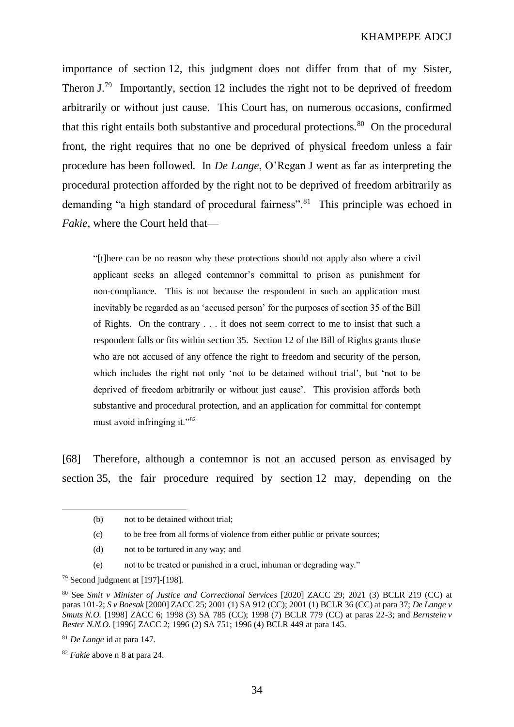importance of section 12, this judgment does not differ from that of my Sister, Theron J.[79] Importantly, section 12 includes the right not to be deprived of freedom arbitrarily or without just cause. This Court has, on numerous occasions, confirmed that this right entails both substantive and procedural protections.[80] On the procedural front, the right requires that no one be deprived of physical freedom unless a fair procedure has been followed. In *De Lange*, O'Regan J went as far as interpreting the procedural protection afforded by the right not to be deprived of freedom arbitrarily as demanding "a high standard of procedural fairness".[81] This principle was echoed in *Fakie*, where the Court held that—

> "[t]here can be no reason why these protections should not apply also where a civil applicant seeks an alleged contemnor's committal to prison as punishment for non-compliance. This is not because the respondent in such an application must inevitably be regarded as an 'accused person' for the purposes of section 35 of the Bill of Rights. On the contrary . . . it does not seem correct to me to insist that such a respondent falls or fits within section 35. Section 12 of the Bill of Rights grants those who are not accused of any offence the right to freedom and security of the person, which includes the right not only 'not to be detained without trial', but 'not to be deprived of freedom arbitrarily or without just cause'. This provision affords both substantive and procedural protection, and an application for committal for contempt must avoid infringing it."[82]

[68] Therefore, although a contemnor is not an accused person as envisaged by section 35, the fair procedure required by section 12 may, depending on the

---

> (b) not to be detained without trial;
>
> (c) to be free from all forms of violence from either public or private sources;
>
> (d) not to be tortured in any way; and
>
> (e) not to be treated or punished in a cruel, inhuman or degrading way."

[79] Second judgment at [197]-[198].

[80] See *Smit v Minister of Justice and Correctional Services* [2020] ZACC 29; 2021 (3) BCLR 219 (CC) at paras 101-2; *S v Boesak* [2000] ZACC 25; 2001 (1) SA 912 (CC); 2001 (1) BCLR 36 (CC) at para 37; *De Lange v Smuts N.O.* [1998] ZACC 6; 1998 (3) SA 785 (CC); 1998 (7) BCLR 779 (CC) at paras 22-3; and *Bernstein v Bester N.N.O.* [1996] ZACC 2; 1996 (2) SA 751; 1996 (4) BCLR 449 at para 145.

[81] *De Lange* id at para 147.

[82] *Fakie* above n 8 at para 24.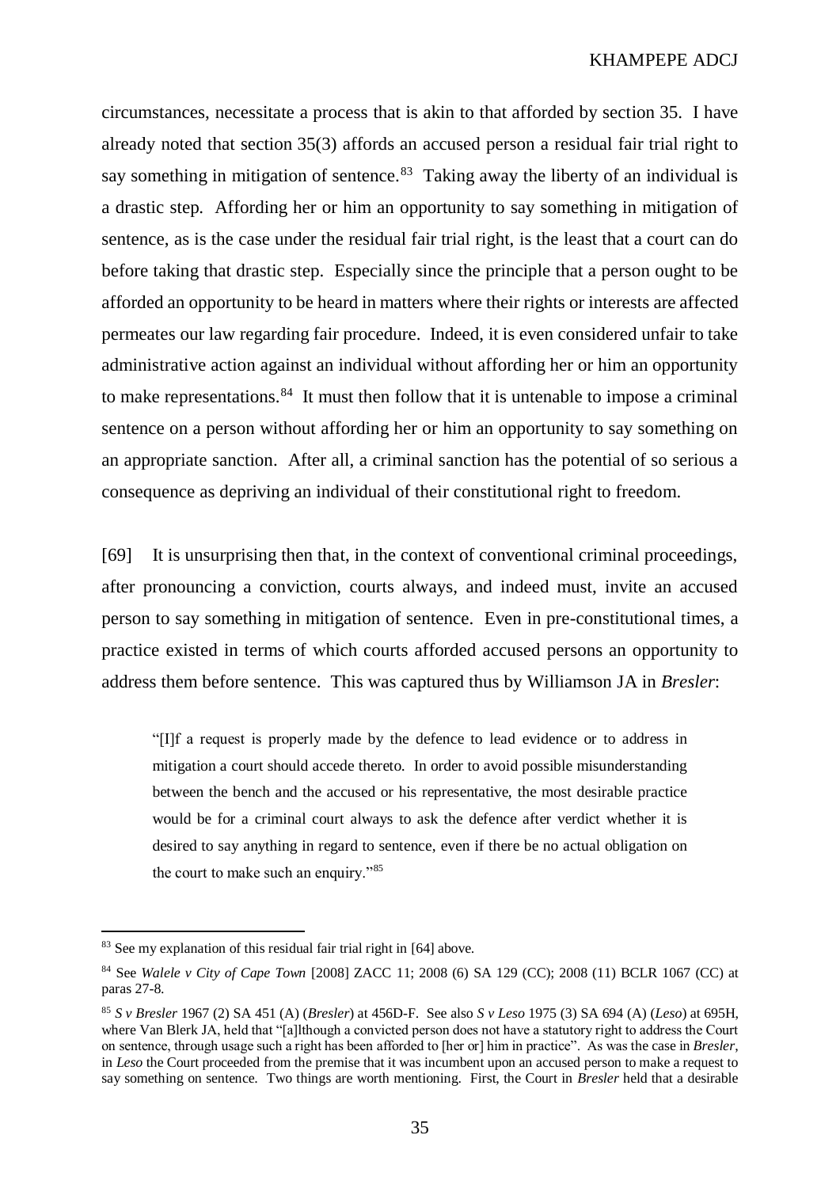circumstances, necessitate a process that is akin to that afforded by section 35. I have already noted that section 35(3) affords an accused person a residual fair trial right to say something in mitigation of sentence.[83] Taking away the liberty of an individual is a drastic step. Affording her or him an opportunity to say something in mitigation of sentence, as is the case under the residual fair trial right, is the least that a court can do before taking that drastic step. Especially since the principle that a person ought to be afforded an opportunity to be heard in matters where their rights or interests are affected permeates our law regarding fair procedure. Indeed, it is even considered unfair to take administrative action against an individual without affording her or him an opportunity to make representations.[84] It must then follow that it is untenable to impose a criminal sentence on a person without affording her or him an opportunity to say something on an appropriate sanction. After all, a criminal sanction has the potential of so serious a consequence as depriving an individual of their constitutional right to freedom.

[69] It is unsurprising then that, in the context of conventional criminal proceedings, after pronouncing a conviction, courts always, and indeed must, invite an accused person to say something in mitigation of sentence. Even in pre-constitutional times, a practice existed in terms of which courts afforded accused persons an opportunity to address them before sentence. This was captured thus by Williamson JA in *Bresler*:

> "[I]f a request is properly made by the defence to lead evidence or to address in mitigation a court should accede thereto. In order to avoid possible misunderstanding between the bench and the accused or his representative, the most desirable practice would be for a criminal court always to ask the defence after verdict whether it is desired to say anything in regard to sentence, even if there be no actual obligation on the court to make such an enquiry."[85]

---

[83] See my explanation of this residual fair trial right in [64] above.

[84] See *Walele v City of Cape Town* [2008] ZACC 11; 2008 (6) SA 129 (CC); 2008 (11) BCLR 1067 (CC) at paras 27-8.

[85] *S v Bresler* 1967 (2) SA 451 (A) (*Bresler*) at 456D-F. See also *S v Leso* 1975 (3) SA 694 (A) (*Leso*) at 695H, where Van Blerk JA, held that "[a]lthough a convicted person does not have a statutory right to address the Court on sentence, through usage such a right has been afforded to [her or] him in practice". As was the case in *Bresler*, in *Leso* the Court proceeded from the premise that it was incumbent upon an accused person to make a request to say something on sentence. Two things are worth mentioning. First, the Court in *Bresler* held that a desirable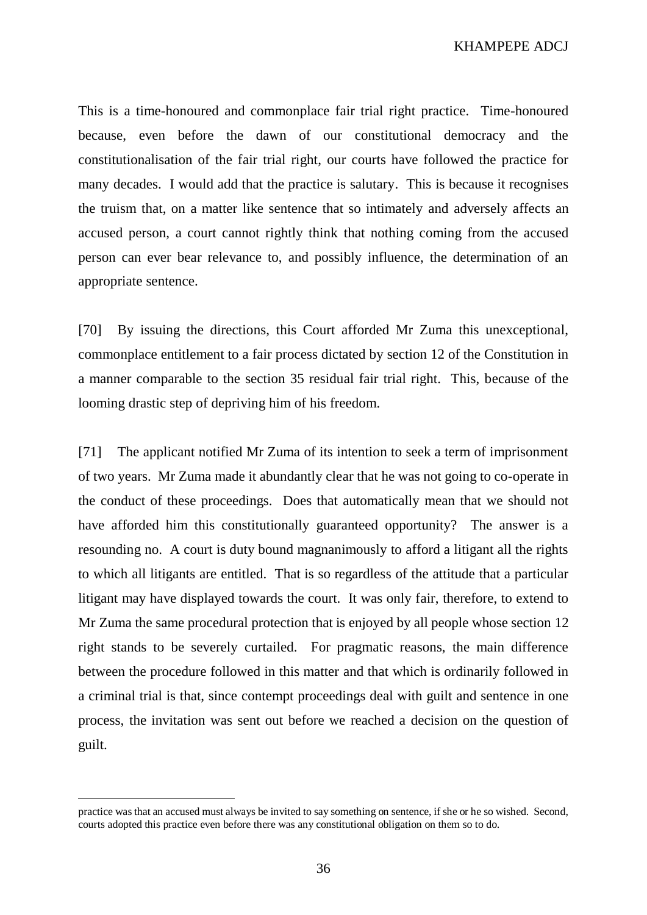This is a time-honoured and commonplace fair trial right practice. Time-honoured because, even before the dawn of our constitutional democracy and the constitutionalisation of the fair trial right, our courts have followed the practice for many decades. I would add that the practice is salutary. This is because it recognises the truism that, on a matter like sentence that so intimately and adversely affects an accused person, a court cannot rightly think that nothing coming from the accused person can ever bear relevance to, and possibly influence, the determination of an appropriate sentence.

[70] By issuing the directions, this Court afforded Mr Zuma this unexceptional, commonplace entitlement to a fair process dictated by section 12 of the Constitution in a manner comparable to the section 35 residual fair trial right. This, because of the looming drastic step of depriving him of his freedom.

[71] The applicant notified Mr Zuma of its intention to seek a term of imprisonment of two years. Mr Zuma made it abundantly clear that he was not going to co-operate in the conduct of these proceedings. Does that automatically mean that we should not have afforded him this constitutionally guaranteed opportunity? The answer is a resounding no. A court is duty bound magnanimously to afford a litigant all the rights to which all litigants are entitled. That is so regardless of the attitude that a particular litigant may have displayed towards the court. It was only fair, therefore, to extend to Mr Zuma the same procedural protection that is enjoyed by all people whose section 12 right stands to be severely curtailed. For pragmatic reasons, the main difference between the procedure followed in this matter and that which is ordinarily followed in a criminal trial is that, since contempt proceedings deal with guilt and sentence in one process, the invitation was sent out before we reached a decision on the question of guilt.

---

practice was that an accused must always be invited to say something on sentence, if she or he so wished. Second, courts adopted this practice even before there was any constitutional obligation on them so to do.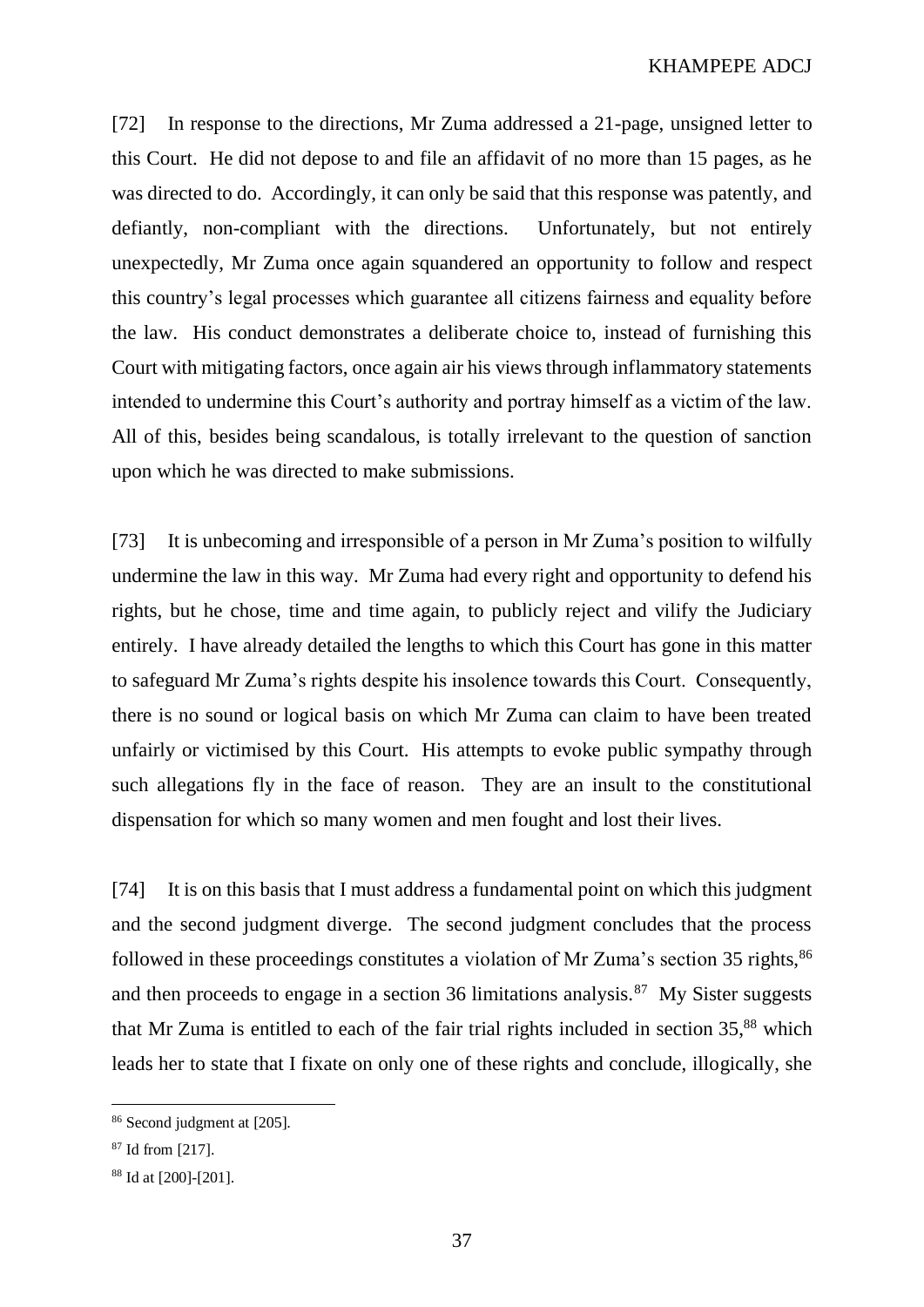[72] In response to the directions, Mr Zuma addressed a 21-page, unsigned letter to this Court. He did not depose to and file an affidavit of no more than 15 pages, as he was directed to do. Accordingly, it can only be said that this response was patently, and defiantly, non-compliant with the directions. Unfortunately, but not entirely unexpectedly, Mr Zuma once again squandered an opportunity to follow and respect this country's legal processes which guarantee all citizens fairness and equality before the law. His conduct demonstrates a deliberate choice to, instead of furnishing this Court with mitigating factors, once again air his views through inflammatory statements intended to undermine this Court's authority and portray himself as a victim of the law. All of this, besides being scandalous, is totally irrelevant to the question of sanction upon which he was directed to make submissions.

[73] It is unbecoming and irresponsible of a person in Mr Zuma's position to wilfully undermine the law in this way. Mr Zuma had every right and opportunity to defend his rights, but he chose, time and time again, to publicly reject and vilify the Judiciary entirely. I have already detailed the lengths to which this Court has gone in this matter to safeguard Mr Zuma's rights despite his insolence towards this Court. Consequently, there is no sound or logical basis on which Mr Zuma can claim to have been treated unfairly or victimised by this Court. His attempts to evoke public sympathy through such allegations fly in the face of reason. They are an insult to the constitutional dispensation for which so many women and men fought and lost their lives.

[74] It is on this basis that I must address a fundamental point on which this judgment and the second judgment diverge. The second judgment concludes that the process followed in these proceedings constitutes a violation of Mr Zuma's section 35 rights,[86] and then proceeds to engage in a section 36 limitations analysis.[87] My Sister suggests that Mr Zuma is entitled to each of the fair trial rights included in section 35,[88] which leads her to state that I fixate on only one of these rights and conclude, illogically, she

---

[86] Second judgment at [205].

[87] Id from [217].

[88] Id at [200]-[201].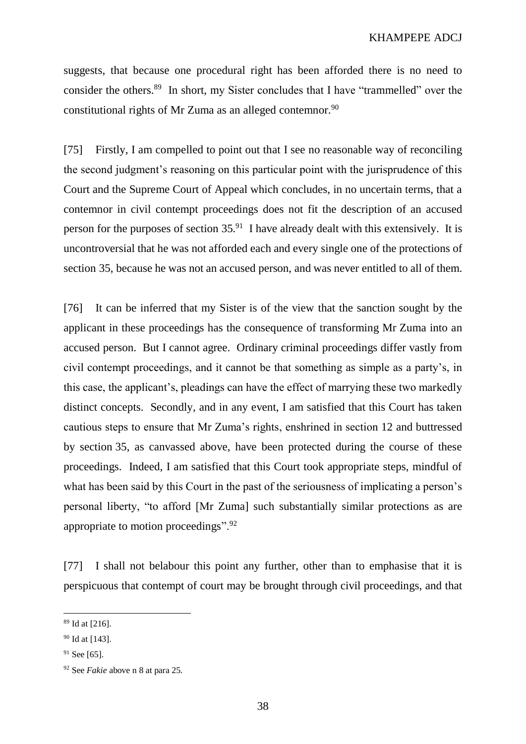suggests, that because one procedural right has been afforded there is no need to consider the others.[89] In short, my Sister concludes that I have "trammelled" over the constitutional rights of Mr Zuma as an alleged contemnor.[90]

[75] Firstly, I am compelled to point out that I see no reasonable way of reconciling the second judgment's reasoning on this particular point with the jurisprudence of this Court and the Supreme Court of Appeal which concludes, in no uncertain terms, that a contemnor in civil contempt proceedings does not fit the description of an accused person for the purposes of section 35.[91] I have already dealt with this extensively. It is uncontroversial that he was not afforded each and every single one of the protections of section 35, because he was not an accused person, and was never entitled to all of them.

[76] It can be inferred that my Sister is of the view that the sanction sought by the applicant in these proceedings has the consequence of transforming Mr Zuma into an accused person. But I cannot agree. Ordinary criminal proceedings differ vastly from civil contempt proceedings, and it cannot be that something as simple as a party's, in this case, the applicant's, pleadings can have the effect of marrying these two markedly distinct concepts. Secondly, and in any event, I am satisfied that this Court has taken cautious steps to ensure that Mr Zuma's rights, enshrined in section 12 and buttressed by section 35, as canvassed above, have been protected during the course of these proceedings. Indeed, I am satisfied that this Court took appropriate steps, mindful of what has been said by this Court in the past of the seriousness of implicating a person's personal liberty, "to afford [Mr Zuma] such substantially similar protections as are appropriate to motion proceedings".[92]

[77] I shall not belabour this point any further, other than to emphasise that it is perspicuous that contempt of court may be brought through civil proceedings, and that

---

[89] Id at [216].

[90] Id at [143].

[91] See [65].

[92] See *Fakie* above n 8 at para 25.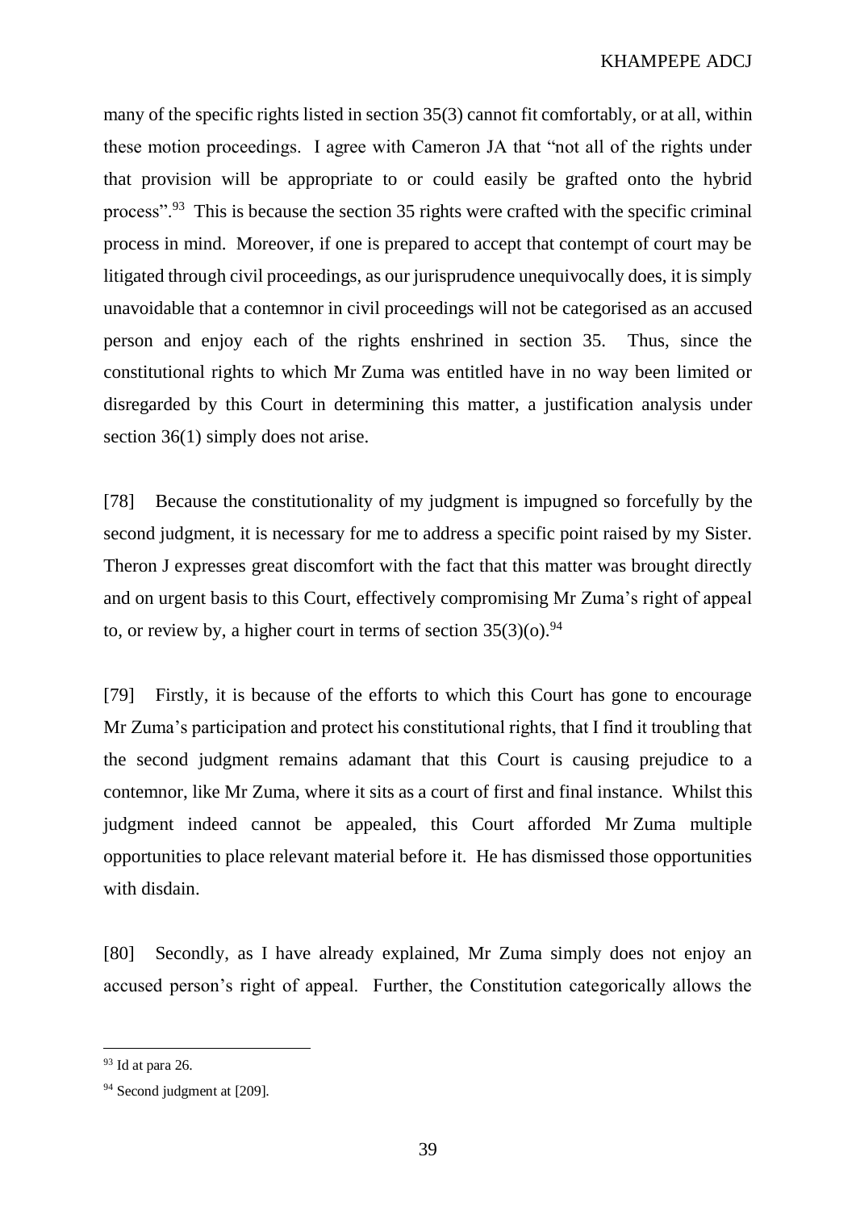many of the specific rights listed in section 35(3) cannot fit comfortably, or at all, within these motion proceedings. I agree with Cameron JA that "not all of the rights under that provision will be appropriate to or could easily be grafted onto the hybrid process".[93] This is because the section 35 rights were crafted with the specific criminal process in mind. Moreover, if one is prepared to accept that contempt of court may be litigated through civil proceedings, as our jurisprudence unequivocally does, it is simply unavoidable that a contemnor in civil proceedings will not be categorised as an accused person and enjoy each of the rights enshrined in section 35. Thus, since the constitutional rights to which Mr Zuma was entitled have in no way been limited or disregarded by this Court in determining this matter, a justification analysis under section 36(1) simply does not arise.

[78] Because the constitutionality of my judgment is impugned so forcefully by the second judgment, it is necessary for me to address a specific point raised by my Sister. Theron J expresses great discomfort with the fact that this matter was brought directly and on urgent basis to this Court, effectively compromising Mr Zuma's right of appeal to, or review by, a higher court in terms of section 35(3)(o).[94]

[79] Firstly, it is because of the efforts to which this Court has gone to encourage Mr Zuma's participation and protect his constitutional rights, that I find it troubling that the second judgment remains adamant that this Court is causing prejudice to a contemnor, like Mr Zuma, where it sits as a court of first and final instance. Whilst this judgment indeed cannot be appealed, this Court afforded Mr Zuma multiple opportunities to place relevant material before it. He has dismissed those opportunities with disdain.

[80] Secondly, as I have already explained, Mr Zuma simply does not enjoy an accused person's right of appeal. Further, the Constitution categorically allows the

---

[93] Id at para 26.

[94] Second judgment at [209].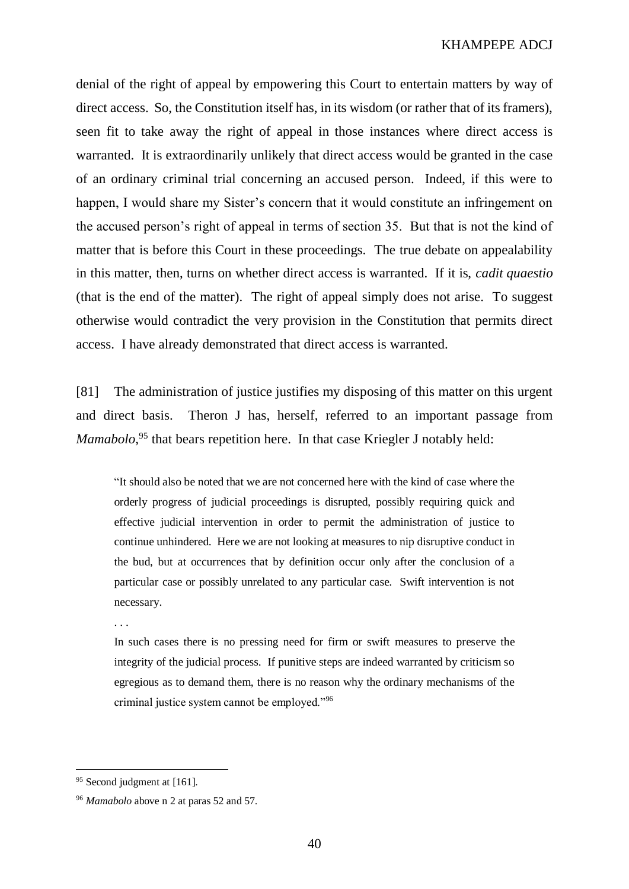denial of the right of appeal by empowering this Court to entertain matters by way of direct access. So, the Constitution itself has, in its wisdom (or rather that of its framers), seen fit to take away the right of appeal in those instances where direct access is warranted. It is extraordinarily unlikely that direct access would be granted in the case of an ordinary criminal trial concerning an accused person. Indeed, if this were to happen, I would share my Sister's concern that it would constitute an infringement on the accused person's right of appeal in terms of section 35. But that is not the kind of matter that is before this Court in these proceedings. The true debate on appealability in this matter, then, turns on whether direct access is warranted. If it is, *cadit quaestio* (that is the end of the matter). The right of appeal simply does not arise. To suggest otherwise would contradict the very provision in the Constitution that permits direct access. I have already demonstrated that direct access is warranted.

[81] The administration of justice justifies my disposing of this matter on this urgent and direct basis. Theron J has, herself, referred to an important passage from *Mamabolo*,[95] that bears repetition here. In that case Kriegler J notably held:

> "It should also be noted that we are not concerned here with the kind of case where the orderly progress of judicial proceedings is disrupted, possibly requiring quick and effective judicial intervention in order to permit the administration of justice to continue unhindered. Here we are not looking at measures to nip disruptive conduct in the bud, but at occurrences that by definition occur only after the conclusion of a particular case or possibly unrelated to any particular case. Swift intervention is not necessary.
>
> . . .
>
> In such cases there is no pressing need for firm or swift measures to preserve the integrity of the judicial process. If punitive steps are indeed warranted by criticism so egregious as to demand them, there is no reason why the ordinary mechanisms of the criminal justice system cannot be employed."[96]

---

[95] Second judgment at [161].

[96] *Mamabolo* above n 2 at paras 52 and 57.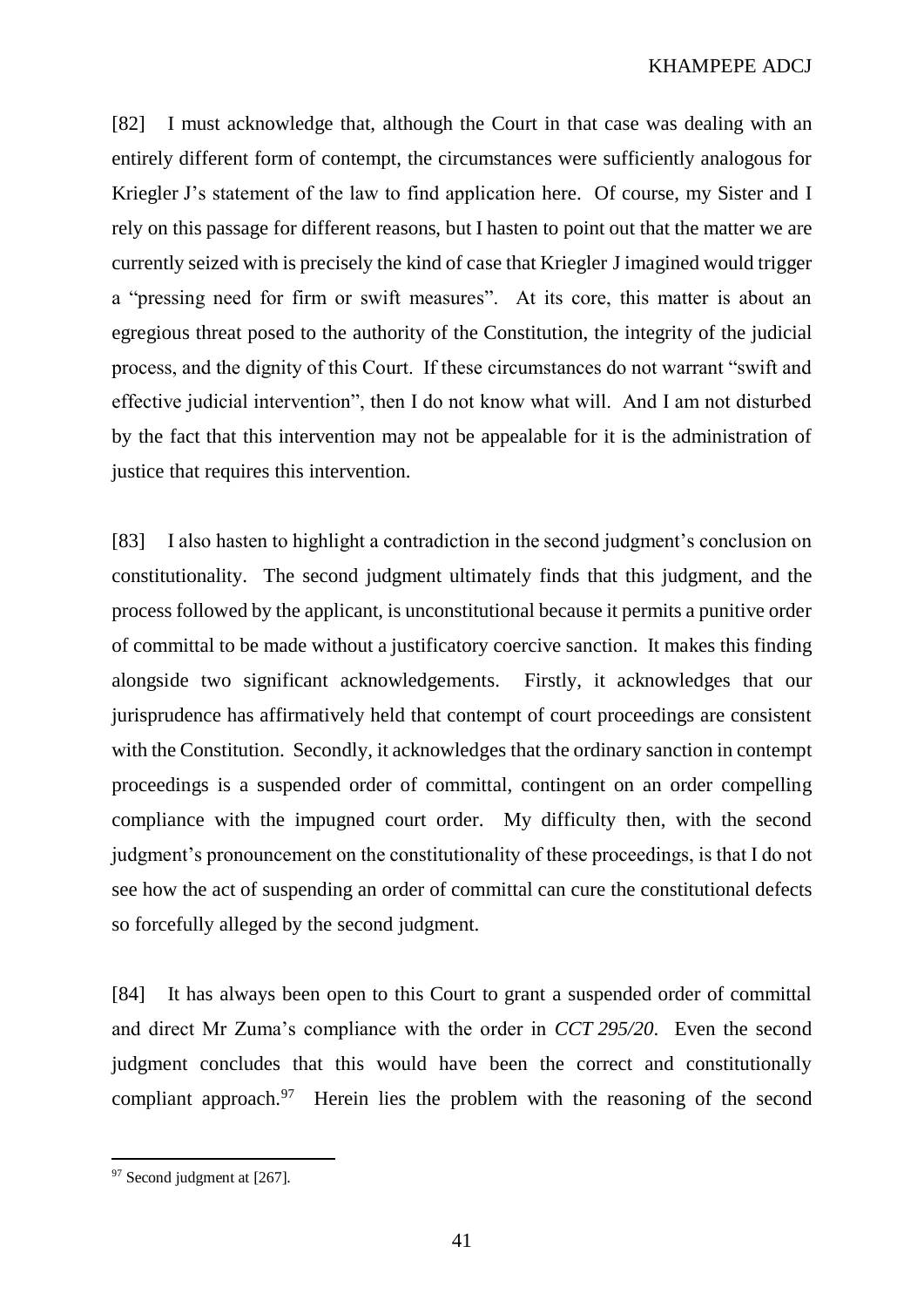[82] I must acknowledge that, although the Court in that case was dealing with an entirely different form of contempt, the circumstances were sufficiently analogous for Kriegler J's statement of the law to find application here. Of course, my Sister and I rely on this passage for different reasons, but I hasten to point out that the matter we are currently seized with is precisely the kind of case that Kriegler J imagined would trigger a "pressing need for firm or swift measures". At its core, this matter is about an egregious threat posed to the authority of the Constitution, the integrity of the judicial process, and the dignity of this Court. If these circumstances do not warrant "swift and effective judicial intervention", then I do not know what will. And I am not disturbed by the fact that this intervention may not be appealable for it is the administration of justice that requires this intervention.

[83] I also hasten to highlight a contradiction in the second judgment's conclusion on constitutionality. The second judgment ultimately finds that this judgment, and the process followed by the applicant, is unconstitutional because it permits a punitive order of committal to be made without a justificatory coercive sanction. It makes this finding alongside two significant acknowledgements. Firstly, it acknowledges that our jurisprudence has affirmatively held that contempt of court proceedings are consistent with the Constitution. Secondly, it acknowledges that the ordinary sanction in contempt proceedings is a suspended order of committal, contingent on an order compelling compliance with the impugned court order. My difficulty then, with the second judgment's pronouncement on the constitutionality of these proceedings, is that I do not see how the act of suspending an order of committal can cure the constitutional defects so forcefully alleged by the second judgment.

[84] It has always been open to this Court to grant a suspended order of committal and direct Mr Zuma's compliance with the order in *CCT 295/20*. Even the second judgment concludes that this would have been the correct and constitutionally compliant approach.[97] Herein lies the problem with the reasoning of the second

[97] Second judgment at [267].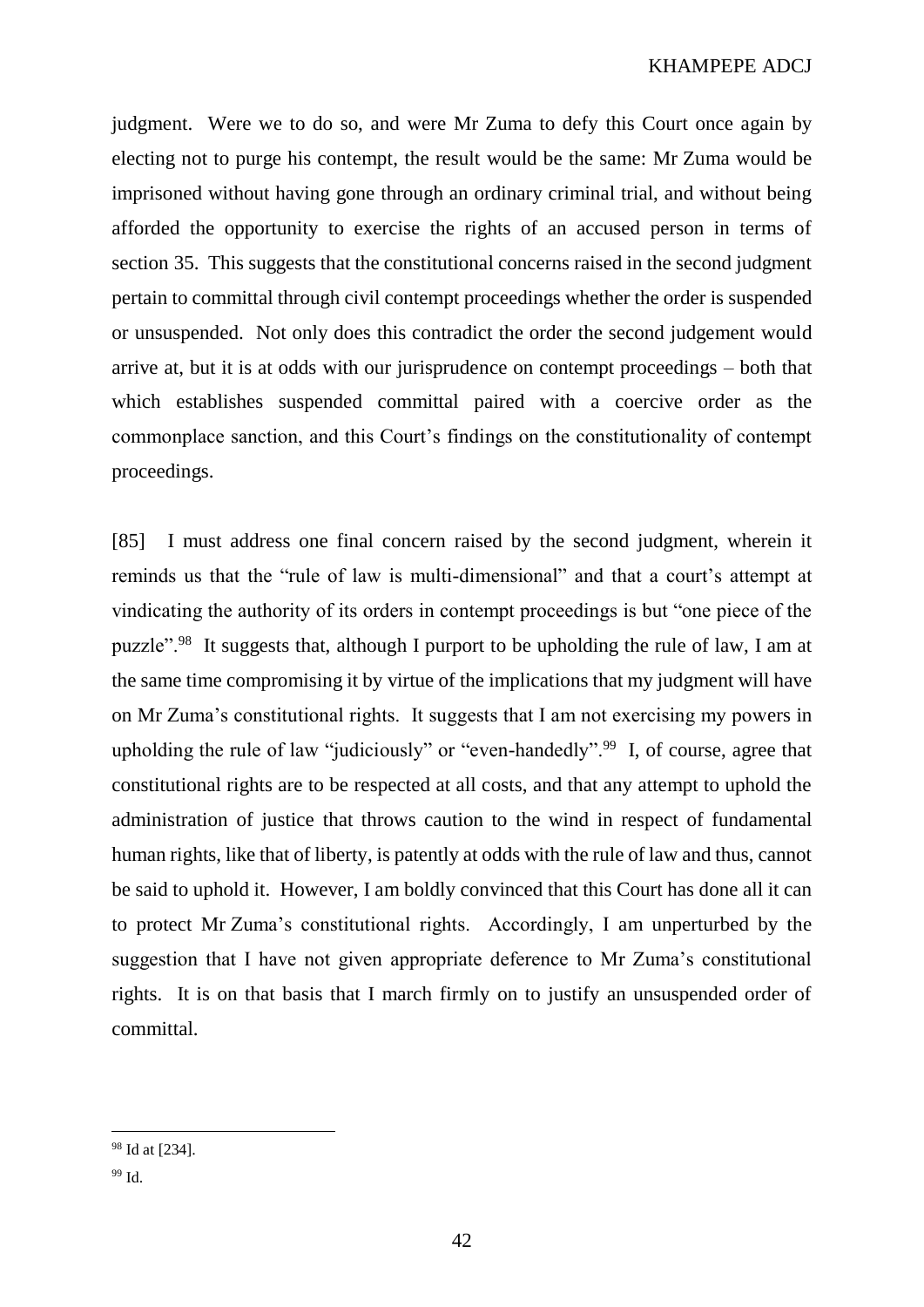judgment. Were we to do so, and were Mr Zuma to defy this Court once again by electing not to purge his contempt, the result would be the same: Mr Zuma would be imprisoned without having gone through an ordinary criminal trial, and without being afforded the opportunity to exercise the rights of an accused person in terms of section 35. This suggests that the constitutional concerns raised in the second judgment pertain to committal through civil contempt proceedings whether the order is suspended or unsuspended. Not only does this contradict the order the second judgement would arrive at, but it is at odds with our jurisprudence on contempt proceedings – both that which establishes suspended committal paired with a coercive order as the commonplace sanction, and this Court's findings on the constitutionality of contempt proceedings.

[85] I must address one final concern raised by the second judgment, wherein it reminds us that the "rule of law is multi-dimensional" and that a court's attempt at vindicating the authority of its orders in contempt proceedings is but "one piece of the puzzle".[98] It suggests that, although I purport to be upholding the rule of law, I am at the same time compromising it by virtue of the implications that my judgment will have on Mr Zuma's constitutional rights. It suggests that I am not exercising my powers in upholding the rule of law "judiciously" or "even-handedly".[99] I, of course, agree that constitutional rights are to be respected at all costs, and that any attempt to uphold the administration of justice that throws caution to the wind in respect of fundamental human rights, like that of liberty, is patently at odds with the rule of law and thus, cannot be said to uphold it. However, I am boldly convinced that this Court has done all it can to protect Mr Zuma's constitutional rights. Accordingly, I am unperturbed by the suggestion that I have not given appropriate deference to Mr Zuma's constitutional rights. It is on that basis that I march firmly on to justify an unsuspended order of committal.

---

[98] Id at [234].

[99] Id.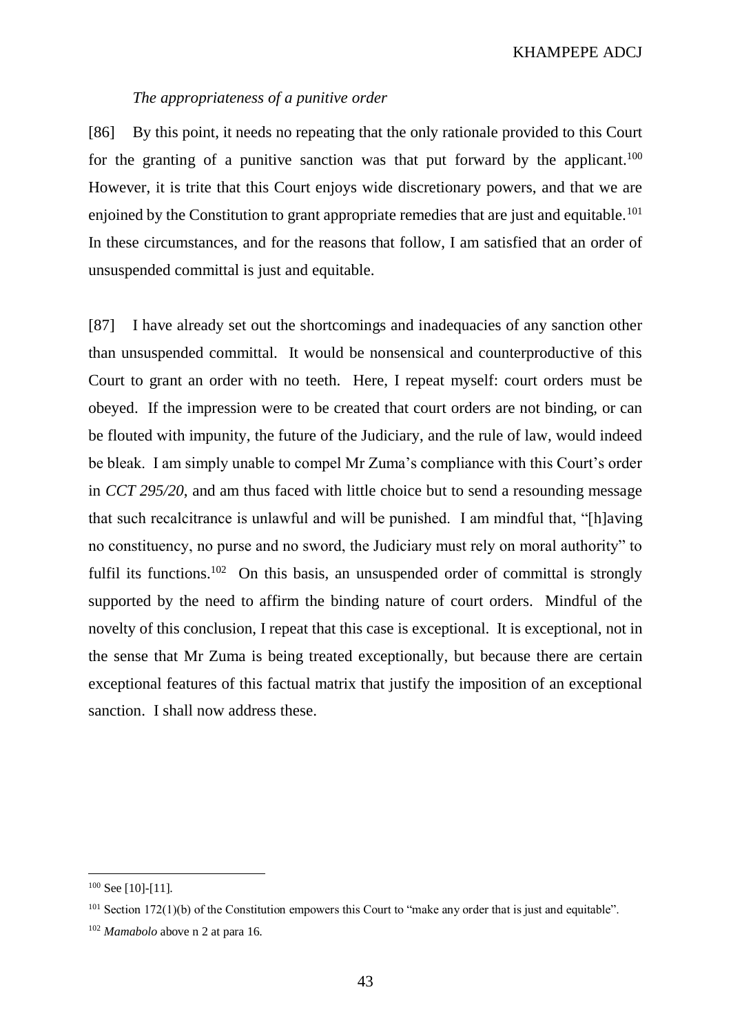*The appropriateness of a punitive order*

[86] By this point, it needs no repeating that the only rationale provided to this Court for the granting of a punitive sanction was that put forward by the applicant.[100] However, it is trite that this Court enjoys wide discretionary powers, and that we are enjoined by the Constitution to grant appropriate remedies that are just and equitable.[101] In these circumstances, and for the reasons that follow, I am satisfied that an order of unsuspended committal is just and equitable.

[87] I have already set out the shortcomings and inadequacies of any sanction other than unsuspended committal. It would be nonsensical and counterproductive of this Court to grant an order with no teeth. Here, I repeat myself: court orders must be obeyed. If the impression were to be created that court orders are not binding, or can be flouted with impunity, the future of the Judiciary, and the rule of law, would indeed be bleak. I am simply unable to compel Mr Zuma's compliance with this Court's order in *CCT 295/20*, and am thus faced with little choice but to send a resounding message that such recalcitrance is unlawful and will be punished. I am mindful that, "[h]aving no constituency, no purse and no sword, the Judiciary must rely on moral authority" to fulfil its functions.[102] On this basis, an unsuspended order of committal is strongly supported by the need to affirm the binding nature of court orders. Mindful of the novelty of this conclusion, I repeat that this case is exceptional. It is exceptional, not in the sense that Mr Zuma is being treated exceptionally, but because there are certain exceptional features of this factual matrix that justify the imposition of an exceptional sanction. I shall now address these.

---

[100] See [10]-[11].

[101] Section 172(1)(b) of the Constitution empowers this Court to "make any order that is just and equitable".

[102] *Mamabolo* above n 2 at para 16.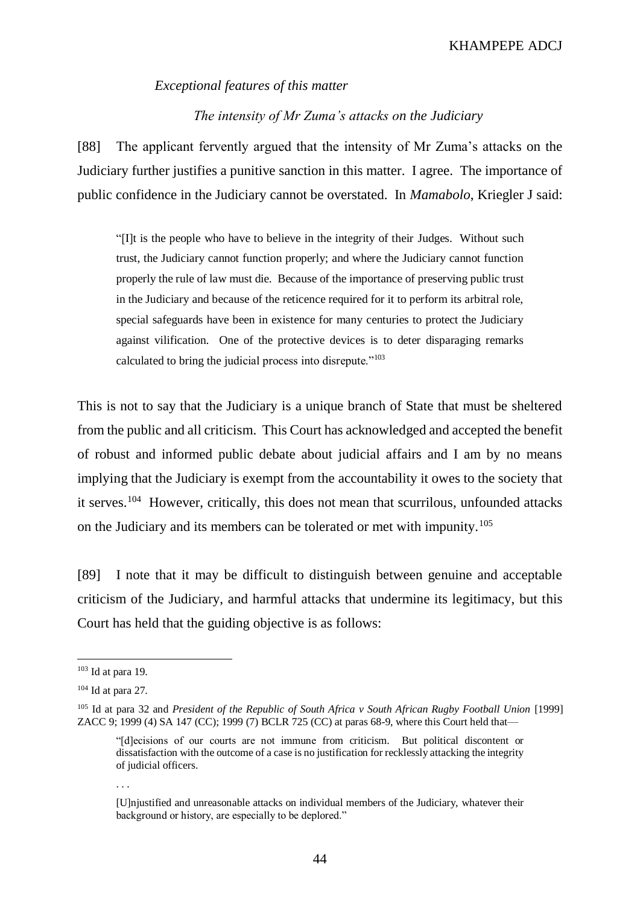*Exceptional features of this matter*

*The intensity of Mr Zuma's attacks on the Judiciary*

[88] The applicant fervently argued that the intensity of Mr Zuma's attacks on the Judiciary further justifies a punitive sanction in this matter. I agree. The importance of public confidence in the Judiciary cannot be overstated. In *Mamabolo*, Kriegler J said:

> "[I]t is the people who have to believe in the integrity of their Judges. Without such trust, the Judiciary cannot function properly; and where the Judiciary cannot function properly the rule of law must die. Because of the importance of preserving public trust in the Judiciary and because of the reticence required for it to perform its arbitral role, special safeguards have been in existence for many centuries to protect the Judiciary against vilification. One of the protective devices is to deter disparaging remarks calculated to bring the judicial process into disrepute."[103]

This is not to say that the Judiciary is a unique branch of State that must be sheltered from the public and all criticism. This Court has acknowledged and accepted the benefit of robust and informed public debate about judicial affairs and I am by no means implying that the Judiciary is exempt from the accountability it owes to the society that it serves.[104] However, critically, this does not mean that scurrilous, unfounded attacks on the Judiciary and its members can be tolerated or met with impunity.[105]

[89] I note that it may be difficult to distinguish between genuine and acceptable criticism of the Judiciary, and harmful attacks that undermine its legitimacy, but this Court has held that the guiding objective is as follows:

---

[103] Id at para 19.

[104] Id at para 27.

[105] Id at para 32 and *President of the Republic of South Africa v South African Rugby Football Union* [1999] ZACC 9; 1999 (4) SA 147 (CC); 1999 (7) BCLR 725 (CC) at paras 68-9, where this Court held that—

> "[d]ecisions of our courts are not immune from criticism. But political discontent or dissatisfaction with the outcome of a case is no justification for recklessly attacking the integrity of judicial officers.
>
> . . .
>
> [U]njustified and unreasonable attacks on individual members of the Judiciary, whatever their background or history, are especially to be deplored."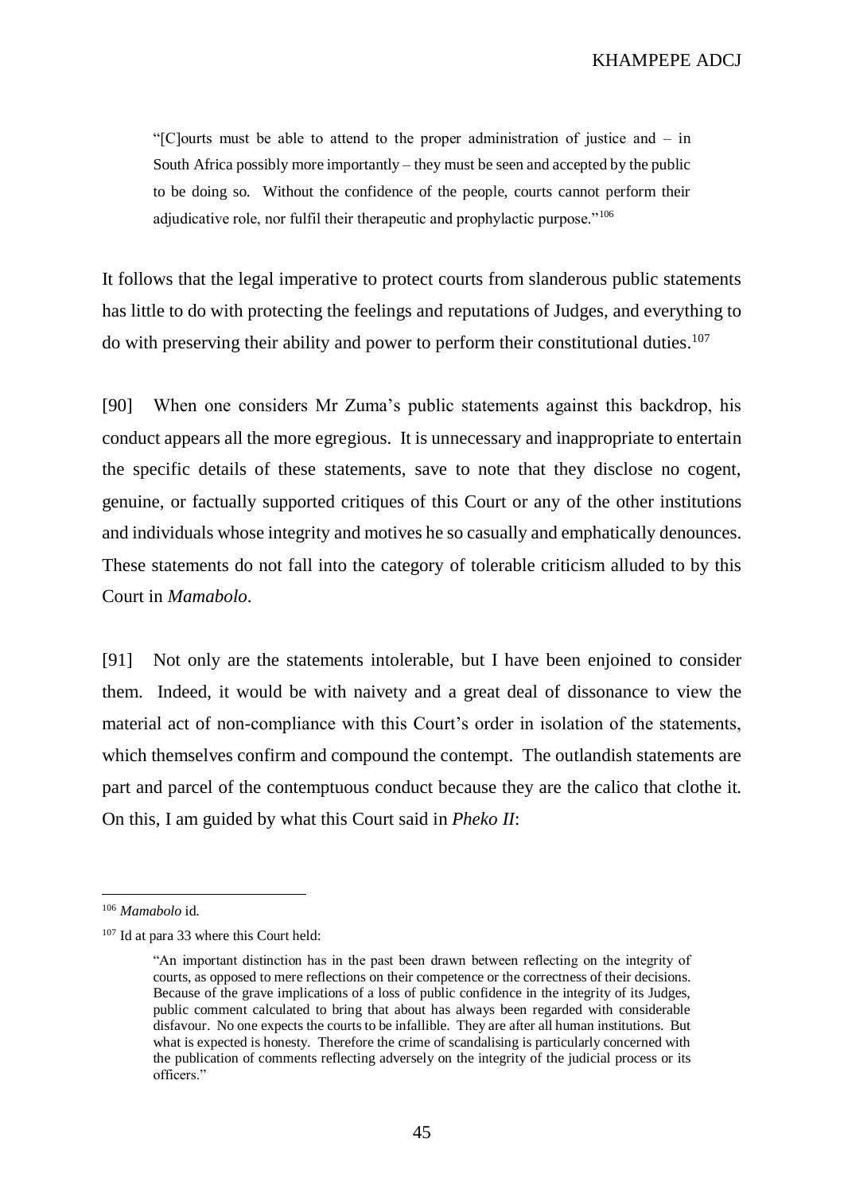> "[C]ourts must be able to attend to the proper administration of justice and – in South Africa possibly more importantly – they must be seen and accepted by the public to be doing so. Without the confidence of the people, courts cannot perform their adjudicative role, nor fulfil their therapeutic and prophylactic purpose."[106]

It follows that the legal imperative to protect courts from slanderous public statements has little to do with protecting the feelings and reputations of Judges, and everything to do with preserving their ability and power to perform their constitutional duties.[107]

[90] When one considers Mr Zuma's public statements against this backdrop, his conduct appears all the more egregious. It is unnecessary and inappropriate to entertain the specific details of these statements, save to note that they disclose no cogent, genuine, or factually supported critiques of this Court or any of the other institutions and individuals whose integrity and motives he so casually and emphatically denounces. These statements do not fall into the category of tolerable criticism alluded to by this Court in *Mamabolo*.

[91] Not only are the statements intolerable, but I have been enjoined to consider them. Indeed, it would be with naivety and a great deal of dissonance to view the material act of non-compliance with this Court's order in isolation of the statements, which themselves confirm and compound the contempt. The outlandish statements are part and parcel of the contemptuous conduct because they are the calico that clothe it. On this, I am guided by what this Court said in *Pheko II*:

---

[106] *Mamabolo* id.

[107] Id at para 33 where this Court held:

> "An important distinction has in the past been drawn between reflecting on the integrity of courts, as opposed to mere reflections on their competence or the correctness of their decisions. Because of the grave implications of a loss of public confidence in the integrity of its Judges, public comment calculated to bring that about has always been regarded with considerable disfavour. No one expects the courts to be infallible. They are after all human institutions. But what is expected is honesty. Therefore the crime of scandalising is particularly concerned with the publication of comments reflecting adversely on the integrity of the judicial process or its officers."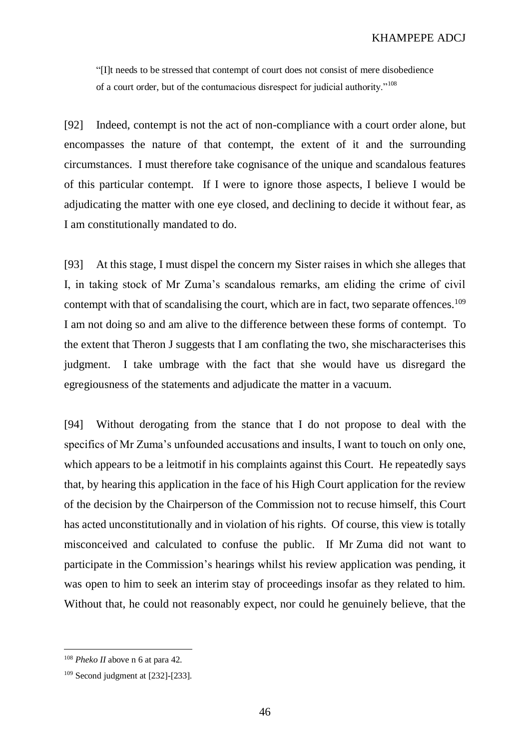> "[I]t needs to be stressed that contempt of court does not consist of mere disobedience of a court order, but of the contumacious disrespect for judicial authority."[108]

[92] Indeed, contempt is not the act of non-compliance with a court order alone, but encompasses the nature of that contempt, the extent of it and the surrounding circumstances. I must therefore take cognisance of the unique and scandalous features of this particular contempt. If I were to ignore those aspects, I believe I would be adjudicating the matter with one eye closed, and declining to decide it without fear, as I am constitutionally mandated to do.

[93] At this stage, I must dispel the concern my Sister raises in which she alleges that I, in taking stock of Mr Zuma's scandalous remarks, am eliding the crime of civil contempt with that of scandalising the court, which are in fact, two separate offences.[109] I am not doing so and am alive to the difference between these forms of contempt. To the extent that Theron J suggests that I am conflating the two, she mischaracterises this judgment. I take umbrage with the fact that she would have us disregard the egregiousness of the statements and adjudicate the matter in a vacuum.

[94] Without derogating from the stance that I do not propose to deal with the specifics of Mr Zuma's unfounded accusations and insults, I want to touch on only one, which appears to be a leitmotif in his complaints against this Court. He repeatedly says that, by hearing this application in the face of his High Court application for the review of the decision by the Chairperson of the Commission not to recuse himself, this Court has acted unconstitutionally and in violation of his rights. Of course, this view is totally misconceived and calculated to confuse the public. If Mr Zuma did not want to participate in the Commission's hearings whilst his review application was pending, it was open to him to seek an interim stay of proceedings insofar as they related to him. Without that, he could not reasonably expect, nor could he genuinely believe, that the

---

[108] *Pheko II* above n 6 at para 42.

[109] Second judgment at [232]-[233].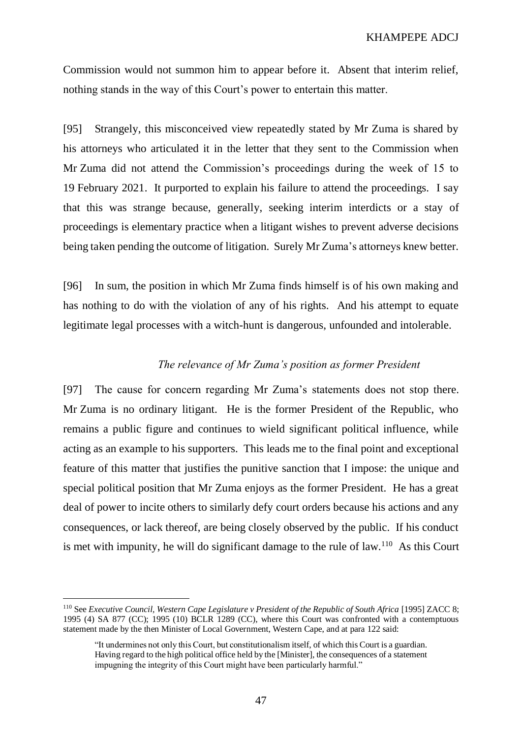Commission would not summon him to appear before it. Absent that interim relief, nothing stands in the way of this Court's power to entertain this matter.

[95] Strangely, this misconceived view repeatedly stated by Mr Zuma is shared by his attorneys who articulated it in the letter that they sent to the Commission when Mr Zuma did not attend the Commission's proceedings during the week of 15 to 19 February 2021. It purported to explain his failure to attend the proceedings. I say that this was strange because, generally, seeking interim interdicts or a stay of proceedings is elementary practice when a litigant wishes to prevent adverse decisions being taken pending the outcome of litigation. Surely Mr Zuma's attorneys knew better.

[96] In sum, the position in which Mr Zuma finds himself is of his own making and has nothing to do with the violation of any of his rights. And his attempt to equate legitimate legal processes with a witch-hunt is dangerous, unfounded and intolerable.

### *The relevance of Mr Zuma's position as former President*

[97] The cause for concern regarding Mr Zuma's statements does not stop there. Mr Zuma is no ordinary litigant. He is the former President of the Republic, who remains a public figure and continues to wield significant political influence, while acting as an example to his supporters. This leads me to the final point and exceptional feature of this matter that justifies the punitive sanction that I impose: the unique and special political position that Mr Zuma enjoys as the former President. He has a great deal of power to incite others to similarly defy court orders because his actions and any consequences, or lack thereof, are being closely observed by the public. If his conduct is met with impunity, he will do significant damage to the rule of law.[110] As this Court

---

[110] See *Executive Council, Western Cape Legislature v President of the Republic of South Africa* [1995] ZACC 8; 1995 (4) SA 877 (CC); 1995 (10) BCLR 1289 (CC), where this Court was confronted with a contemptuous statement made by the then Minister of Local Government, Western Cape, and at para 122 said:

> "It undermines not only this Court, but constitutionalism itself, of which this Court is a guardian. Having regard to the high political office held by the [Minister], the consequences of a statement impugning the integrity of this Court might have been particularly harmful."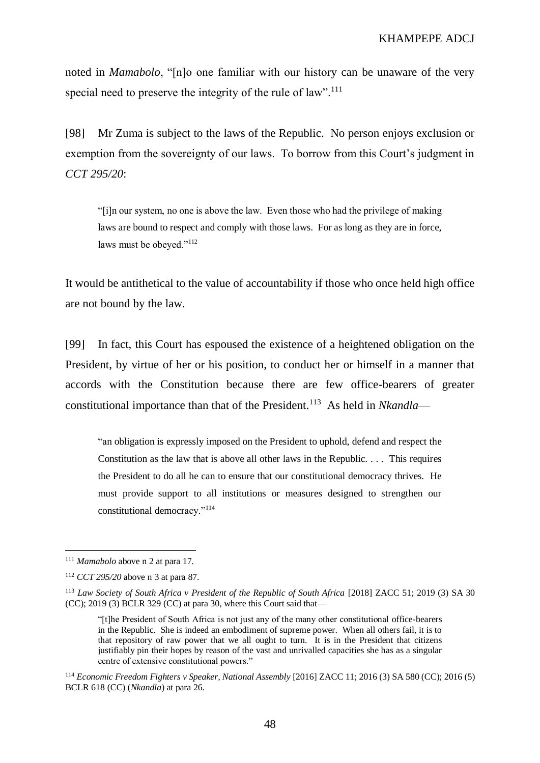noted in *Mamabolo*, "[n]o one familiar with our history can be unaware of the very special need to preserve the integrity of the rule of law".[111]

[98] Mr Zuma is subject to the laws of the Republic. No person enjoys exclusion or exemption from the sovereignty of our laws. To borrow from this Court's judgment in *CCT 295/20*:

> "[i]n our system, no one is above the law. Even those who had the privilege of making laws are bound to respect and comply with those laws. For as long as they are in force, laws must be obeyed."[112]

It would be antithetical to the value of accountability if those who once held high office are not bound by the law.

[99] In fact, this Court has espoused the existence of a heightened obligation on the President, by virtue of her or his position, to conduct her or himself in a manner that accords with the Constitution because there are few office-bearers of greater constitutional importance than that of the President.[113] As held in *Nkandla*—

> "an obligation is expressly imposed on the President to uphold, defend and respect the Constitution as the law that is above all other laws in the Republic. . . . This requires the President to do all he can to ensure that our constitutional democracy thrives. He must provide support to all institutions or measures designed to strengthen our constitutional democracy."[114]

---

[111] *Mamabolo* above n 2 at para 17.

[112] *CCT 295/20* above n 3 at para 87.

[113] *Law Society of South Africa v President of the Republic of South Africa* [2018] ZACC 51; 2019 (3) SA 30 (CC); 2019 (3) BCLR 329 (CC) at para 30, where this Court said that—

> "[t]he President of South Africa is not just any of the many other constitutional office-bearers in the Republic. She is indeed an embodiment of supreme power. When all others fail, it is to that repository of raw power that we all ought to turn. It is in the President that citizens justifiably pin their hopes by reason of the vast and unrivalled capacities she has as a singular centre of extensive constitutional powers."

[114] *Economic Freedom Fighters v Speaker, National Assembly* [2016] ZACC 11; 2016 (3) SA 580 (CC); 2016 (5) BCLR 618 (CC) (*Nkandla*) at para 26.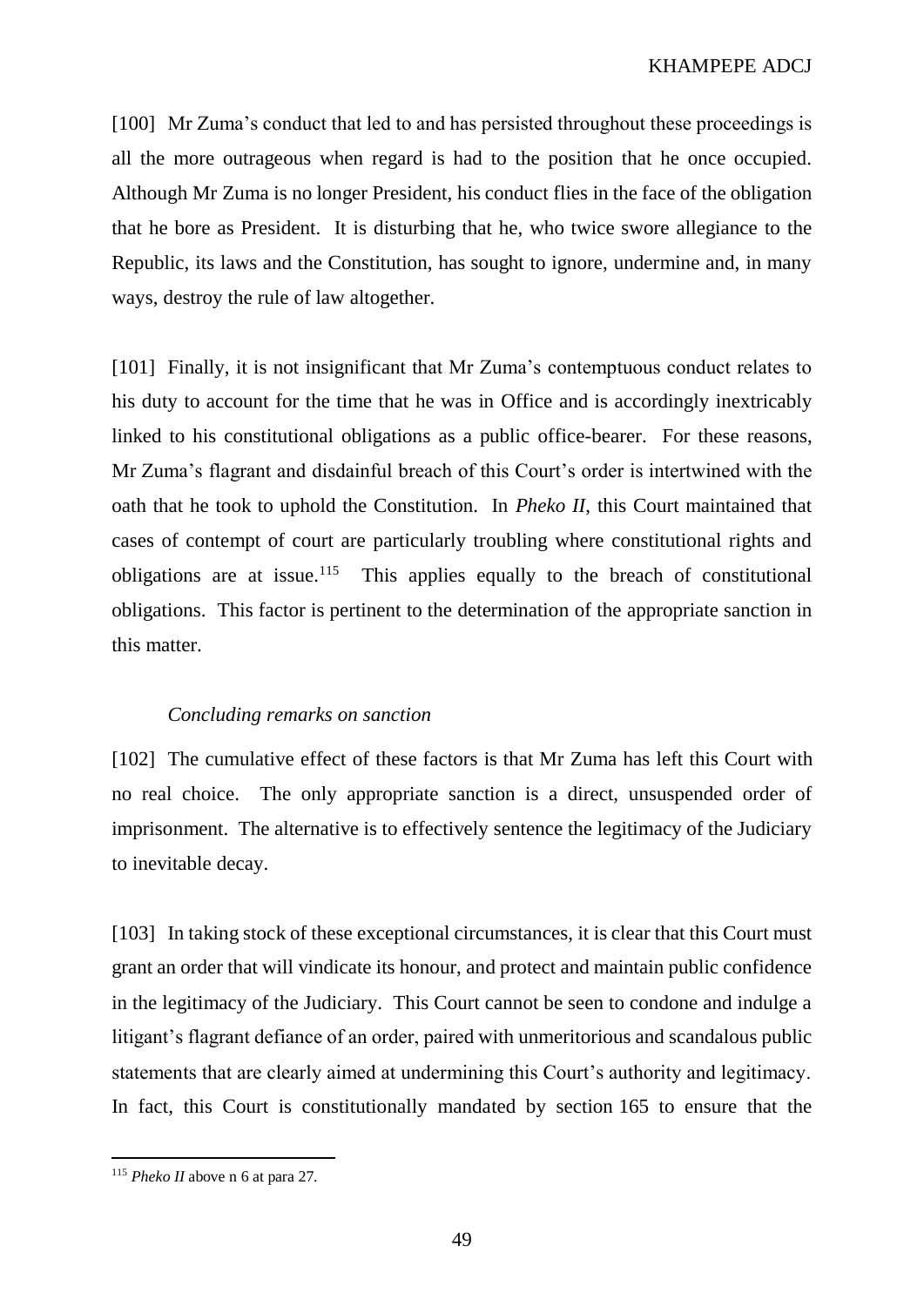[100] Mr Zuma's conduct that led to and has persisted throughout these proceedings is all the more outrageous when regard is had to the position that he once occupied. Although Mr Zuma is no longer President, his conduct flies in the face of the obligation that he bore as President. It is disturbing that he, who twice swore allegiance to the Republic, its laws and the Constitution, has sought to ignore, undermine and, in many ways, destroy the rule of law altogether.

[101] Finally, it is not insignificant that Mr Zuma's contemptuous conduct relates to his duty to account for the time that he was in Office and is accordingly inextricably linked to his constitutional obligations as a public office-bearer. For these reasons, Mr Zuma's flagrant and disdainful breach of this Court's order is intertwined with the oath that he took to uphold the Constitution. In *Pheko II*, this Court maintained that cases of contempt of court are particularly troubling where constitutional rights and obligations are at issue.[115] This applies equally to the breach of constitutional obligations. This factor is pertinent to the determination of the appropriate sanction in this matter.

*Concluding remarks on sanction*

[102] The cumulative effect of these factors is that Mr Zuma has left this Court with no real choice. The only appropriate sanction is a direct, unsuspended order of imprisonment. The alternative is to effectively sentence the legitimacy of the Judiciary to inevitable decay.

[103] In taking stock of these exceptional circumstances, it is clear that this Court must grant an order that will vindicate its honour, and protect and maintain public confidence in the legitimacy of the Judiciary. This Court cannot be seen to condone and indulge a litigant's flagrant defiance of an order, paired with unmeritorious and scandalous public statements that are clearly aimed at undermining this Court's authority and legitimacy. In fact, this Court is constitutionally mandated by section 165 to ensure that the

[115] *Pheko II* above n 6 at para 27.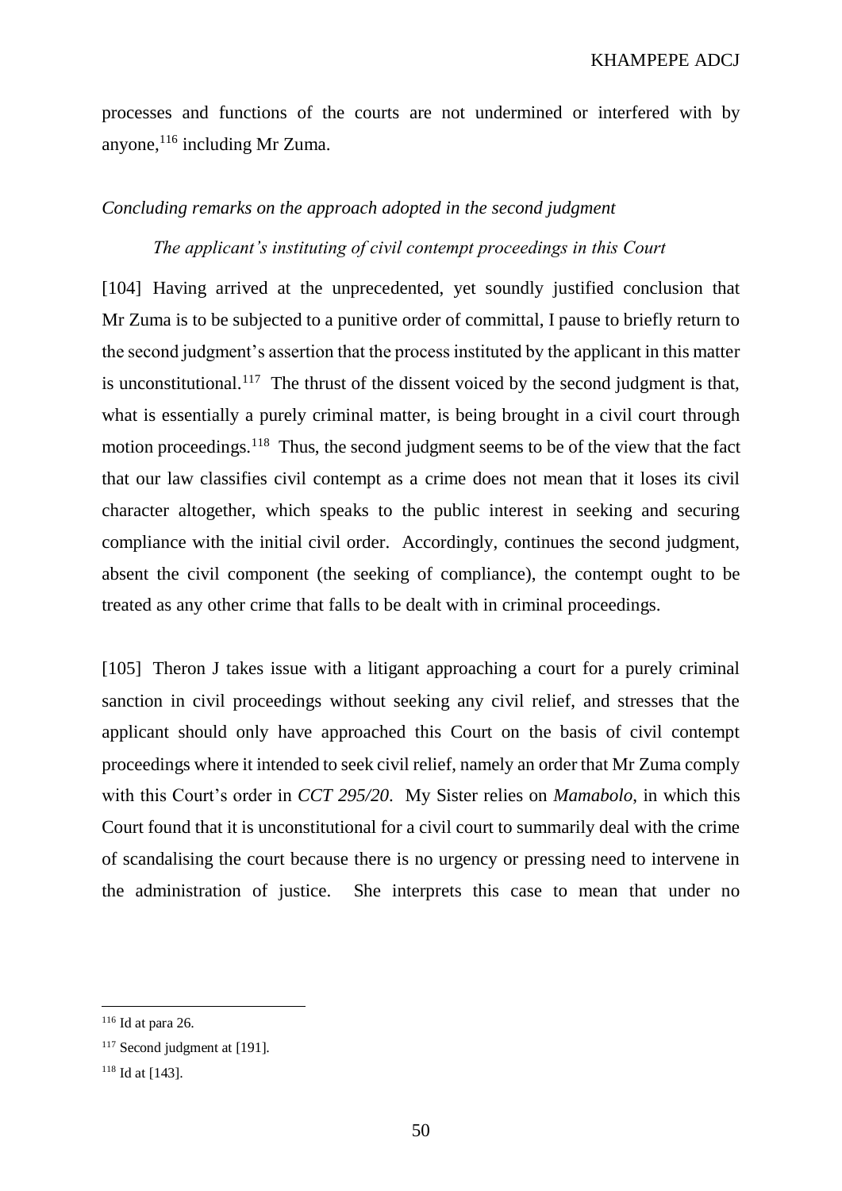processes and functions of the courts are not undermined or interfered with by anyone,[116] including Mr Zuma.

*Concluding remarks on the approach adopted in the second judgment*

*The applicant's instituting of civil contempt proceedings in this Court*

[104] Having arrived at the unprecedented, yet soundly justified conclusion that Mr Zuma is to be subjected to a punitive order of committal, I pause to briefly return to the second judgment's assertion that the process instituted by the applicant in this matter is unconstitutional.[117] The thrust of the dissent voiced by the second judgment is that, what is essentially a purely criminal matter, is being brought in a civil court through motion proceedings.[118] Thus, the second judgment seems to be of the view that the fact that our law classifies civil contempt as a crime does not mean that it loses its civil character altogether, which speaks to the public interest in seeking and securing compliance with the initial civil order. Accordingly, continues the second judgment, absent the civil component (the seeking of compliance), the contempt ought to be treated as any other crime that falls to be dealt with in criminal proceedings.

[105] Theron J takes issue with a litigant approaching a court for a purely criminal sanction in civil proceedings without seeking any civil relief, and stresses that the applicant should only have approached this Court on the basis of civil contempt proceedings where it intended to seek civil relief, namely an order that Mr Zuma comply with this Court's order in *CCT 295/20*. My Sister relies on *Mamabolo*, in which this Court found that it is unconstitutional for a civil court to summarily deal with the crime of scandalising the court because there is no urgency or pressing need to intervene in the administration of justice. She interprets this case to mean that under no

---

[116] Id at para 26.

[117] Second judgment at [191].

[118] Id at [143].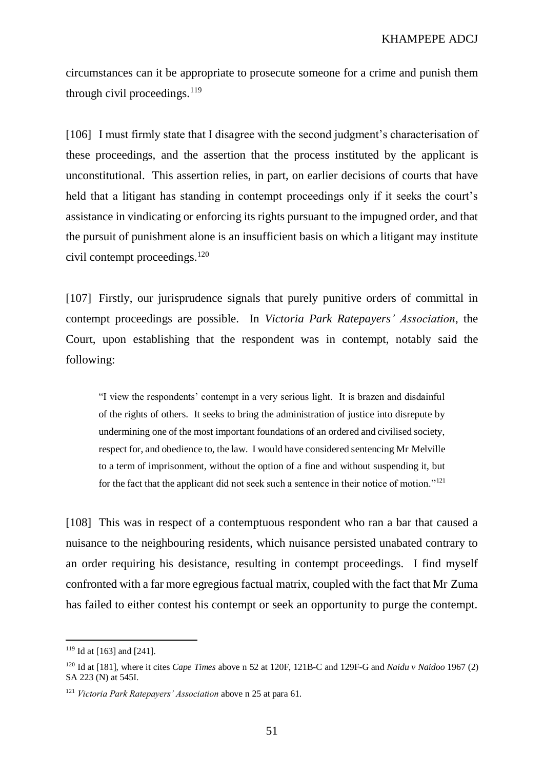circumstances can it be appropriate to prosecute someone for a crime and punish them through civil proceedings.[119]

[106] I must firmly state that I disagree with the second judgment's characterisation of these proceedings, and the assertion that the process instituted by the applicant is unconstitutional. This assertion relies, in part, on earlier decisions of courts that have held that a litigant has standing in contempt proceedings only if it seeks the court's assistance in vindicating or enforcing its rights pursuant to the impugned order, and that the pursuit of punishment alone is an insufficient basis on which a litigant may institute civil contempt proceedings.[120]

[107] Firstly, our jurisprudence signals that purely punitive orders of committal in contempt proceedings are possible. In *Victoria Park Ratepayers' Association*, the Court, upon establishing that the respondent was in contempt, notably said the following:

> "I view the respondents' contempt in a very serious light. It is brazen and disdainful of the rights of others. It seeks to bring the administration of justice into disrepute by undermining one of the most important foundations of an ordered and civilised society, respect for, and obedience to, the law. I would have considered sentencing Mr Melville to a term of imprisonment, without the option of a fine and without suspending it, but for the fact that the applicant did not seek such a sentence in their notice of motion."[121]

[108] This was in respect of a contemptuous respondent who ran a bar that caused a nuisance to the neighbouring residents, which nuisance persisted unabated contrary to an order requiring his desistance, resulting in contempt proceedings. I find myself confronted with a far more egregious factual matrix, coupled with the fact that Mr Zuma has failed to either contest his contempt or seek an opportunity to purge the contempt.

---

[119] Id at [163] and [241].

[120] Id at [181], where it cites *Cape Times* above n 52 at 120F, 121B-C and 129F-G and *Naidu v Naidoo* 1967 (2) SA 223 (N) at 545I.

[121] *Victoria Park Ratepayers' Association* above n 25 at para 61.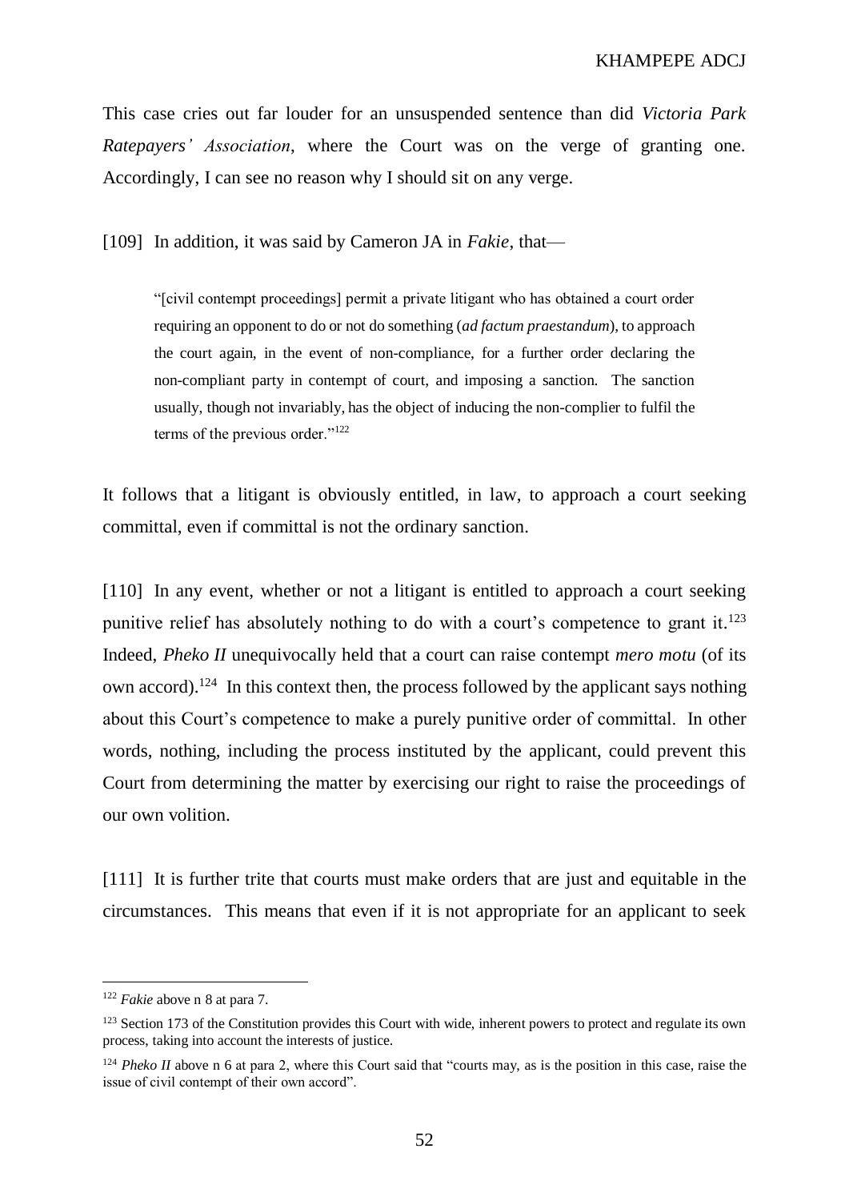This case cries out far louder for an unsuspended sentence than did *Victoria Park Ratepayers' Association*, where the Court was on the verge of granting one. Accordingly, I can see no reason why I should sit on any verge.

[109] In addition, it was said by Cameron JA in *Fakie*, that—

> "[civil contempt proceedings] permit a private litigant who has obtained a court order requiring an opponent to do or not do something (*ad factum praestandum*), to approach the court again, in the event of non-compliance, for a further order declaring the non-compliant party in contempt of court, and imposing a sanction. The sanction usually, though not invariably, has the object of inducing the non-complier to fulfil the terms of the previous order."[122]

It follows that a litigant is obviously entitled, in law, to approach a court seeking committal, even if committal is not the ordinary sanction.

[110] In any event, whether or not a litigant is entitled to approach a court seeking punitive relief has absolutely nothing to do with a court's competence to grant it.[123] Indeed, *Pheko II* unequivocally held that a court can raise contempt *mero motu* (of its own accord).[124] In this context then, the process followed by the applicant says nothing about this Court's competence to make a purely punitive order of committal. In other words, nothing, including the process instituted by the applicant, could prevent this Court from determining the matter by exercising our right to raise the proceedings of our own volition.

[111] It is further trite that courts must make orders that are just and equitable in the circumstances. This means that even if it is not appropriate for an applicant to seek

---

[122] *Fakie* above n 8 at para 7.

[123] Section 173 of the Constitution provides this Court with wide, inherent powers to protect and regulate its own process, taking into account the interests of justice.

[124] *Pheko II* above n 6 at para 2, where this Court said that "courts may, as is the position in this case, raise the issue of civil contempt of their own accord".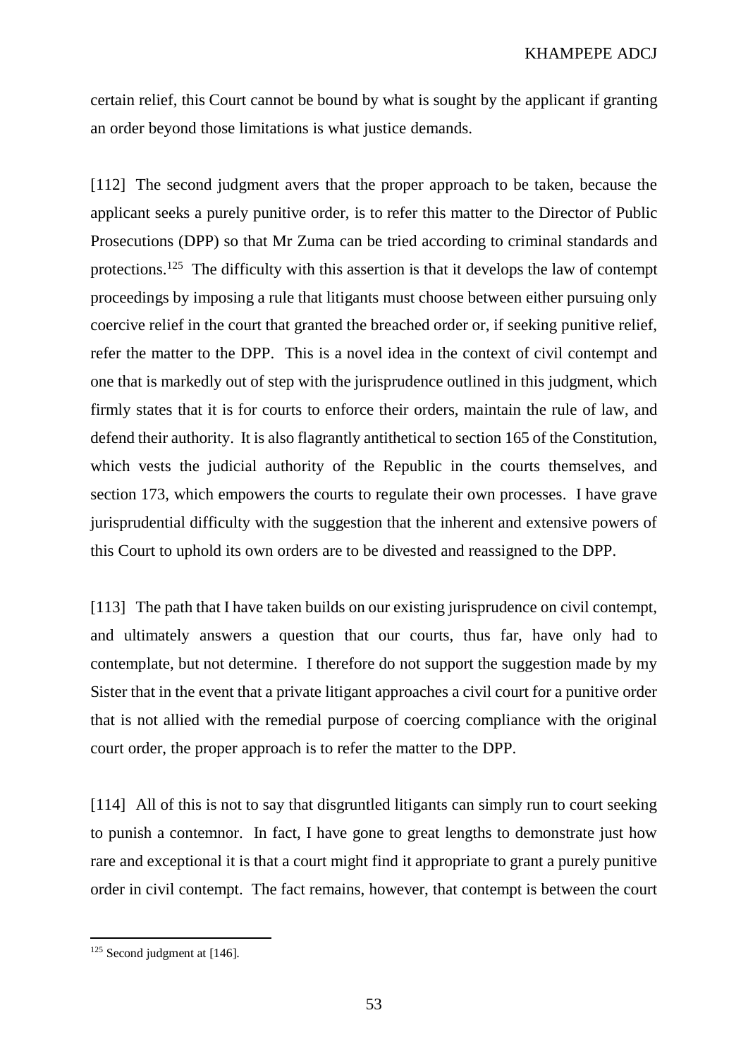certain relief, this Court cannot be bound by what is sought by the applicant if granting an order beyond those limitations is what justice demands.

[112] The second judgment avers that the proper approach to be taken, because the applicant seeks a purely punitive order, is to refer this matter to the Director of Public Prosecutions (DPP) so that Mr Zuma can be tried according to criminal standards and protections.[125] The difficulty with this assertion is that it develops the law of contempt proceedings by imposing a rule that litigants must choose between either pursuing only coercive relief in the court that granted the breached order or, if seeking punitive relief, refer the matter to the DPP. This is a novel idea in the context of civil contempt and one that is markedly out of step with the jurisprudence outlined in this judgment, which firmly states that it is for courts to enforce their orders, maintain the rule of law, and defend their authority. It is also flagrantly antithetical to section 165 of the Constitution, which vests the judicial authority of the Republic in the courts themselves, and section 173, which empowers the courts to regulate their own processes. I have grave jurisprudential difficulty with the suggestion that the inherent and extensive powers of this Court to uphold its own orders are to be divested and reassigned to the DPP.

[113] The path that I have taken builds on our existing jurisprudence on civil contempt, and ultimately answers a question that our courts, thus far, have only had to contemplate, but not determine. I therefore do not support the suggestion made by my Sister that in the event that a private litigant approaches a civil court for a punitive order that is not allied with the remedial purpose of coercing compliance with the original court order, the proper approach is to refer the matter to the DPP.

[114] All of this is not to say that disgruntled litigants can simply run to court seeking to punish a contemnor. In fact, I have gone to great lengths to demonstrate just how rare and exceptional it is that a court might find it appropriate to grant a purely punitive order in civil contempt. The fact remains, however, that contempt is between the court

---

[125] Second judgment at [146].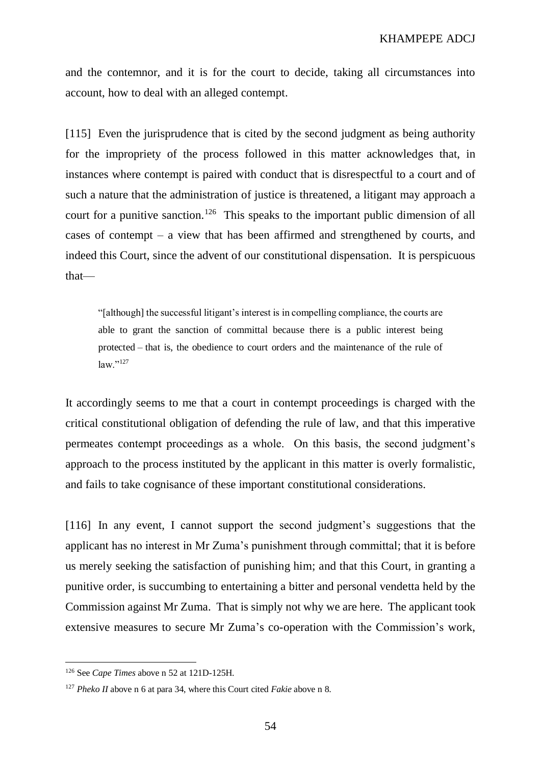and the contemnor, and it is for the court to decide, taking all circumstances into account, how to deal with an alleged contempt.

[115] Even the jurisprudence that is cited by the second judgment as being authority for the impropriety of the process followed in this matter acknowledges that, in instances where contempt is paired with conduct that is disrespectful to a court and of such a nature that the administration of justice is threatened, a litigant may approach a court for a punitive sanction.[126] This speaks to the important public dimension of all cases of contempt – a view that has been affirmed and strengthened by courts, and indeed this Court, since the advent of our constitutional dispensation. It is perspicuous that—

> "[although] the successful litigant's interest is in compelling compliance, the courts are able to grant the sanction of committal because there is a public interest being protected – that is, the obedience to court orders and the maintenance of the rule of law."[127]

It accordingly seems to me that a court in contempt proceedings is charged with the critical constitutional obligation of defending the rule of law, and that this imperative permeates contempt proceedings as a whole. On this basis, the second judgment's approach to the process instituted by the applicant in this matter is overly formalistic, and fails to take cognisance of these important constitutional considerations.

[116] In any event, I cannot support the second judgment's suggestions that the applicant has no interest in Mr Zuma's punishment through committal; that it is before us merely seeking the satisfaction of punishing him; and that this Court, in granting a punitive order, is succumbing to entertaining a bitter and personal vendetta held by the Commission against Mr Zuma. That is simply not why we are here. The applicant took extensive measures to secure Mr Zuma's co-operation with the Commission's work,

---

[126] See *Cape Times* above n 52 at 121D-125H.

[127] *Pheko II* above n 6 at para 34, where this Court cited *Fakie* above n 8.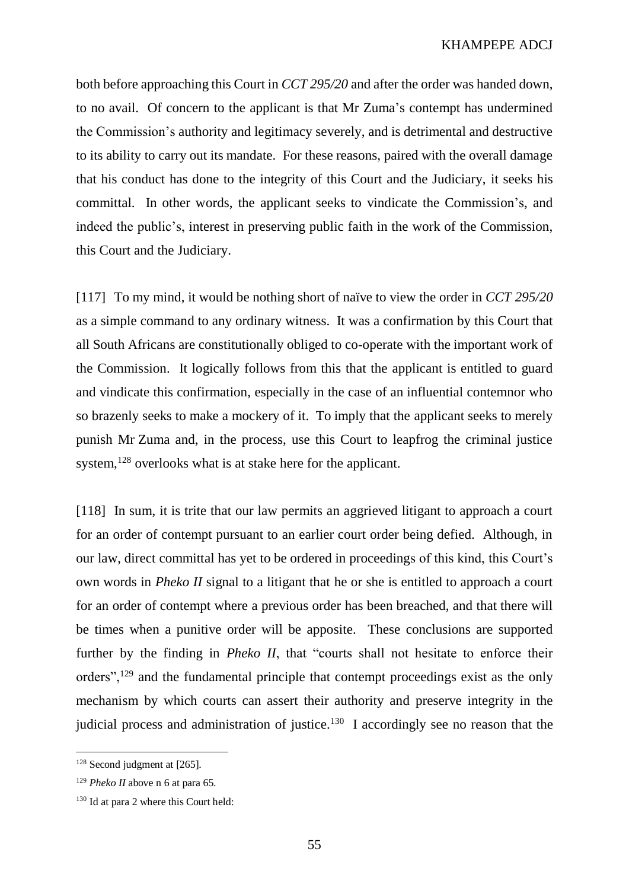both before approaching this Court in *CCT 295/20* and after the order was handed down, to no avail. Of concern to the applicant is that Mr Zuma's contempt has undermined the Commission's authority and legitimacy severely, and is detrimental and destructive to its ability to carry out its mandate. For these reasons, paired with the overall damage that his conduct has done to the integrity of this Court and the Judiciary, it seeks his committal. In other words, the applicant seeks to vindicate the Commission's, and indeed the public's, interest in preserving public faith in the work of the Commission, this Court and the Judiciary.

[117] To my mind, it would be nothing short of naïve to view the order in *CCT 295/20* as a simple command to any ordinary witness. It was a confirmation by this Court that all South Africans are constitutionally obliged to co-operate with the important work of the Commission. It logically follows from this that the applicant is entitled to guard and vindicate this confirmation, especially in the case of an influential contemnor who so brazenly seeks to make a mockery of it. To imply that the applicant seeks to merely punish Mr Zuma and, in the process, use this Court to leapfrog the criminal justice system,[128] overlooks what is at stake here for the applicant.

[118] In sum, it is trite that our law permits an aggrieved litigant to approach a court for an order of contempt pursuant to an earlier court order being defied. Although, in our law, direct committal has yet to be ordered in proceedings of this kind, this Court's own words in *Pheko II* signal to a litigant that he or she is entitled to approach a court for an order of contempt where a previous order has been breached, and that there will be times when a punitive order will be apposite. These conclusions are supported further by the finding in *Pheko II*, that "courts shall not hesitate to enforce their orders",[129] and the fundamental principle that contempt proceedings exist as the only mechanism by which courts can assert their authority and preserve integrity in the judicial process and administration of justice.[130] I accordingly see no reason that the

---

[128] Second judgment at [265].

[129] *Pheko II* above n 6 at para 65.

[130] Id at para 2 where this Court held: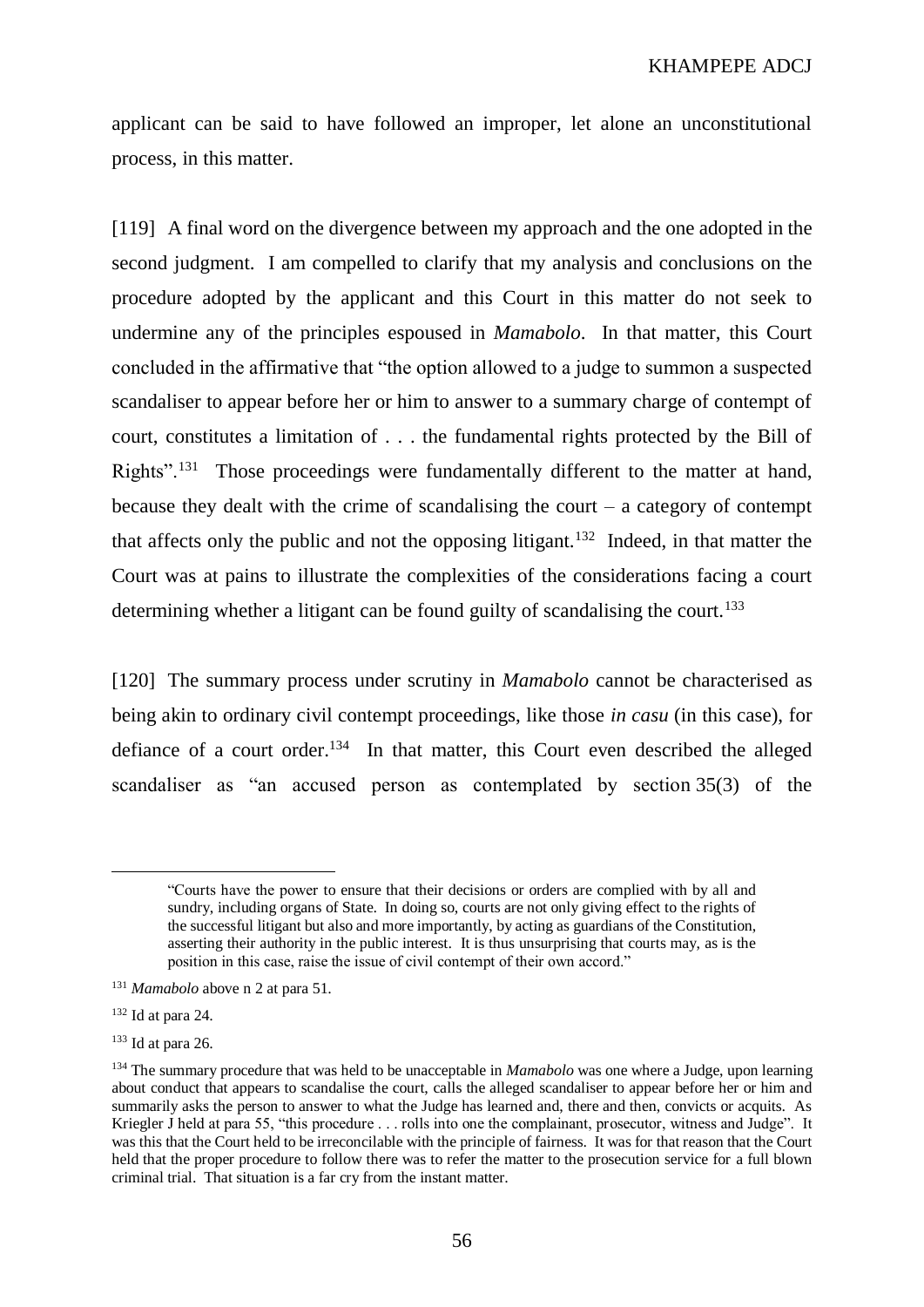applicant can be said to have followed an improper, let alone an unconstitutional process, in this matter.

[119] A final word on the divergence between my approach and the one adopted in the second judgment. I am compelled to clarify that my analysis and conclusions on the procedure adopted by the applicant and this Court in this matter do not seek to undermine any of the principles espoused in *Mamabolo*. In that matter, this Court concluded in the affirmative that "the option allowed to a judge to summon a suspected scandaliser to appear before her or him to answer to a summary charge of contempt of court, constitutes a limitation of . . . the fundamental rights protected by the Bill of Rights".[131] Those proceedings were fundamentally different to the matter at hand, because they dealt with the crime of scandalising the court – a category of contempt that affects only the public and not the opposing litigant.[132] Indeed, in that matter the Court was at pains to illustrate the complexities of the considerations facing a court determining whether a litigant can be found guilty of scandalising the court.[133]

[120] The summary process under scrutiny in *Mamabolo* cannot be characterised as being akin to ordinary civil contempt proceedings, like those *in casu* (in this case), for defiance of a court order.[134] In that matter, this Court even described the alleged scandaliser as "an accused person as contemplated by section 35(3) of the

---

> "Courts have the power to ensure that their decisions or orders are complied with by all and sundry, including organs of State. In doing so, courts are not only giving effect to the rights of the successful litigant but also and more importantly, by acting as guardians of the Constitution, asserting their authority in the public interest. It is thus unsurprising that courts may, as is the position in this case, raise the issue of civil contempt of their own accord."

[131] *Mamabolo* above n 2 at para 51.

[132] Id at para 24.

[133] Id at para 26.

[134] The summary procedure that was held to be unacceptable in *Mamabolo* was one where a Judge, upon learning about conduct that appears to scandalise the court, calls the alleged scandaliser to appear before her or him and summarily asks the person to answer to what the Judge has learned and, there and then, convicts or acquits. As Kriegler J held at para 55, "this procedure . . . rolls into one the complainant, prosecutor, witness and Judge". It was this that the Court held to be irreconcilable with the principle of fairness. It was for that reason that the Court held that the proper procedure to follow there was to refer the matter to the prosecution service for a full blown criminal trial. That situation is a far cry from the instant matter.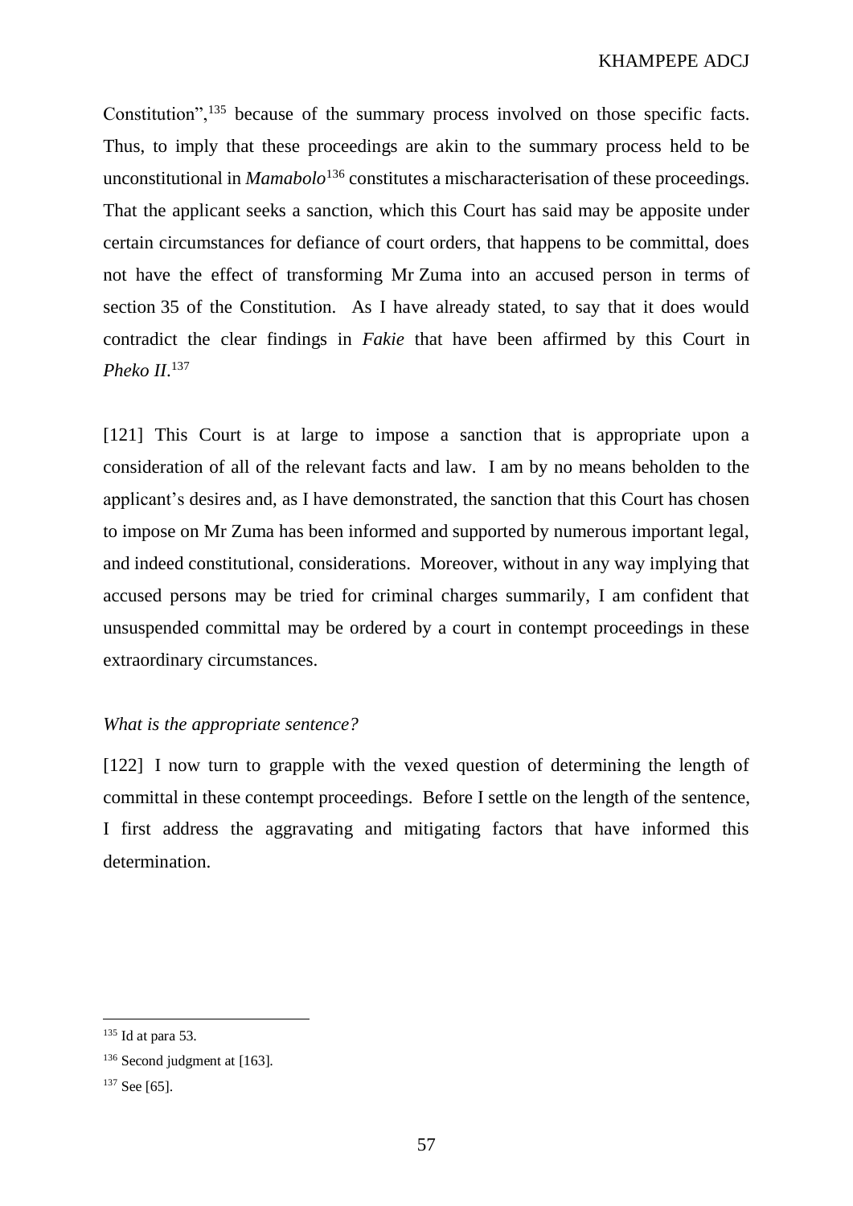Constitution",[135] because of the summary process involved on those specific facts. Thus, to imply that these proceedings are akin to the summary process held to be unconstitutional in *Mamabolo*[136] constitutes a mischaracterisation of these proceedings. That the applicant seeks a sanction, which this Court has said may be apposite under certain circumstances for defiance of court orders, that happens to be committal, does not have the effect of transforming Mr Zuma into an accused person in terms of section 35 of the Constitution. As I have already stated, to say that it does would contradict the clear findings in *Fakie* that have been affirmed by this Court in *Pheko II*.[137]

[121] This Court is at large to impose a sanction that is appropriate upon a consideration of all of the relevant facts and law. I am by no means beholden to the applicant's desires and, as I have demonstrated, the sanction that this Court has chosen to impose on Mr Zuma has been informed and supported by numerous important legal, and indeed constitutional, considerations. Moreover, without in any way implying that accused persons may be tried for criminal charges summarily, I am confident that unsuspended committal may be ordered by a court in contempt proceedings in these extraordinary circumstances.

*What is the appropriate sentence?*

[122] I now turn to grapple with the vexed question of determining the length of committal in these contempt proceedings. Before I settle on the length of the sentence, I first address the aggravating and mitigating factors that have informed this determination.

---

[135] Id at para 53.

[136] Second judgment at [163].

[137] See [65].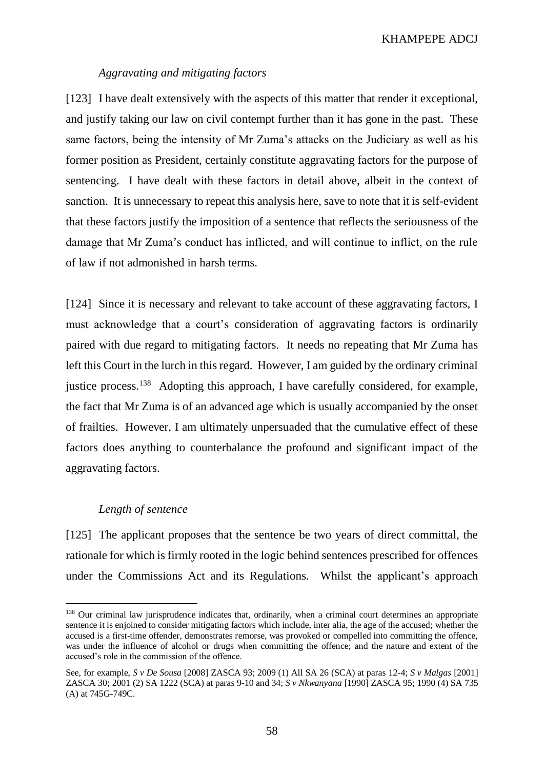*Aggravating and mitigating factors*

[123] I have dealt extensively with the aspects of this matter that render it exceptional, and justify taking our law on civil contempt further than it has gone in the past. These same factors, being the intensity of Mr Zuma's attacks on the Judiciary as well as his former position as President, certainly constitute aggravating factors for the purpose of sentencing. I have dealt with these factors in detail above, albeit in the context of sanction. It is unnecessary to repeat this analysis here, save to note that it is self-evident that these factors justify the imposition of a sentence that reflects the seriousness of the damage that Mr Zuma's conduct has inflicted, and will continue to inflict, on the rule of law if not admonished in harsh terms.

[124] Since it is necessary and relevant to take account of these aggravating factors, I must acknowledge that a court's consideration of aggravating factors is ordinarily paired with due regard to mitigating factors. It needs no repeating that Mr Zuma has left this Court in the lurch in this regard. However, I am guided by the ordinary criminal justice process.[138] Adopting this approach, I have carefully considered, for example, the fact that Mr Zuma is of an advanced age which is usually accompanied by the onset of frailties. However, I am ultimately unpersuaded that the cumulative effect of these factors does anything to counterbalance the profound and significant impact of the aggravating factors.

*Length of sentence*

[125] The applicant proposes that the sentence be two years of direct committal, the rationale for which is firmly rooted in the logic behind sentences prescribed for offences under the Commissions Act and its Regulations. Whilst the applicant's approach

---

[138] Our criminal law jurisprudence indicates that, ordinarily, when a criminal court determines an appropriate sentence it is enjoined to consider mitigating factors which include, inter alia, the age of the accused; whether the accused is a first-time offender, demonstrates remorse, was provoked or compelled into committing the offence, was under the influence of alcohol or drugs when committing the offence; and the nature and extent of the accused's role in the commission of the offence.

See, for example, *S v De Sousa* [2008] ZASCA 93; 2009 (1) All SA 26 (SCA) at paras 12-4; *S v Malgas* [2001] ZASCA 30; 2001 (2) SA 1222 (SCA) at paras 9-10 and 34; *S v Nkwanyana* [1990] ZASCA 95; 1990 (4) SA 735 (A) at 745G-749C.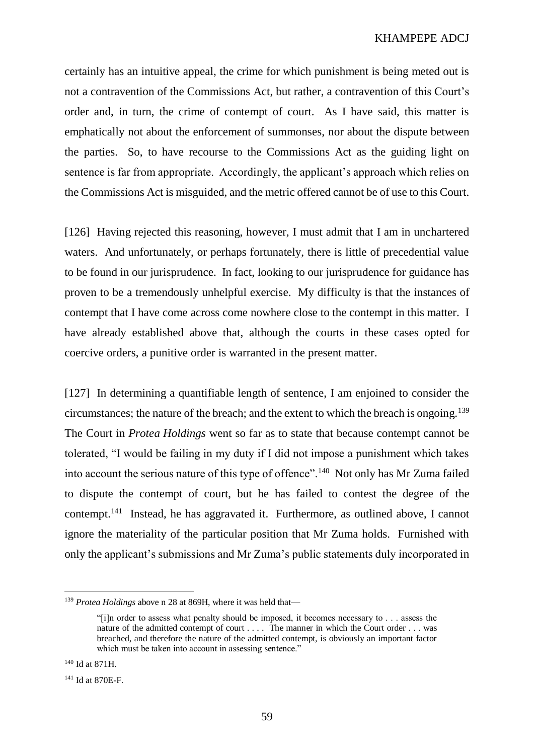certainly has an intuitive appeal, the crime for which punishment is being meted out is not a contravention of the Commissions Act, but rather, a contravention of this Court's order and, in turn, the crime of contempt of court. As I have said, this matter is emphatically not about the enforcement of summonses, nor about the dispute between the parties. So, to have recourse to the Commissions Act as the guiding light on sentence is far from appropriate. Accordingly, the applicant's approach which relies on the Commissions Act is misguided, and the metric offered cannot be of use to this Court.

[126] Having rejected this reasoning, however, I must admit that I am in unchartered waters. And unfortunately, or perhaps fortunately, there is little of precedential value to be found in our jurisprudence. In fact, looking to our jurisprudence for guidance has proven to be a tremendously unhelpful exercise. My difficulty is that the instances of contempt that I have come across come nowhere close to the contempt in this matter. I have already established above that, although the courts in these cases opted for coercive orders, a punitive order is warranted in the present matter.

[127] In determining a quantifiable length of sentence, I am enjoined to consider the circumstances; the nature of the breach; and the extent to which the breach is ongoing.[139] The Court in *Protea Holdings* went so far as to state that because contempt cannot be tolerated, "I would be failing in my duty if I did not impose a punishment which takes into account the serious nature of this type of offence".[140] Not only has Mr Zuma failed to dispute the contempt of court, but he has failed to contest the degree of the contempt.[141] Instead, he has aggravated it. Furthermore, as outlined above, I cannot ignore the materiality of the particular position that Mr Zuma holds. Furnished with only the applicant's submissions and Mr Zuma's public statements duly incorporated in

---

[139] *Protea Holdings* above n 28 at 869H, where it was held that—

> "[i]n order to assess what penalty should be imposed, it becomes necessary to . . . assess the nature of the admitted contempt of court . . . . The manner in which the Court order . . . was breached, and therefore the nature of the admitted contempt, is obviously an important factor which must be taken into account in assessing sentence."

[140] Id at 871H.

[141] Id at 870E-F.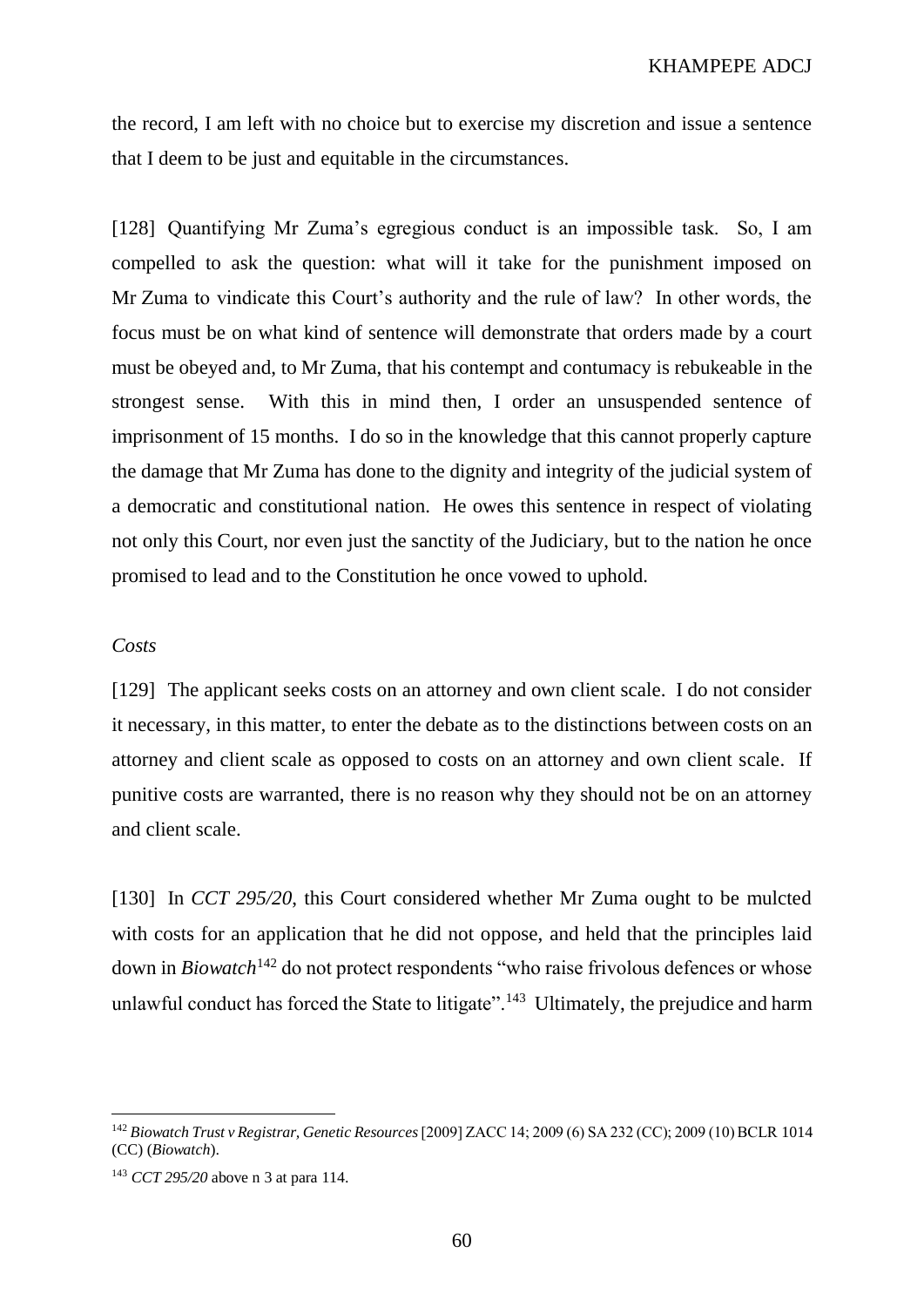the record, I am left with no choice but to exercise my discretion and issue a sentence that I deem to be just and equitable in the circumstances.

[128] Quantifying Mr Zuma's egregious conduct is an impossible task. So, I am compelled to ask the question: what will it take for the punishment imposed on Mr Zuma to vindicate this Court's authority and the rule of law? In other words, the focus must be on what kind of sentence will demonstrate that orders made by a court must be obeyed and, to Mr Zuma, that his contempt and contumacy is rebukeable in the strongest sense. With this in mind then, I order an unsuspended sentence of imprisonment of 15 months. I do so in the knowledge that this cannot properly capture the damage that Mr Zuma has done to the dignity and integrity of the judicial system of a democratic and constitutional nation. He owes this sentence in respect of violating not only this Court, nor even just the sanctity of the Judiciary, but to the nation he once promised to lead and to the Constitution he once vowed to uphold.

*Costs*

[129] The applicant seeks costs on an attorney and own client scale. I do not consider it necessary, in this matter, to enter the debate as to the distinctions between costs on an attorney and client scale as opposed to costs on an attorney and own client scale. If punitive costs are warranted, there is no reason why they should not be on an attorney and client scale.

[130] In *CCT 295/20*, this Court considered whether Mr Zuma ought to be mulcted with costs for an application that he did not oppose, and held that the principles laid down in *Biowatch*[142] do not protect respondents "who raise frivolous defences or whose unlawful conduct has forced the State to litigate".[143] Ultimately, the prejudice and harm

---

[142] *Biowatch Trust v Registrar, Genetic Resources* [2009] ZACC 14; 2009 (6) SA 232 (CC); 2009 (10) BCLR 1014 (CC) (*Biowatch*).

[143] *CCT 295/20* above n 3 at para 114.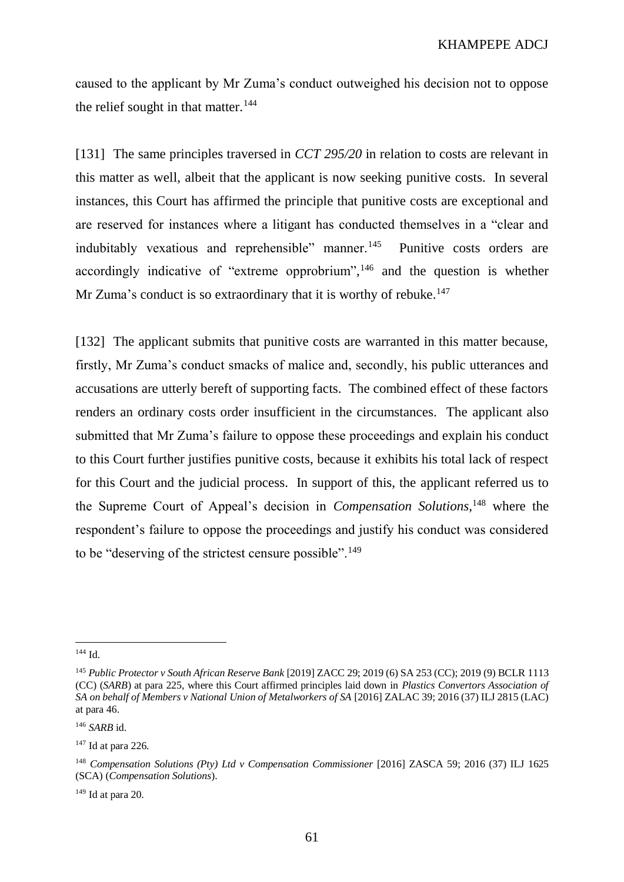caused to the applicant by Mr Zuma's conduct outweighed his decision not to oppose the relief sought in that matter.[144]

[131] The same principles traversed in *CCT 295/20* in relation to costs are relevant in this matter as well, albeit that the applicant is now seeking punitive costs. In several instances, this Court has affirmed the principle that punitive costs are exceptional and are reserved for instances where a litigant has conducted themselves in a "clear and indubitably vexatious and reprehensible" manner.[145] Punitive costs orders are accordingly indicative of "extreme opprobrium",[146] and the question is whether Mr Zuma's conduct is so extraordinary that it is worthy of rebuke.[147]

[132] The applicant submits that punitive costs are warranted in this matter because, firstly, Mr Zuma's conduct smacks of malice and, secondly, his public utterances and accusations are utterly bereft of supporting facts. The combined effect of these factors renders an ordinary costs order insufficient in the circumstances. The applicant also submitted that Mr Zuma's failure to oppose these proceedings and explain his conduct to this Court further justifies punitive costs, because it exhibits his total lack of respect for this Court and the judicial process. In support of this, the applicant referred us to the Supreme Court of Appeal's decision in *Compensation Solutions*,[148] where the respondent's failure to oppose the proceedings and justify his conduct was considered to be "deserving of the strictest censure possible".[149]

---

[144] Id.

[145] *Public Protector v South African Reserve Bank* [2019] ZACC 29; 2019 (6) SA 253 (CC); 2019 (9) BCLR 1113 (CC) (*SARB*) at para 225, where this Court affirmed principles laid down in *Plastics Convertors Association of SA on behalf of Members v National Union of Metalworkers of SA* [2016] ZALAC 39; 2016 (37) ILJ 2815 (LAC) at para 46.

[146] *SARB* id.

[147] Id at para 226.

[148] *Compensation Solutions (Pty) Ltd v Compensation Commissioner* [2016] ZASCA 59; 2016 (37) ILJ 1625 (SCA) (*Compensation Solutions*).

[149] Id at para 20.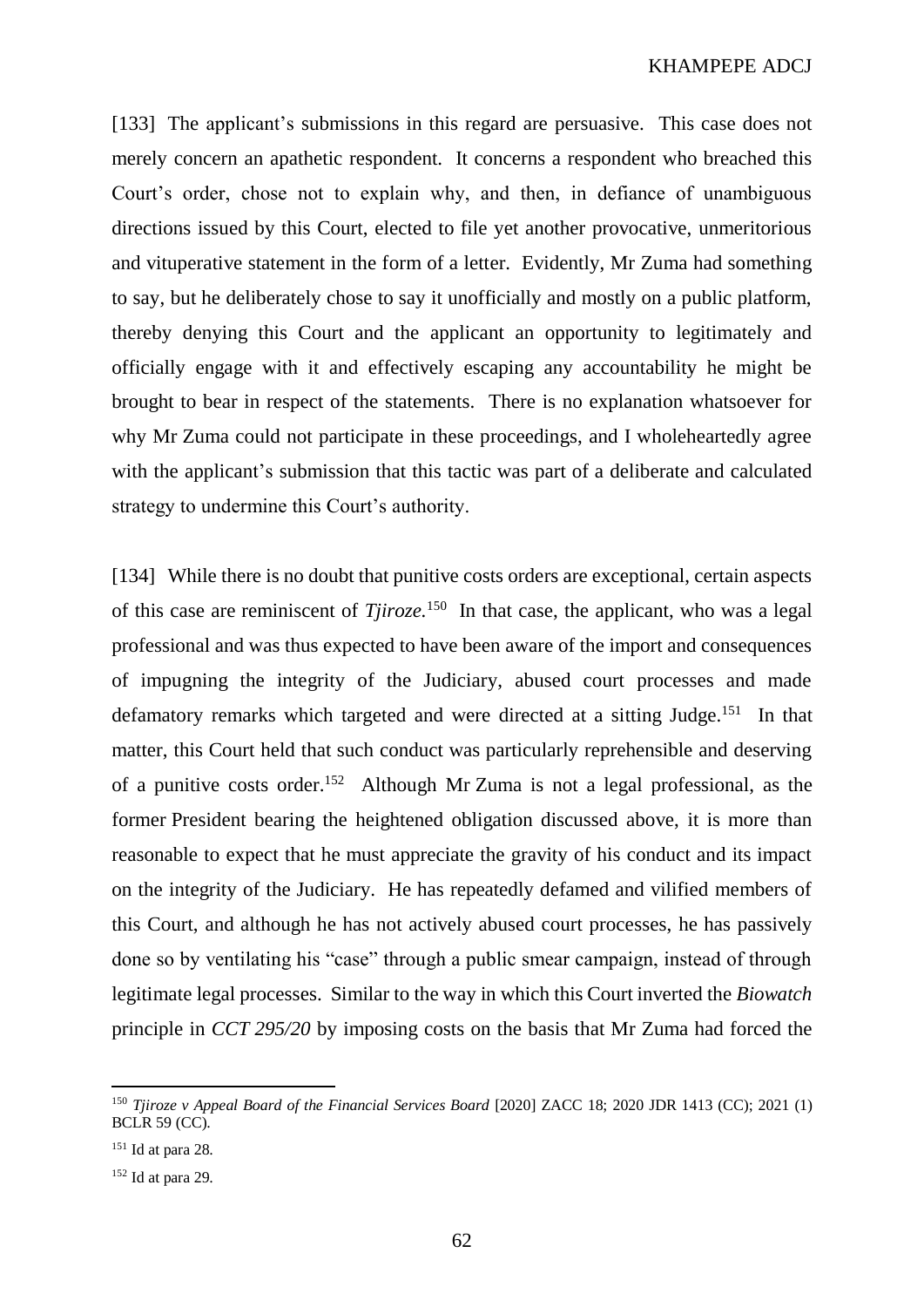[133] The applicant's submissions in this regard are persuasive. This case does not merely concern an apathetic respondent. It concerns a respondent who breached this Court's order, chose not to explain why, and then, in defiance of unambiguous directions issued by this Court, elected to file yet another provocative, unmeritorious and vituperative statement in the form of a letter. Evidently, Mr Zuma had something to say, but he deliberately chose to say it unofficially and mostly on a public platform, thereby denying this Court and the applicant an opportunity to legitimately and officially engage with it and effectively escaping any accountability he might be brought to bear in respect of the statements. There is no explanation whatsoever for why Mr Zuma could not participate in these proceedings, and I wholeheartedly agree with the applicant's submission that this tactic was part of a deliberate and calculated strategy to undermine this Court's authority.

[134] While there is no doubt that punitive costs orders are exceptional, certain aspects of this case are reminiscent of *Tjiroze*.[150] In that case, the applicant, who was a legal professional and was thus expected to have been aware of the import and consequences of impugning the integrity of the Judiciary, abused court processes and made defamatory remarks which targeted and were directed at a sitting Judge.[151] In that matter, this Court held that such conduct was particularly reprehensible and deserving of a punitive costs order.[152] Although Mr Zuma is not a legal professional, as the former President bearing the heightened obligation discussed above, it is more than reasonable to expect that he must appreciate the gravity of his conduct and its impact on the integrity of the Judiciary. He has repeatedly defamed and vilified members of this Court, and although he has not actively abused court processes, he has passively done so by ventilating his "case" through a public smear campaign, instead of through legitimate legal processes. Similar to the way in which this Court inverted the *Biowatch* principle in *CCT 295/20* by imposing costs on the basis that Mr Zuma had forced the

---

[150] *Tjiroze v Appeal Board of the Financial Services Board* [2020] ZACC 18; 2020 JDR 1413 (CC); 2021 (1) BCLR 59 (CC).

[151] Id at para 28.

[152] Id at para 29.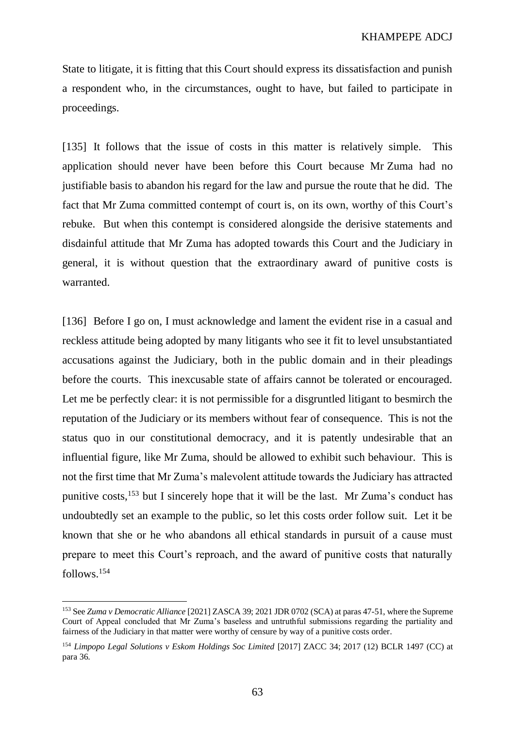State to litigate, it is fitting that this Court should express its dissatisfaction and punish a respondent who, in the circumstances, ought to have, but failed to participate in proceedings.

[135] It follows that the issue of costs in this matter is relatively simple. This application should never have been before this Court because Mr Zuma had no justifiable basis to abandon his regard for the law and pursue the route that he did. The fact that Mr Zuma committed contempt of court is, on its own, worthy of this Court's rebuke. But when this contempt is considered alongside the derisive statements and disdainful attitude that Mr Zuma has adopted towards this Court and the Judiciary in general, it is without question that the extraordinary award of punitive costs is warranted.

[136] Before I go on, I must acknowledge and lament the evident rise in a casual and reckless attitude being adopted by many litigants who see it fit to level unsubstantiated accusations against the Judiciary, both in the public domain and in their pleadings before the courts. This inexcusable state of affairs cannot be tolerated or encouraged. Let me be perfectly clear: it is not permissible for a disgruntled litigant to besmirch the reputation of the Judiciary or its members without fear of consequence. This is not the status quo in our constitutional democracy, and it is patently undesirable that an influential figure, like Mr Zuma, should be allowed to exhibit such behaviour. This is not the first time that Mr Zuma's malevolent attitude towards the Judiciary has attracted punitive costs,[153] but I sincerely hope that it will be the last. Mr Zuma's conduct has undoubtedly set an example to the public, so let this costs order follow suit. Let it be known that she or he who abandons all ethical standards in pursuit of a cause must prepare to meet this Court's reproach, and the award of punitive costs that naturally follows.[154]

---

[153] See *Zuma v Democratic Alliance* [2021] ZASCA 39; 2021 JDR 0702 (SCA) at paras 47-51, where the Supreme Court of Appeal concluded that Mr Zuma's baseless and untruthful submissions regarding the partiality and fairness of the Judiciary in that matter were worthy of censure by way of a punitive costs order.

[154] *Limpopo Legal Solutions v Eskom Holdings Soc Limited* [2017] ZACC 34; 2017 (12) BCLR 1497 (CC) at para 36.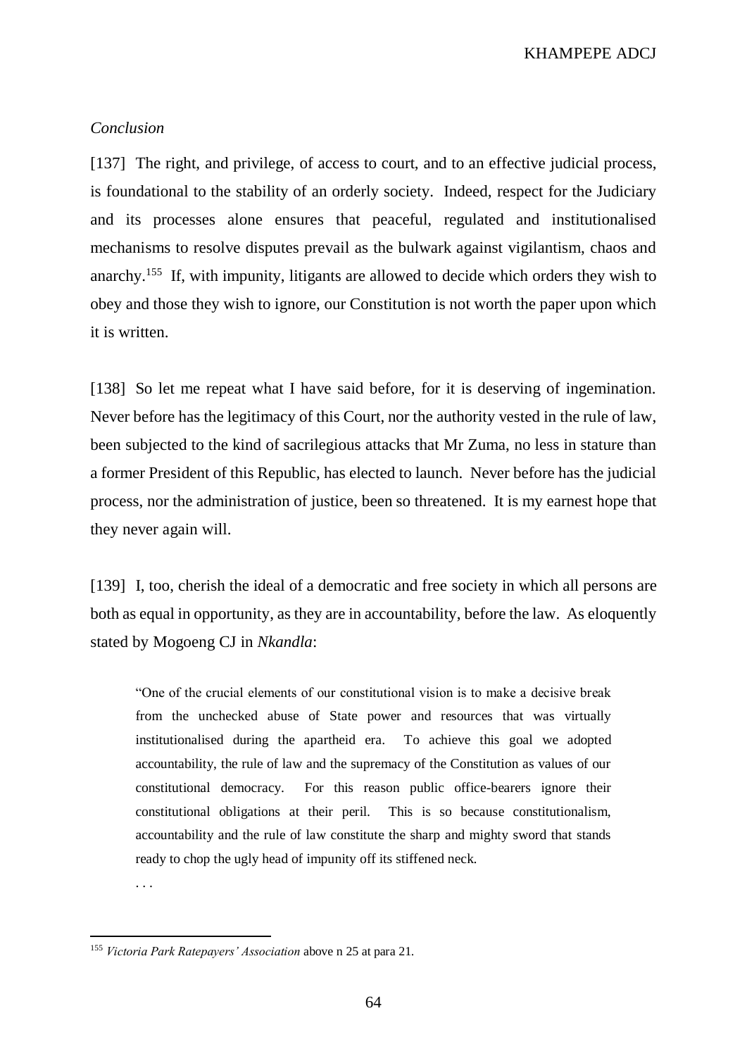*Conclusion*

[137] The right, and privilege, of access to court, and to an effective judicial process, is foundational to the stability of an orderly society. Indeed, respect for the Judiciary and its processes alone ensures that peaceful, regulated and institutionalised mechanisms to resolve disputes prevail as the bulwark against vigilantism, chaos and anarchy.[155] If, with impunity, litigants are allowed to decide which orders they wish to obey and those they wish to ignore, our Constitution is not worth the paper upon which it is written.

[138] So let me repeat what I have said before, for it is deserving of ingemination. Never before has the legitimacy of this Court, nor the authority vested in the rule of law, been subjected to the kind of sacrilegious attacks that Mr Zuma, no less in stature than a former President of this Republic, has elected to launch. Never before has the judicial process, nor the administration of justice, been so threatened. It is my earnest hope that they never again will.

[139] I, too, cherish the ideal of a democratic and free society in which all persons are both as equal in opportunity, as they are in accountability, before the law. As eloquently stated by Mogoeng CJ in *Nkandla*:

> "One of the crucial elements of our constitutional vision is to make a decisive break from the unchecked abuse of State power and resources that was virtually institutionalised during the apartheid era. To achieve this goal we adopted accountability, the rule of law and the supremacy of the Constitution as values of our constitutional democracy. For this reason public office-bearers ignore their constitutional obligations at their peril. This is so because constitutionalism, accountability and the rule of law constitute the sharp and mighty sword that stands ready to chop the ugly head of impunity off its stiffened neck.
>
> . . .

---

[155] *Victoria Park Ratepayers' Association* above n 25 at para 21.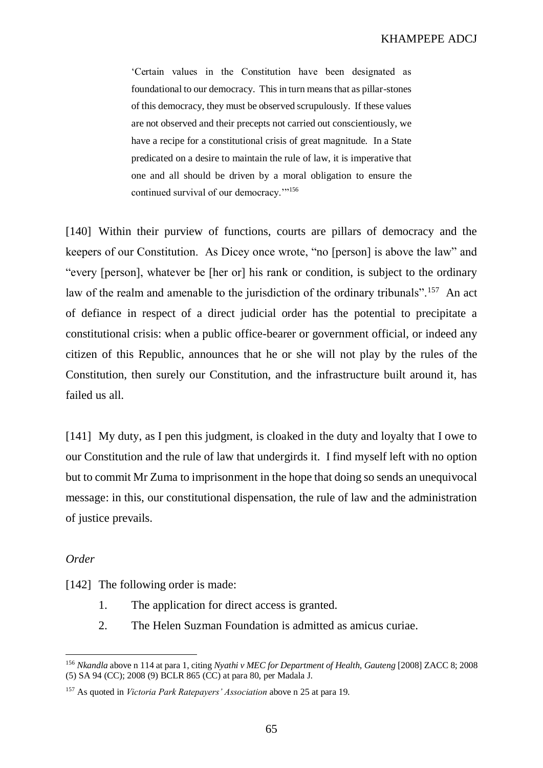> 'Certain values in the Constitution have been designated as foundational to our democracy. This in turn means that as pillar-stones of this democracy, they must be observed scrupulously. If these values are not observed and their precepts not carried out conscientiously, we have a recipe for a constitutional crisis of great magnitude. In a State predicated on a desire to maintain the rule of law, it is imperative that one and all should be driven by a moral obligation to ensure the continued survival of our democracy.'"[156]

[140] Within their purview of functions, courts are pillars of democracy and the keepers of our Constitution. As Dicey once wrote, "no [person] is above the law" and "every [person], whatever be [her or] his rank or condition, is subject to the ordinary law of the realm and amenable to the jurisdiction of the ordinary tribunals".[157] An act of defiance in respect of a direct judicial order has the potential to precipitate a constitutional crisis: when a public office-bearer or government official, or indeed any citizen of this Republic, announces that he or she will not play by the rules of the Constitution, then surely our Constitution, and the infrastructure built around it, has failed us all.

[141] My duty, as I pen this judgment, is cloaked in the duty and loyalty that I owe to our Constitution and the rule of law that undergirds it. I find myself left with no option but to commit Mr Zuma to imprisonment in the hope that doing so sends an unequivocal message: in this, our constitutional dispensation, the rule of law and the administration of justice prevails.

*Order*

[142] The following order is made:

1. The application for direct access is granted.
2. The Helen Suzman Foundation is admitted as amicus curiae.

---

[156] *Nkandla* above n 114 at para 1, citing *Nyathi v MEC for Department of Health, Gauteng* [2008] ZACC 8; 2008 (5) SA 94 (CC); 2008 (9) BCLR 865 (CC) at para 80, per Madala J.

[157] As quoted in *Victoria Park Ratepayers' Association* above n 25 at para 19.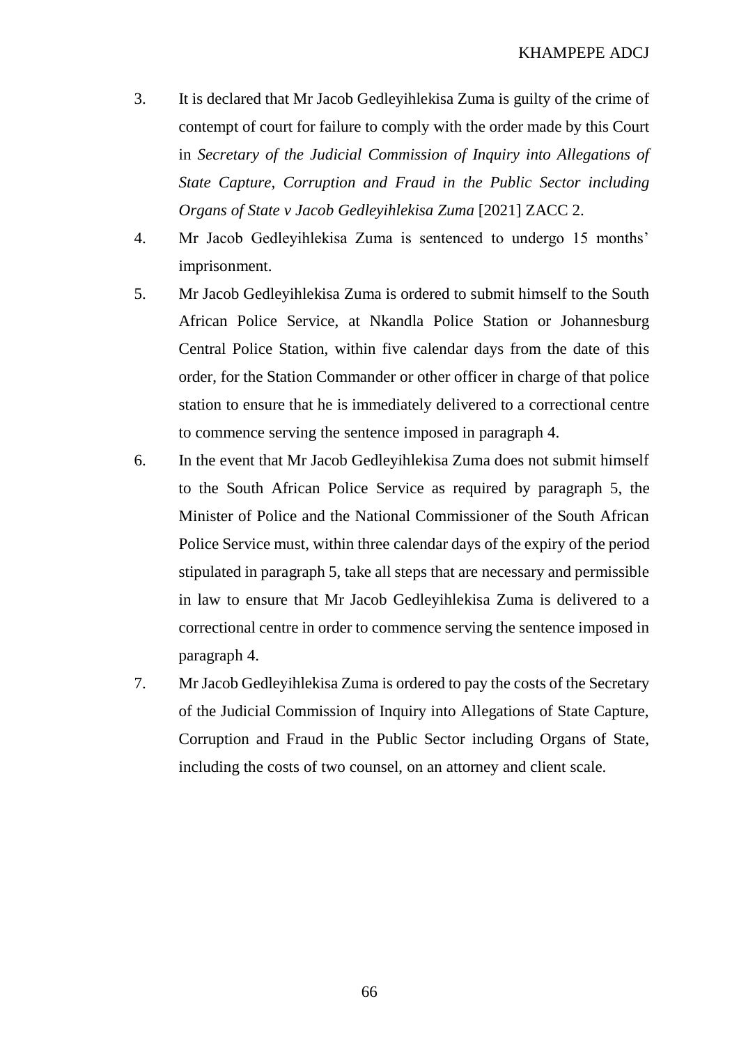3. It is declared that Mr Jacob Gedleyihlekisa Zuma is guilty of the crime of contempt of court for failure to comply with the order made by this Court in *Secretary of the Judicial Commission of Inquiry into Allegations of State Capture, Corruption and Fraud in the Public Sector including Organs of State v Jacob Gedleyihlekisa Zuma* [2021] ZACC 2.
4. Mr Jacob Gedleyihlekisa Zuma is sentenced to undergo 15 months' imprisonment.
5. Mr Jacob Gedleyihlekisa Zuma is ordered to submit himself to the South African Police Service, at Nkandla Police Station or Johannesburg Central Police Station, within five calendar days from the date of this order, for the Station Commander or other officer in charge of that police station to ensure that he is immediately delivered to a correctional centre to commence serving the sentence imposed in paragraph 4.
6. In the event that Mr Jacob Gedleyihlekisa Zuma does not submit himself to the South African Police Service as required by paragraph 5, the Minister of Police and the National Commissioner of the South African Police Service must, within three calendar days of the expiry of the period stipulated in paragraph 5, take all steps that are necessary and permissible in law to ensure that Mr Jacob Gedleyihlekisa Zuma is delivered to a correctional centre in order to commence serving the sentence imposed in paragraph 4.
7. Mr Jacob Gedleyihlekisa Zuma is ordered to pay the costs of the Secretary of the Judicial Commission of Inquiry into Allegations of State Capture, Corruption and Fraud in the Public Sector including Organs of State, including the costs of two counsel, on an attorney and client scale.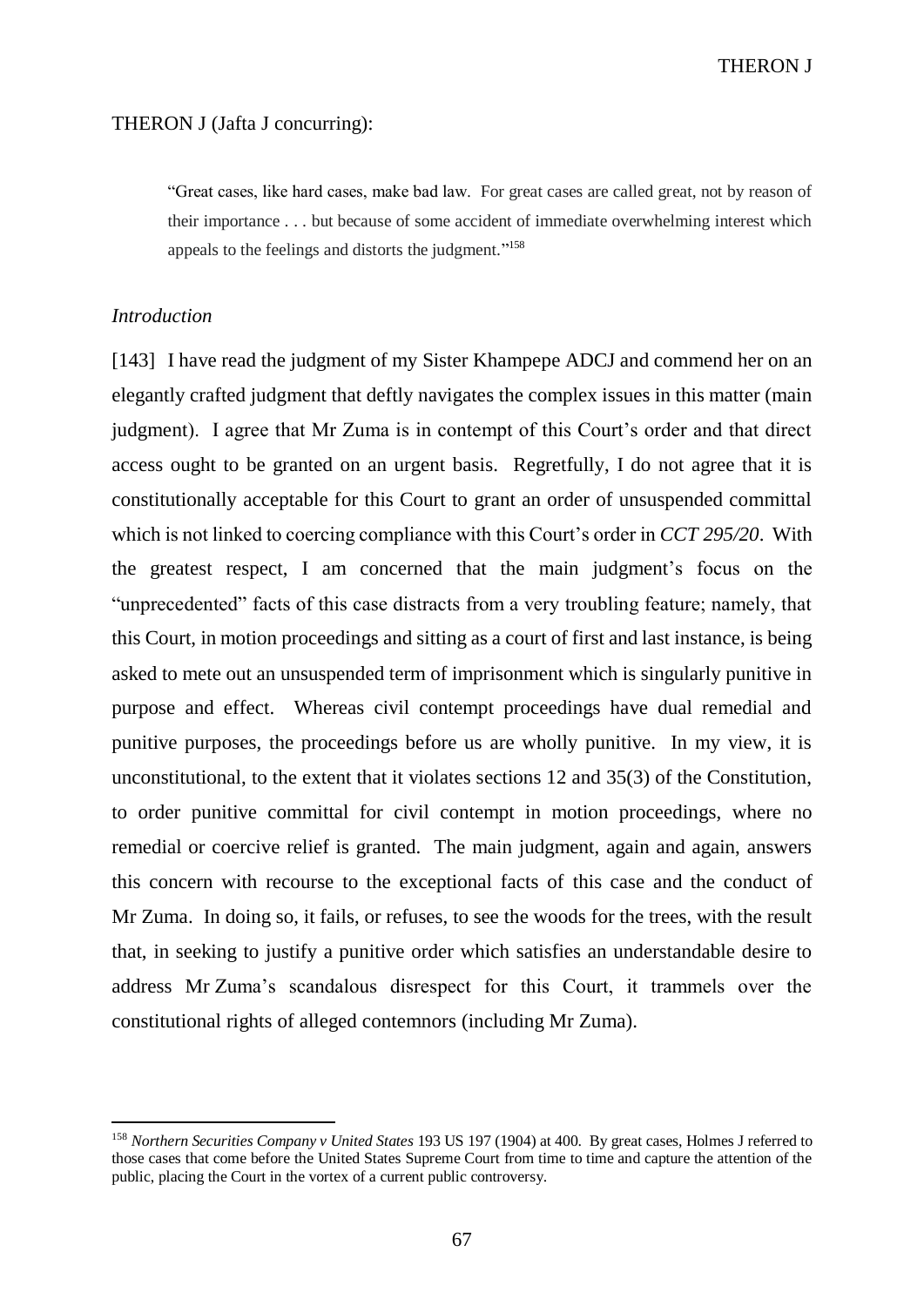THERON J (Jafta J concurring):

> "Great cases, like hard cases, make bad law. For great cases are called great, not by reason of their importance . . . but because of some accident of immediate overwhelming interest which appeals to the feelings and distorts the judgment."[158]

*Introduction*

[143] I have read the judgment of my Sister Khampepe ADCJ and commend her on an elegantly crafted judgment that deftly navigates the complex issues in this matter (main judgment). I agree that Mr Zuma is in contempt of this Court's order and that direct access ought to be granted on an urgent basis. Regretfully, I do not agree that it is constitutionally acceptable for this Court to grant an order of unsuspended committal which is not linked to coercing compliance with this Court's order in *CCT 295/20*. With the greatest respect, I am concerned that the main judgment's focus on the "unprecedented" facts of this case distracts from a very troubling feature; namely, that this Court, in motion proceedings and sitting as a court of first and last instance, is being asked to mete out an unsuspended term of imprisonment which is singularly punitive in purpose and effect. Whereas civil contempt proceedings have dual remedial and punitive purposes, the proceedings before us are wholly punitive. In my view, it is unconstitutional, to the extent that it violates sections 12 and 35(3) of the Constitution, to order punitive committal for civil contempt in motion proceedings, where no remedial or coercive relief is granted. The main judgment, again and again, answers this concern with recourse to the exceptional facts of this case and the conduct of Mr Zuma. In doing so, it fails, or refuses, to see the woods for the trees, with the result that, in seeking to justify a punitive order which satisfies an understandable desire to address Mr Zuma's scandalous disrespect for this Court, it trammels over the constitutional rights of alleged contemnors (including Mr Zuma).

[158] *Northern Securities Company v United States* 193 US 197 (1904) at 400. By great cases, Holmes J referred to those cases that come before the United States Supreme Court from time to time and capture the attention of the public, placing the Court in the vortex of a current public controversy.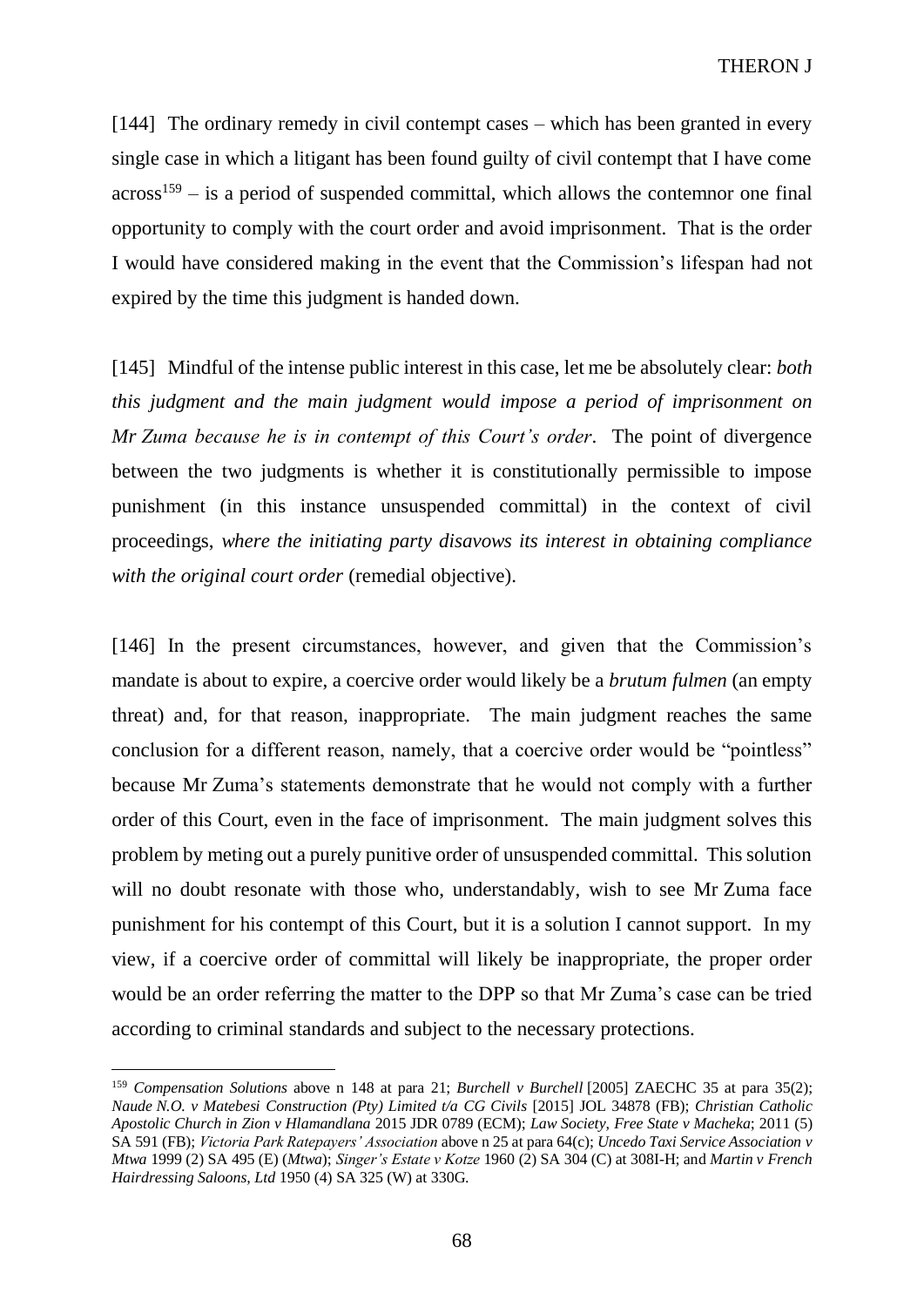[144] The ordinary remedy in civil contempt cases – which has been granted in every single case in which a litigant has been found guilty of civil contempt that I have come across[159] – is a period of suspended committal, which allows the contemnor one final opportunity to comply with the court order and avoid imprisonment. That is the order I would have considered making in the event that the Commission's lifespan had not expired by the time this judgment is handed down.

[145] Mindful of the intense public interest in this case, let me be absolutely clear: *both this judgment and the main judgment would impose a period of imprisonment on Mr Zuma because he is in contempt of this Court's order*. The point of divergence between the two judgments is whether it is constitutionally permissible to impose punishment (in this instance unsuspended committal) in the context of civil proceedings, *where the initiating party disavows its interest in obtaining compliance with the original court order* (remedial objective).

[146] In the present circumstances, however, and given that the Commission's mandate is about to expire, a coercive order would likely be a *brutum fulmen* (an empty threat) and, for that reason, inappropriate. The main judgment reaches the same conclusion for a different reason, namely, that a coercive order would be "pointless" because Mr Zuma's statements demonstrate that he would not comply with a further order of this Court, even in the face of imprisonment. The main judgment solves this problem by meting out a purely punitive order of unsuspended committal. This solution will no doubt resonate with those who, understandably, wish to see Mr Zuma face punishment for his contempt of this Court, but it is a solution I cannot support. In my view, if a coercive order of committal will likely be inappropriate, the proper order would be an order referring the matter to the DPP so that Mr Zuma's case can be tried according to criminal standards and subject to the necessary protections.

---

[159] *Compensation Solutions* above n 148 at para 21; *Burchell v Burchell* [2005] ZAECHC 35 at para 35(2); *Naude N.O. v Matebesi Construction (Pty) Limited t/a CG Civils* [2015] JOL 34878 (FB); *Christian Catholic Apostolic Church in Zion v Hlamandlana* 2015 JDR 0789 (ECM); *Law Society, Free State v Macheka*; 2011 (5) SA 591 (FB); *Victoria Park Ratepayers' Association* above n 25 at para 64(c); *Uncedo Taxi Service Association v Mtwa* 1999 (2) SA 495 (E) (*Mtwa*); *Singer's Estate v Kotze* 1960 (2) SA 304 (C) at 308I-H; and *Martin v French Hairdressing Saloons, Ltd* 1950 (4) SA 325 (W) at 330G.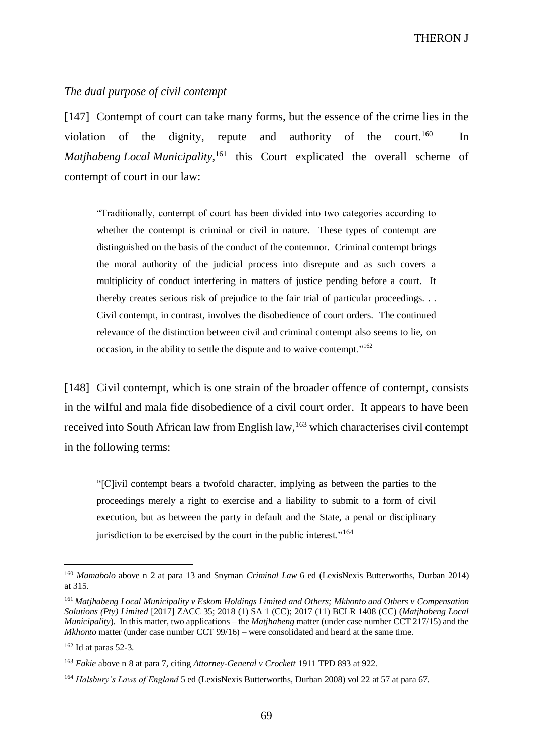*The dual purpose of civil contempt*

[147] Contempt of court can take many forms, but the essence of the crime lies in the violation of the dignity, repute and authority of the court.[160] In *Matjhabeng Local Municipality*,[161] this Court explicated the overall scheme of contempt of court in our law:

> "Traditionally, contempt of court has been divided into two categories according to whether the contempt is criminal or civil in nature. These types of contempt are distinguished on the basis of the conduct of the contemnor. Criminal contempt brings the moral authority of the judicial process into disrepute and as such covers a multiplicity of conduct interfering in matters of justice pending before a court. It thereby creates serious risk of prejudice to the fair trial of particular proceedings. . . Civil contempt, in contrast, involves the disobedience of court orders. The continued relevance of the distinction between civil and criminal contempt also seems to lie, on occasion, in the ability to settle the dispute and to waive contempt."[162]

[148] Civil contempt, which is one strain of the broader offence of contempt, consists in the wilful and mala fide disobedience of a civil court order. It appears to have been received into South African law from English law,[163] which characterises civil contempt in the following terms:

> "[C]ivil contempt bears a twofold character, implying as between the parties to the proceedings merely a right to exercise and a liability to submit to a form of civil execution, but as between the party in default and the State, a penal or disciplinary jurisdiction to be exercised by the court in the public interest."[164]

---

[160] *Mamabolo* above n 2 at para 13 and Snyman *Criminal Law* 6 ed (LexisNexis Butterworths, Durban 2014) at 315.

[161] *Matjhabeng Local Municipality v Eskom Holdings Limited and Others; Mkhonto and Others v Compensation Solutions (Pty) Limited* [2017] ZACC 35; 2018 (1) SA 1 (CC); 2017 (11) BCLR 1408 (CC) (*Matjhabeng Local Municipality*). In this matter, two applications – the *Matjhabeng* matter (under case number CCT 217/15) and the *Mkhonto* matter (under case number CCT 99/16) – were consolidated and heard at the same time.

[162] Id at paras 52-3.

[163] *Fakie* above n 8 at para 7, citing *Attorney-General v Crockett* 1911 TPD 893 at 922.

[164] *Halsbury's Laws of England* 5 ed (LexisNexis Butterworths, Durban 2008) vol 22 at 57 at para 67.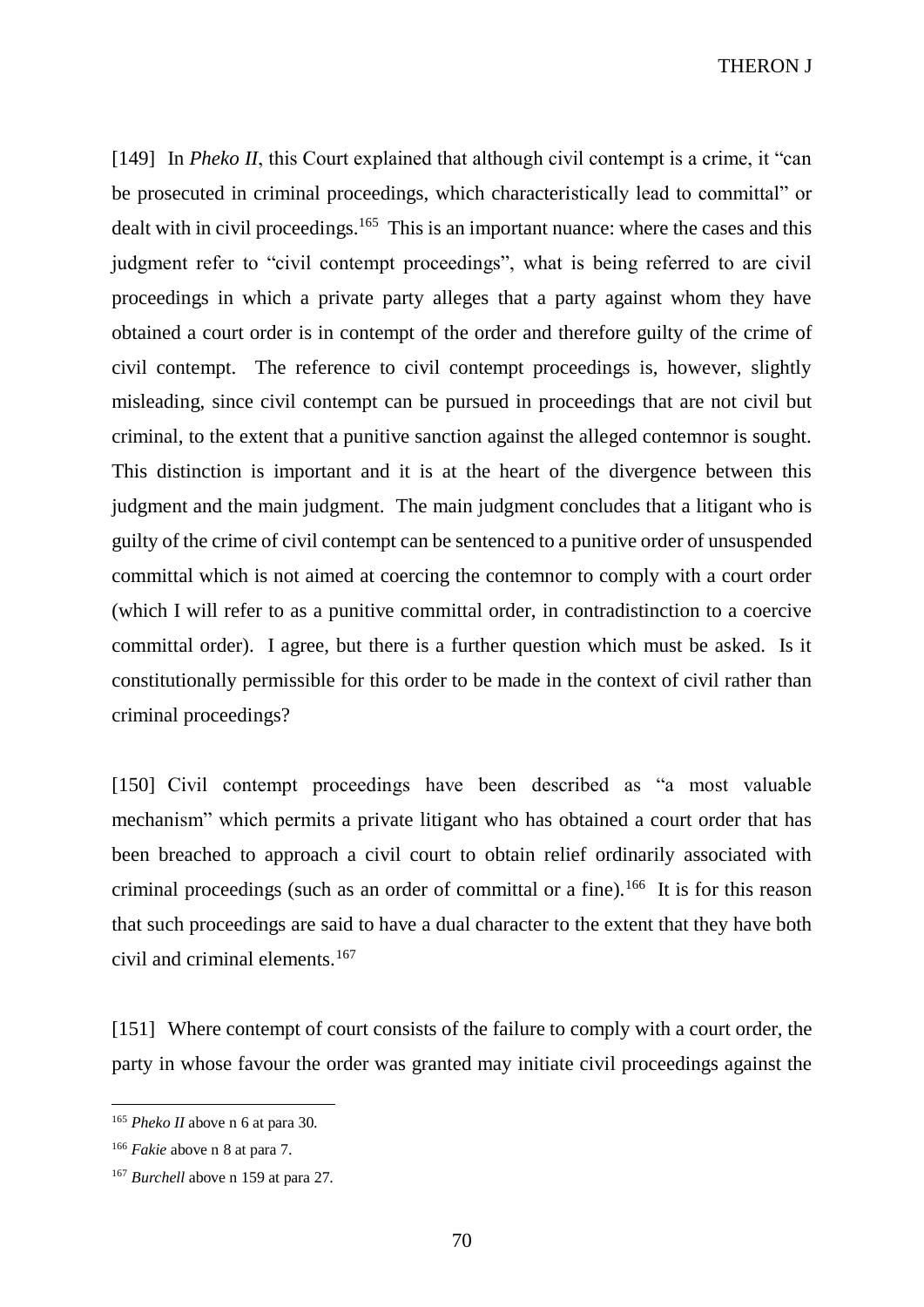[149] In *Pheko II*, this Court explained that although civil contempt is a crime, it "can be prosecuted in criminal proceedings, which characteristically lead to committal" or dealt with in civil proceedings.[165] This is an important nuance: where the cases and this judgment refer to "civil contempt proceedings", what is being referred to are civil proceedings in which a private party alleges that a party against whom they have obtained a court order is in contempt of the order and therefore guilty of the crime of civil contempt. The reference to civil contempt proceedings is, however, slightly misleading, since civil contempt can be pursued in proceedings that are not civil but criminal, to the extent that a punitive sanction against the alleged contemnor is sought. This distinction is important and it is at the heart of the divergence between this judgment and the main judgment. The main judgment concludes that a litigant who is guilty of the crime of civil contempt can be sentenced to a punitive order of unsuspended committal which is not aimed at coercing the contemnor to comply with a court order (which I will refer to as a punitive committal order, in contradistinction to a coercive committal order). I agree, but there is a further question which must be asked. Is it constitutionally permissible for this order to be made in the context of civil rather than criminal proceedings?

[150] Civil contempt proceedings have been described as "a most valuable mechanism" which permits a private litigant who has obtained a court order that has been breached to approach a civil court to obtain relief ordinarily associated with criminal proceedings (such as an order of committal or a fine).[166] It is for this reason that such proceedings are said to have a dual character to the extent that they have both civil and criminal elements.[167]

[151] Where contempt of court consists of the failure to comply with a court order, the party in whose favour the order was granted may initiate civil proceedings against the

---

[165] *Pheko II* above n 6 at para 30.

[166] *Fakie* above n 8 at para 7.

[167] *Burchell* above n 159 at para 27.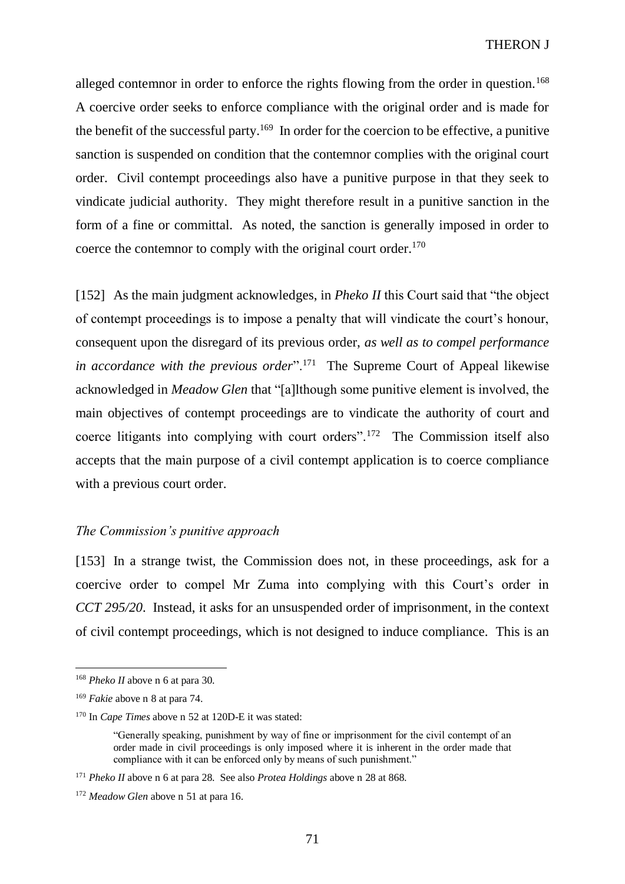alleged contemnor in order to enforce the rights flowing from the order in question.[168] A coercive order seeks to enforce compliance with the original order and is made for the benefit of the successful party.[169] In order for the coercion to be effective, a punitive sanction is suspended on condition that the contemnor complies with the original court order. Civil contempt proceedings also have a punitive purpose in that they seek to vindicate judicial authority. They might therefore result in a punitive sanction in the form of a fine or committal. As noted, the sanction is generally imposed in order to coerce the contemnor to comply with the original court order.[170]

[152] As the main judgment acknowledges, in *Pheko II* this Court said that "the object of contempt proceedings is to impose a penalty that will vindicate the court's honour, consequent upon the disregard of its previous order, *as well as to compel performance in accordance with the previous order*".[171] The Supreme Court of Appeal likewise acknowledged in *Meadow Glen* that "[a]lthough some punitive element is involved, the main objectives of contempt proceedings are to vindicate the authority of court and coerce litigants into complying with court orders".[172] The Commission itself also accepts that the main purpose of a civil contempt application is to coerce compliance with a previous court order.

### *The Commission's punitive approach*

[153] In a strange twist, the Commission does not, in these proceedings, ask for a coercive order to compel Mr Zuma into complying with this Court's order in *CCT 295/20*. Instead, it asks for an unsuspended order of imprisonment, in the context of civil contempt proceedings, which is not designed to induce compliance. This is an

---

[168] *Pheko II* above n 6 at para 30.

[169] *Fakie* above n 8 at para 74.

[170] In *Cape Times* above n 52 at 120D-E it was stated:

> "Generally speaking, punishment by way of fine or imprisonment for the civil contempt of an order made in civil proceedings is only imposed where it is inherent in the order made that compliance with it can be enforced only by means of such punishment."

[171] *Pheko II* above n 6 at para 28. See also *Protea Holdings* above n 28 at 868.

[172] *Meadow Glen* above n 51 at para 16.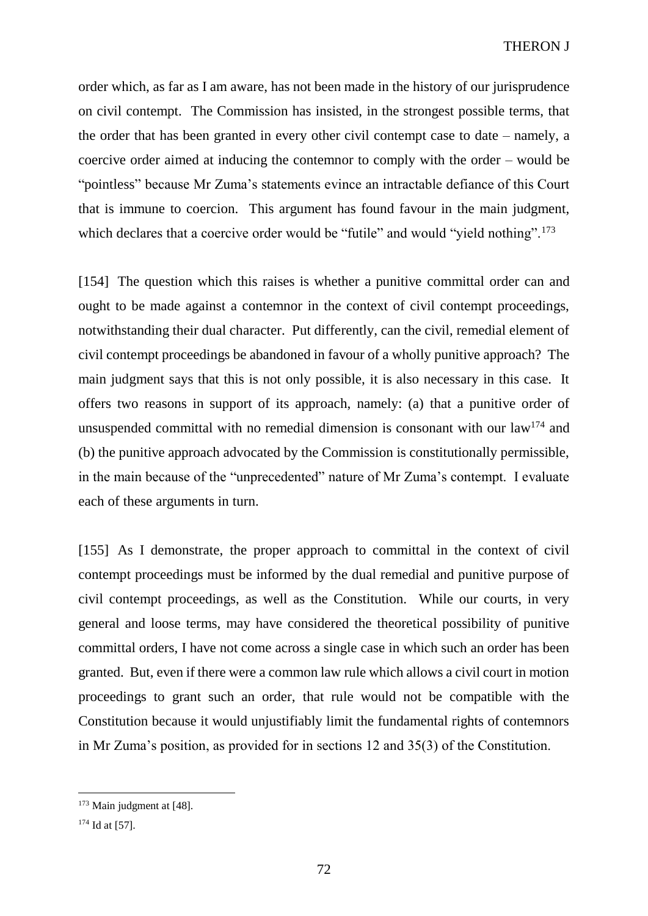order which, as far as I am aware, has not been made in the history of our jurisprudence on civil contempt. The Commission has insisted, in the strongest possible terms, that the order that has been granted in every other civil contempt case to date – namely, a coercive order aimed at inducing the contemnor to comply with the order – would be "pointless" because Mr Zuma's statements evince an intractable defiance of this Court that is immune to coercion. This argument has found favour in the main judgment, which declares that a coercive order would be "futile" and would "yield nothing".[173]

[154] The question which this raises is whether a punitive committal order can and ought to be made against a contemnor in the context of civil contempt proceedings, notwithstanding their dual character. Put differently, can the civil, remedial element of civil contempt proceedings be abandoned in favour of a wholly punitive approach? The main judgment says that this is not only possible, it is also necessary in this case. It offers two reasons in support of its approach, namely: (a) that a punitive order of unsuspended committal with no remedial dimension is consonant with our law[174] and (b) the punitive approach advocated by the Commission is constitutionally permissible, in the main because of the "unprecedented" nature of Mr Zuma's contempt. I evaluate each of these arguments in turn.

[155] As I demonstrate, the proper approach to committal in the context of civil contempt proceedings must be informed by the dual remedial and punitive purpose of civil contempt proceedings, as well as the Constitution. While our courts, in very general and loose terms, may have considered the theoretical possibility of punitive committal orders, I have not come across a single case in which such an order has been granted. But, even if there were a common law rule which allows a civil court in motion proceedings to grant such an order, that rule would not be compatible with the Constitution because it would unjustifiably limit the fundamental rights of contemnors in Mr Zuma's position, as provided for in sections 12 and 35(3) of the Constitution.

---

[173] Main judgment at [48].

[174] Id at [57].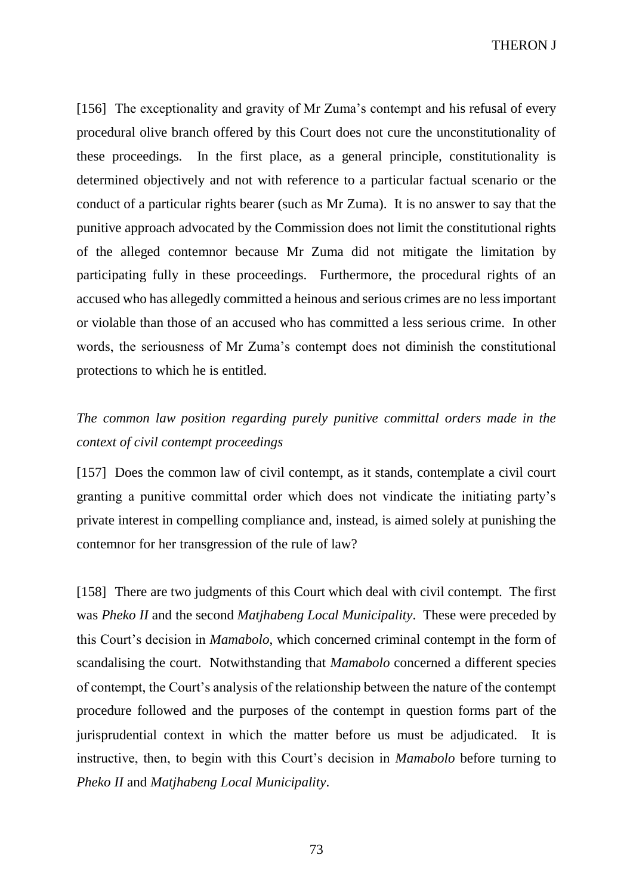[156] The exceptionality and gravity of Mr Zuma's contempt and his refusal of every procedural olive branch offered by this Court does not cure the unconstitutionality of these proceedings. In the first place, as a general principle, constitutionality is determined objectively and not with reference to a particular factual scenario or the conduct of a particular rights bearer (such as Mr Zuma). It is no answer to say that the punitive approach advocated by the Commission does not limit the constitutional rights of the alleged contemnor because Mr Zuma did not mitigate the limitation by participating fully in these proceedings. Furthermore, the procedural rights of an accused who has allegedly committed a heinous and serious crimes are no less important or violable than those of an accused who has committed a less serious crime. In other words, the seriousness of Mr Zuma's contempt does not diminish the constitutional protections to which he is entitled.

*The common law position regarding purely punitive committal orders made in the context of civil contempt proceedings*

[157] Does the common law of civil contempt, as it stands, contemplate a civil court granting a punitive committal order which does not vindicate the initiating party's private interest in compelling compliance and, instead, is aimed solely at punishing the contemnor for her transgression of the rule of law?

[158] There are two judgments of this Court which deal with civil contempt. The first was *Pheko II* and the second *Matjhabeng Local Municipality*. These were preceded by this Court's decision in *Mamabolo*, which concerned criminal contempt in the form of scandalising the court. Notwithstanding that *Mamabolo* concerned a different species of contempt, the Court's analysis of the relationship between the nature of the contempt procedure followed and the purposes of the contempt in question forms part of the jurisprudential context in which the matter before us must be adjudicated. It is instructive, then, to begin with this Court's decision in *Mamabolo* before turning to *Pheko II* and *Matjhabeng Local Municipality*.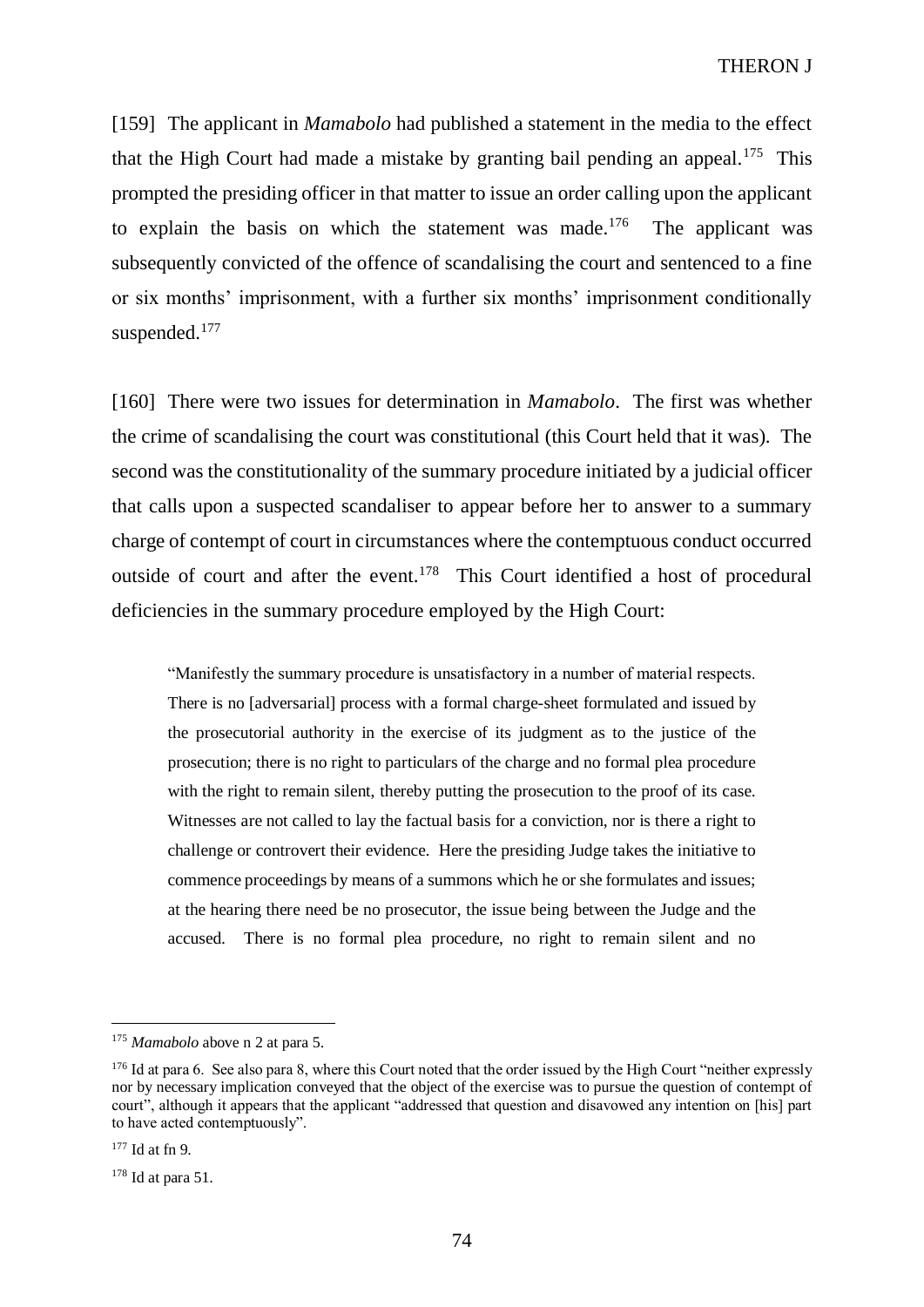[159] The applicant in *Mamabolo* had published a statement in the media to the effect that the High Court had made a mistake by granting bail pending an appeal.[175] This prompted the presiding officer in that matter to issue an order calling upon the applicant to explain the basis on which the statement was made.[176] The applicant was subsequently convicted of the offence of scandalising the court and sentenced to a fine or six months' imprisonment, with a further six months' imprisonment conditionally suspended.[177]

[160] There were two issues for determination in *Mamabolo*. The first was whether the crime of scandalising the court was constitutional (this Court held that it was). The second was the constitutionality of the summary procedure initiated by a judicial officer that calls upon a suspected scandaliser to appear before her to answer to a summary charge of contempt of court in circumstances where the contemptuous conduct occurred outside of court and after the event.[178] This Court identified a host of procedural deficiencies in the summary procedure employed by the High Court:

> "Manifestly the summary procedure is unsatisfactory in a number of material respects. There is no [adversarial] process with a formal charge-sheet formulated and issued by the prosecutorial authority in the exercise of its judgment as to the justice of the prosecution; there is no right to particulars of the charge and no formal plea procedure with the right to remain silent, thereby putting the prosecution to the proof of its case. Witnesses are not called to lay the factual basis for a conviction, nor is there a right to challenge or controvert their evidence. Here the presiding Judge takes the initiative to commence proceedings by means of a summons which he or she formulates and issues; at the hearing there need be no prosecutor, the issue being between the Judge and the accused. There is no formal plea procedure, no right to remain silent and no

---

[175] *Mamabolo* above n 2 at para 5.

[176] Id at para 6. See also para 8, where this Court noted that the order issued by the High Court "neither expressly nor by necessary implication conveyed that the object of the exercise was to pursue the question of contempt of court", although it appears that the applicant "addressed that question and disavowed any intention on [his] part to have acted contemptuously".

[177] Id at fn 9.

[178] Id at para 51.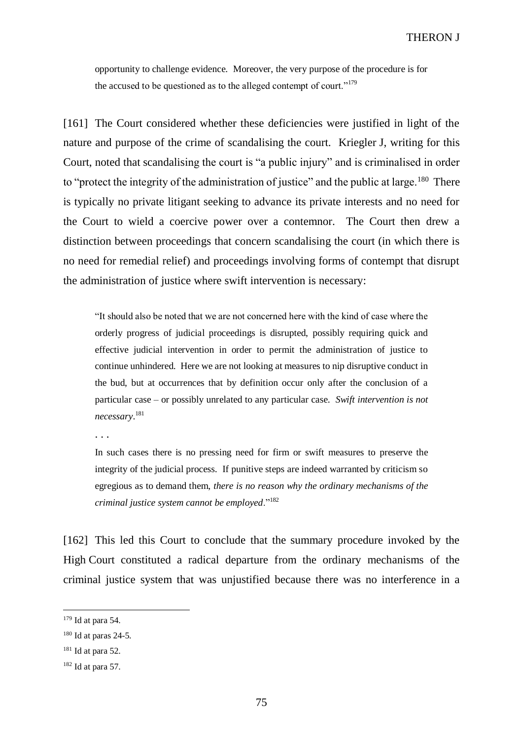opportunity to challenge evidence. Moreover, the very purpose of the procedure is for the accused to be questioned as to the alleged contempt of court."[179]

[161] The Court considered whether these deficiencies were justified in light of the nature and purpose of the crime of scandalising the court. Kriegler J, writing for this Court, noted that scandalising the court is "a public injury" and is criminalised in order to "protect the integrity of the administration of justice" and the public at large.[180] There is typically no private litigant seeking to advance its private interests and no need for the Court to wield a coercive power over a contemnor. The Court then drew a distinction between proceedings that concern scandalising the court (in which there is no need for remedial relief) and proceedings involving forms of contempt that disrupt the administration of justice where swift intervention is necessary:

> "It should also be noted that we are not concerned here with the kind of case where the orderly progress of judicial proceedings is disrupted, possibly requiring quick and effective judicial intervention in order to permit the administration of justice to continue unhindered. Here we are not looking at measures to nip disruptive conduct in the bud, but at occurrences that by definition occur only after the conclusion of a particular case – or possibly unrelated to any particular case. *Swift intervention is not necessary*.[181]
>
> . . .
>
> In such cases there is no pressing need for firm or swift measures to preserve the integrity of the judicial process. If punitive steps are indeed warranted by criticism so egregious as to demand them, *there is no reason why the ordinary mechanisms of the criminal justice system cannot be employed*."[182]

[162] This led this Court to conclude that the summary procedure invoked by the High Court constituted a radical departure from the ordinary mechanisms of the criminal justice system that was unjustified because there was no interference in a

---

[179] Id at para 54.

[180] Id at paras 24-5.

[181] Id at para 52.

[182] Id at para 57.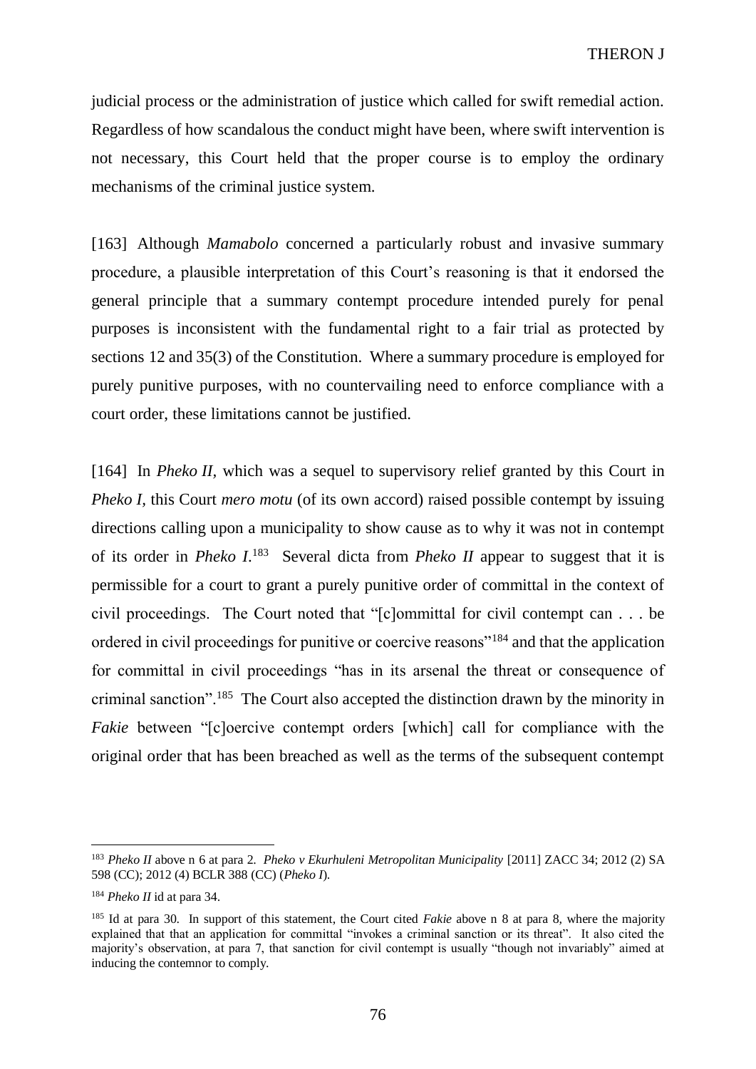judicial process or the administration of justice which called for swift remedial action. Regardless of how scandalous the conduct might have been, where swift intervention is not necessary, this Court held that the proper course is to employ the ordinary mechanisms of the criminal justice system.

[163] Although *Mamabolo* concerned a particularly robust and invasive summary procedure, a plausible interpretation of this Court's reasoning is that it endorsed the general principle that a summary contempt procedure intended purely for penal purposes is inconsistent with the fundamental right to a fair trial as protected by sections 12 and 35(3) of the Constitution. Where a summary procedure is employed for purely punitive purposes, with no countervailing need to enforce compliance with a court order, these limitations cannot be justified.

[164] In *Pheko II*, which was a sequel to supervisory relief granted by this Court in *Pheko I*, this Court *mero motu* (of its own accord) raised possible contempt by issuing directions calling upon a municipality to show cause as to why it was not in contempt of its order in *Pheko I*.[183] Several dicta from *Pheko II* appear to suggest that it is permissible for a court to grant a purely punitive order of committal in the context of civil proceedings. The Court noted that "[c]ommittal for civil contempt can . . . be ordered in civil proceedings for punitive or coercive reasons"[184] and that the application for committal in civil proceedings "has in its arsenal the threat or consequence of criminal sanction".[185] The Court also accepted the distinction drawn by the minority in *Fakie* between "[c]oercive contempt orders [which] call for compliance with the original order that has been breached as well as the terms of the subsequent contempt

---

[183] *Pheko II* above n 6 at para 2. *Pheko v Ekurhuleni Metropolitan Municipality* [2011] ZACC 34; 2012 (2) SA 598 (CC); 2012 (4) BCLR 388 (CC) (*Pheko I*).

[184] *Pheko II* id at para 34.

[185] Id at para 30. In support of this statement, the Court cited *Fakie* above n 8 at para 8, where the majority explained that that an application for committal "invokes a criminal sanction or its threat". It also cited the majority's observation, at para 7, that sanction for civil contempt is usually "though not invariably" aimed at inducing the contemnor to comply.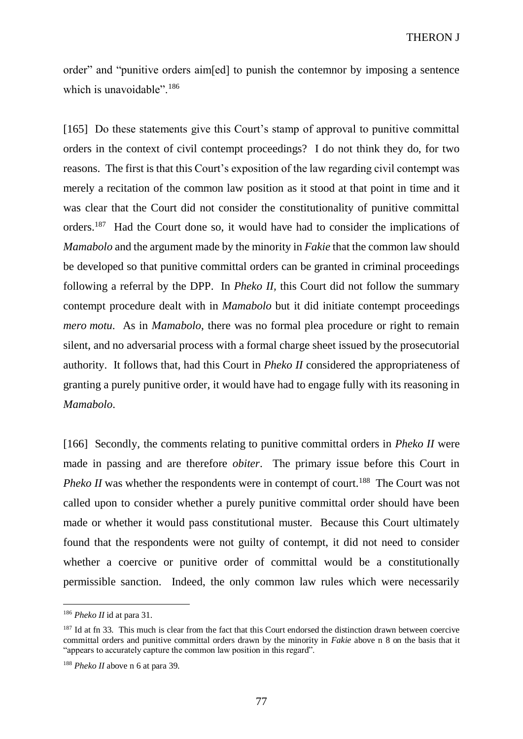order" and "punitive orders aim[ed] to punish the contemnor by imposing a sentence which is unavoidable".[186]

[165] Do these statements give this Court's stamp of approval to punitive committal orders in the context of civil contempt proceedings? I do not think they do, for two reasons. The first is that this Court's exposition of the law regarding civil contempt was merely a recitation of the common law position as it stood at that point in time and it was clear that the Court did not consider the constitutionality of punitive committal orders.[187] Had the Court done so, it would have had to consider the implications of *Mamabolo* and the argument made by the minority in *Fakie* that the common law should be developed so that punitive committal orders can be granted in criminal proceedings following a referral by the DPP. In *Pheko II*, this Court did not follow the summary contempt procedure dealt with in *Mamabolo* but it did initiate contempt proceedings *mero motu*. As in *Mamabolo*, there was no formal plea procedure or right to remain silent, and no adversarial process with a formal charge sheet issued by the prosecutorial authority. It follows that, had this Court in *Pheko II* considered the appropriateness of granting a purely punitive order, it would have had to engage fully with its reasoning in *Mamabolo*.

[166] Secondly, the comments relating to punitive committal orders in *Pheko II* were made in passing and are therefore *obiter*. The primary issue before this Court in *Pheko II* was whether the respondents were in contempt of court.[188] The Court was not called upon to consider whether a purely punitive committal order should have been made or whether it would pass constitutional muster. Because this Court ultimately found that the respondents were not guilty of contempt, it did not need to consider whether a coercive or punitive order of committal would be a constitutionally permissible sanction. Indeed, the only common law rules which were necessarily

---

[186] *Pheko II* id at para 31.

[187] Id at fn 33. This much is clear from the fact that this Court endorsed the distinction drawn between coercive committal orders and punitive committal orders drawn by the minority in *Fakie* above n 8 on the basis that it "appears to accurately capture the common law position in this regard".

[188] *Pheko II* above n 6 at para 39.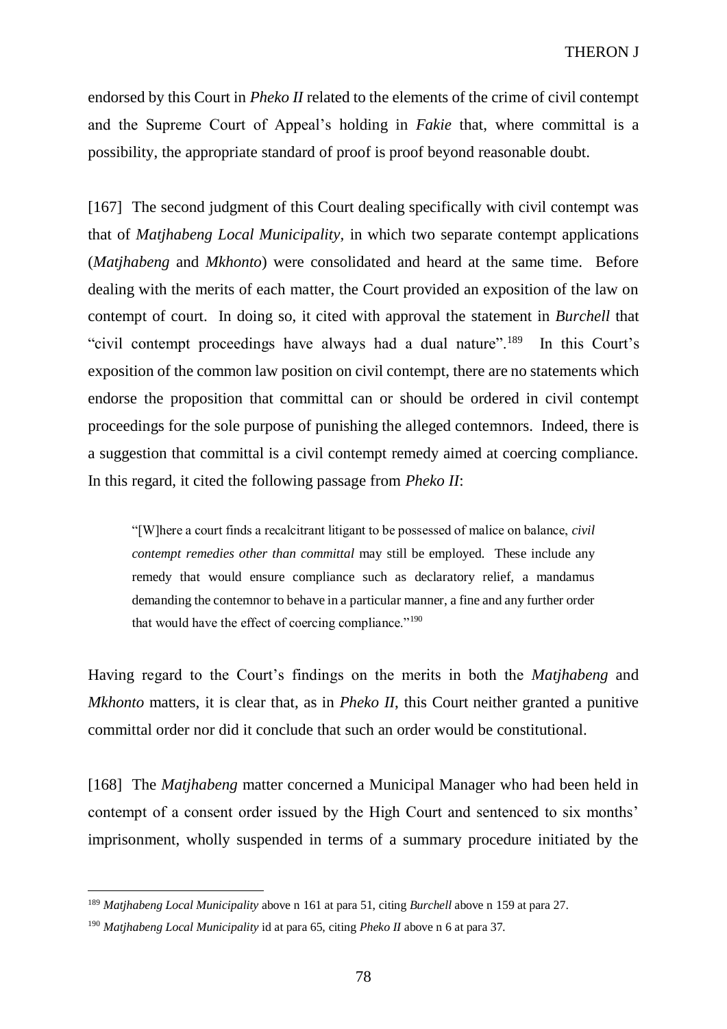endorsed by this Court in *Pheko II* related to the elements of the crime of civil contempt and the Supreme Court of Appeal's holding in *Fakie* that, where committal is a possibility, the appropriate standard of proof is proof beyond reasonable doubt.

[167] The second judgment of this Court dealing specifically with civil contempt was that of *Matjhabeng Local Municipality*, in which two separate contempt applications (*Matjhabeng* and *Mkhonto*) were consolidated and heard at the same time. Before dealing with the merits of each matter, the Court provided an exposition of the law on contempt of court. In doing so, it cited with approval the statement in *Burchell* that "civil contempt proceedings have always had a dual nature".[189] In this Court's exposition of the common law position on civil contempt, there are no statements which endorse the proposition that committal can or should be ordered in civil contempt proceedings for the sole purpose of punishing the alleged contemnors. Indeed, there is a suggestion that committal is a civil contempt remedy aimed at coercing compliance. In this regard, it cited the following passage from *Pheko II*:

> "[W]here a court finds a recalcitrant litigant to be possessed of malice on balance, *civil contempt remedies other than committal* may still be employed. These include any remedy that would ensure compliance such as declaratory relief, a mandamus demanding the contemnor to behave in a particular manner, a fine and any further order that would have the effect of coercing compliance."[190]

Having regard to the Court's findings on the merits in both the *Matjhabeng* and *Mkhonto* matters, it is clear that, as in *Pheko II*, this Court neither granted a punitive committal order nor did it conclude that such an order would be constitutional.

[168] The *Matjhabeng* matter concerned a Municipal Manager who had been held in contempt of a consent order issued by the High Court and sentenced to six months' imprisonment, wholly suspended in terms of a summary procedure initiated by the

---

[189] *Matjhabeng Local Municipality* above n 161 at para 51, citing *Burchell* above n 159 at para 27.

[190] *Matjhabeng Local Municipality* id at para 65, citing *Pheko II* above n 6 at para 37.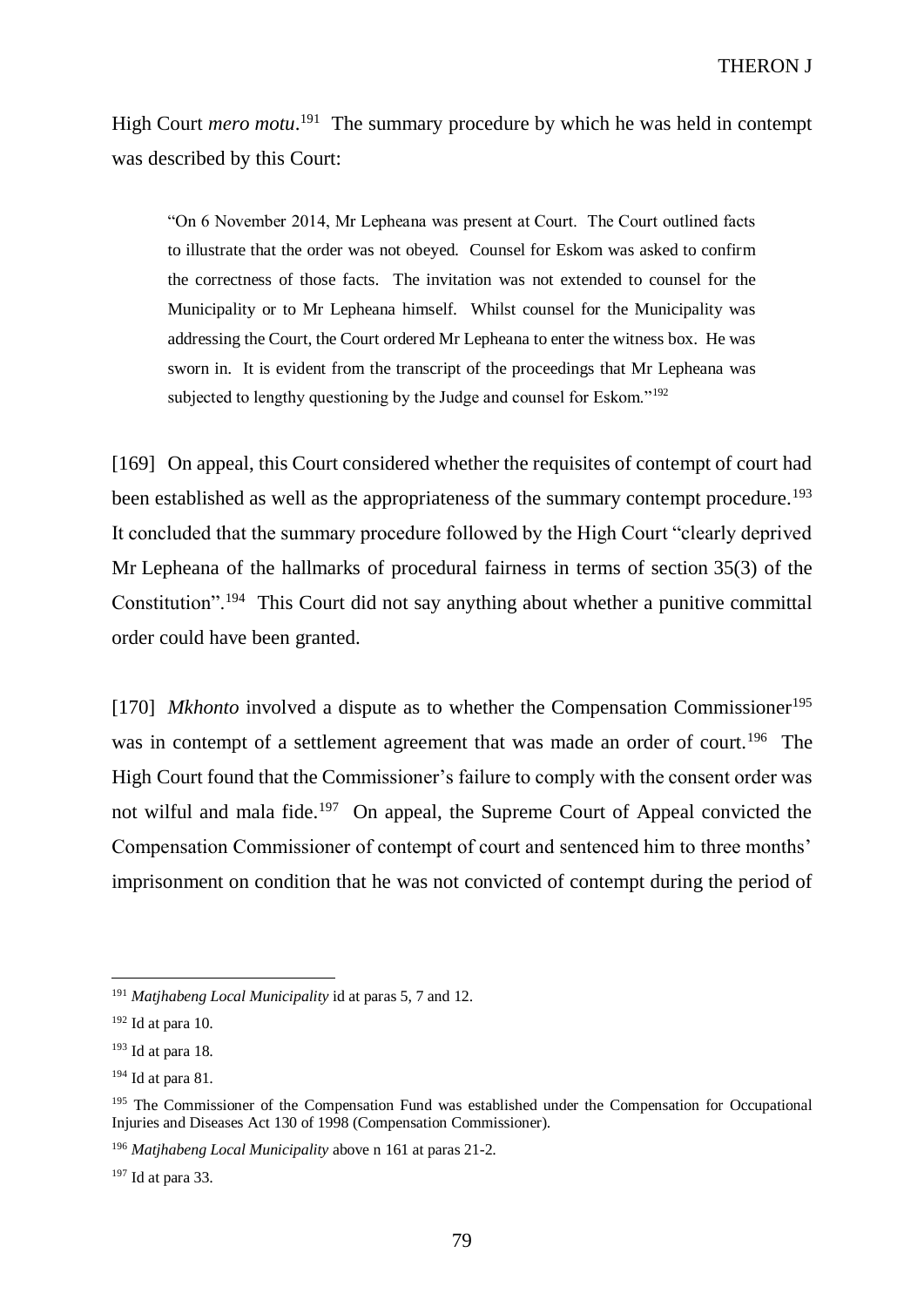High Court *mero motu*.[191] The summary procedure by which he was held in contempt was described by this Court:

> "On 6 November 2014, Mr Lepheana was present at Court. The Court outlined facts to illustrate that the order was not obeyed. Counsel for Eskom was asked to confirm the correctness of those facts. The invitation was not extended to counsel for the Municipality or to Mr Lepheana himself. Whilst counsel for the Municipality was addressing the Court, the Court ordered Mr Lepheana to enter the witness box. He was sworn in. It is evident from the transcript of the proceedings that Mr Lepheana was subjected to lengthy questioning by the Judge and counsel for Eskom."[192]

[169] On appeal, this Court considered whether the requisites of contempt of court had been established as well as the appropriateness of the summary contempt procedure.[193] It concluded that the summary procedure followed by the High Court "clearly deprived Mr Lepheana of the hallmarks of procedural fairness in terms of section 35(3) of the Constitution".[194] This Court did not say anything about whether a punitive committal order could have been granted.

[170] *Mkhonto* involved a dispute as to whether the Compensation Commissioner[195] was in contempt of a settlement agreement that was made an order of court.[196] The High Court found that the Commissioner's failure to comply with the consent order was not wilful and mala fide.[197] On appeal, the Supreme Court of Appeal convicted the Compensation Commissioner of contempt of court and sentenced him to three months' imprisonment on condition that he was not convicted of contempt during the period of

---

[191] *Matjhabeng Local Municipality* id at paras 5, 7 and 12.

[192] Id at para 10.

[193] Id at para 18.

[194] Id at para 81.

[195] The Commissioner of the Compensation Fund was established under the Compensation for Occupational Injuries and Diseases Act 130 of 1998 (Compensation Commissioner).

[196] *Matjhabeng Local Municipality* above n 161 at paras 21-2.

[197] Id at para 33.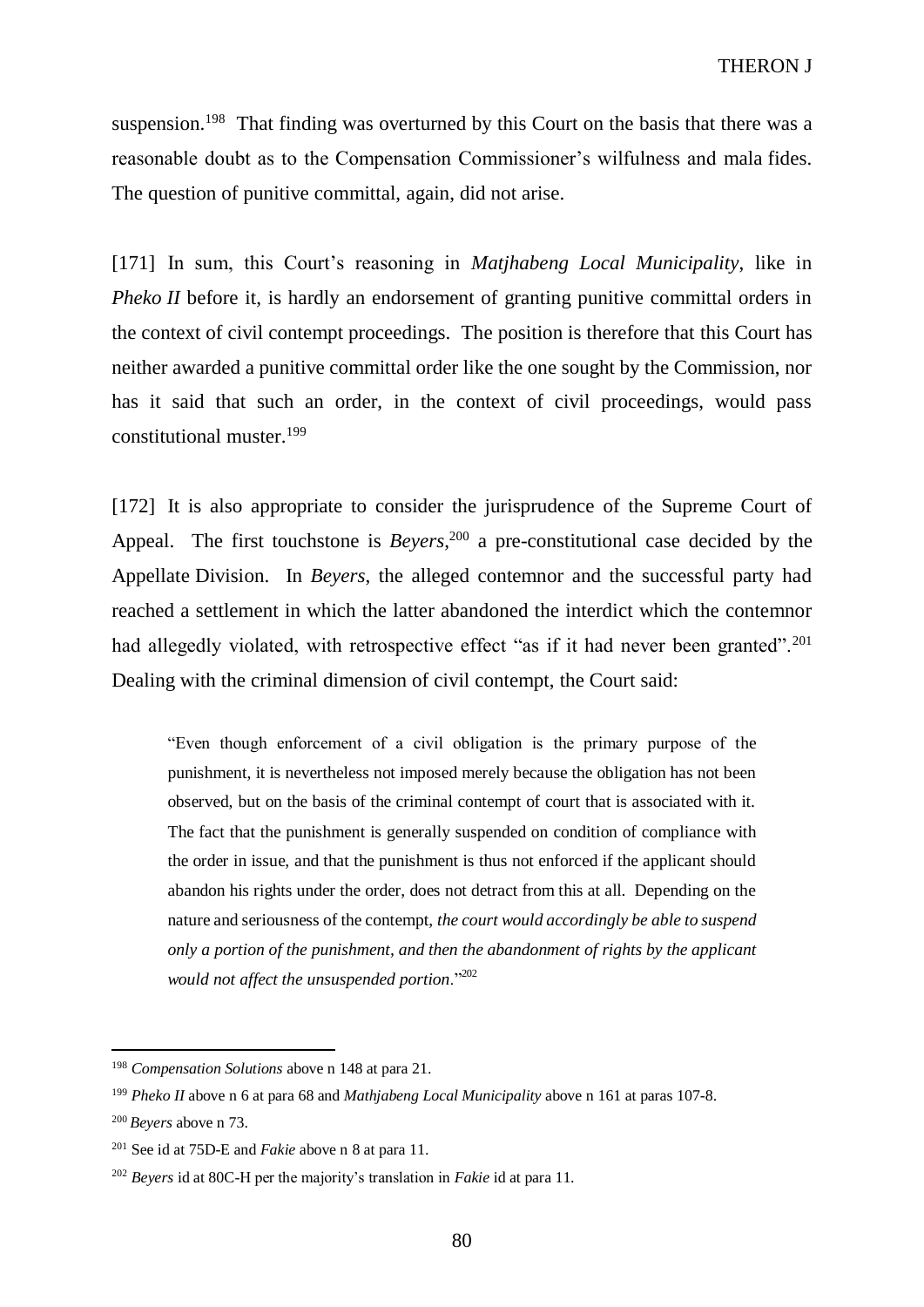suspension.[198] That finding was overturned by this Court on the basis that there was a reasonable doubt as to the Compensation Commissioner's wilfulness and mala fides. The question of punitive committal, again, did not arise.

[171] In sum, this Court's reasoning in *Matjhabeng Local Municipality*, like in *Pheko II* before it, is hardly an endorsement of granting punitive committal orders in the context of civil contempt proceedings. The position is therefore that this Court has neither awarded a punitive committal order like the one sought by the Commission, nor has it said that such an order, in the context of civil proceedings, would pass constitutional muster.[199]

[172] It is also appropriate to consider the jurisprudence of the Supreme Court of Appeal. The first touchstone is *Beyers*,[200] a pre-constitutional case decided by the Appellate Division. In *Beyers*, the alleged contemnor and the successful party had reached a settlement in which the latter abandoned the interdict which the contemnor had allegedly violated, with retrospective effect "as if it had never been granted".[201] Dealing with the criminal dimension of civil contempt, the Court said:

> "Even though enforcement of a civil obligation is the primary purpose of the punishment, it is nevertheless not imposed merely because the obligation has not been observed, but on the basis of the criminal contempt of court that is associated with it. The fact that the punishment is generally suspended on condition of compliance with the order in issue, and that the punishment is thus not enforced if the applicant should abandon his rights under the order, does not detract from this at all. Depending on the nature and seriousness of the contempt, *the court would accordingly be able to suspend only a portion of the punishment, and then the abandonment of rights by the applicant would not affect the unsuspended portion*."[202]

---

[198] *Compensation Solutions* above n 148 at para 21.

[199] *Pheko II* above n 6 at para 68 and *Mathjabeng Local Municipality* above n 161 at paras 107-8.

[200] *Beyers* above n 73.

[201] See id at 75D-E and *Fakie* above n 8 at para 11.

[202] *Beyers* id at 80C-H per the majority's translation in *Fakie* id at para 11.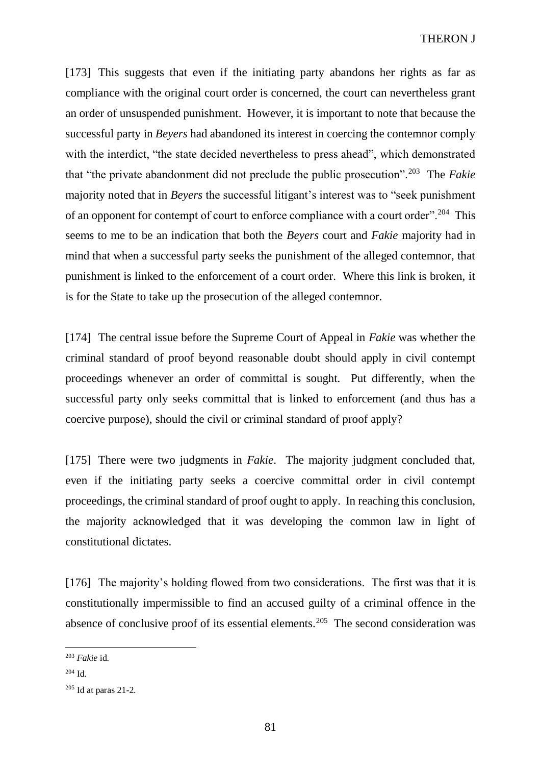[173] This suggests that even if the initiating party abandons her rights as far as compliance with the original court order is concerned, the court can nevertheless grant an order of unsuspended punishment. However, it is important to note that because the successful party in *Beyers* had abandoned its interest in coercing the contemnor comply with the interdict, "the state decided nevertheless to press ahead", which demonstrated that "the private abandonment did not preclude the public prosecution".[203] The *Fakie* majority noted that in *Beyers* the successful litigant's interest was to "seek punishment of an opponent for contempt of court to enforce compliance with a court order".[204] This seems to me to be an indication that both the *Beyers* court and *Fakie* majority had in mind that when a successful party seeks the punishment of the alleged contemnor, that punishment is linked to the enforcement of a court order. Where this link is broken, it is for the State to take up the prosecution of the alleged contemnor.

[174] The central issue before the Supreme Court of Appeal in *Fakie* was whether the criminal standard of proof beyond reasonable doubt should apply in civil contempt proceedings whenever an order of committal is sought. Put differently, when the successful party only seeks committal that is linked to enforcement (and thus has a coercive purpose), should the civil or criminal standard of proof apply?

[175] There were two judgments in *Fakie*. The majority judgment concluded that, even if the initiating party seeks a coercive committal order in civil contempt proceedings, the criminal standard of proof ought to apply. In reaching this conclusion, the majority acknowledged that it was developing the common law in light of constitutional dictates.

[176] The majority's holding flowed from two considerations. The first was that it is constitutionally impermissible to find an accused guilty of a criminal offence in the absence of conclusive proof of its essential elements.[205] The second consideration was

---

[203] *Fakie* id.

[204] Id.

[205] Id at paras 21-2.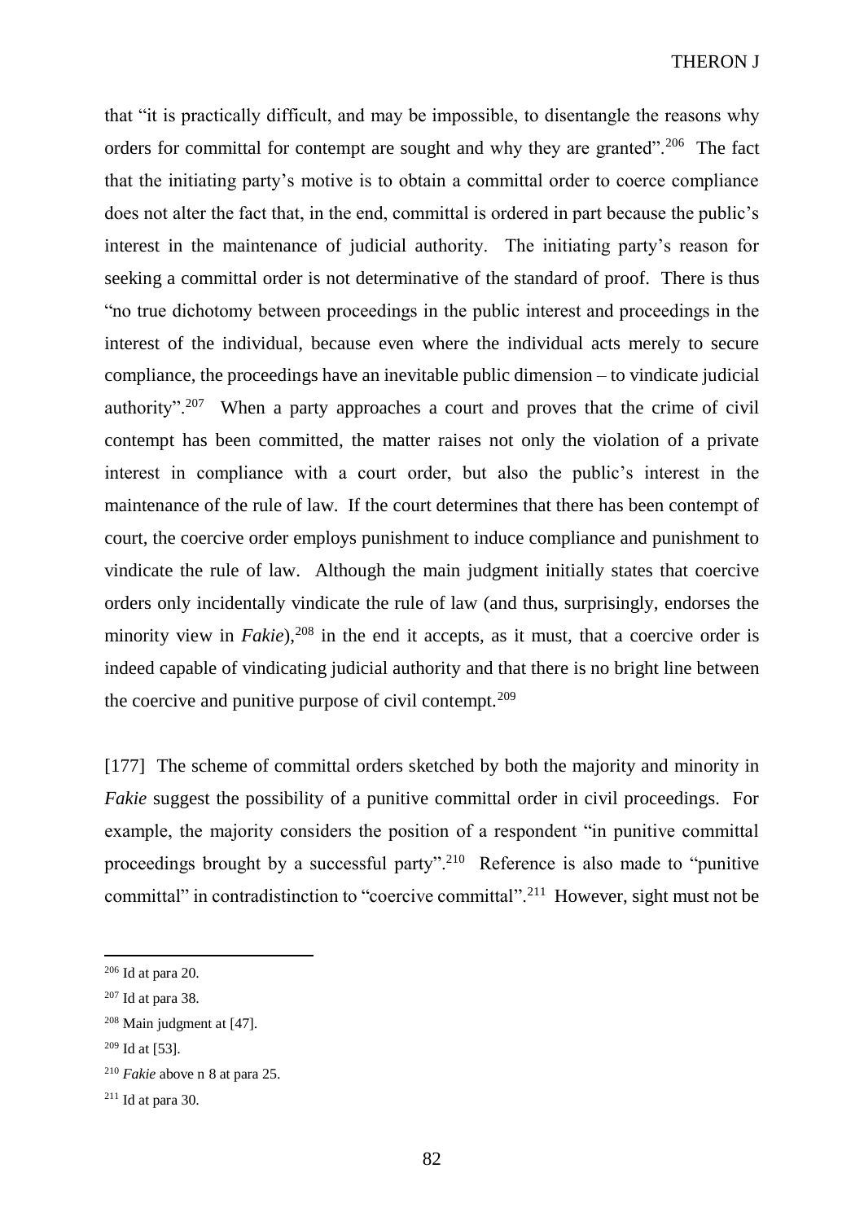that "it is practically difficult, and may be impossible, to disentangle the reasons why orders for committal for contempt are sought and why they are granted".[206] The fact that the initiating party's motive is to obtain a committal order to coerce compliance does not alter the fact that, in the end, committal is ordered in part because the public's interest in the maintenance of judicial authority. The initiating party's reason for seeking a committal order is not determinative of the standard of proof. There is thus "no true dichotomy between proceedings in the public interest and proceedings in the interest of the individual, because even where the individual acts merely to secure compliance, the proceedings have an inevitable public dimension – to vindicate judicial authority".[207] When a party approaches a court and proves that the crime of civil contempt has been committed, the matter raises not only the violation of a private interest in compliance with a court order, but also the public's interest in the maintenance of the rule of law. If the court determines that there has been contempt of court, the coercive order employs punishment to induce compliance and punishment to vindicate the rule of law. Although the main judgment initially states that coercive orders only incidentally vindicate the rule of law (and thus, surprisingly, endorses the minority view in *Fakie*),[208] in the end it accepts, as it must, that a coercive order is indeed capable of vindicating judicial authority and that there is no bright line between the coercive and punitive purpose of civil contempt.[209]

[177] The scheme of committal orders sketched by both the majority and minority in *Fakie* suggest the possibility of a punitive committal order in civil proceedings. For example, the majority considers the position of a respondent "in punitive committal proceedings brought by a successful party".[210] Reference is also made to "punitive committal" in contradistinction to "coercive committal".[211] However, sight must not be

---

[206] Id at para 20.

[207] Id at para 38.

[208] Main judgment at [47].

[209] Id at [53].

[210] *Fakie* above n 8 at para 25.

[211] Id at para 30.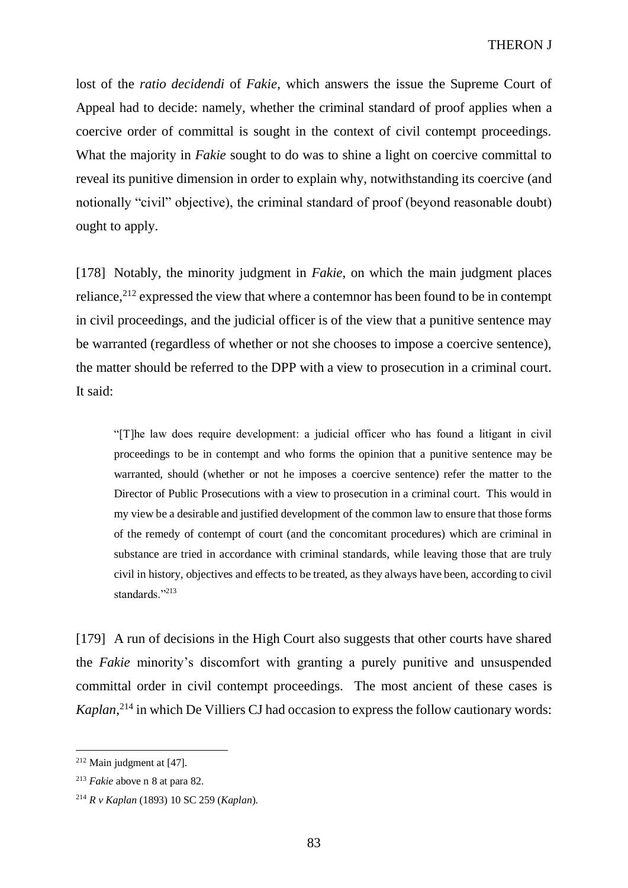lost of the *ratio decidendi* of *Fakie*, which answers the issue the Supreme Court of Appeal had to decide: namely, whether the criminal standard of proof applies when a coercive order of committal is sought in the context of civil contempt proceedings. What the majority in *Fakie* sought to do was to shine a light on coercive committal to reveal its punitive dimension in order to explain why, notwithstanding its coercive (and notionally "civil" objective), the criminal standard of proof (beyond reasonable doubt) ought to apply.

[178] Notably, the minority judgment in *Fakie*, on which the main judgment places reliance,[212] expressed the view that where a contemnor has been found to be in contempt in civil proceedings, and the judicial officer is of the view that a punitive sentence may be warranted (regardless of whether or not she chooses to impose a coercive sentence), the matter should be referred to the DPP with a view to prosecution in a criminal court. It said:

> "[T]he law does require development: a judicial officer who has found a litigant in civil proceedings to be in contempt and who forms the opinion that a punitive sentence may be warranted, should (whether or not he imposes a coercive sentence) refer the matter to the Director of Public Prosecutions with a view to prosecution in a criminal court. This would in my view be a desirable and justified development of the common law to ensure that those forms of the remedy of contempt of court (and the concomitant procedures) which are criminal in substance are tried in accordance with criminal standards, while leaving those that are truly civil in history, objectives and effects to be treated, as they always have been, according to civil standards."[213]

[179] A run of decisions in the High Court also suggests that other courts have shared the *Fakie* minority's discomfort with granting a purely punitive and unsuspended committal order in civil contempt proceedings. The most ancient of these cases is *Kaplan*,[214] in which De Villiers CJ had occasion to express the follow cautionary words:

[212] Main judgment at [47].

[213] *Fakie* above n 8 at para 82.

[214] *R v Kaplan* (1893) 10 SC 259 (*Kaplan*).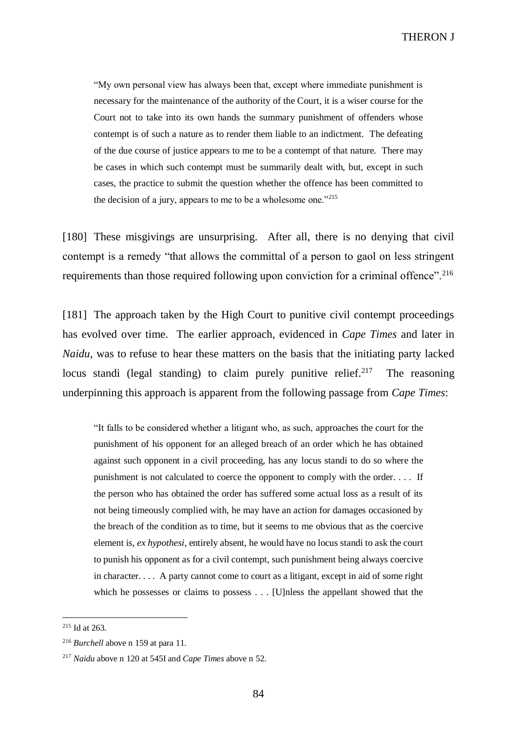> "My own personal view has always been that, except where immediate punishment is necessary for the maintenance of the authority of the Court, it is a wiser course for the Court not to take into its own hands the summary punishment of offenders whose contempt is of such a nature as to render them liable to an indictment. The defeating of the due course of justice appears to me to be a contempt of that nature. There may be cases in which such contempt must be summarily dealt with, but, except in such cases, the practice to submit the question whether the offence has been committed to the decision of a jury, appears to me to be a wholesome one."[215]

[180] These misgivings are unsurprising. After all, there is no denying that civil contempt is a remedy "that allows the committal of a person to gaol on less stringent requirements than those required following upon conviction for a criminal offence".[216]

[181] The approach taken by the High Court to punitive civil contempt proceedings has evolved over time. The earlier approach, evidenced in *Cape Times* and later in *Naidu*, was to refuse to hear these matters on the basis that the initiating party lacked locus standi (legal standing) to claim purely punitive relief.[217] The reasoning underpinning this approach is apparent from the following passage from *Cape Times*:

> "It falls to be considered whether a litigant who, as such, approaches the court for the punishment of his opponent for an alleged breach of an order which he has obtained against such opponent in a civil proceeding, has any locus standi to do so where the punishment is not calculated to coerce the opponent to comply with the order. . . . If the person who has obtained the order has suffered some actual loss as a result of its not being timeously complied with, he may have an action for damages occasioned by the breach of the condition as to time, but it seems to me obvious that as the coercive element is, *ex hypothesi*, entirely absent, he would have no locus standi to ask the court to punish his opponent as for a civil contempt, such punishment being always coercive in character. . . . A party cannot come to court as a litigant, except in aid of some right which he possesses or claims to possess . . . [U]nless the appellant showed that the

[215] Id at 263.

[216] *Burchell* above n 159 at para 11.

[217] *Naidu* above n 120 at 545I and *Cape Times* above n 52.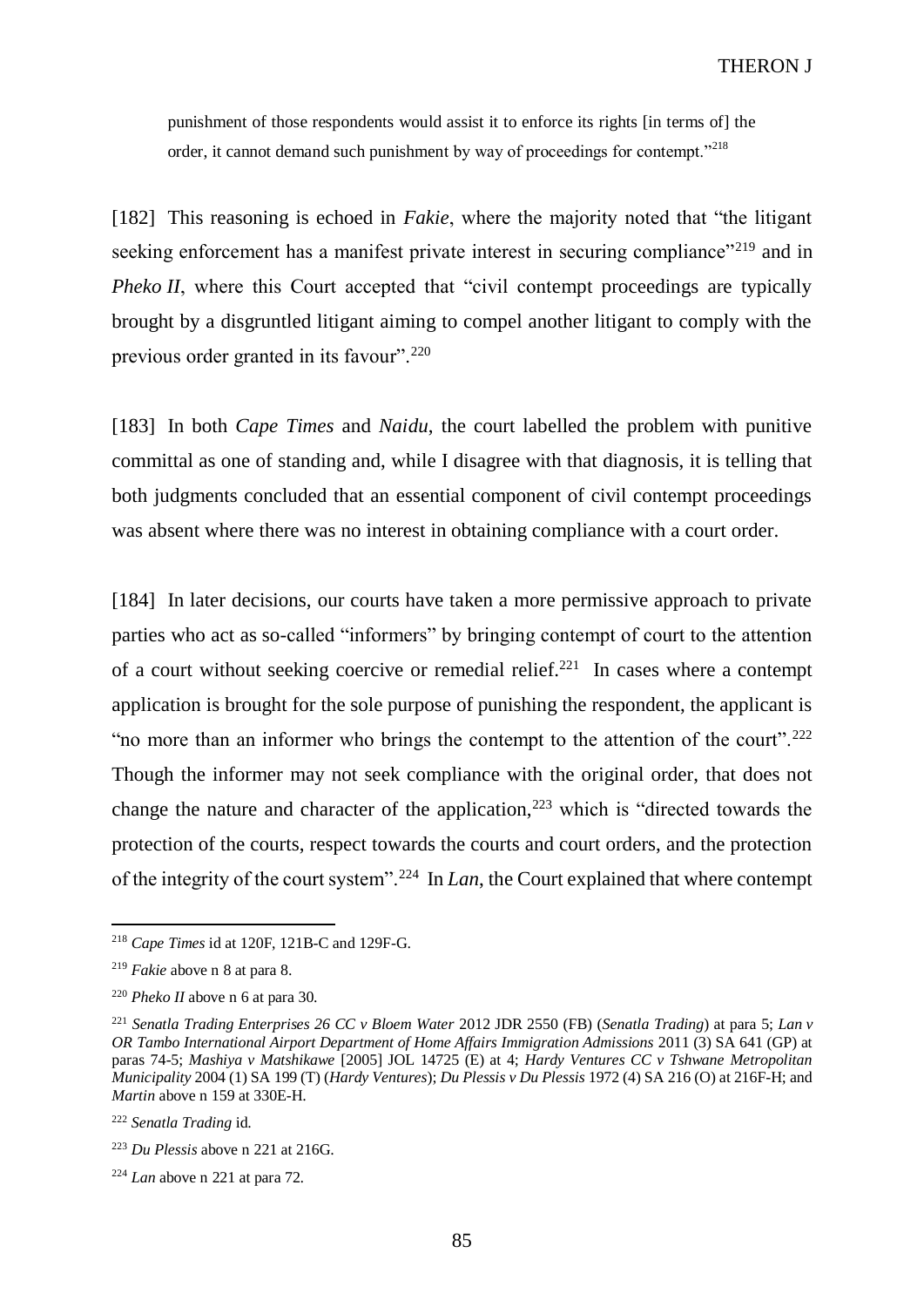punishment of those respondents would assist it to enforce its rights [in terms of] the order, it cannot demand such punishment by way of proceedings for contempt."[218]

[182] This reasoning is echoed in *Fakie*, where the majority noted that "the litigant seeking enforcement has a manifest private interest in securing compliance"[219] and in *Pheko II*, where this Court accepted that "civil contempt proceedings are typically brought by a disgruntled litigant aiming to compel another litigant to comply with the previous order granted in its favour".[220]

[183] In both *Cape Times* and *Naidu*, the court labelled the problem with punitive committal as one of standing and, while I disagree with that diagnosis, it is telling that both judgments concluded that an essential component of civil contempt proceedings was absent where there was no interest in obtaining compliance with a court order.

[184] In later decisions, our courts have taken a more permissive approach to private parties who act as so-called "informers" by bringing contempt of court to the attention of a court without seeking coercive or remedial relief.[221] In cases where a contempt application is brought for the sole purpose of punishing the respondent, the applicant is "no more than an informer who brings the contempt to the attention of the court".[222] Though the informer may not seek compliance with the original order, that does not change the nature and character of the application,[223] which is "directed towards the protection of the courts, respect towards the courts and court orders, and the protection of the integrity of the court system".[224] In *Lan*, the Court explained that where contempt

---

[218] *Cape Times* id at 120F, 121B-C and 129F-G.

[219] *Fakie* above n 8 at para 8.

[220] *Pheko II* above n 6 at para 30.

[221] *Senatla Trading Enterprises 26 CC v Bloem Water* 2012 JDR 2550 (FB) (*Senatla Trading*) at para 5; *Lan v OR Tambo International Airport Department of Home Affairs Immigration Admissions* 2011 (3) SA 641 (GP) at paras 74-5; *Mashiya v Matshikawe* [2005] JOL 14725 (E) at 4; *Hardy Ventures CC v Tshwane Metropolitan Municipality* 2004 (1) SA 199 (T) (*Hardy Ventures*); *Du Plessis v Du Plessis* 1972 (4) SA 216 (O) at 216F-H; and *Martin* above n 159 at 330E-H.

[222] *Senatla Trading* id.

[223] *Du Plessis* above n 221 at 216G.

[224] *Lan* above n 221 at para 72.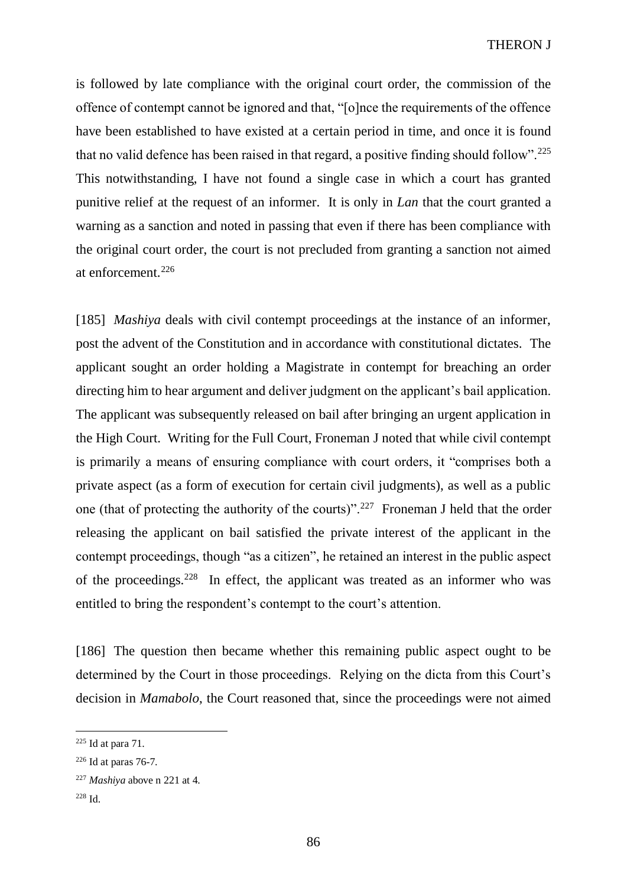is followed by late compliance with the original court order, the commission of the offence of contempt cannot be ignored and that, "[o]nce the requirements of the offence have been established to have existed at a certain period in time, and once it is found that no valid defence has been raised in that regard, a positive finding should follow".[225] This notwithstanding, I have not found a single case in which a court has granted punitive relief at the request of an informer. It is only in *Lan* that the court granted a warning as a sanction and noted in passing that even if there has been compliance with the original court order, the court is not precluded from granting a sanction not aimed at enforcement.[226]

[185] *Mashiya* deals with civil contempt proceedings at the instance of an informer, post the advent of the Constitution and in accordance with constitutional dictates. The applicant sought an order holding a Magistrate in contempt for breaching an order directing him to hear argument and deliver judgment on the applicant's bail application. The applicant was subsequently released on bail after bringing an urgent application in the High Court. Writing for the Full Court, Froneman J noted that while civil contempt is primarily a means of ensuring compliance with court orders, it "comprises both a private aspect (as a form of execution for certain civil judgments), as well as a public one (that of protecting the authority of the courts)".[227] Froneman J held that the order releasing the applicant on bail satisfied the private interest of the applicant in the contempt proceedings, though "as a citizen", he retained an interest in the public aspect of the proceedings.[228] In effect, the applicant was treated as an informer who was entitled to bring the respondent's contempt to the court's attention.

[186] The question then became whether this remaining public aspect ought to be determined by the Court in those proceedings. Relying on the dicta from this Court's decision in *Mamabolo*, the Court reasoned that, since the proceedings were not aimed

---

[225] Id at para 71.

[226] Id at paras 76-7.

[227] *Mashiya* above n 221 at 4.

[228] Id.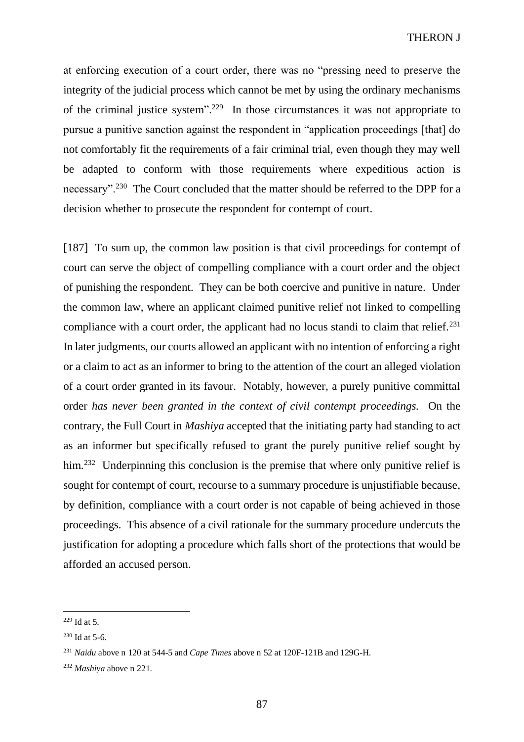at enforcing execution of a court order, there was no "pressing need to preserve the integrity of the judicial process which cannot be met by using the ordinary mechanisms of the criminal justice system".[229] In those circumstances it was not appropriate to pursue a punitive sanction against the respondent in "application proceedings [that] do not comfortably fit the requirements of a fair criminal trial, even though they may well be adapted to conform with those requirements where expeditious action is necessary".[230] The Court concluded that the matter should be referred to the DPP for a decision whether to prosecute the respondent for contempt of court.

[187] To sum up, the common law position is that civil proceedings for contempt of court can serve the object of compelling compliance with a court order and the object of punishing the respondent. They can be both coercive and punitive in nature. Under the common law, where an applicant claimed punitive relief not linked to compelling compliance with a court order, the applicant had no locus standi to claim that relief.[231] In later judgments, our courts allowed an applicant with no intention of enforcing a right or a claim to act as an informer to bring to the attention of the court an alleged violation of a court order granted in its favour. Notably, however, a purely punitive committal order *has never been granted in the context of civil contempt proceedings.* On the contrary, the Full Court in *Mashiya* accepted that the initiating party had standing to act as an informer but specifically refused to grant the purely punitive relief sought by him.[232] Underpinning this conclusion is the premise that where only punitive relief is sought for contempt of court, recourse to a summary procedure is unjustifiable because, by definition, compliance with a court order is not capable of being achieved in those proceedings. This absence of a civil rationale for the summary procedure undercuts the justification for adopting a procedure which falls short of the protections that would be afforded an accused person.

---

[229] Id at 5.

[230] Id at 5-6.

[231] *Naidu* above n 120 at 544-5 and *Cape Times* above n 52 at 120F-121B and 129G-H.

[232] *Mashiya* above n 221.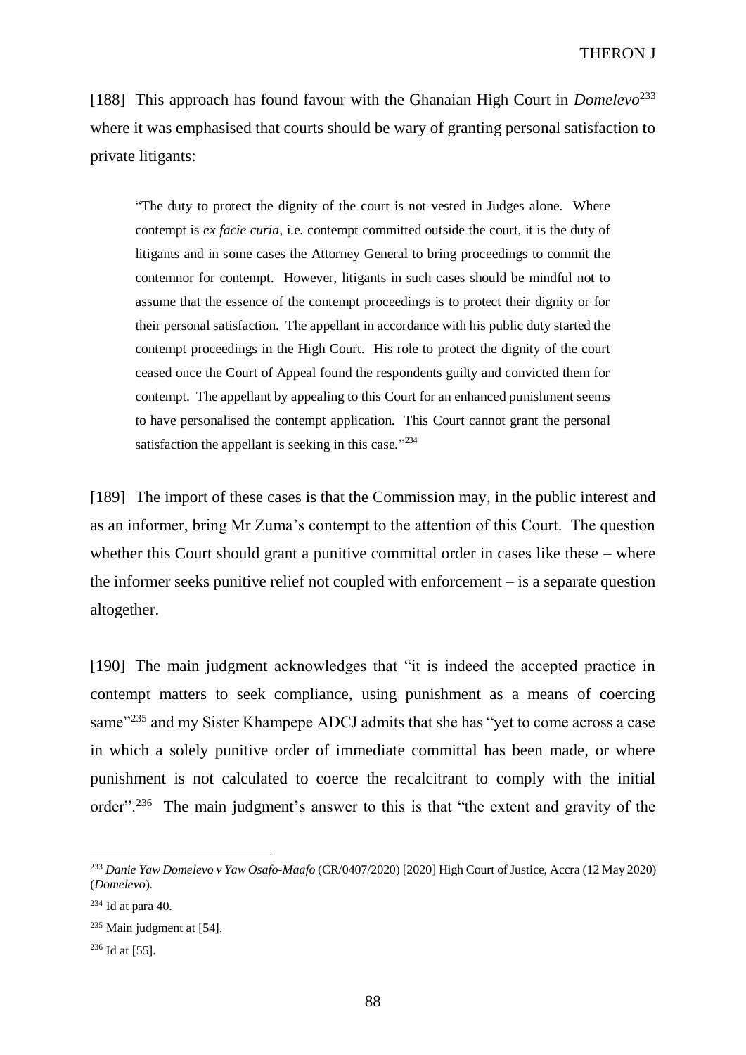[188] This approach has found favour with the Ghanaian High Court in *Domelevo*[233] where it was emphasised that courts should be wary of granting personal satisfaction to private litigants:

> "The duty to protect the dignity of the court is not vested in Judges alone. Where contempt is *ex facie curia*, i.e. contempt committed outside the court, it is the duty of litigants and in some cases the Attorney General to bring proceedings to commit the contemnor for contempt. However, litigants in such cases should be mindful not to assume that the essence of the contempt proceedings is to protect their dignity or for their personal satisfaction. The appellant in accordance with his public duty started the contempt proceedings in the High Court. His role to protect the dignity of the court ceased once the Court of Appeal found the respondents guilty and convicted them for contempt. The appellant by appealing to this Court for an enhanced punishment seems to have personalised the contempt application. This Court cannot grant the personal satisfaction the appellant is seeking in this case."[234]

[189] The import of these cases is that the Commission may, in the public interest and as an informer, bring Mr Zuma's contempt to the attention of this Court. The question whether this Court should grant a punitive committal order in cases like these – where the informer seeks punitive relief not coupled with enforcement – is a separate question altogether.

[190] The main judgment acknowledges that "it is indeed the accepted practice in contempt matters to seek compliance, using punishment as a means of coercing same"[235] and my Sister Khampepe ADCJ admits that she has "yet to come across a case in which a solely punitive order of immediate committal has been made, or where punishment is not calculated to coerce the recalcitrant to comply with the initial order".[236] The main judgment's answer to this is that "the extent and gravity of the

---

[233] *Danie Yaw Domelevo v Yaw Osafo-Maafo* (CR/0407/2020) [2020] High Court of Justice, Accra (12 May 2020) (*Domelevo*).

[234] Id at para 40.

[235] Main judgment at [54].

[236] Id at [55].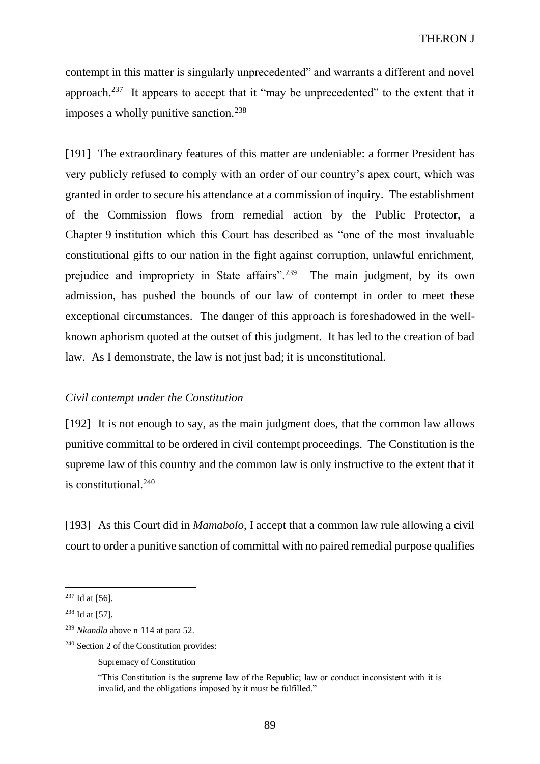contempt in this matter is singularly unprecedented" and warrants a different and novel approach.[237] It appears to accept that it "may be unprecedented" to the extent that it imposes a wholly punitive sanction.[238]

[191] The extraordinary features of this matter are undeniable: a former President has very publicly refused to comply with an order of our country's apex court, which was granted in order to secure his attendance at a commission of inquiry. The establishment of the Commission flows from remedial action by the Public Protector, a Chapter 9 institution which this Court has described as "one of the most invaluable constitutional gifts to our nation in the fight against corruption, unlawful enrichment, prejudice and impropriety in State affairs".[239] The main judgment, by its own admission, has pushed the bounds of our law of contempt in order to meet these exceptional circumstances. The danger of this approach is foreshadowed in the well-known aphorism quoted at the outset of this judgment. It has led to the creation of bad law. As I demonstrate, the law is not just bad; it is unconstitutional.

*Civil contempt under the Constitution*

[192] It is not enough to say, as the main judgment does, that the common law allows punitive committal to be ordered in civil contempt proceedings. The Constitution is the supreme law of this country and the common law is only instructive to the extent that it is constitutional.[240]

[193] As this Court did in *Mamabolo*, I accept that a common law rule allowing a civil court to order a punitive sanction of committal with no paired remedial purpose qualifies

---

[237] Id at [56].

[238] Id at [57].

[239] *Nkandla* above n 114 at para 52.

[240] Section 2 of the Constitution provides:

> Supremacy of Constitution
>
> "This Constitution is the supreme law of the Republic; law or conduct inconsistent with it is invalid, and the obligations imposed by it must be fulfilled."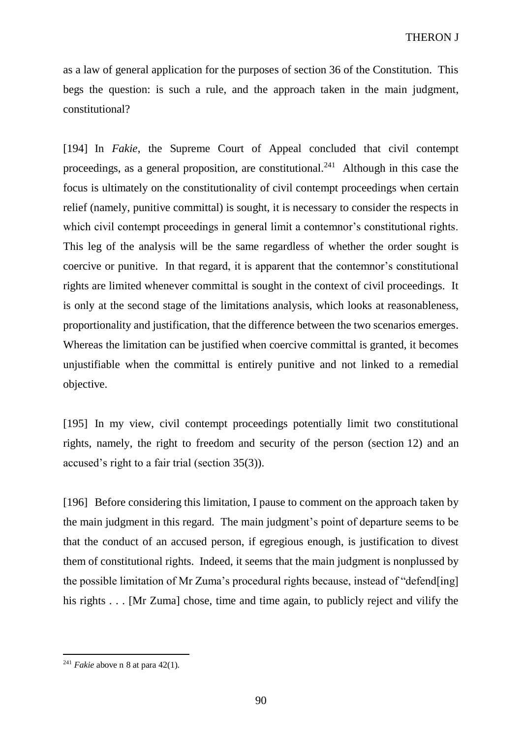as a law of general application for the purposes of section 36 of the Constitution. This begs the question: is such a rule, and the approach taken in the main judgment, constitutional?

[194] In *Fakie*, the Supreme Court of Appeal concluded that civil contempt proceedings, as a general proposition, are constitutional.[241] Although in this case the focus is ultimately on the constitutionality of civil contempt proceedings when certain relief (namely, punitive committal) is sought, it is necessary to consider the respects in which civil contempt proceedings in general limit a contemnor's constitutional rights. This leg of the analysis will be the same regardless of whether the order sought is coercive or punitive. In that regard, it is apparent that the contemnor's constitutional rights are limited whenever committal is sought in the context of civil proceedings. It is only at the second stage of the limitations analysis, which looks at reasonableness, proportionality and justification, that the difference between the two scenarios emerges. Whereas the limitation can be justified when coercive committal is granted, it becomes unjustifiable when the committal is entirely punitive and not linked to a remedial objective.

[195] In my view, civil contempt proceedings potentially limit two constitutional rights, namely, the right to freedom and security of the person (section 12) and an accused's right to a fair trial (section 35(3)).

[196] Before considering this limitation, I pause to comment on the approach taken by the main judgment in this regard. The main judgment's point of departure seems to be that the conduct of an accused person, if egregious enough, is justification to divest them of constitutional rights. Indeed, it seems that the main judgment is nonplussed by the possible limitation of Mr Zuma's procedural rights because, instead of "defend[ing] his rights . . . [Mr Zuma] chose, time and time again, to publicly reject and vilify the

---

[241] *Fakie* above n 8 at para 42(1).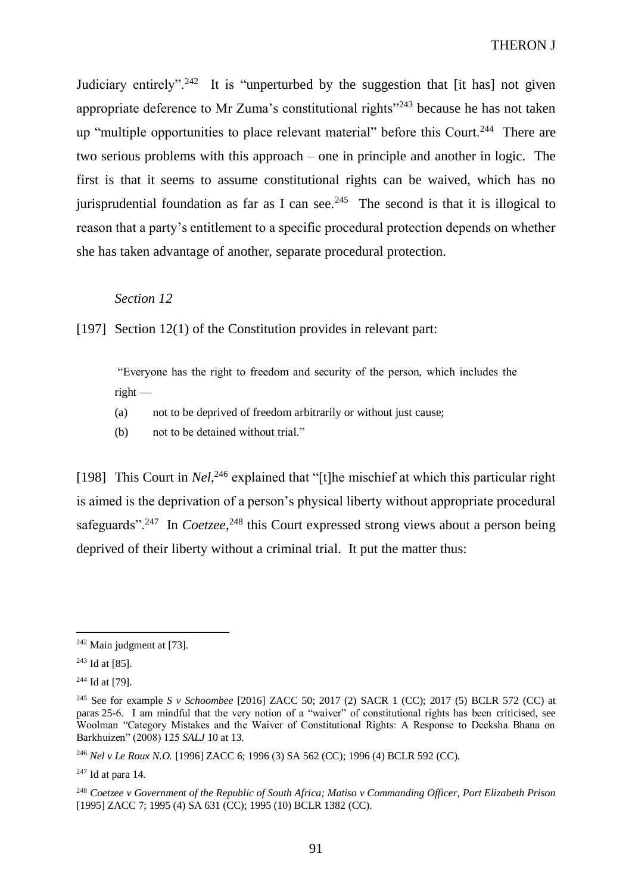Judiciary entirely".[242] It is "unperturbed by the suggestion that [it has] not given appropriate deference to Mr Zuma's constitutional rights"[243] because he has not taken up "multiple opportunities to place relevant material" before this Court.[244] There are two serious problems with this approach – one in principle and another in logic. The first is that it seems to assume constitutional rights can be waived, which has no jurisprudential foundation as far as I can see.[245] The second is that it is illogical to reason that a party's entitlement to a specific procedural protection depends on whether she has taken advantage of another, separate procedural protection.

*Section 12*

[197] Section 12(1) of the Constitution provides in relevant part:

> "Everyone has the right to freedom and security of the person, which includes the right —
>
> (a) not to be deprived of freedom arbitrarily or without just cause;
>
> (b) not to be detained without trial."

[198] This Court in *Nel*,[246] explained that "[t]he mischief at which this particular right is aimed is the deprivation of a person's physical liberty without appropriate procedural safeguards".[247] In *Coetzee*,[248] this Court expressed strong views about a person being deprived of their liberty without a criminal trial. It put the matter thus:

---

[242] Main judgment at [73].

[243] Id at [85].

[244] Id at [79].

[245] See for example *S v Schoombee* [2016] ZACC 50; 2017 (2) SACR 1 (CC); 2017 (5) BCLR 572 (CC) at paras 25-6. I am mindful that the very notion of a "waiver" of constitutional rights has been criticised, see Woolman "Category Mistakes and the Waiver of Constitutional Rights: A Response to Deeksha Bhana on Barkhuizen" (2008) 125 *SALJ* 10 at 13.

[246] *Nel v Le Roux N.O.* [1996] ZACC 6; 1996 (3) SA 562 (CC); 1996 (4) BCLR 592 (CC).

[247] Id at para 14.

[248] *Coetzee v Government of the Republic of South Africa; Matiso v Commanding Officer, Port Elizabeth Prison* [1995] ZACC 7; 1995 (4) SA 631 (CC); 1995 (10) BCLR 1382 (CC).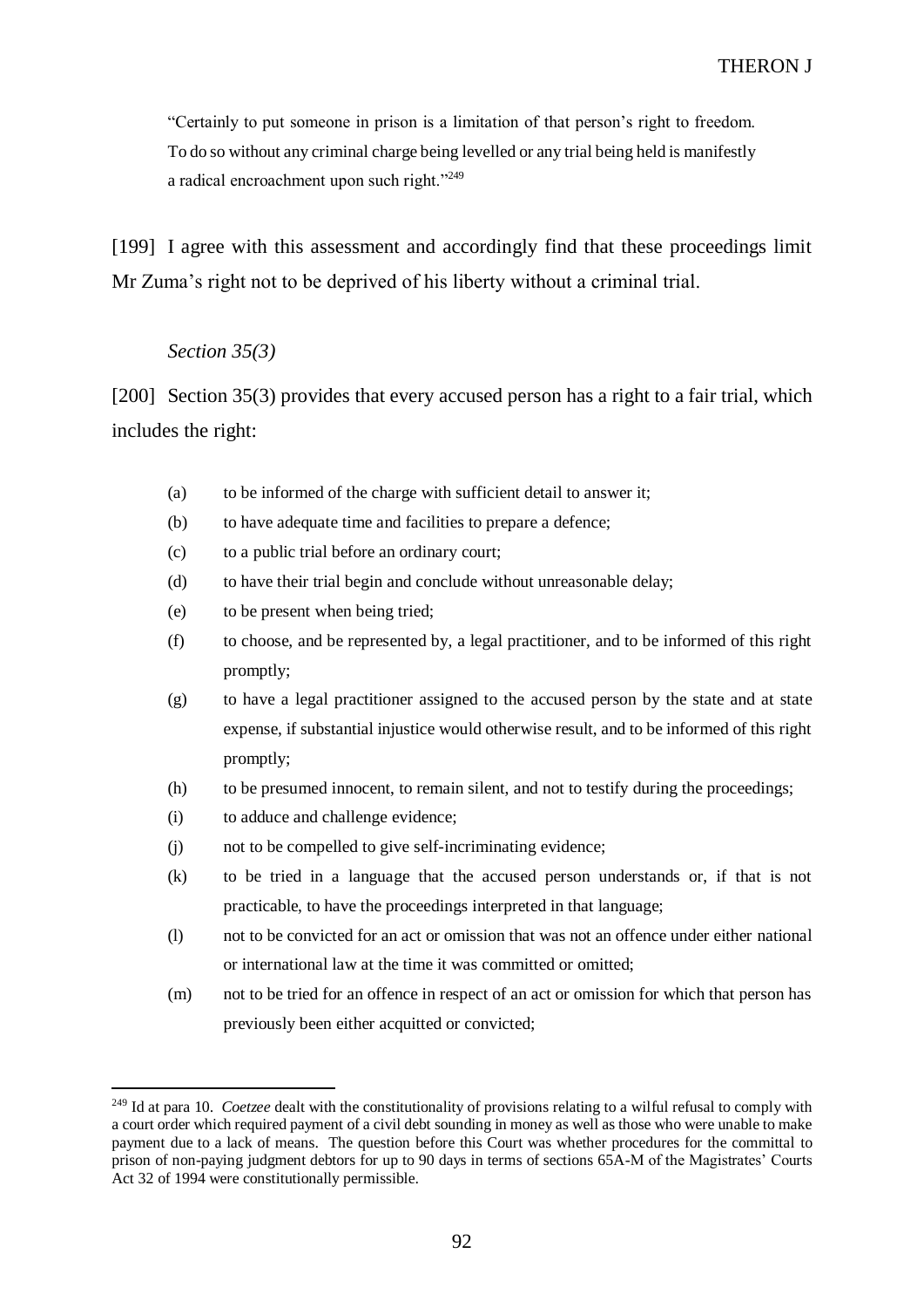"Certainly to put someone in prison is a limitation of that person's right to freedom. To do so without any criminal charge being levelled or any trial being held is manifestly a radical encroachment upon such right."[249]

[199] I agree with this assessment and accordingly find that these proceedings limit Mr Zuma's right not to be deprived of his liberty without a criminal trial.

*Section 35(3)*

[200] Section 35(3) provides that every accused person has a right to a fair trial, which includes the right:

(a) to be informed of the charge with sufficient detail to answer it;

(b) to have adequate time and facilities to prepare a defence;

(c) to a public trial before an ordinary court;

(d) to have their trial begin and conclude without unreasonable delay;

(e) to be present when being tried;

(f) to choose, and be represented by, a legal practitioner, and to be informed of this right promptly;

(g) to have a legal practitioner assigned to the accused person by the state and at state expense, if substantial injustice would otherwise result, and to be informed of this right promptly;

(h) to be presumed innocent, to remain silent, and not to testify during the proceedings;

(i) to adduce and challenge evidence;

(j) not to be compelled to give self-incriminating evidence;

(k) to be tried in a language that the accused person understands or, if that is not practicable, to have the proceedings interpreted in that language;

(l) not to be convicted for an act or omission that was not an offence under either national or international law at the time it was committed or omitted;

(m) not to be tried for an offence in respect of an act or omission for which that person has previously been either acquitted or convicted;

---

[249] Id at para 10. *Coetzee* dealt with the constitutionality of provisions relating to a wilful refusal to comply with a court order which required payment of a civil debt sounding in money as well as those who were unable to make payment due to a lack of means. The question before this Court was whether procedures for the committal to prison of non-paying judgment debtors for up to 90 days in terms of sections 65A-M of the Magistrates' Courts Act 32 of 1994 were constitutionally permissible.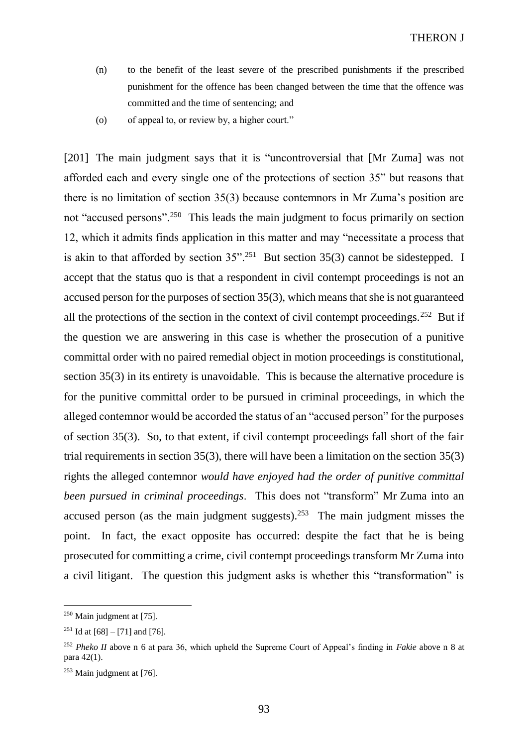(n) to the benefit of the least severe of the prescribed punishments if the prescribed punishment for the offence has been changed between the time that the offence was committed and the time of sentencing; and

(o) of appeal to, or review by, a higher court."

[201] The main judgment says that it is "uncontroversial that [Mr Zuma] was not afforded each and every single one of the protections of section 35" but reasons that there is no limitation of section 35(3) because contemnors in Mr Zuma's position are not "accused persons".[250] This leads the main judgment to focus primarily on section 12, which it admits finds application in this matter and may "necessitate a process that is akin to that afforded by section 35".[251] But section 35(3) cannot be sidestepped. I accept that the status quo is that a respondent in civil contempt proceedings is not an accused person for the purposes of section 35(3), which means that she is not guaranteed all the protections of the section in the context of civil contempt proceedings.[252] But if the question we are answering in this case is whether the prosecution of a punitive committal order with no paired remedial object in motion proceedings is constitutional, section 35(3) in its entirety is unavoidable. This is because the alternative procedure is for the punitive committal order to be pursued in criminal proceedings, in which the alleged contemnor would be accorded the status of an "accused person" for the purposes of section 35(3). So, to that extent, if civil contempt proceedings fall short of the fair trial requirements in section 35(3), there will have been a limitation on the section 35(3) rights the alleged contemnor *would have enjoyed had the order of punitive committal been pursued in criminal proceedings*. This does not "transform" Mr Zuma into an accused person (as the main judgment suggests).[253] The main judgment misses the point. In fact, the exact opposite has occurred: despite the fact that he is being prosecuted for committing a crime, civil contempt proceedings transform Mr Zuma into a civil litigant. The question this judgment asks is whether this "transformation" is

---

[250] Main judgment at [75].

[251] Id at [68] – [71] and [76].

[252] *Pheko II* above n 6 at para 36, which upheld the Supreme Court of Appeal's finding in *Fakie* above n 8 at para 42(1).

[253] Main judgment at [76].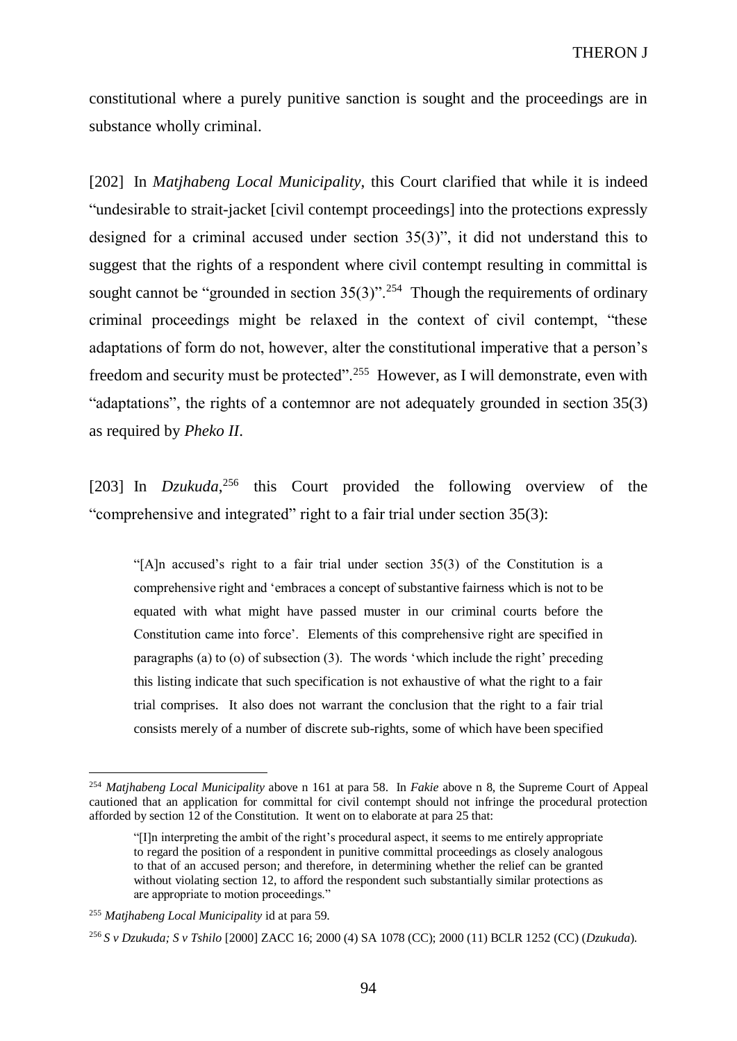constitutional where a purely punitive sanction is sought and the proceedings are in substance wholly criminal.

[202] In *Matjhabeng Local Municipality*, this Court clarified that while it is indeed "undesirable to strait-jacket [civil contempt proceedings] into the protections expressly designed for a criminal accused under section 35(3)", it did not understand this to suggest that the rights of a respondent where civil contempt resulting in committal is sought cannot be "grounded in section 35(3)".[254] Though the requirements of ordinary criminal proceedings might be relaxed in the context of civil contempt, "these adaptations of form do not, however, alter the constitutional imperative that a person's freedom and security must be protected".[255] However, as I will demonstrate, even with "adaptations", the rights of a contemnor are not adequately grounded in section 35(3) as required by *Pheko II*.

[203] In *Dzukuda*,[256] this Court provided the following overview of the "comprehensive and integrated" right to a fair trial under section 35(3):

> "[A]n accused's right to a fair trial under section 35(3) of the Constitution is a comprehensive right and 'embraces a concept of substantive fairness which is not to be equated with what might have passed muster in our criminal courts before the Constitution came into force'. Elements of this comprehensive right are specified in paragraphs (a) to (o) of subsection (3). The words 'which include the right' preceding this listing indicate that such specification is not exhaustive of what the right to a fair trial comprises. It also does not warrant the conclusion that the right to a fair trial consists merely of a number of discrete sub-rights, some of which have been specified

---

[254] *Matjhabeng Local Municipality* above n 161 at para 58. In *Fakie* above n 8, the Supreme Court of Appeal cautioned that an application for committal for civil contempt should not infringe the procedural protection afforded by section 12 of the Constitution. It went on to elaborate at para 25 that:

> "[I]n interpreting the ambit of the right's procedural aspect, it seems to me entirely appropriate to regard the position of a respondent in punitive committal proceedings as closely analogous to that of an accused person; and therefore, in determining whether the relief can be granted without violating section 12, to afford the respondent such substantially similar protections as are appropriate to motion proceedings."

[255] *Matjhabeng Local Municipality* id at para 59.

[256] *S v Dzukuda; S v Tshilo* [2000] ZACC 16; 2000 (4) SA 1078 (CC); 2000 (11) BCLR 1252 (CC) (*Dzukuda*).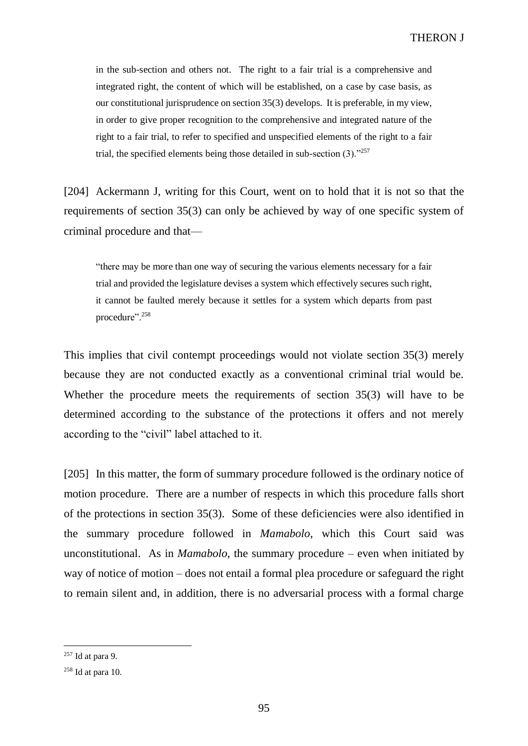> in the sub-section and others not. The right to a fair trial is a comprehensive and integrated right, the content of which will be established, on a case by case basis, as our constitutional jurisprudence on section 35(3) develops. It is preferable, in my view, in order to give proper recognition to the comprehensive and integrated nature of the right to a fair trial, to refer to specified and unspecified elements of the right to a fair trial, the specified elements being those detailed in sub-section (3)."[257]

[204] Ackermann J, writing for this Court, went on to hold that it is not so that the requirements of section 35(3) can only be achieved by way of one specific system of criminal procedure and that—

> "there may be more than one way of securing the various elements necessary for a fair trial and provided the legislature devises a system which effectively secures such right, it cannot be faulted merely because it settles for a system which departs from past procedure".[258]

This implies that civil contempt proceedings would not violate section 35(3) merely because they are not conducted exactly as a conventional criminal trial would be. Whether the procedure meets the requirements of section 35(3) will have to be determined according to the substance of the protections it offers and not merely according to the "civil" label attached to it.

[205] In this matter, the form of summary procedure followed is the ordinary notice of motion procedure. There are a number of respects in which this procedure falls short of the protections in section 35(3). Some of these deficiencies were also identified in the summary procedure followed in *Mamabolo*, which this Court said was unconstitutional. As in *Mamabolo*, the summary procedure – even when initiated by way of notice of motion – does not entail a formal plea procedure or safeguard the right to remain silent and, in addition, there is no adversarial process with a formal charge

[257] Id at para 9.

[258] Id at para 10.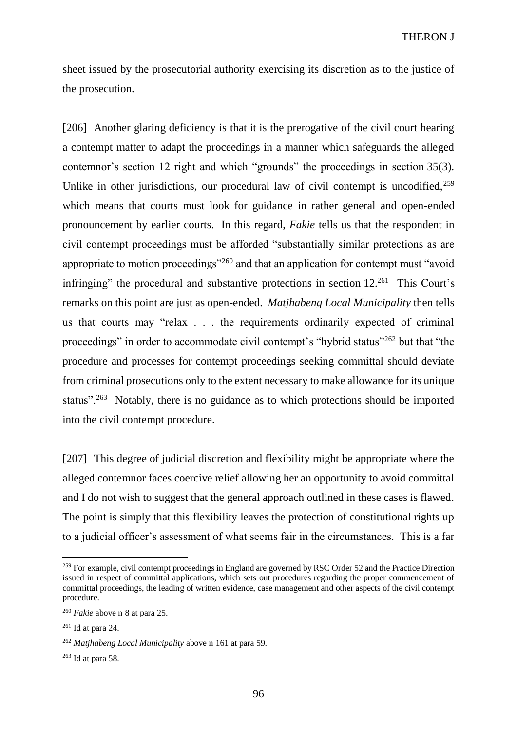sheet issued by the prosecutorial authority exercising its discretion as to the justice of the prosecution.

[206] Another glaring deficiency is that it is the prerogative of the civil court hearing a contempt matter to adapt the proceedings in a manner which safeguards the alleged contemnor's section 12 right and which "grounds" the proceedings in section 35(3). Unlike in other jurisdictions, our procedural law of civil contempt is uncodified,[259] which means that courts must look for guidance in rather general and open-ended pronouncement by earlier courts. In this regard, *Fakie* tells us that the respondent in civil contempt proceedings must be afforded "substantially similar protections as are appropriate to motion proceedings"[260] and that an application for contempt must "avoid infringing" the procedural and substantive protections in section 12.[261] This Court's remarks on this point are just as open-ended. *Matjhabeng Local Municipality* then tells us that courts may "relax . . . the requirements ordinarily expected of criminal proceedings" in order to accommodate civil contempt's "hybrid status"[262] but that "the procedure and processes for contempt proceedings seeking committal should deviate from criminal prosecutions only to the extent necessary to make allowance for its unique status".[263] Notably, there is no guidance as to which protections should be imported into the civil contempt procedure.

[207] This degree of judicial discretion and flexibility might be appropriate where the alleged contemnor faces coercive relief allowing her an opportunity to avoid committal and I do not wish to suggest that the general approach outlined in these cases is flawed. The point is simply that this flexibility leaves the protection of constitutional rights up to a judicial officer's assessment of what seems fair in the circumstances. This is a far

---

[259] For example, civil contempt proceedings in England are governed by RSC Order 52 and the Practice Direction issued in respect of committal applications, which sets out procedures regarding the proper commencement of committal proceedings, the leading of written evidence, case management and other aspects of the civil contempt procedure.

[260] *Fakie* above n 8 at para 25.

[261] Id at para 24.

[262] *Matjhabeng Local Municipality* above n 161 at para 59.

[263] Id at para 58.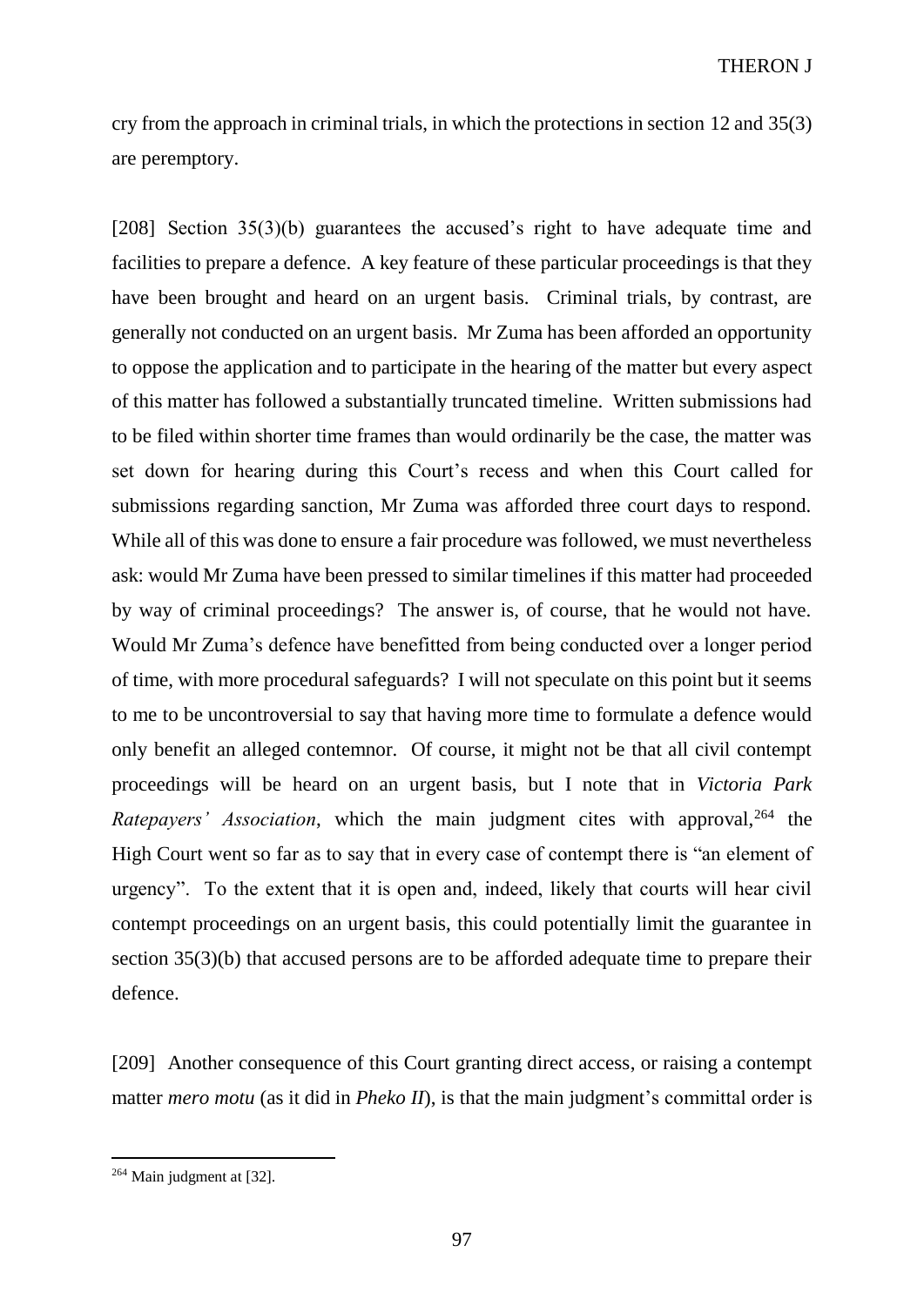cry from the approach in criminal trials, in which the protections in section 12 and 35(3) are peremptory.

[208] Section 35(3)(b) guarantees the accused's right to have adequate time and facilities to prepare a defence. A key feature of these particular proceedings is that they have been brought and heard on an urgent basis. Criminal trials, by contrast, are generally not conducted on an urgent basis. Mr Zuma has been afforded an opportunity to oppose the application and to participate in the hearing of the matter but every aspect of this matter has followed a substantially truncated timeline. Written submissions had to be filed within shorter time frames than would ordinarily be the case, the matter was set down for hearing during this Court's recess and when this Court called for submissions regarding sanction, Mr Zuma was afforded three court days to respond. While all of this was done to ensure a fair procedure was followed, we must nevertheless ask: would Mr Zuma have been pressed to similar timelines if this matter had proceeded by way of criminal proceedings? The answer is, of course, that he would not have. Would Mr Zuma's defence have benefitted from being conducted over a longer period of time, with more procedural safeguards? I will not speculate on this point but it seems to me to be uncontroversial to say that having more time to formulate a defence would only benefit an alleged contemnor. Of course, it might not be that all civil contempt proceedings will be heard on an urgent basis, but I note that in *Victoria Park Ratepayers' Association*, which the main judgment cites with approval,[264] the High Court went so far as to say that in every case of contempt there is "an element of urgency". To the extent that it is open and, indeed, likely that courts will hear civil contempt proceedings on an urgent basis, this could potentially limit the guarantee in section 35(3)(b) that accused persons are to be afforded adequate time to prepare their defence.

[209] Another consequence of this Court granting direct access, or raising a contempt matter *mero motu* (as it did in *Pheko II*), is that the main judgment's committal order is

[264] Main judgment at [32].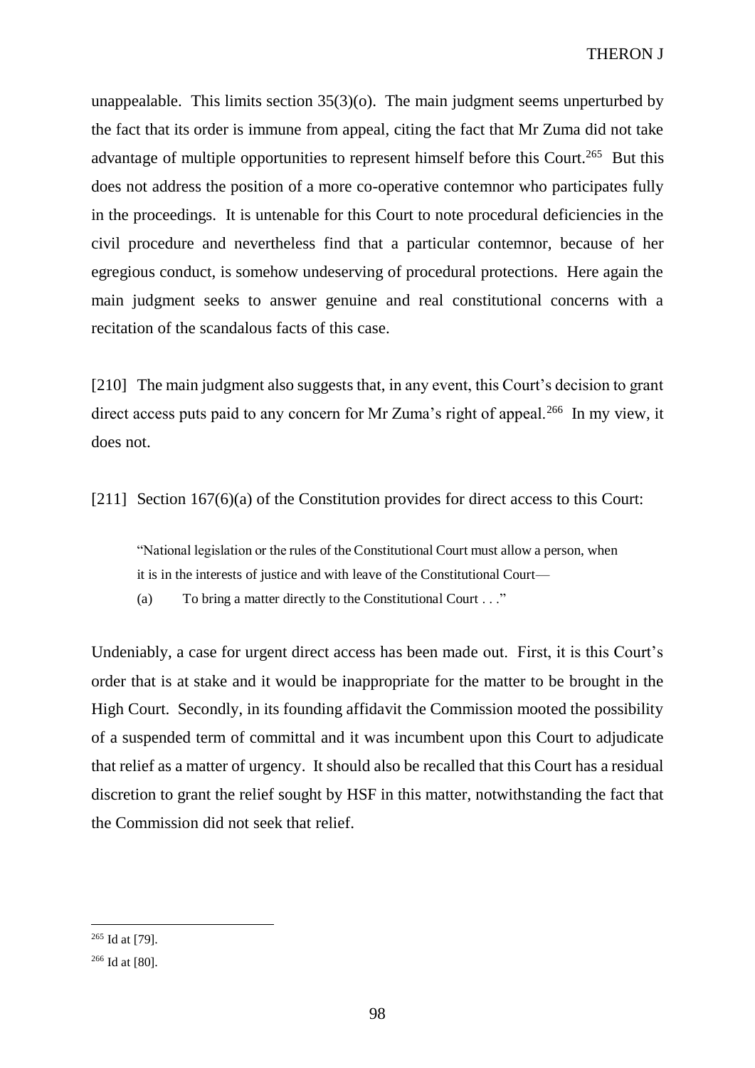unappealable. This limits section 35(3)(o). The main judgment seems unperturbed by the fact that its order is immune from appeal, citing the fact that Mr Zuma did not take advantage of multiple opportunities to represent himself before this Court.[265] But this does not address the position of a more co-operative contemnor who participates fully in the proceedings. It is untenable for this Court to note procedural deficiencies in the civil procedure and nevertheless find that a particular contemnor, because of her egregious conduct, is somehow undeserving of procedural protections. Here again the main judgment seeks to answer genuine and real constitutional concerns with a recitation of the scandalous facts of this case.

[210] The main judgment also suggests that, in any event, this Court's decision to grant direct access puts paid to any concern for Mr Zuma's right of appeal.[266] In my view, it does not.

[211] Section 167(6)(a) of the Constitution provides for direct access to this Court:

> "National legislation or the rules of the Constitutional Court must allow a person, when it is in the interests of justice and with leave of the Constitutional Court—
>
> (a) To bring a matter directly to the Constitutional Court . . ."

Undeniably, a case for urgent direct access has been made out. First, it is this Court's order that is at stake and it would be inappropriate for the matter to be brought in the High Court. Secondly, in its founding affidavit the Commission mooted the possibility of a suspended term of committal and it was incumbent upon this Court to adjudicate that relief as a matter of urgency. It should also be recalled that this Court has a residual discretion to grant the relief sought by HSF in this matter, notwithstanding the fact that the Commission did not seek that relief.

---

[265] Id at [79].

[266] Id at [80].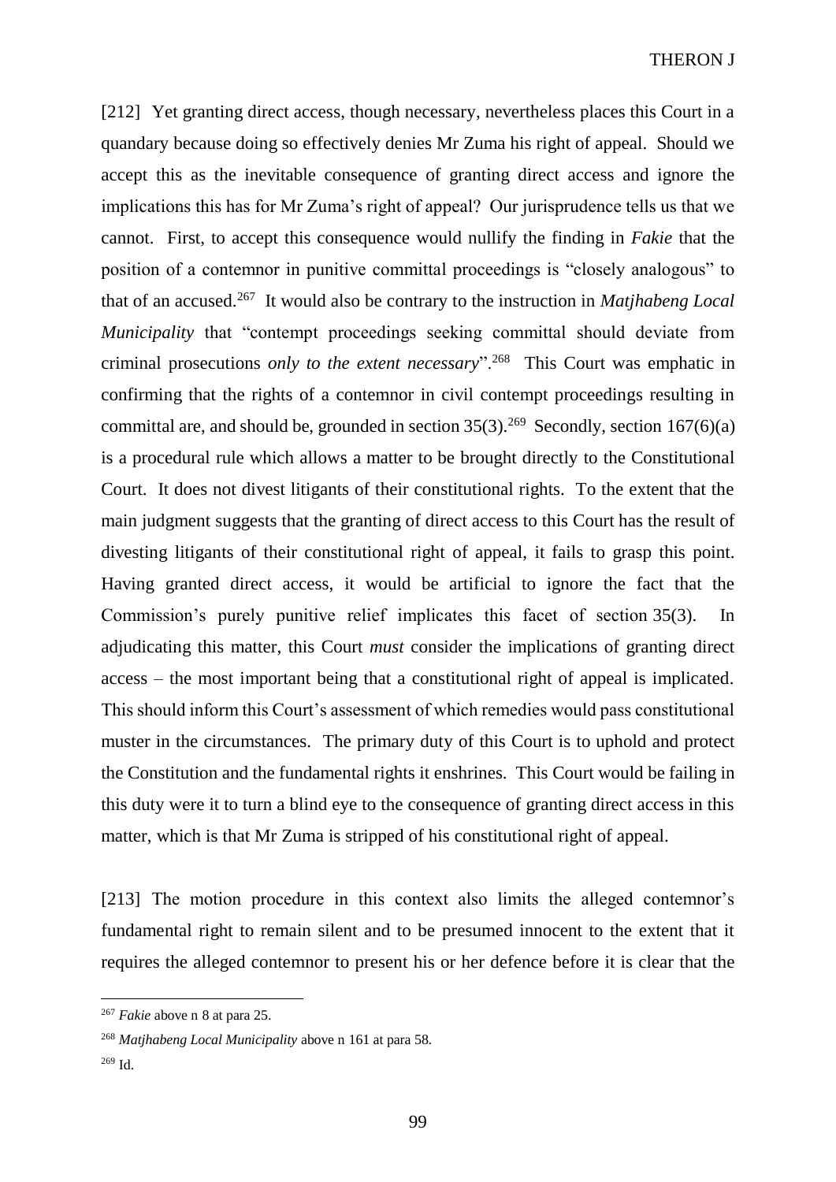[212] Yet granting direct access, though necessary, nevertheless places this Court in a quandary because doing so effectively denies Mr Zuma his right of appeal. Should we accept this as the inevitable consequence of granting direct access and ignore the implications this has for Mr Zuma's right of appeal? Our jurisprudence tells us that we cannot. First, to accept this consequence would nullify the finding in *Fakie* that the position of a contemnor in punitive committal proceedings is "closely analogous" to that of an accused.[267] It would also be contrary to the instruction in *Matjhabeng Local Municipality* that "contempt proceedings seeking committal should deviate from criminal prosecutions *only to the extent necessary*".[268] This Court was emphatic in confirming that the rights of a contemnor in civil contempt proceedings resulting in committal are, and should be, grounded in section 35(3).[269] Secondly, section 167(6)(a) is a procedural rule which allows a matter to be brought directly to the Constitutional Court. It does not divest litigants of their constitutional rights. To the extent that the main judgment suggests that the granting of direct access to this Court has the result of divesting litigants of their constitutional right of appeal, it fails to grasp this point. Having granted direct access, it would be artificial to ignore the fact that the Commission's purely punitive relief implicates this facet of section 35(3). In adjudicating this matter, this Court *must* consider the implications of granting direct access – the most important being that a constitutional right of appeal is implicated. This should inform this Court's assessment of which remedies would pass constitutional muster in the circumstances. The primary duty of this Court is to uphold and protect the Constitution and the fundamental rights it enshrines. This Court would be failing in this duty were it to turn a blind eye to the consequence of granting direct access in this matter, which is that Mr Zuma is stripped of his constitutional right of appeal.

[213] The motion procedure in this context also limits the alleged contemnor's fundamental right to remain silent and to be presumed innocent to the extent that it requires the alleged contemnor to present his or her defence before it is clear that the

---

[267] *Fakie* above n 8 at para 25.

[268] *Matjhabeng Local Municipality* above n 161 at para 58.

[269] Id.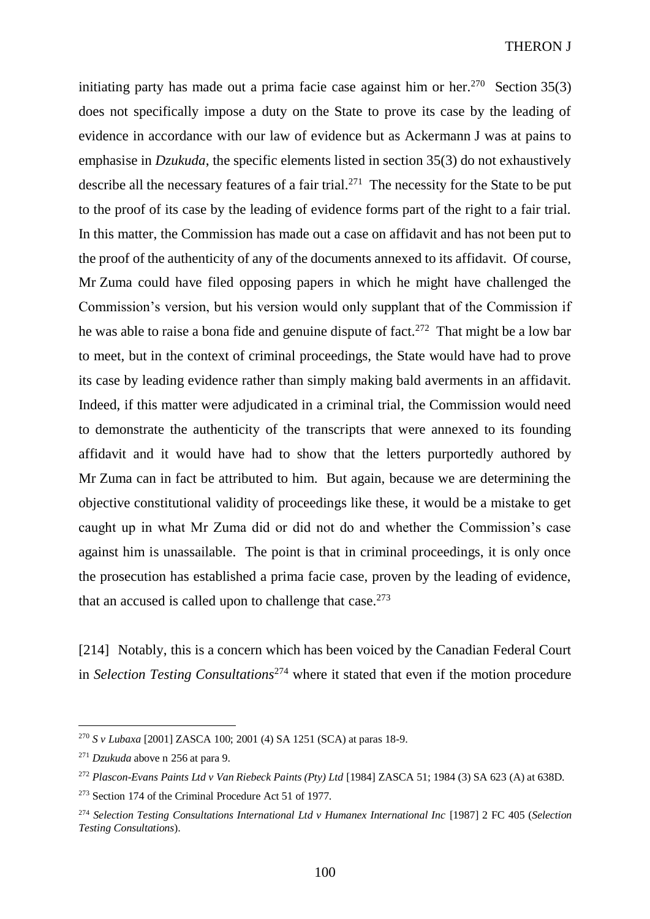initiating party has made out a prima facie case against him or her.[270] Section 35(3) does not specifically impose a duty on the State to prove its case by the leading of evidence in accordance with our law of evidence but as Ackermann J was at pains to emphasise in *Dzukuda*, the specific elements listed in section 35(3) do not exhaustively describe all the necessary features of a fair trial.[271] The necessity for the State to be put to the proof of its case by the leading of evidence forms part of the right to a fair trial. In this matter, the Commission has made out a case on affidavit and has not been put to the proof of the authenticity of any of the documents annexed to its affidavit. Of course, Mr Zuma could have filed opposing papers in which he might have challenged the Commission's version, but his version would only supplant that of the Commission if he was able to raise a bona fide and genuine dispute of fact.[272] That might be a low bar to meet, but in the context of criminal proceedings, the State would have had to prove its case by leading evidence rather than simply making bald averments in an affidavit. Indeed, if this matter were adjudicated in a criminal trial, the Commission would need to demonstrate the authenticity of the transcripts that were annexed to its founding affidavit and it would have had to show that the letters purportedly authored by Mr Zuma can in fact be attributed to him. But again, because we are determining the objective constitutional validity of proceedings like these, it would be a mistake to get caught up in what Mr Zuma did or did not do and whether the Commission's case against him is unassailable. The point is that in criminal proceedings, it is only once the prosecution has established a prima facie case, proven by the leading of evidence, that an accused is called upon to challenge that case.[273]

[214] Notably, this is a concern which has been voiced by the Canadian Federal Court in *Selection Testing Consultations*[274] where it stated that even if the motion procedure

---

[270] *S v Lubaxa* [2001] ZASCA 100; 2001 (4) SA 1251 (SCA) at paras 18-9.

[271] *Dzukuda* above n 256 at para 9.

[272] *Plascon-Evans Paints Ltd v Van Riebeck Paints (Pty) Ltd* [1984] ZASCA 51; 1984 (3) SA 623 (A) at 638D.

[273] Section 174 of the Criminal Procedure Act 51 of 1977.

[274] *Selection Testing Consultations International Ltd v Humanex International Inc* [1987] 2 FC 405 (*Selection Testing Consultations*).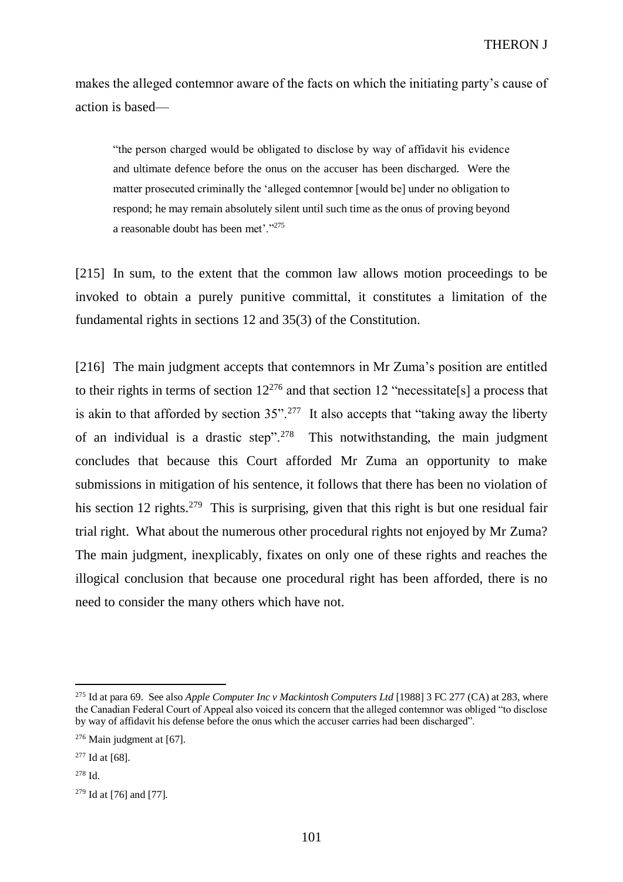makes the alleged contemnor aware of the facts on which the initiating party's cause of action is based—

> "the person charged would be obligated to disclose by way of affidavit his evidence and ultimate defence before the onus on the accuser has been discharged. Were the matter prosecuted criminally the 'alleged contemnor [would be] under no obligation to respond; he may remain absolutely silent until such time as the onus of proving beyond a reasonable doubt has been met'."[275]

[215] In sum, to the extent that the common law allows motion proceedings to be invoked to obtain a purely punitive committal, it constitutes a limitation of the fundamental rights in sections 12 and 35(3) of the Constitution.

[216] The main judgment accepts that contemnors in Mr Zuma's position are entitled to their rights in terms of section 12[276] and that section 12 "necessitate[s] a process that is akin to that afforded by section 35".[277] It also accepts that "taking away the liberty of an individual is a drastic step".[278] This notwithstanding, the main judgment concludes that because this Court afforded Mr Zuma an opportunity to make submissions in mitigation of his sentence, it follows that there has been no violation of his section 12 rights.[279] This is surprising, given that this right is but one residual fair trial right. What about the numerous other procedural rights not enjoyed by Mr Zuma? The main judgment, inexplicably, fixates on only one of these rights and reaches the illogical conclusion that because one procedural right has been afforded, there is no need to consider the many others which have not.

---

[275] Id at para 69. See also *Apple Computer Inc v Mackintosh Computers Ltd* [1988] 3 FC 277 (CA) at 283, where the Canadian Federal Court of Appeal also voiced its concern that the alleged contemnor was obliged "to disclose by way of affidavit his defense before the onus which the accuser carries had been discharged".

[276] Main judgment at [67].

[277] Id at [68].

[278] Id.

[279] Id at [76] and [77].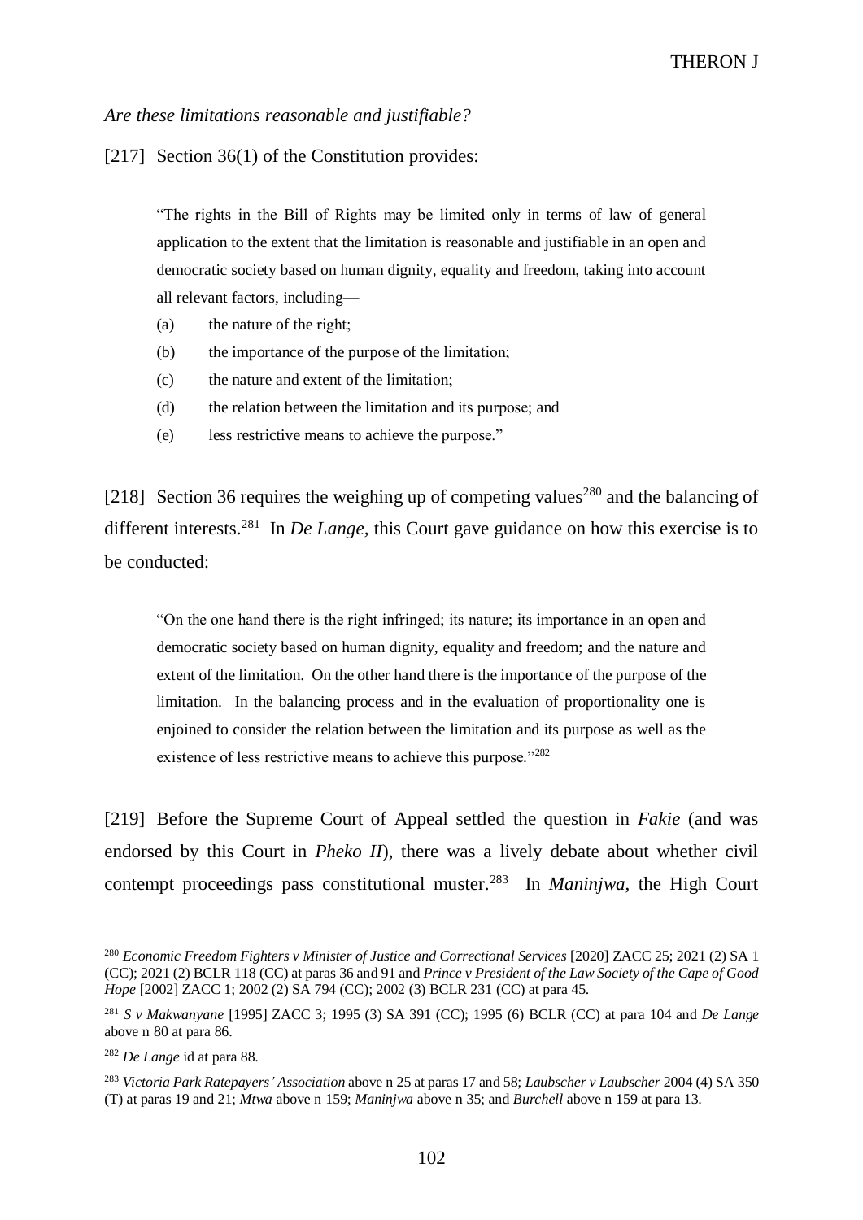*Are these limitations reasonable and justifiable?*

[217] Section 36(1) of the Constitution provides:

> "The rights in the Bill of Rights may be limited only in terms of law of general application to the extent that the limitation is reasonable and justifiable in an open and democratic society based on human dignity, equality and freedom, taking into account all relevant factors, including—
>
> (a) the nature of the right;
>
> (b) the importance of the purpose of the limitation;
>
> (c) the nature and extent of the limitation;
>
> (d) the relation between the limitation and its purpose; and
>
> (e) less restrictive means to achieve the purpose."

[218] Section 36 requires the weighing up of competing values[280] and the balancing of different interests.[281] In *De Lange*, this Court gave guidance on how this exercise is to be conducted:

> "On the one hand there is the right infringed; its nature; its importance in an open and democratic society based on human dignity, equality and freedom; and the nature and extent of the limitation. On the other hand there is the importance of the purpose of the limitation. In the balancing process and in the evaluation of proportionality one is enjoined to consider the relation between the limitation and its purpose as well as the existence of less restrictive means to achieve this purpose."[282]

[219] Before the Supreme Court of Appeal settled the question in *Fakie* (and was endorsed by this Court in *Pheko II*), there was a lively debate about whether civil contempt proceedings pass constitutional muster.[283] In *Maninjwa*, the High Court

---

[280] *Economic Freedom Fighters v Minister of Justice and Correctional Services* [2020] ZACC 25; 2021 (2) SA 1 (CC); 2021 (2) BCLR 118 (CC) at paras 36 and 91 and *Prince v President of the Law Society of the Cape of Good Hope* [2002] ZACC 1; 2002 (2) SA 794 (CC); 2002 (3) BCLR 231 (CC) at para 45.

[281] *S v Makwanyane* [1995] ZACC 3; 1995 (3) SA 391 (CC); 1995 (6) BCLR (CC) at para 104 and *De Lange* above n 80 at para 86.

[282] *De Lange* id at para 88.

[283] *Victoria Park Ratepayers' Association* above n 25 at paras 17 and 58; *Laubscher v Laubscher* 2004 (4) SA 350 (T) at paras 19 and 21; *Mtwa* above n 159; *Maninjwa* above n 35; and *Burchell* above n 159 at para 13.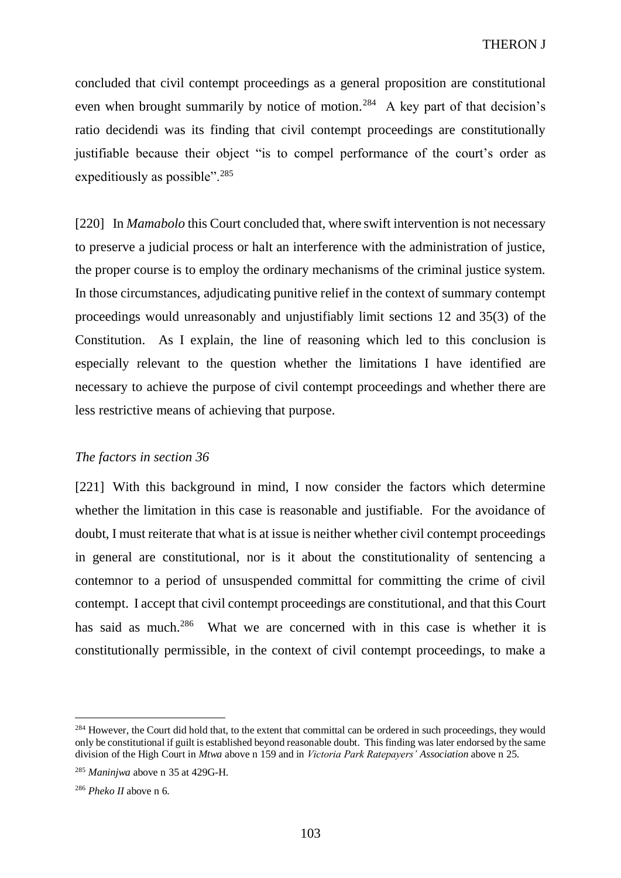concluded that civil contempt proceedings as a general proposition are constitutional even when brought summarily by notice of motion.[284] A key part of that decision's ratio decidendi was its finding that civil contempt proceedings are constitutionally justifiable because their object "is to compel performance of the court's order as expeditiously as possible".[285]

[220] In *Mamabolo* this Court concluded that, where swift intervention is not necessary to preserve a judicial process or halt an interference with the administration of justice, the proper course is to employ the ordinary mechanisms of the criminal justice system. In those circumstances, adjudicating punitive relief in the context of summary contempt proceedings would unreasonably and unjustifiably limit sections 12 and 35(3) of the Constitution. As I explain, the line of reasoning which led to this conclusion is especially relevant to the question whether the limitations I have identified are necessary to achieve the purpose of civil contempt proceedings and whether there are less restrictive means of achieving that purpose.

*The factors in section 36*

[221] With this background in mind, I now consider the factors which determine whether the limitation in this case is reasonable and justifiable. For the avoidance of doubt, I must reiterate that what is at issue is neither whether civil contempt proceedings in general are constitutional, nor is it about the constitutionality of sentencing a contemnor to a period of unsuspended committal for committing the crime of civil contempt. I accept that civil contempt proceedings are constitutional, and that this Court has said as much.[286] What we are concerned with in this case is whether it is constitutionally permissible, in the context of civil contempt proceedings, to make a

---

[284] However, the Court did hold that, to the extent that committal can be ordered in such proceedings, they would only be constitutional if guilt is established beyond reasonable doubt. This finding was later endorsed by the same division of the High Court in *Mtwa* above n 159 and in *Victoria Park Ratepayers' Association* above n 25.

[285] *Maninjwa* above n 35 at 429G-H.

[286] *Pheko II* above n 6.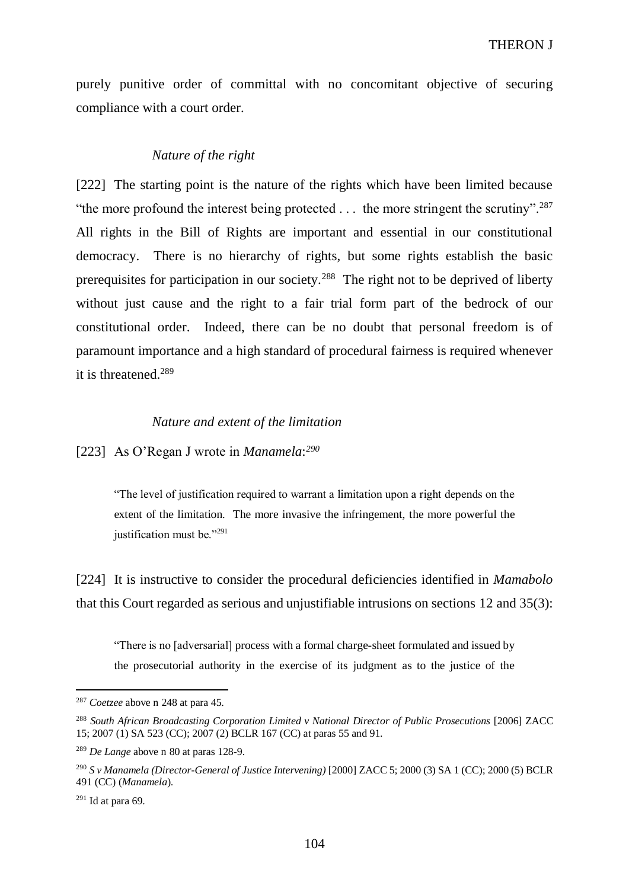purely punitive order of committal with no concomitant objective of securing compliance with a court order.

*Nature of the right*

[222] The starting point is the nature of the rights which have been limited because "the more profound the interest being protected . . . the more stringent the scrutiny".[287] All rights in the Bill of Rights are important and essential in our constitutional democracy. There is no hierarchy of rights, but some rights establish the basic prerequisites for participation in our society.[288] The right not to be deprived of liberty without just cause and the right to a fair trial form part of the bedrock of our constitutional order. Indeed, there can be no doubt that personal freedom is of paramount importance and a high standard of procedural fairness is required whenever it is threatened.[289]

*Nature and extent of the limitation*

[223] As O'Regan J wrote in *Manamela*:[290]

> "The level of justification required to warrant a limitation upon a right depends on the extent of the limitation. The more invasive the infringement, the more powerful the justification must be."[291]

[224] It is instructive to consider the procedural deficiencies identified in *Mamabolo* that this Court regarded as serious and unjustifiable intrusions on sections 12 and 35(3):

> "There is no [adversarial] process with a formal charge-sheet formulated and issued by the prosecutorial authority in the exercise of its judgment as to the justice of the

---

[287] *Coetzee* above n 248 at para 45.

[288] *South African Broadcasting Corporation Limited v National Director of Public Prosecutions* [2006] ZACC 15; 2007 (1) SA 523 (CC); 2007 (2) BCLR 167 (CC) at paras 55 and 91.

[289] *De Lange* above n 80 at paras 128-9.

[290] *S v Manamela (Director-General of Justice Intervening)* [2000] ZACC 5; 2000 (3) SA 1 (CC); 2000 (5) BCLR 491 (CC) (*Manamela*).

[291] Id at para 69.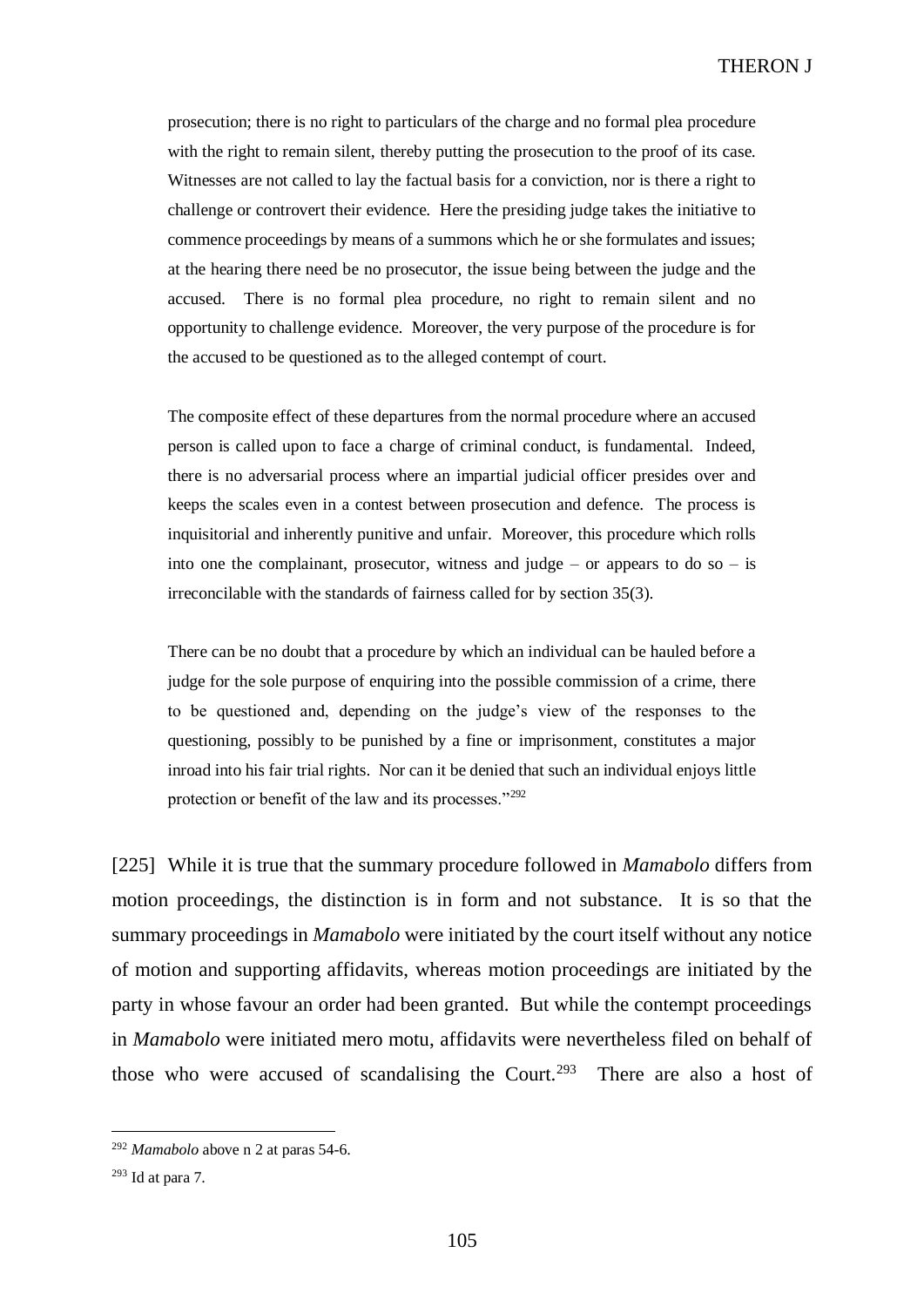> prosecution; there is no right to particulars of the charge and no formal plea procedure with the right to remain silent, thereby putting the prosecution to the proof of its case. Witnesses are not called to lay the factual basis for a conviction, nor is there a right to challenge or controvert their evidence. Here the presiding judge takes the initiative to commence proceedings by means of a summons which he or she formulates and issues; at the hearing there need be no prosecutor, the issue being between the judge and the accused. There is no formal plea procedure, no right to remain silent and no opportunity to challenge evidence. Moreover, the very purpose of the procedure is for the accused to be questioned as to the alleged contempt of court.
>
> The composite effect of these departures from the normal procedure where an accused person is called upon to face a charge of criminal conduct, is fundamental. Indeed, there is no adversarial process where an impartial judicial officer presides over and keeps the scales even in a contest between prosecution and defence. The process is inquisitorial and inherently punitive and unfair. Moreover, this procedure which rolls into one the complainant, prosecutor, witness and judge – or appears to do so – is irreconcilable with the standards of fairness called for by section 35(3).
>
> There can be no doubt that a procedure by which an individual can be hauled before a judge for the sole purpose of enquiring into the possible commission of a crime, there to be questioned and, depending on the judge's view of the responses to the questioning, possibly to be punished by a fine or imprisonment, constitutes a major inroad into his fair trial rights. Nor can it be denied that such an individual enjoys little protection or benefit of the law and its processes."[292]

[225] While it is true that the summary procedure followed in *Mamabolo* differs from motion proceedings, the distinction is in form and not substance. It is so that the summary proceedings in *Mamabolo* were initiated by the court itself without any notice of motion and supporting affidavits, whereas motion proceedings are initiated by the party in whose favour an order had been granted. But while the contempt proceedings in *Mamabolo* were initiated mero motu, affidavits were nevertheless filed on behalf of those who were accused of scandalising the Court.[293] There are also a host of

---

[292] *Mamabolo* above n 2 at paras 54-6.

[293] Id at para 7.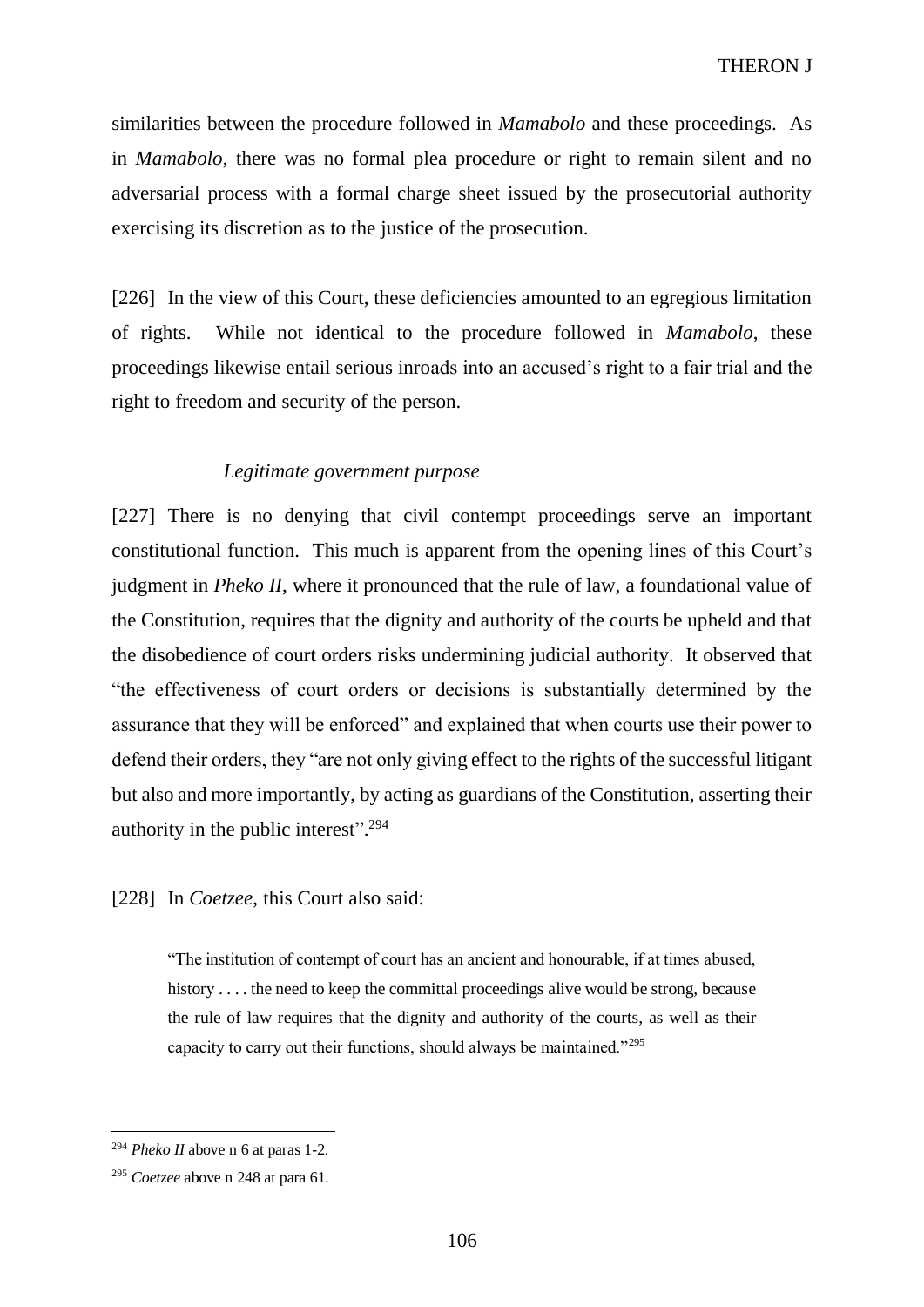similarities between the procedure followed in *Mamabolo* and these proceedings. As in *Mamabolo*, there was no formal plea procedure or right to remain silent and no adversarial process with a formal charge sheet issued by the prosecutorial authority exercising its discretion as to the justice of the prosecution.

[226] In the view of this Court, these deficiencies amounted to an egregious limitation of rights. While not identical to the procedure followed in *Mamabolo*, these proceedings likewise entail serious inroads into an accused's right to a fair trial and the right to freedom and security of the person.

*Legitimate government purpose*

[227] There is no denying that civil contempt proceedings serve an important constitutional function. This much is apparent from the opening lines of this Court's judgment in *Pheko II*, where it pronounced that the rule of law, a foundational value of the Constitution, requires that the dignity and authority of the courts be upheld and that the disobedience of court orders risks undermining judicial authority. It observed that "the effectiveness of court orders or decisions is substantially determined by the assurance that they will be enforced" and explained that when courts use their power to defend their orders, they "are not only giving effect to the rights of the successful litigant but also and more importantly, by acting as guardians of the Constitution, asserting their authority in the public interest".[294]

[228] In *Coetzee*, this Court also said:

> "The institution of contempt of court has an ancient and honourable, if at times abused, history . . . . the need to keep the committal proceedings alive would be strong, because the rule of law requires that the dignity and authority of the courts, as well as their capacity to carry out their functions, should always be maintained."[295]

---

[294] *Pheko II* above n 6 at paras 1-2.

[295] *Coetzee* above n 248 at para 61.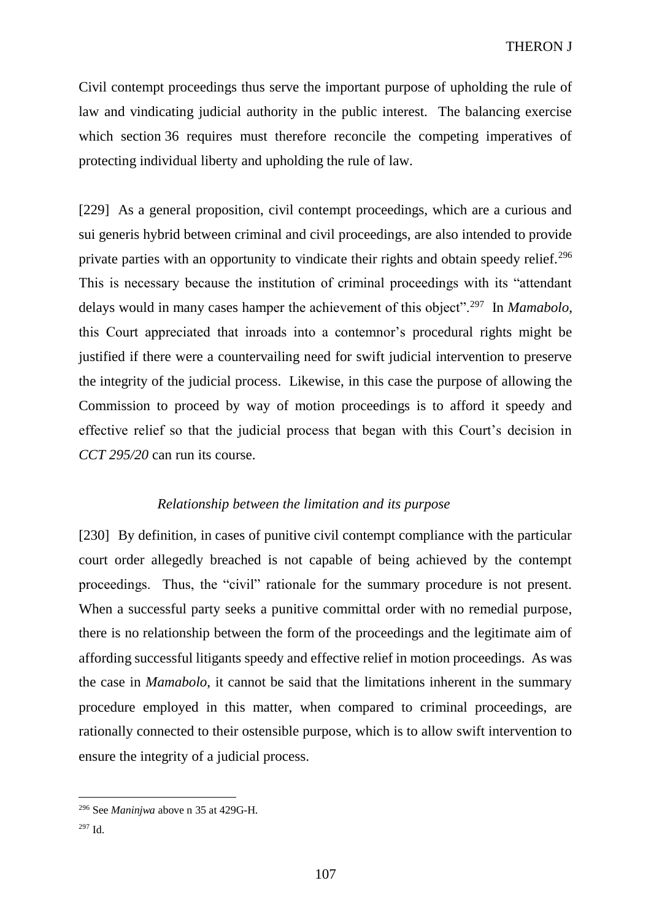Civil contempt proceedings thus serve the important purpose of upholding the rule of law and vindicating judicial authority in the public interest. The balancing exercise which section 36 requires must therefore reconcile the competing imperatives of protecting individual liberty and upholding the rule of law.

[229] As a general proposition, civil contempt proceedings, which are a curious and sui generis hybrid between criminal and civil proceedings, are also intended to provide private parties with an opportunity to vindicate their rights and obtain speedy relief.[296] This is necessary because the institution of criminal proceedings with its "attendant delays would in many cases hamper the achievement of this object".[297] In *Mamabolo*, this Court appreciated that inroads into a contemnor's procedural rights might be justified if there were a countervailing need for swift judicial intervention to preserve the integrity of the judicial process. Likewise, in this case the purpose of allowing the Commission to proceed by way of motion proceedings is to afford it speedy and effective relief so that the judicial process that began with this Court's decision in *CCT 295/20* can run its course.

*Relationship between the limitation and its purpose*

[230] By definition, in cases of punitive civil contempt compliance with the particular court order allegedly breached is not capable of being achieved by the contempt proceedings. Thus, the "civil" rationale for the summary procedure is not present. When a successful party seeks a punitive committal order with no remedial purpose, there is no relationship between the form of the proceedings and the legitimate aim of affording successful litigants speedy and effective relief in motion proceedings. As was the case in *Mamabolo*, it cannot be said that the limitations inherent in the summary procedure employed in this matter, when compared to criminal proceedings, are rationally connected to their ostensible purpose, which is to allow swift intervention to ensure the integrity of a judicial process.

---

[296] See *Maninjwa* above n 35 at 429G-H.

[297] Id.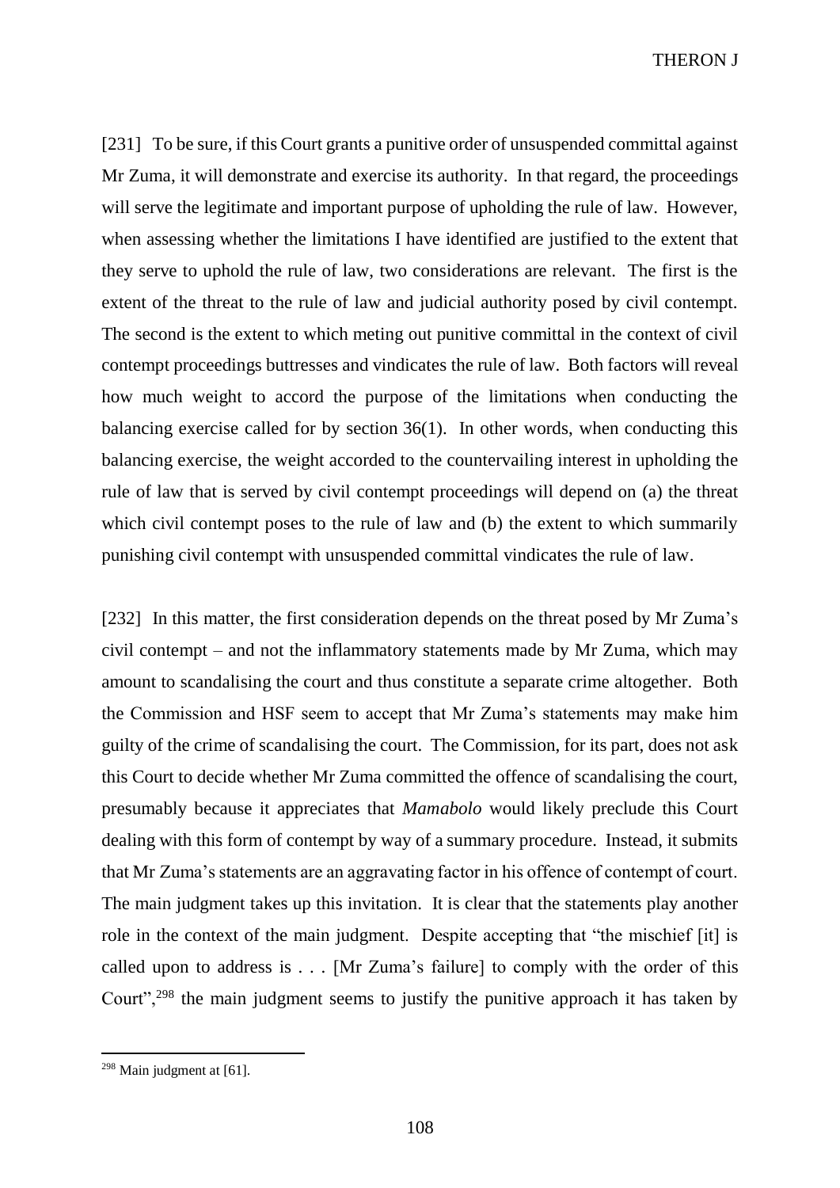[231] To be sure, if this Court grants a punitive order of unsuspended committal against Mr Zuma, it will demonstrate and exercise its authority. In that regard, the proceedings will serve the legitimate and important purpose of upholding the rule of law. However, when assessing whether the limitations I have identified are justified to the extent that they serve to uphold the rule of law, two considerations are relevant. The first is the extent of the threat to the rule of law and judicial authority posed by civil contempt. The second is the extent to which meting out punitive committal in the context of civil contempt proceedings buttresses and vindicates the rule of law. Both factors will reveal how much weight to accord the purpose of the limitations when conducting the balancing exercise called for by section 36(1). In other words, when conducting this balancing exercise, the weight accorded to the countervailing interest in upholding the rule of law that is served by civil contempt proceedings will depend on (a) the threat which civil contempt poses to the rule of law and (b) the extent to which summarily punishing civil contempt with unsuspended committal vindicates the rule of law.

[232] In this matter, the first consideration depends on the threat posed by Mr Zuma's civil contempt – and not the inflammatory statements made by Mr Zuma, which may amount to scandalising the court and thus constitute a separate crime altogether. Both the Commission and HSF seem to accept that Mr Zuma's statements may make him guilty of the crime of scandalising the court. The Commission, for its part, does not ask this Court to decide whether Mr Zuma committed the offence of scandalising the court, presumably because it appreciates that *Mamabolo* would likely preclude this Court dealing with this form of contempt by way of a summary procedure. Instead, it submits that Mr Zuma's statements are an aggravating factor in his offence of contempt of court. The main judgment takes up this invitation. It is clear that the statements play another role in the context of the main judgment. Despite accepting that "the mischief [it] is called upon to address is . . . [Mr Zuma's failure] to comply with the order of this Court",[298] the main judgment seems to justify the punitive approach it has taken by

[298] Main judgment at [61].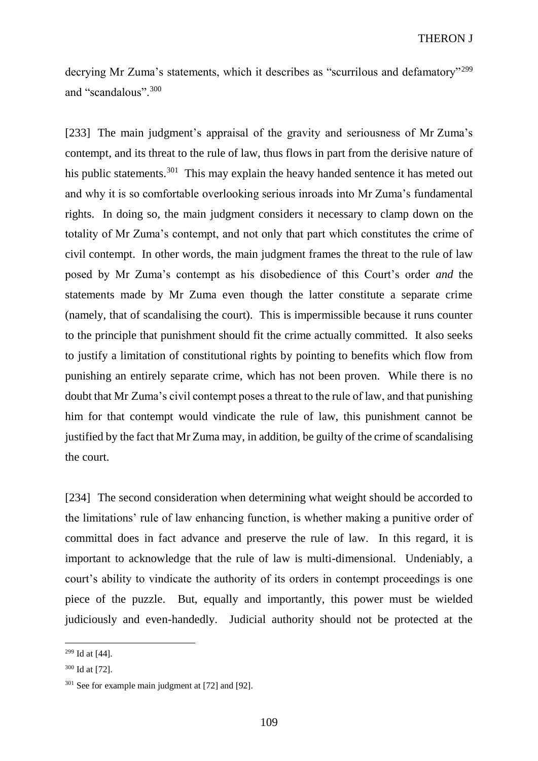decrying Mr Zuma's statements, which it describes as "scurrilous and defamatory"[299] and "scandalous".[300]

[233] The main judgment's appraisal of the gravity and seriousness of Mr Zuma's contempt, and its threat to the rule of law, thus flows in part from the derisive nature of his public statements.[301] This may explain the heavy handed sentence it has meted out and why it is so comfortable overlooking serious inroads into Mr Zuma's fundamental rights. In doing so, the main judgment considers it necessary to clamp down on the totality of Mr Zuma's contempt, and not only that part which constitutes the crime of civil contempt. In other words, the main judgment frames the threat to the rule of law posed by Mr Zuma's contempt as his disobedience of this Court's order *and* the statements made by Mr Zuma even though the latter constitute a separate crime (namely, that of scandalising the court). This is impermissible because it runs counter to the principle that punishment should fit the crime actually committed. It also seeks to justify a limitation of constitutional rights by pointing to benefits which flow from punishing an entirely separate crime, which has not been proven. While there is no doubt that Mr Zuma's civil contempt poses a threat to the rule of law, and that punishing him for that contempt would vindicate the rule of law, this punishment cannot be justified by the fact that Mr Zuma may, in addition, be guilty of the crime of scandalising the court.

[234] The second consideration when determining what weight should be accorded to the limitations' rule of law enhancing function, is whether making a punitive order of committal does in fact advance and preserve the rule of law. In this regard, it is important to acknowledge that the rule of law is multi-dimensional. Undeniably, a court's ability to vindicate the authority of its orders in contempt proceedings is one piece of the puzzle. But, equally and importantly, this power must be wielded judiciously and even-handedly. Judicial authority should not be protected at the

---

[299] Id at [44].

[300] Id at [72].

[301] See for example main judgment at [72] and [92].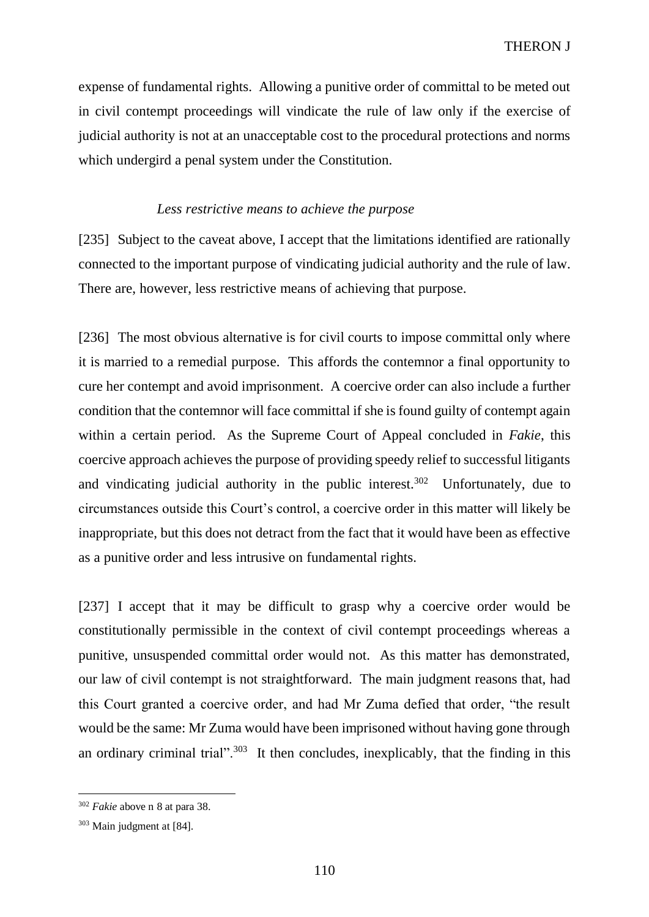expense of fundamental rights. Allowing a punitive order of committal to be meted out in civil contempt proceedings will vindicate the rule of law only if the exercise of judicial authority is not at an unacceptable cost to the procedural protections and norms which undergird a penal system under the Constitution.

*Less restrictive means to achieve the purpose*

[235] Subject to the caveat above, I accept that the limitations identified are rationally connected to the important purpose of vindicating judicial authority and the rule of law. There are, however, less restrictive means of achieving that purpose.

[236] The most obvious alternative is for civil courts to impose committal only where it is married to a remedial purpose. This affords the contemnor a final opportunity to cure her contempt and avoid imprisonment. A coercive order can also include a further condition that the contemnor will face committal if she is found guilty of contempt again within a certain period. As the Supreme Court of Appeal concluded in *Fakie*, this coercive approach achieves the purpose of providing speedy relief to successful litigants and vindicating judicial authority in the public interest.[302] Unfortunately, due to circumstances outside this Court's control, a coercive order in this matter will likely be inappropriate, but this does not detract from the fact that it would have been as effective as a punitive order and less intrusive on fundamental rights.

[237] I accept that it may be difficult to grasp why a coercive order would be constitutionally permissible in the context of civil contempt proceedings whereas a punitive, unsuspended committal order would not. As this matter has demonstrated, our law of civil contempt is not straightforward. The main judgment reasons that, had this Court granted a coercive order, and had Mr Zuma defied that order, "the result would be the same: Mr Zuma would have been imprisoned without having gone through an ordinary criminal trial".[303] It then concludes, inexplicably, that the finding in this

---

[302] *Fakie* above n 8 at para 38.

[303] Main judgment at [84].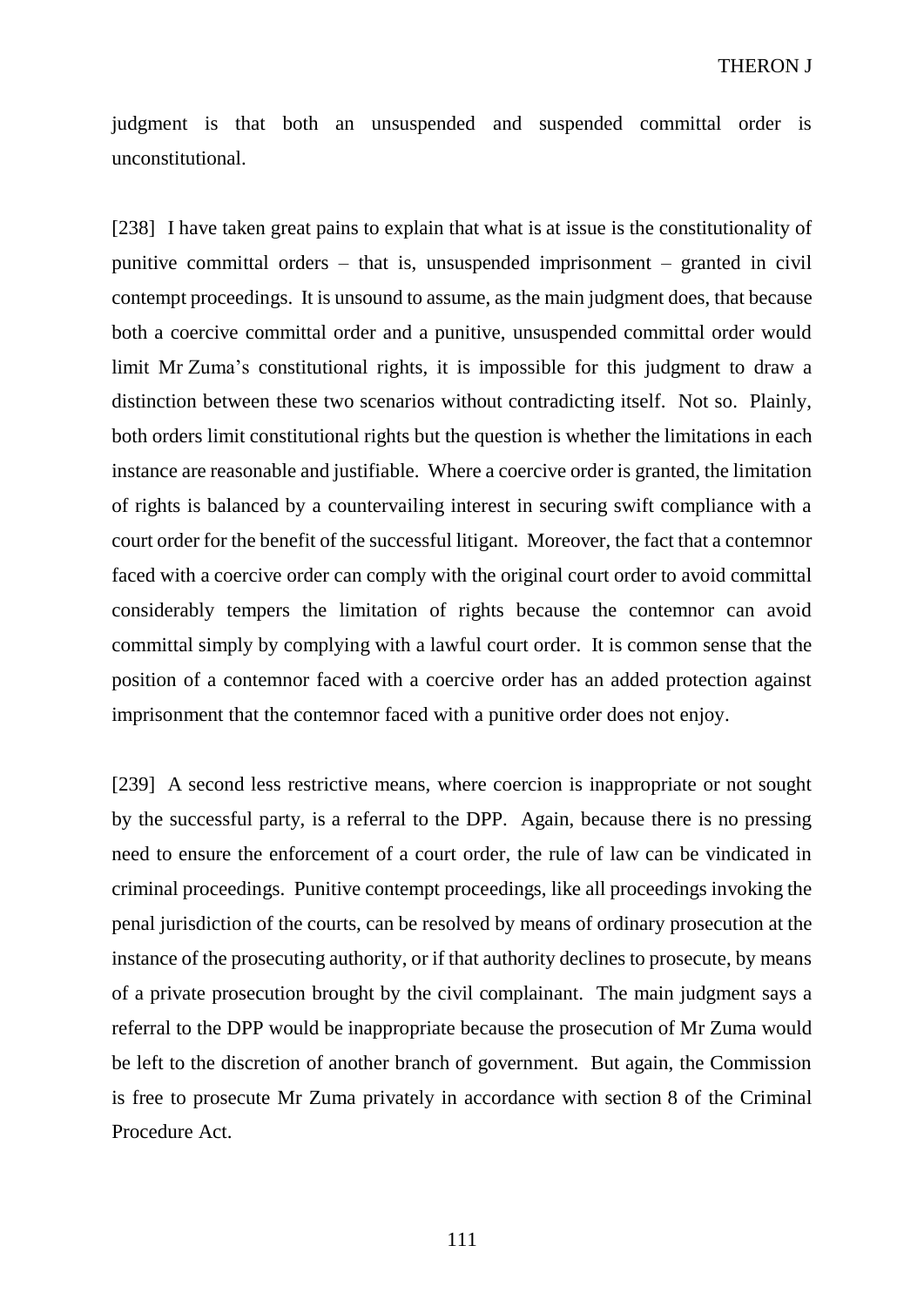judgment is that both an unsuspended and suspended committal order is unconstitutional.

[238] I have taken great pains to explain that what is at issue is the constitutionality of punitive committal orders – that is, unsuspended imprisonment – granted in civil contempt proceedings. It is unsound to assume, as the main judgment does, that because both a coercive committal order and a punitive, unsuspended committal order would limit Mr Zuma's constitutional rights, it is impossible for this judgment to draw a distinction between these two scenarios without contradicting itself. Not so. Plainly, both orders limit constitutional rights but the question is whether the limitations in each instance are reasonable and justifiable. Where a coercive order is granted, the limitation of rights is balanced by a countervailing interest in securing swift compliance with a court order for the benefit of the successful litigant. Moreover, the fact that a contemnor faced with a coercive order can comply with the original court order to avoid committal considerably tempers the limitation of rights because the contemnor can avoid committal simply by complying with a lawful court order. It is common sense that the position of a contemnor faced with a coercive order has an added protection against imprisonment that the contemnor faced with a punitive order does not enjoy.

[239] A second less restrictive means, where coercion is inappropriate or not sought by the successful party, is a referral to the DPP. Again, because there is no pressing need to ensure the enforcement of a court order, the rule of law can be vindicated in criminal proceedings. Punitive contempt proceedings, like all proceedings invoking the penal jurisdiction of the courts, can be resolved by means of ordinary prosecution at the instance of the prosecuting authority, or if that authority declines to prosecute, by means of a private prosecution brought by the civil complainant. The main judgment says a referral to the DPP would be inappropriate because the prosecution of Mr Zuma would be left to the discretion of another branch of government. But again, the Commission is free to prosecute Mr Zuma privately in accordance with section 8 of the Criminal Procedure Act.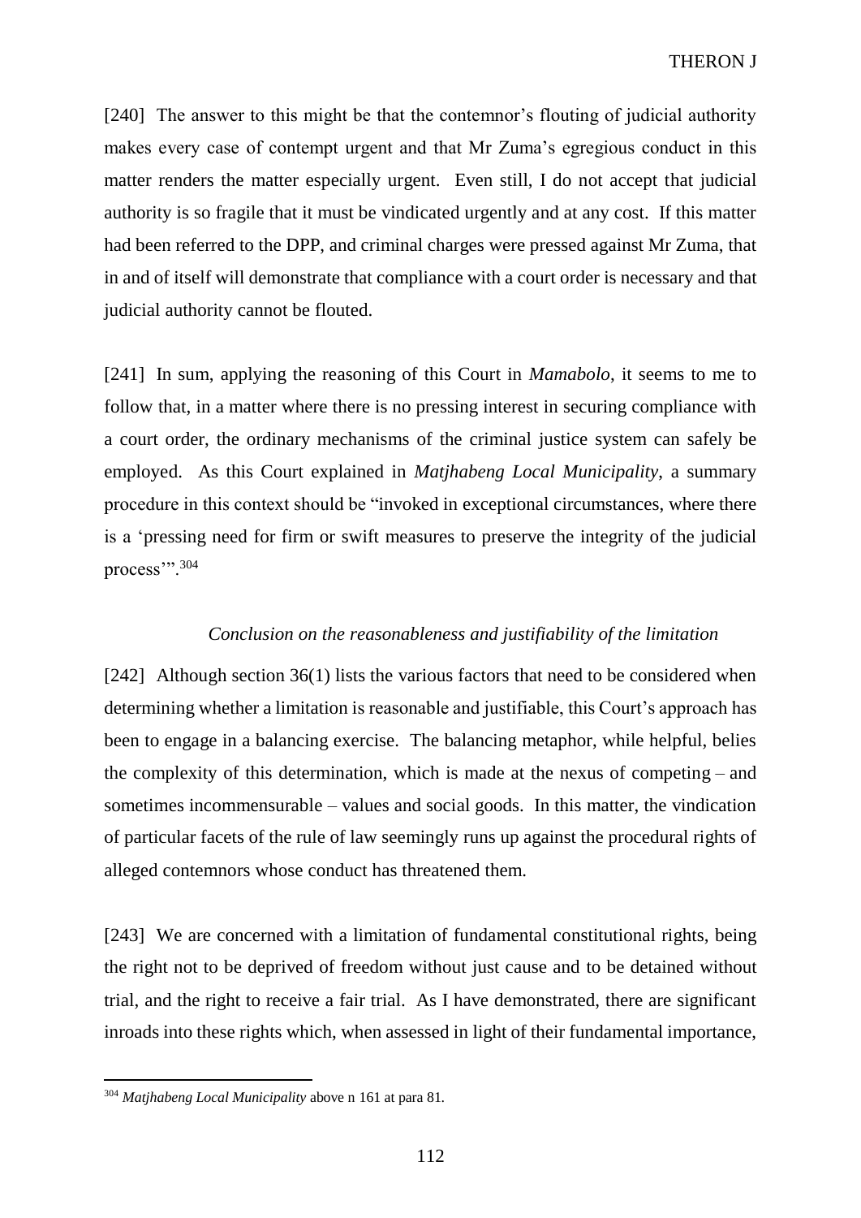[240] The answer to this might be that the contemnor's flouting of judicial authority makes every case of contempt urgent and that Mr Zuma's egregious conduct in this matter renders the matter especially urgent. Even still, I do not accept that judicial authority is so fragile that it must be vindicated urgently and at any cost. If this matter had been referred to the DPP, and criminal charges were pressed against Mr Zuma, that in and of itself will demonstrate that compliance with a court order is necessary and that judicial authority cannot be flouted.

[241] In sum, applying the reasoning of this Court in *Mamabolo*, it seems to me to follow that, in a matter where there is no pressing interest in securing compliance with a court order, the ordinary mechanisms of the criminal justice system can safely be employed. As this Court explained in *Matjhabeng Local Municipality*, a summary procedure in this context should be "invoked in exceptional circumstances, where there is a 'pressing need for firm or swift measures to preserve the integrity of the judicial process'".[304]

*Conclusion on the reasonableness and justifiability of the limitation*

[242] Although section 36(1) lists the various factors that need to be considered when determining whether a limitation is reasonable and justifiable, this Court's approach has been to engage in a balancing exercise. The balancing metaphor, while helpful, belies the complexity of this determination, which is made at the nexus of competing – and sometimes incommensurable – values and social goods. In this matter, the vindication of particular facets of the rule of law seemingly runs up against the procedural rights of alleged contemnors whose conduct has threatened them.

[243] We are concerned with a limitation of fundamental constitutional rights, being the right not to be deprived of freedom without just cause and to be detained without trial, and the right to receive a fair trial. As I have demonstrated, there are significant inroads into these rights which, when assessed in light of their fundamental importance,

[304] *Matjhabeng Local Municipality* above n 161 at para 81.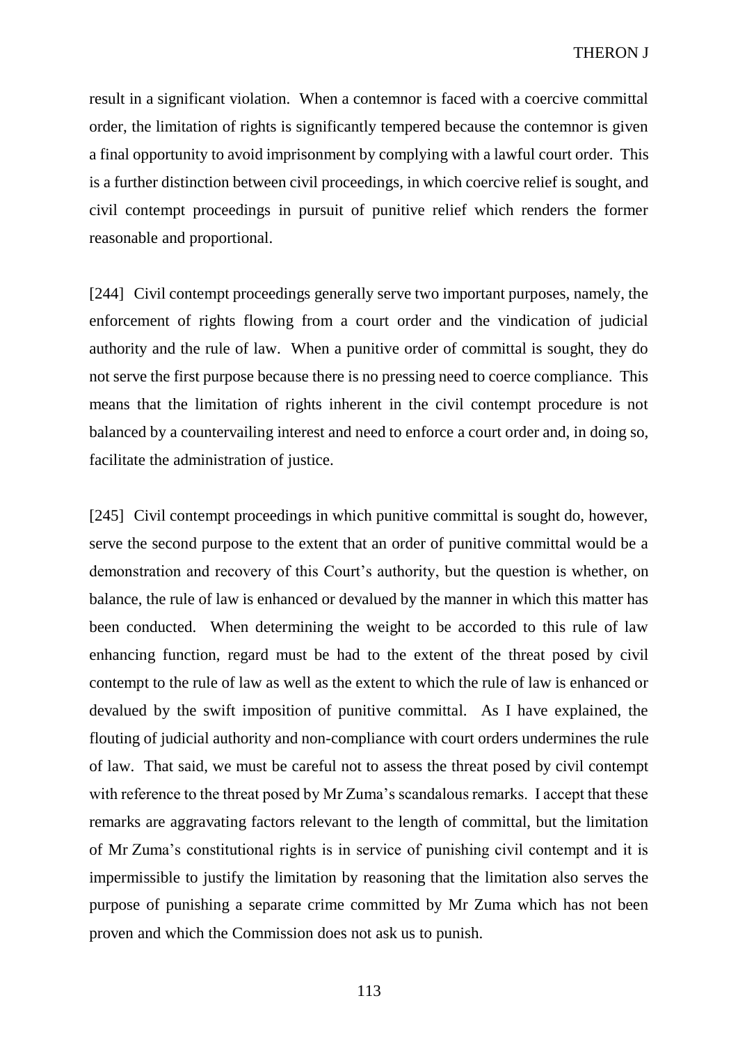result in a significant violation. When a contemnor is faced with a coercive committal order, the limitation of rights is significantly tempered because the contemnor is given a final opportunity to avoid imprisonment by complying with a lawful court order. This is a further distinction between civil proceedings, in which coercive relief is sought, and civil contempt proceedings in pursuit of punitive relief which renders the former reasonable and proportional.

[244] Civil contempt proceedings generally serve two important purposes, namely, the enforcement of rights flowing from a court order and the vindication of judicial authority and the rule of law. When a punitive order of committal is sought, they do not serve the first purpose because there is no pressing need to coerce compliance. This means that the limitation of rights inherent in the civil contempt procedure is not balanced by a countervailing interest and need to enforce a court order and, in doing so, facilitate the administration of justice.

[245] Civil contempt proceedings in which punitive committal is sought do, however, serve the second purpose to the extent that an order of punitive committal would be a demonstration and recovery of this Court's authority, but the question is whether, on balance, the rule of law is enhanced or devalued by the manner in which this matter has been conducted. When determining the weight to be accorded to this rule of law enhancing function, regard must be had to the extent of the threat posed by civil contempt to the rule of law as well as the extent to which the rule of law is enhanced or devalued by the swift imposition of punitive committal. As I have explained, the flouting of judicial authority and non-compliance with court orders undermines the rule of law. That said, we must be careful not to assess the threat posed by civil contempt with reference to the threat posed by Mr Zuma's scandalous remarks. I accept that these remarks are aggravating factors relevant to the length of committal, but the limitation of Mr Zuma's constitutional rights is in service of punishing civil contempt and it is impermissible to justify the limitation by reasoning that the limitation also serves the purpose of punishing a separate crime committed by Mr Zuma which has not been proven and which the Commission does not ask us to punish.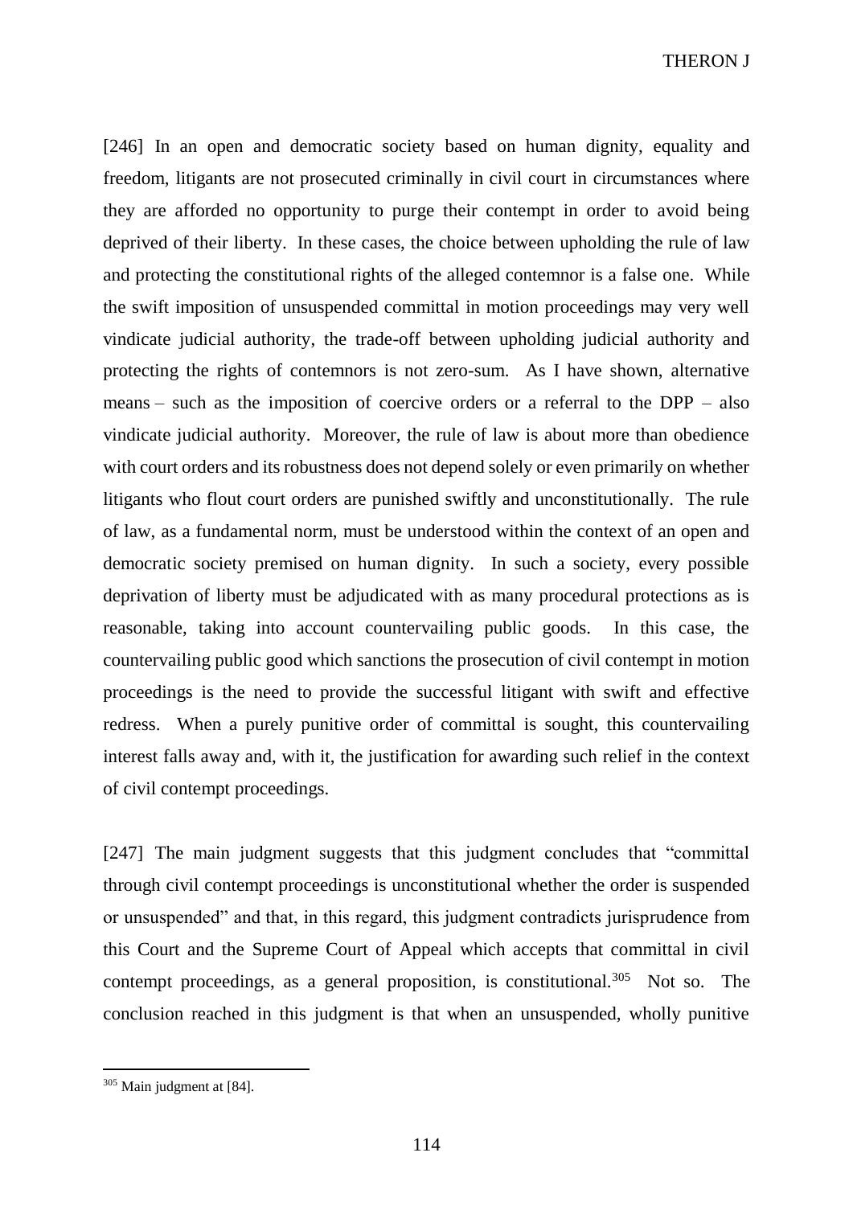[246] In an open and democratic society based on human dignity, equality and freedom, litigants are not prosecuted criminally in civil court in circumstances where they are afforded no opportunity to purge their contempt in order to avoid being deprived of their liberty. In these cases, the choice between upholding the rule of law and protecting the constitutional rights of the alleged contemnor is a false one. While the swift imposition of unsuspended committal in motion proceedings may very well vindicate judicial authority, the trade-off between upholding judicial authority and protecting the rights of contemnors is not zero-sum. As I have shown, alternative means – such as the imposition of coercive orders or a referral to the DPP – also vindicate judicial authority. Moreover, the rule of law is about more than obedience with court orders and its robustness does not depend solely or even primarily on whether litigants who flout court orders are punished swiftly and unconstitutionally. The rule of law, as a fundamental norm, must be understood within the context of an open and democratic society premised on human dignity. In such a society, every possible deprivation of liberty must be adjudicated with as many procedural protections as is reasonable, taking into account countervailing public goods. In this case, the countervailing public good which sanctions the prosecution of civil contempt in motion proceedings is the need to provide the successful litigant with swift and effective redress. When a purely punitive order of committal is sought, this countervailing interest falls away and, with it, the justification for awarding such relief in the context of civil contempt proceedings.

[247] The main judgment suggests that this judgment concludes that "committal through civil contempt proceedings is unconstitutional whether the order is suspended or unsuspended" and that, in this regard, this judgment contradicts jurisprudence from this Court and the Supreme Court of Appeal which accepts that committal in civil contempt proceedings, as a general proposition, is constitutional.[305] Not so. The conclusion reached in this judgment is that when an unsuspended, wholly punitive

[305] Main judgment at [84].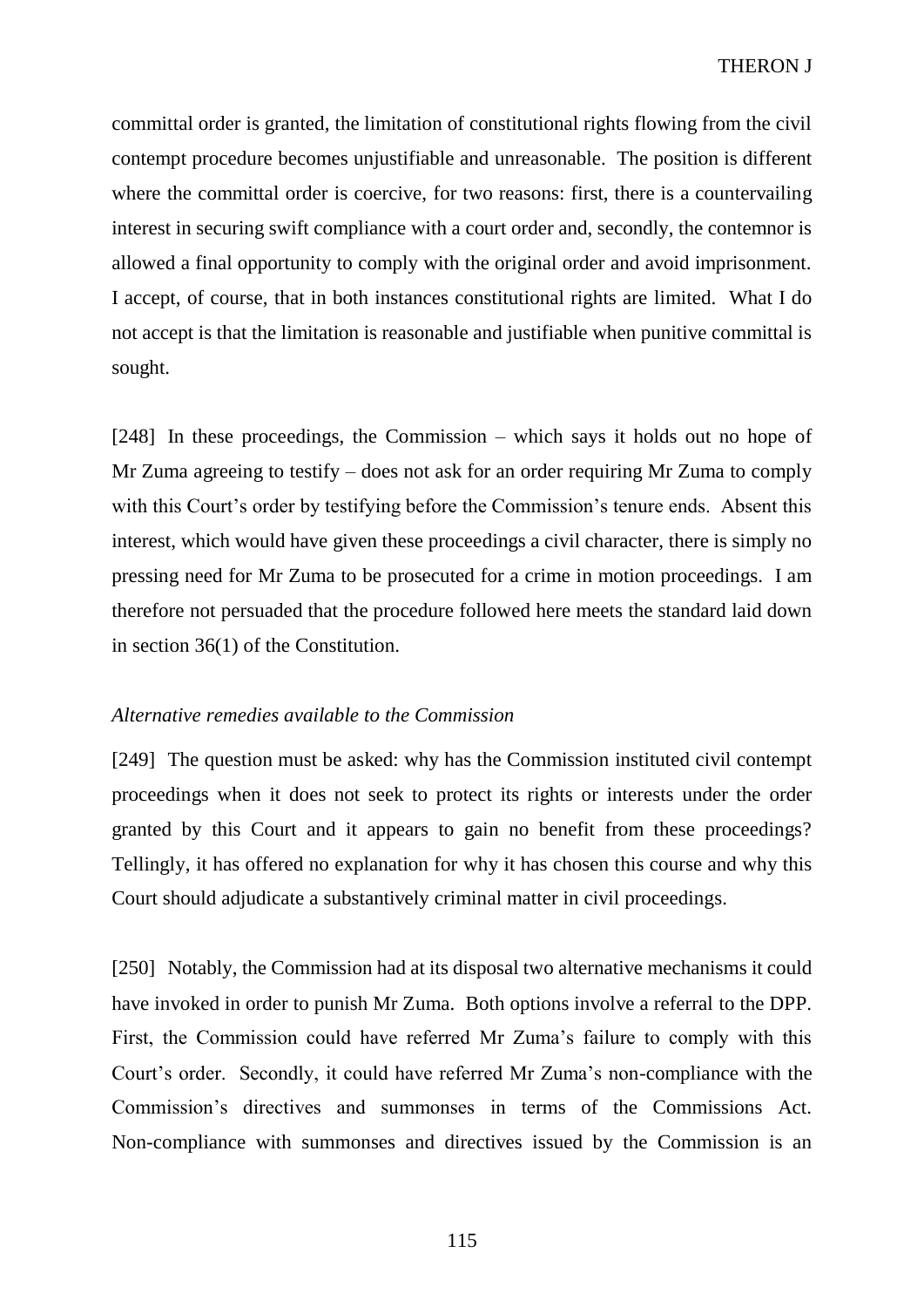committal order is granted, the limitation of constitutional rights flowing from the civil contempt procedure becomes unjustifiable and unreasonable. The position is different where the committal order is coercive, for two reasons: first, there is a countervailing interest in securing swift compliance with a court order and, secondly, the contemnor is allowed a final opportunity to comply with the original order and avoid imprisonment. I accept, of course, that in both instances constitutional rights are limited. What I do not accept is that the limitation is reasonable and justifiable when punitive committal is sought.

[248] In these proceedings, the Commission – which says it holds out no hope of Mr Zuma agreeing to testify – does not ask for an order requiring Mr Zuma to comply with this Court's order by testifying before the Commission's tenure ends. Absent this interest, which would have given these proceedings a civil character, there is simply no pressing need for Mr Zuma to be prosecuted for a crime in motion proceedings. I am therefore not persuaded that the procedure followed here meets the standard laid down in section 36(1) of the Constitution.

*Alternative remedies available to the Commission*

[249] The question must be asked: why has the Commission instituted civil contempt proceedings when it does not seek to protect its rights or interests under the order granted by this Court and it appears to gain no benefit from these proceedings? Tellingly, it has offered no explanation for why it has chosen this course and why this Court should adjudicate a substantively criminal matter in civil proceedings.

[250] Notably, the Commission had at its disposal two alternative mechanisms it could have invoked in order to punish Mr Zuma. Both options involve a referral to the DPP. First, the Commission could have referred Mr Zuma's failure to comply with this Court's order. Secondly, it could have referred Mr Zuma's non-compliance with the Commission's directives and summonses in terms of the Commissions Act. Non-compliance with summonses and directives issued by the Commission is an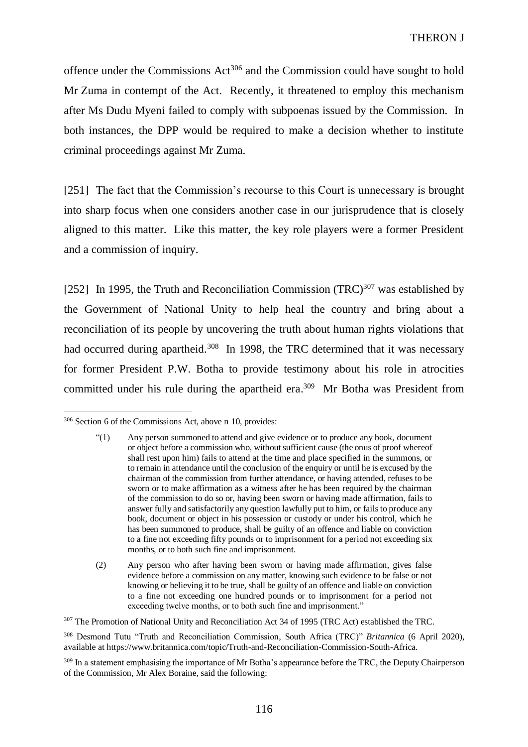offence under the Commissions Act[306] and the Commission could have sought to hold Mr Zuma in contempt of the Act. Recently, it threatened to employ this mechanism after Ms Dudu Myeni failed to comply with subpoenas issued by the Commission. In both instances, the DPP would be required to make a decision whether to institute criminal proceedings against Mr Zuma.

[251] The fact that the Commission's recourse to this Court is unnecessary is brought into sharp focus when one considers another case in our jurisprudence that is closely aligned to this matter. Like this matter, the key role players were a former President and a commission of inquiry.

[252] In 1995, the Truth and Reconciliation Commission (TRC)[307] was established by the Government of National Unity to help heal the country and bring about a reconciliation of its people by uncovering the truth about human rights violations that had occurred during apartheid.[308] In 1998, the TRC determined that it was necessary for former President P.W. Botha to provide testimony about his role in atrocities committed under his rule during the apartheid era.[309] Mr Botha was President from

---

[306] Section 6 of the Commissions Act, above n 10, provides:

> "(1) Any person summoned to attend and give evidence or to produce any book, document or object before a commission who, without sufficient cause (the onus of proof whereof shall rest upon him) fails to attend at the time and place specified in the summons, or to remain in attendance until the conclusion of the enquiry or until he is excused by the chairman of the commission from further attendance, or having attended, refuses to be sworn or to make affirmation as a witness after he has been required by the chairman of the commission to do so or, having been sworn or having made affirmation, fails to answer fully and satisfactorily any question lawfully put to him, or fails to produce any book, document or object in his possession or custody or under his control, which he has been summoned to produce, shall be guilty of an offence and liable on conviction to a fine not exceeding fifty pounds or to imprisonment for a period not exceeding six months, or to both such fine and imprisonment.
>
> (2) Any person who after having been sworn or having made affirmation, gives false evidence before a commission on any matter, knowing such evidence to be false or not knowing or believing it to be true, shall be guilty of an offence and liable on conviction to a fine not exceeding one hundred pounds or to imprisonment for a period not exceeding twelve months, or to both such fine and imprisonment."

[307] The Promotion of National Unity and Reconciliation Act 34 of 1995 (TRC Act) established the TRC.

[308] Desmond Tutu "Truth and Reconciliation Commission, South Africa (TRC)" *Britannica* (6 April 2020), available at https://www.britannica.com/topic/Truth-and-Reconciliation-Commission-South-Africa.

[309] In a statement emphasising the importance of Mr Botha's appearance before the TRC, the Deputy Chairperson of the Commission, Mr Alex Boraine, said the following: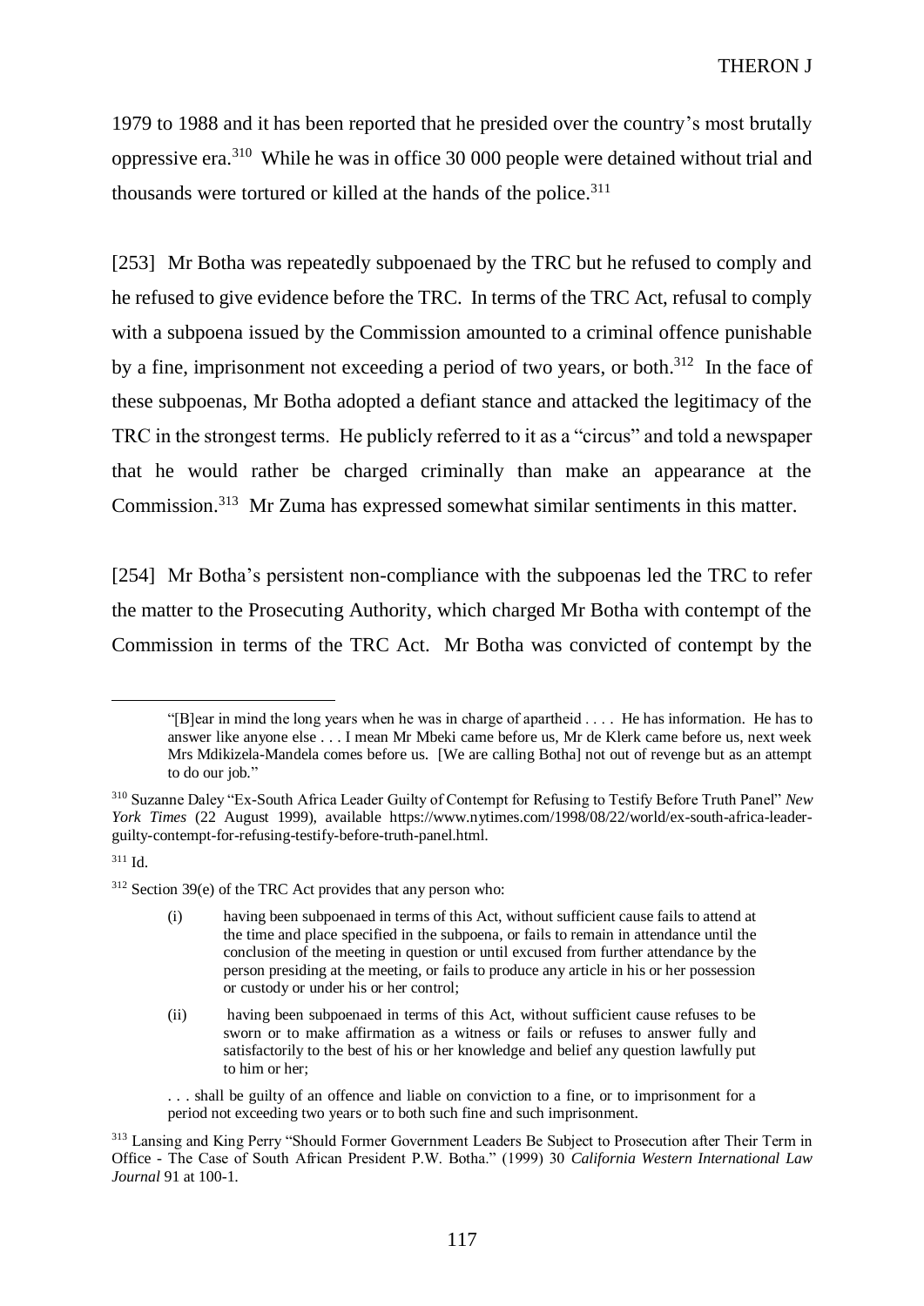1979 to 1988 and it has been reported that he presided over the country's most brutally oppressive era.[310] While he was in office 30 000 people were detained without trial and thousands were tortured or killed at the hands of the police.[311]

[253] Mr Botha was repeatedly subpoenaed by the TRC but he refused to comply and he refused to give evidence before the TRC. In terms of the TRC Act, refusal to comply with a subpoena issued by the Commission amounted to a criminal offence punishable by a fine, imprisonment not exceeding a period of two years, or both.[312] In the face of these subpoenas, Mr Botha adopted a defiant stance and attacked the legitimacy of the TRC in the strongest terms. He publicly referred to it as a "circus" and told a newspaper that he would rather be charged criminally than make an appearance at the Commission.[313] Mr Zuma has expressed somewhat similar sentiments in this matter.

[254] Mr Botha's persistent non-compliance with the subpoenas led the TRC to refer the matter to the Prosecuting Authority, which charged Mr Botha with contempt of the Commission in terms of the TRC Act. Mr Botha was convicted of contempt by the

---

> "[B]ear in mind the long years when he was in charge of apartheid . . . . He has information. He has to answer like anyone else . . . I mean Mr Mbeki came before us, Mr de Klerk came before us, next week Mrs Mdikizela-Mandela comes before us. [We are calling Botha] not out of revenge but as an attempt to do our job."

[310] Suzanne Daley "Ex-South Africa Leader Guilty of Contempt for Refusing to Testify Before Truth Panel" *New York Times* (22 August 1999), available https://www.nytimes.com/1998/08/22/world/ex-south-africa-leader-guilty-contempt-for-refusing-testify-before-truth-panel.html.

[311] Id.

[312] Section 39(e) of the TRC Act provides that any person who:

> (i) having been subpoenaed in terms of this Act, without sufficient cause fails to attend at the time and place specified in the subpoena, or fails to remain in attendance until the conclusion of the meeting in question or until excused from further attendance by the person presiding at the meeting, or fails to produce any article in his or her possession or custody or under his or her control;
>
> (ii) having been subpoenaed in terms of this Act, without sufficient cause refuses to be sworn or to make affirmation as a witness or fails or refuses to answer fully and satisfactorily to the best of his or her knowledge and belief any question lawfully put to him or her;
>
> . . . shall be guilty of an offence and liable on conviction to a fine, or to imprisonment for a period not exceeding two years or to both such fine and such imprisonment.

[313] Lansing and King Perry "Should Former Government Leaders Be Subject to Prosecution after Their Term in Office - The Case of South African President P.W. Botha." (1999) 30 *California Western International Law Journal* 91 at 100-1.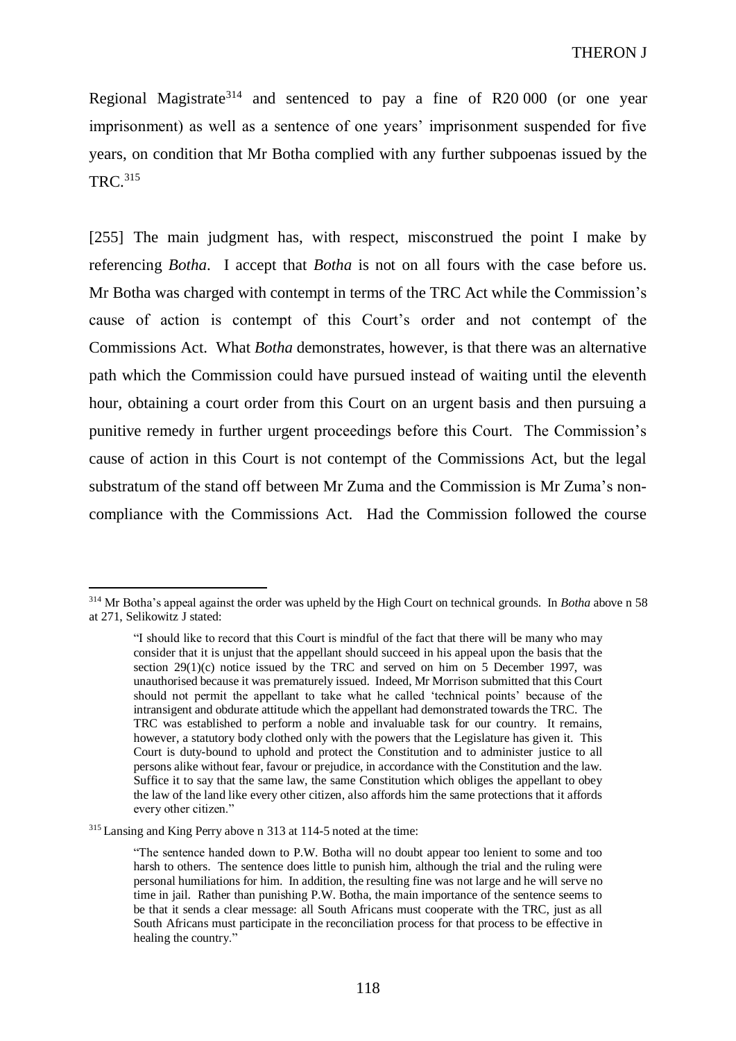Regional Magistrate[314] and sentenced to pay a fine of R20 000 (or one year imprisonment) as well as a sentence of one years' imprisonment suspended for five years, on condition that Mr Botha complied with any further subpoenas issued by the TRC.[315]

[255] The main judgment has, with respect, misconstrued the point I make by referencing *Botha*. I accept that *Botha* is not on all fours with the case before us. Mr Botha was charged with contempt in terms of the TRC Act while the Commission's cause of action is contempt of this Court's order and not contempt of the Commissions Act. What *Botha* demonstrates, however, is that there was an alternative path which the Commission could have pursued instead of waiting until the eleventh hour, obtaining a court order from this Court on an urgent basis and then pursuing a punitive remedy in further urgent proceedings before this Court. The Commission's cause of action in this Court is not contempt of the Commissions Act, but the legal substratum of the stand off between Mr Zuma and the Commission is Mr Zuma's non-compliance with the Commissions Act. Had the Commission followed the course

---

[314] Mr Botha's appeal against the order was upheld by the High Court on technical grounds. In *Botha* above n 58 at 271, Selikowitz J stated:

> "I should like to record that this Court is mindful of the fact that there will be many who may consider that it is unjust that the appellant should succeed in his appeal upon the basis that the section 29(1)(c) notice issued by the TRC and served on him on 5 December 1997, was unauthorised because it was prematurely issued. Indeed, Mr Morrison submitted that this Court should not permit the appellant to take what he called 'technical points' because of the intransigent and obdurate attitude which the appellant had demonstrated towards the TRC. The TRC was established to perform a noble and invaluable task for our country. It remains, however, a statutory body clothed only with the powers that the Legislature has given it. This Court is duty-bound to uphold and protect the Constitution and to administer justice to all persons alike without fear, favour or prejudice, in accordance with the Constitution and the law. Suffice it to say that the same law, the same Constitution which obliges the appellant to obey the law of the land like every other citizen, also affords him the same protections that it affords every other citizen."

[315] Lansing and King Perry above n 313 at 114-5 noted at the time:

> "The sentence handed down to P.W. Botha will no doubt appear too lenient to some and too harsh to others. The sentence does little to punish him, although the trial and the ruling were personal humiliations for him. In addition, the resulting fine was not large and he will serve no time in jail. Rather than punishing P.W. Botha, the main importance of the sentence seems to be that it sends a clear message: all South Africans must cooperate with the TRC, just as all South Africans must participate in the reconciliation process for that process to be effective in healing the country."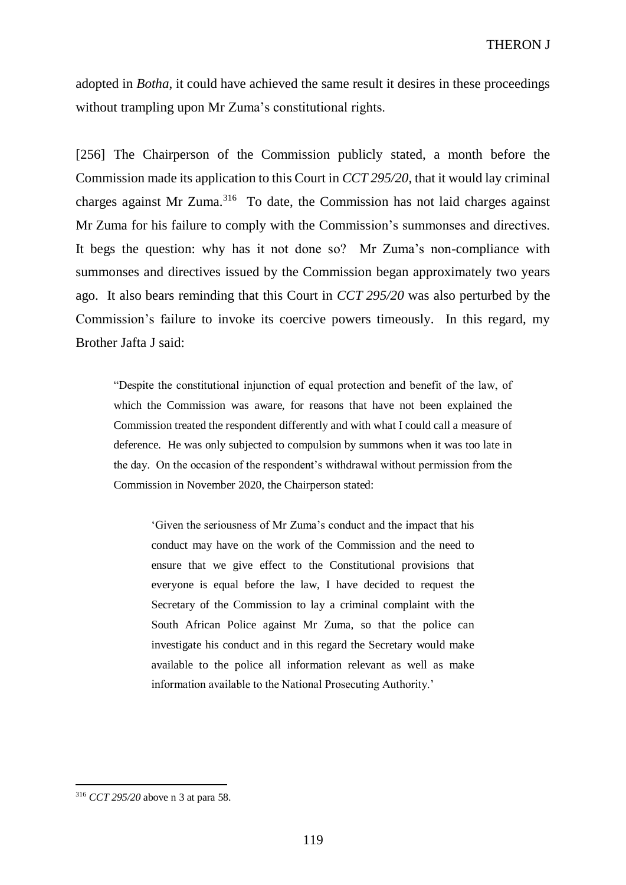adopted in *Botha*, it could have achieved the same result it desires in these proceedings without trampling upon Mr Zuma's constitutional rights.

[256] The Chairperson of the Commission publicly stated, a month before the Commission made its application to this Court in *CCT 295/20*, that it would lay criminal charges against Mr Zuma.[316] To date, the Commission has not laid charges against Mr Zuma for his failure to comply with the Commission's summonses and directives. It begs the question: why has it not done so? Mr Zuma's non-compliance with summonses and directives issued by the Commission began approximately two years ago. It also bears reminding that this Court in *CCT 295/20* was also perturbed by the Commission's failure to invoke its coercive powers timeously. In this regard, my Brother Jafta J said:

> "Despite the constitutional injunction of equal protection and benefit of the law, of which the Commission was aware, for reasons that have not been explained the Commission treated the respondent differently and with what I could call a measure of deference. He was only subjected to compulsion by summons when it was too late in the day. On the occasion of the respondent's withdrawal without permission from the Commission in November 2020, the Chairperson stated:
>
> > 'Given the seriousness of Mr Zuma's conduct and the impact that his conduct may have on the work of the Commission and the need to ensure that we give effect to the Constitutional provisions that everyone is equal before the law, I have decided to request the Secretary of the Commission to lay a criminal complaint with the South African Police against Mr Zuma, so that the police can investigate his conduct and in this regard the Secretary would make available to the police all information relevant as well as make information available to the National Prosecuting Authority.'

---

[316] *CCT 295/20* above n 3 at para 58.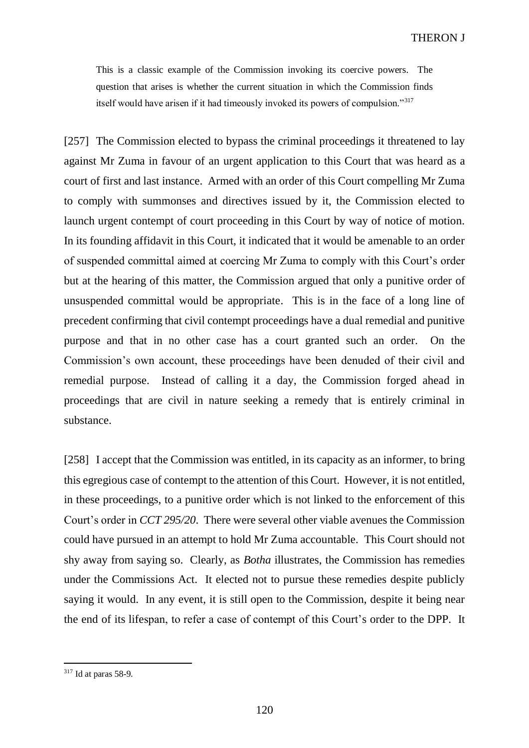> This is a classic example of the Commission invoking its coercive powers. The question that arises is whether the current situation in which the Commission finds itself would have arisen if it had timeously invoked its powers of compulsion."[317]

[257] The Commission elected to bypass the criminal proceedings it threatened to lay against Mr Zuma in favour of an urgent application to this Court that was heard as a court of first and last instance. Armed with an order of this Court compelling Mr Zuma to comply with summonses and directives issued by it, the Commission elected to launch urgent contempt of court proceeding in this Court by way of notice of motion. In its founding affidavit in this Court, it indicated that it would be amenable to an order of suspended committal aimed at coercing Mr Zuma to comply with this Court's order but at the hearing of this matter, the Commission argued that only a punitive order of unsuspended committal would be appropriate. This is in the face of a long line of precedent confirming that civil contempt proceedings have a dual remedial and punitive purpose and that in no other case has a court granted such an order. On the Commission's own account, these proceedings have been denuded of their civil and remedial purpose. Instead of calling it a day, the Commission forged ahead in proceedings that are civil in nature seeking a remedy that is entirely criminal in substance.

[258] I accept that the Commission was entitled, in its capacity as an informer, to bring this egregious case of contempt to the attention of this Court. However, it is not entitled, in these proceedings, to a punitive order which is not linked to the enforcement of this Court's order in *CCT 295/20*. There were several other viable avenues the Commission could have pursued in an attempt to hold Mr Zuma accountable. This Court should not shy away from saying so. Clearly, as *Botha* illustrates, the Commission has remedies under the Commissions Act. It elected not to pursue these remedies despite publicly saying it would. In any event, it is still open to the Commission, despite it being near the end of its lifespan, to refer a case of contempt of this Court's order to the DPP. It

---

[317] Id at paras 58-9.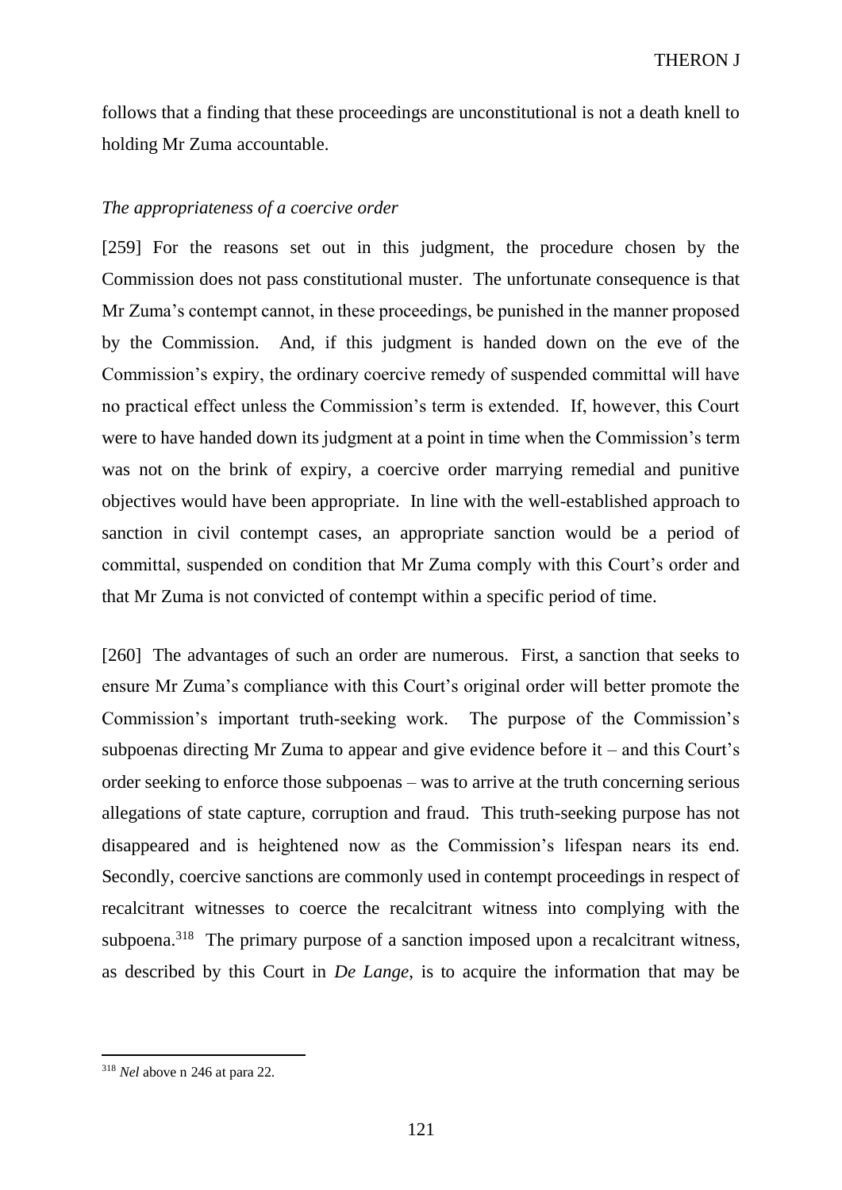follows that a finding that these proceedings are unconstitutional is not a death knell to holding Mr Zuma accountable.

*The appropriateness of a coercive order*

[259] For the reasons set out in this judgment, the procedure chosen by the Commission does not pass constitutional muster. The unfortunate consequence is that Mr Zuma's contempt cannot, in these proceedings, be punished in the manner proposed by the Commission. And, if this judgment is handed down on the eve of the Commission's expiry, the ordinary coercive remedy of suspended committal will have no practical effect unless the Commission's term is extended. If, however, this Court were to have handed down its judgment at a point in time when the Commission's term was not on the brink of expiry, a coercive order marrying remedial and punitive objectives would have been appropriate. In line with the well-established approach to sanction in civil contempt cases, an appropriate sanction would be a period of committal, suspended on condition that Mr Zuma comply with this Court's order and that Mr Zuma is not convicted of contempt within a specific period of time.

[260] The advantages of such an order are numerous. First, a sanction that seeks to ensure Mr Zuma's compliance with this Court's original order will better promote the Commission's important truth-seeking work. The purpose of the Commission's subpoenas directing Mr Zuma to appear and give evidence before it – and this Court's order seeking to enforce those subpoenas – was to arrive at the truth concerning serious allegations of state capture, corruption and fraud. This truth-seeking purpose has not disappeared and is heightened now as the Commission's lifespan nears its end. Secondly, coercive sanctions are commonly used in contempt proceedings in respect of recalcitrant witnesses to coerce the recalcitrant witness into complying with the subpoena.[318] The primary purpose of a sanction imposed upon a recalcitrant witness, as described by this Court in *De Lange*, is to acquire the information that may be

---

[318] *Nel* above n 246 at para 22.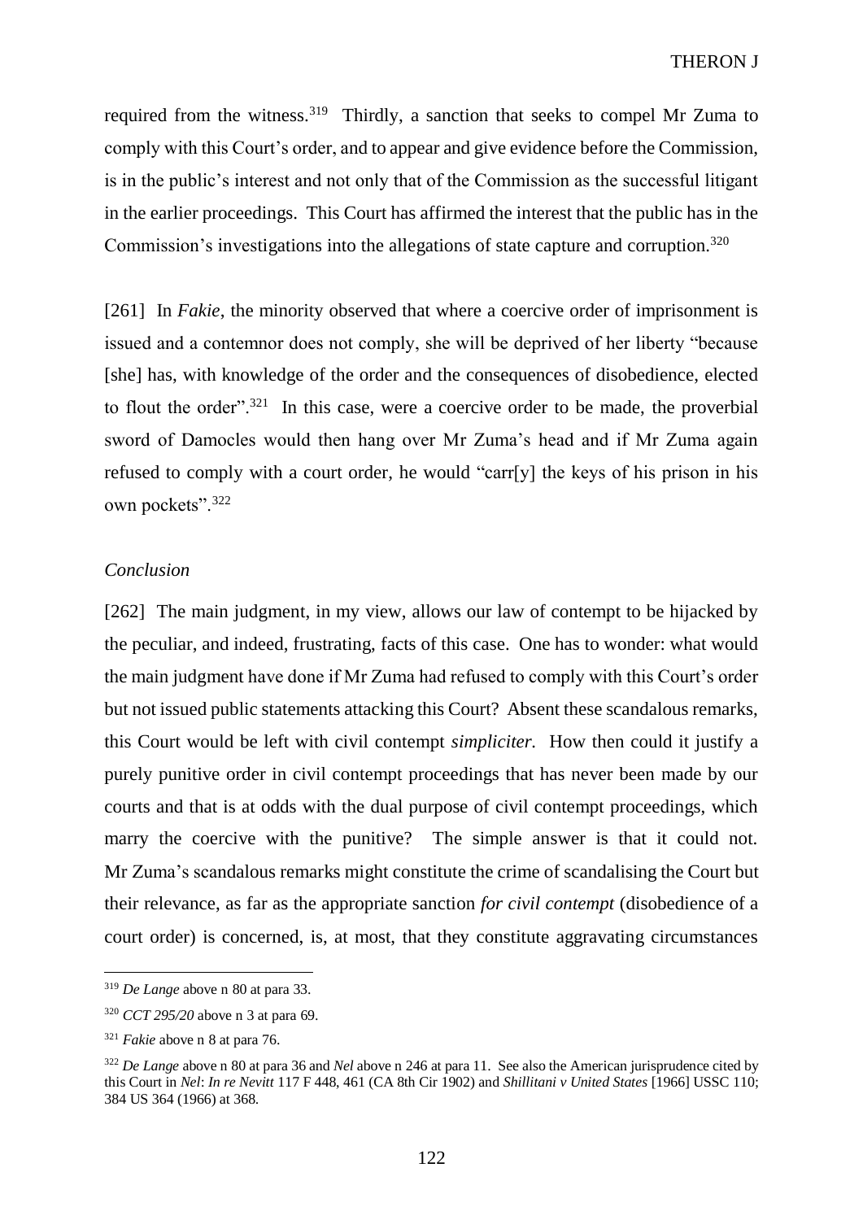required from the witness.[319] Thirdly, a sanction that seeks to compel Mr Zuma to comply with this Court's order, and to appear and give evidence before the Commission, is in the public's interest and not only that of the Commission as the successful litigant in the earlier proceedings. This Court has affirmed the interest that the public has in the Commission's investigations into the allegations of state capture and corruption.[320]

[261] In *Fakie*, the minority observed that where a coercive order of imprisonment is issued and a contemnor does not comply, she will be deprived of her liberty "because [she] has, with knowledge of the order and the consequences of disobedience, elected to flout the order".[321] In this case, were a coercive order to be made, the proverbial sword of Damocles would then hang over Mr Zuma's head and if Mr Zuma again refused to comply with a court order, he would "carr[y] the keys of his prison in his own pockets".[322]

*Conclusion*

[262] The main judgment, in my view, allows our law of contempt to be hijacked by the peculiar, and indeed, frustrating, facts of this case. One has to wonder: what would the main judgment have done if Mr Zuma had refused to comply with this Court's order but not issued public statements attacking this Court? Absent these scandalous remarks, this Court would be left with civil contempt *simpliciter.* How then could it justify a purely punitive order in civil contempt proceedings that has never been made by our courts and that is at odds with the dual purpose of civil contempt proceedings, which marry the coercive with the punitive? The simple answer is that it could not. Mr Zuma's scandalous remarks might constitute the crime of scandalising the Court but their relevance, as far as the appropriate sanction *for civil contempt* (disobedience of a court order) is concerned, is, at most, that they constitute aggravating circumstances

---

[319] *De Lange* above n 80 at para 33.

[320] *CCT 295/20* above n 3 at para 69.

[321] *Fakie* above n 8 at para 76.

[322] *De Lange* above n 80 at para 36 and *Nel* above n 246 at para 11. See also the American jurisprudence cited by this Court in *Nel*: *In re Nevitt* 117 F 448, 461 (CA 8th Cir 1902) and *Shillitani v United States* [1966] USSC 110; 384 US 364 (1966) at 368.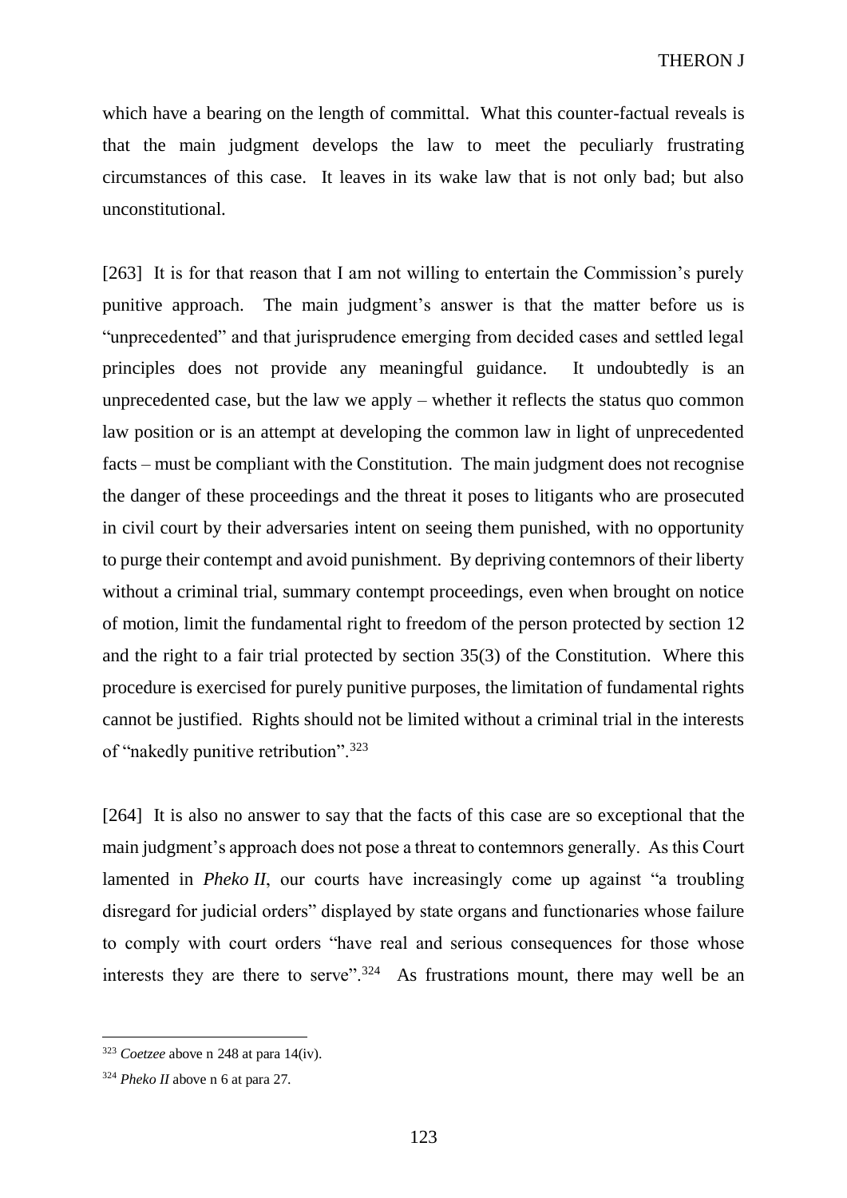which have a bearing on the length of committal. What this counter-factual reveals is that the main judgment develops the law to meet the peculiarly frustrating circumstances of this case. It leaves in its wake law that is not only bad; but also unconstitutional.

[263] It is for that reason that I am not willing to entertain the Commission's purely punitive approach. The main judgment's answer is that the matter before us is "unprecedented" and that jurisprudence emerging from decided cases and settled legal principles does not provide any meaningful guidance. It undoubtedly is an unprecedented case, but the law we apply – whether it reflects the status quo common law position or is an attempt at developing the common law in light of unprecedented facts – must be compliant with the Constitution. The main judgment does not recognise the danger of these proceedings and the threat it poses to litigants who are prosecuted in civil court by their adversaries intent on seeing them punished, with no opportunity to purge their contempt and avoid punishment. By depriving contemnors of their liberty without a criminal trial, summary contempt proceedings, even when brought on notice of motion, limit the fundamental right to freedom of the person protected by section 12 and the right to a fair trial protected by section 35(3) of the Constitution. Where this procedure is exercised for purely punitive purposes, the limitation of fundamental rights cannot be justified. Rights should not be limited without a criminal trial in the interests of "nakedly punitive retribution".[323]

[264] It is also no answer to say that the facts of this case are so exceptional that the main judgment's approach does not pose a threat to contemnors generally. As this Court lamented in *Pheko II*, our courts have increasingly come up against "a troubling disregard for judicial orders" displayed by state organs and functionaries whose failure to comply with court orders "have real and serious consequences for those whose interests they are there to serve".[324] As frustrations mount, there may well be an

---

[323] *Coetzee* above n 248 at para 14(iv).

[324] *Pheko II* above n 6 at para 27.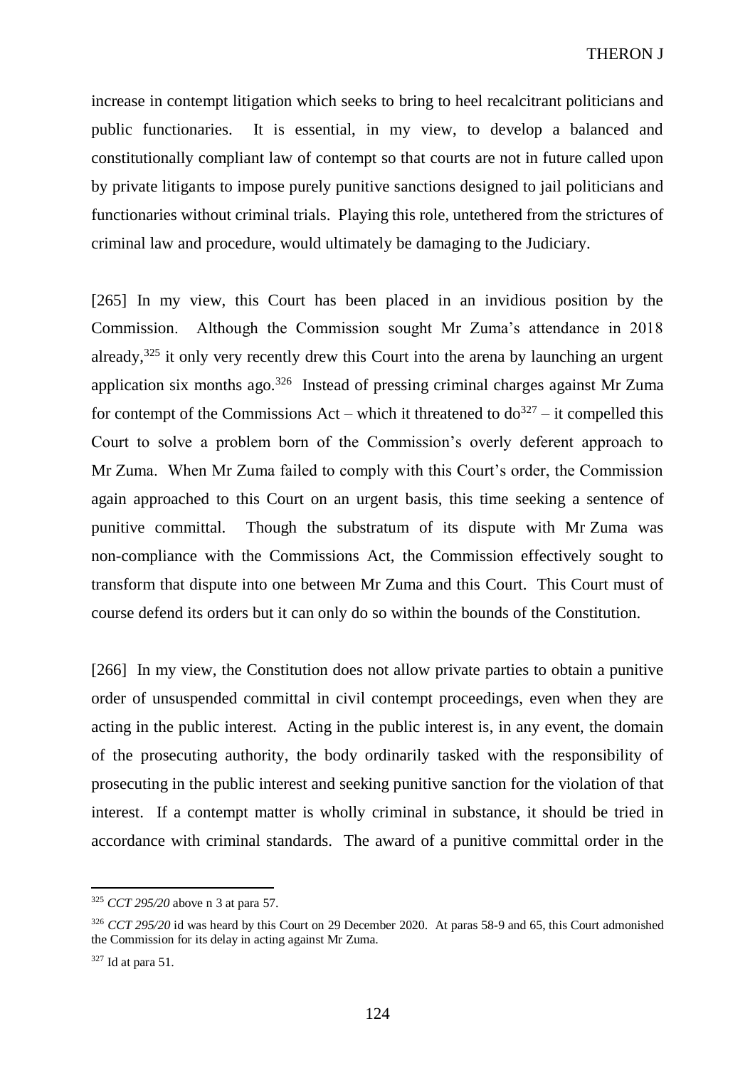increase in contempt litigation which seeks to bring to heel recalcitrant politicians and public functionaries. It is essential, in my view, to develop a balanced and constitutionally compliant law of contempt so that courts are not in future called upon by private litigants to impose purely punitive sanctions designed to jail politicians and functionaries without criminal trials. Playing this role, untethered from the strictures of criminal law and procedure, would ultimately be damaging to the Judiciary.

[265] In my view, this Court has been placed in an invidious position by the Commission. Although the Commission sought Mr Zuma's attendance in 2018 already,[325] it only very recently drew this Court into the arena by launching an urgent application six months ago.[326] Instead of pressing criminal charges against Mr Zuma for contempt of the Commissions Act – which it threatened to do[327] – it compelled this Court to solve a problem born of the Commission's overly deferent approach to Mr Zuma. When Mr Zuma failed to comply with this Court's order, the Commission again approached to this Court on an urgent basis, this time seeking a sentence of punitive committal. Though the substratum of its dispute with Mr Zuma was non-compliance with the Commissions Act, the Commission effectively sought to transform that dispute into one between Mr Zuma and this Court. This Court must of course defend its orders but it can only do so within the bounds of the Constitution.

[266] In my view, the Constitution does not allow private parties to obtain a punitive order of unsuspended committal in civil contempt proceedings, even when they are acting in the public interest. Acting in the public interest is, in any event, the domain of the prosecuting authority, the body ordinarily tasked with the responsibility of prosecuting in the public interest and seeking punitive sanction for the violation of that interest. If a contempt matter is wholly criminal in substance, it should be tried in accordance with criminal standards. The award of a punitive committal order in the

---

[325] *CCT 295/20* above n 3 at para 57.

[326] *CCT 295/20* id was heard by this Court on 29 December 2020. At paras 58-9 and 65, this Court admonished the Commission for its delay in acting against Mr Zuma.

[327] Id at para 51.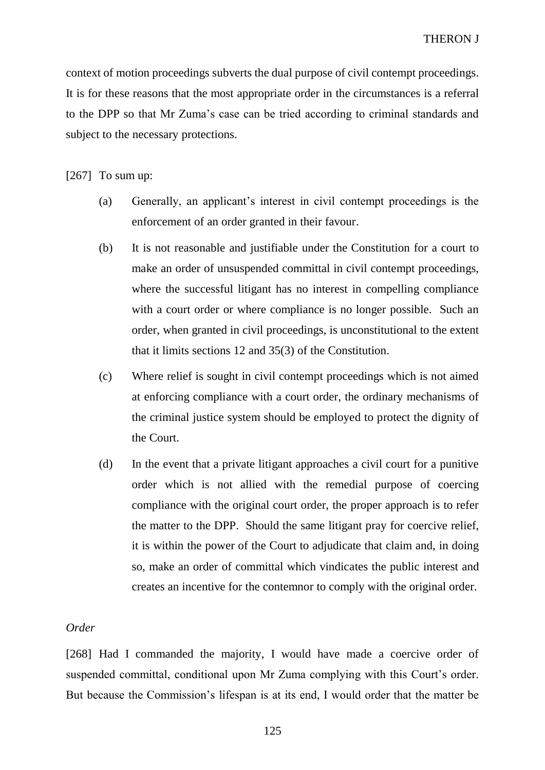context of motion proceedings subverts the dual purpose of civil contempt proceedings. It is for these reasons that the most appropriate order in the circumstances is a referral to the DPP so that Mr Zuma's case can be tried according to criminal standards and subject to the necessary protections.

[267] To sum up:

(a) Generally, an applicant's interest in civil contempt proceedings is the enforcement of an order granted in their favour.

(b) It is not reasonable and justifiable under the Constitution for a court to make an order of unsuspended committal in civil contempt proceedings, where the successful litigant has no interest in compelling compliance with a court order or where compliance is no longer possible. Such an order, when granted in civil proceedings, is unconstitutional to the extent that it limits sections 12 and 35(3) of the Constitution.

(c) Where relief is sought in civil contempt proceedings which is not aimed at enforcing compliance with a court order, the ordinary mechanisms of the criminal justice system should be employed to protect the dignity of the Court.

(d) In the event that a private litigant approaches a civil court for a punitive order which is not allied with the remedial purpose of coercing compliance with the original court order, the proper approach is to refer the matter to the DPP. Should the same litigant pray for coercive relief, it is within the power of the Court to adjudicate that claim and, in doing so, make an order of committal which vindicates the public interest and creates an incentive for the contemnor to comply with the original order.

*Order*

[268] Had I commanded the majority, I would have made a coercive order of suspended committal, conditional upon Mr Zuma complying with this Court's order. But because the Commission's lifespan is at its end, I would order that the matter be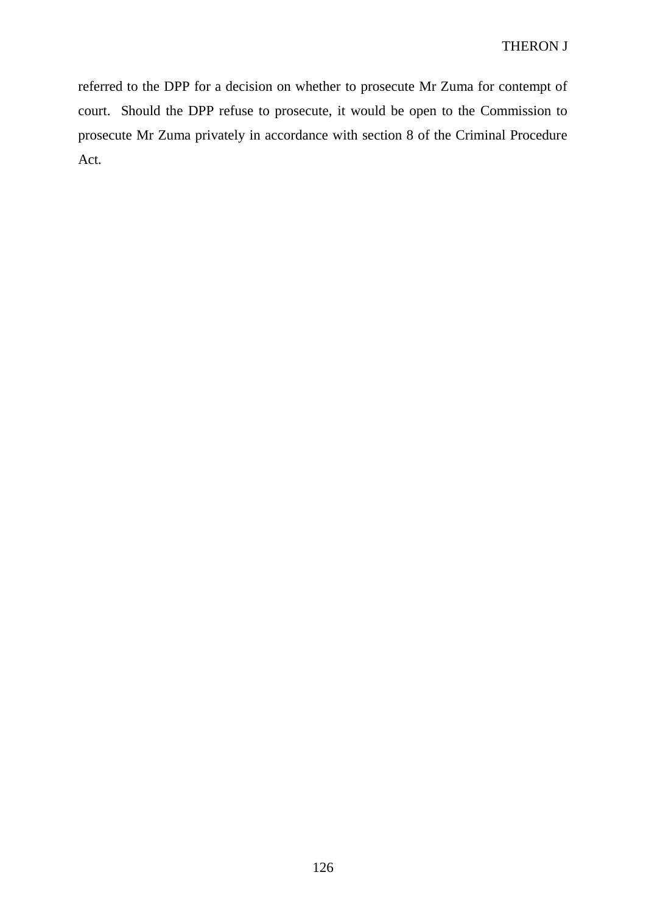referred to the DPP for a decision on whether to prosecute Mr Zuma for contempt of court. Should the DPP refuse to prosecute, it would be open to the Commission to prosecute Mr Zuma privately in accordance with section 8 of the Criminal Procedure Act.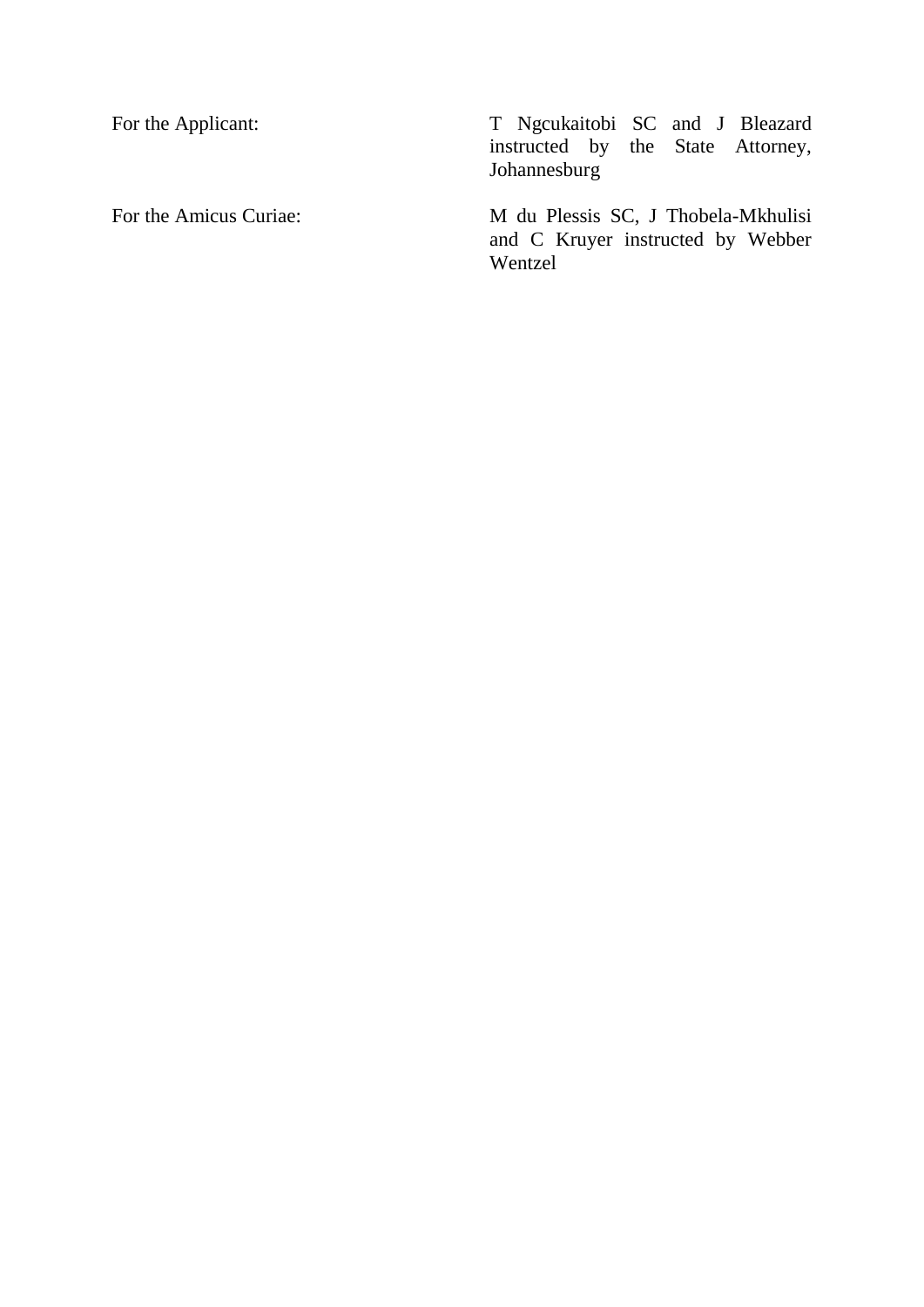For the Applicant: T Ngcukaitobi SC and J Bleazard instructed by the State Attorney, Johannesburg

For the Amicus Curiae: M du Plessis SC, J Thobela-Mkhulisi and C Kruyer instructed by Webber Wentzel